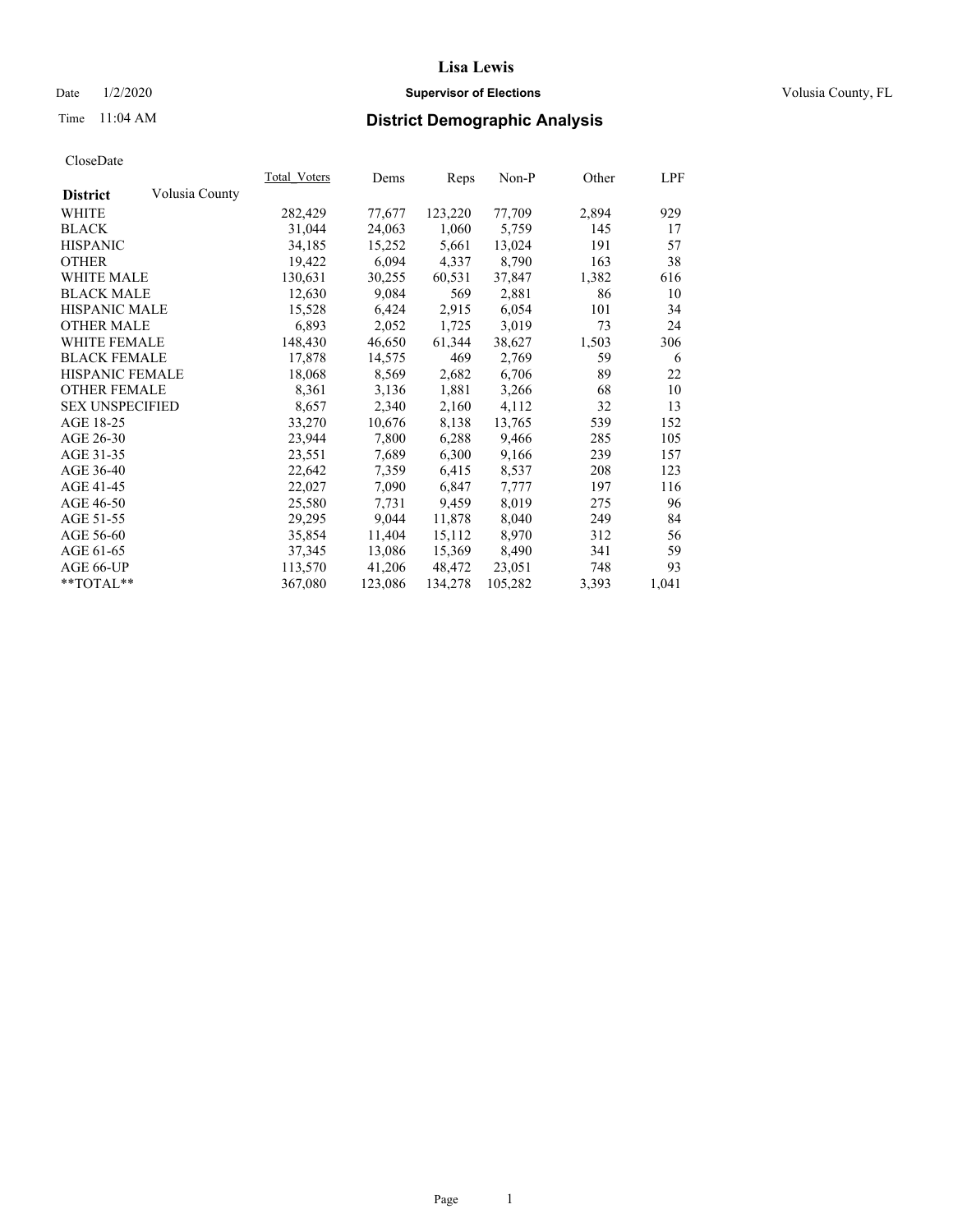# Lisa Lewis

Date 1/2/2020 **Supervisor of Elections** Volusia County, FL

Time 11:04 AM

## District Demographic Analysis

CloseDate

| **District** Volusia County | Total_Voters | Dems | Reps | Non-P | Other | LPF |
|---|---|---|---|---|---|---|
| WHITE | 282,429 | 77,677 | 123,220 | 77,709 | 2,894 | 929 |
| BLACK | 31,044 | 24,063 | 1,060 | 5,759 | 145 | 17 |
| HISPANIC | 34,185 | 15,252 | 5,661 | 13,024 | 191 | 57 |
| OTHER | 19,422 | 6,094 | 4,337 | 8,790 | 163 | 38 |
| WHITE MALE | 130,631 | 30,255 | 60,531 | 37,847 | 1,382 | 616 |
| BLACK MALE | 12,630 | 9,084 | 569 | 2,881 | 86 | 10 |
| HISPANIC MALE | 15,528 | 6,424 | 2,915 | 6,054 | 101 | 34 |
| OTHER MALE | 6,893 | 2,052 | 1,725 | 3,019 | 73 | 24 |
| WHITE FEMALE | 148,430 | 46,650 | 61,344 | 38,627 | 1,503 | 306 |
| BLACK FEMALE | 17,878 | 14,575 | 469 | 2,769 | 59 | 6 |
| HISPANIC FEMALE | 18,068 | 8,569 | 2,682 | 6,706 | 89 | 22 |
| OTHER FEMALE | 8,361 | 3,136 | 1,881 | 3,266 | 68 | 10 |
| SEX UNSPECIFIED | 8,657 | 2,340 | 2,160 | 4,112 | 32 | 13 |
| AGE 18-25 | 33,270 | 10,676 | 8,138 | 13,765 | 539 | 152 |
| AGE 26-30 | 23,944 | 7,800 | 6,288 | 9,466 | 285 | 105 |
| AGE 31-35 | 23,551 | 7,689 | 6,300 | 9,166 | 239 | 157 |
| AGE 36-40 | 22,642 | 7,359 | 6,415 | 8,537 | 208 | 123 |
| AGE 41-45 | 22,027 | 7,090 | 6,847 | 7,777 | 197 | 116 |
| AGE 46-50 | 25,580 | 7,731 | 9,459 | 8,019 | 275 | 96 |
| AGE 51-55 | 29,295 | 9,044 | 11,878 | 8,040 | 249 | 84 |
| AGE 56-60 | 35,854 | 11,404 | 15,112 | 8,970 | 312 | 56 |
| AGE 61-65 | 37,345 | 13,086 | 15,369 | 8,490 | 341 | 59 |
| AGE 66-UP | 113,570 | 41,206 | 48,472 | 23,051 | 748 | 93 |
| **TOTAL** | 367,080 | 123,086 | 134,278 | 105,282 | 3,393 | 1,041 |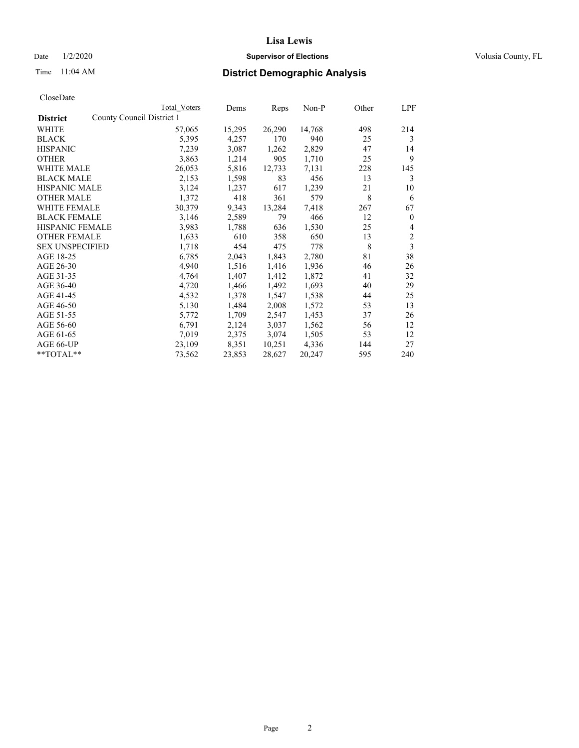# Lisa Lewis

Date 1/2/2020 **Supervisor of Elections** Volusia County, FL

Time 11:04 AM **District Demographic Analysis**

CloseDate

| **District** | Total Voters | Dems | Reps | Non-P | Other | LPF |
|---|---|---|---|---|---|---|
| County Council District 1 | | | | | | |
| WHITE | 57,065 | 15,295 | 26,290 | 14,768 | 498 | 214 |
| BLACK | 5,395 | 4,257 | 170 | 940 | 25 | 3 |
| HISPANIC | 7,239 | 3,087 | 1,262 | 2,829 | 47 | 14 |
| OTHER | 3,863 | 1,214 | 905 | 1,710 | 25 | 9 |
| WHITE MALE | 26,053 | 5,816 | 12,733 | 7,131 | 228 | 145 |
| BLACK MALE | 2,153 | 1,598 | 83 | 456 | 13 | 3 |
| HISPANIC MALE | 3,124 | 1,237 | 617 | 1,239 | 21 | 10 |
| OTHER MALE | 1,372 | 418 | 361 | 579 | 8 | 6 |
| WHITE FEMALE | 30,379 | 9,343 | 13,284 | 7,418 | 267 | 67 |
| BLACK FEMALE | 3,146 | 2,589 | 79 | 466 | 12 | 0 |
| HISPANIC FEMALE | 3,983 | 1,788 | 636 | 1,530 | 25 | 4 |
| OTHER FEMALE | 1,633 | 610 | 358 | 650 | 13 | 2 |
| SEX UNSPECIFIED | 1,718 | 454 | 475 | 778 | 8 | 3 |
| AGE 18-25 | 6,785 | 2,043 | 1,843 | 2,780 | 81 | 38 |
| AGE 26-30 | 4,940 | 1,516 | 1,416 | 1,936 | 46 | 26 |
| AGE 31-35 | 4,764 | 1,407 | 1,412 | 1,872 | 41 | 32 |
| AGE 36-40 | 4,720 | 1,466 | 1,492 | 1,693 | 40 | 29 |
| AGE 41-45 | 4,532 | 1,378 | 1,547 | 1,538 | 44 | 25 |
| AGE 46-50 | 5,130 | 1,484 | 2,008 | 1,572 | 53 | 13 |
| AGE 51-55 | 5,772 | 1,709 | 2,547 | 1,453 | 37 | 26 |
| AGE 56-60 | 6,791 | 2,124 | 3,037 | 1,562 | 56 | 12 |
| AGE 61-65 | 7,019 | 2,375 | 3,074 | 1,505 | 53 | 12 |
| AGE 66-UP | 23,109 | 8,351 | 10,251 | 4,336 | 144 | 27 |
| **TOTAL** | 73,562 | 23,853 | 28,627 | 20,247 | 595 | 240 |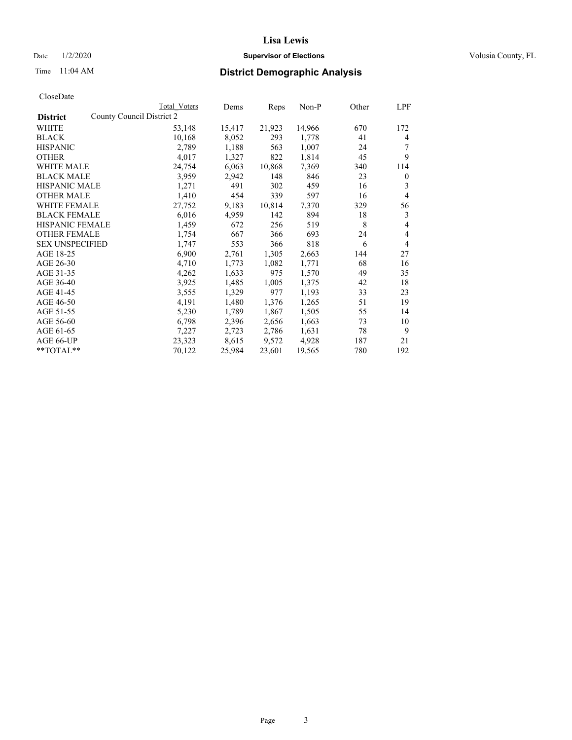# Lisa Lewis

Date 1/2/2020 **Supervisor of Elections** Volusia County, FL

Time 11:04 AM **District Demographic Analysis**

CloseDate

| District | Total Voters | Dems | Reps | Non-P | Other | LPF |
|---|---|---|---|---|---|---|
| County Council District 2 | | | | | | |
| WHITE | 53,148 | 15,417 | 21,923 | 14,966 | 670 | 172 |
| BLACK | 10,168 | 8,052 | 293 | 1,778 | 41 | 4 |
| HISPANIC | 2,789 | 1,188 | 563 | 1,007 | 24 | 7 |
| OTHER | 4,017 | 1,327 | 822 | 1,814 | 45 | 9 |
| WHITE MALE | 24,754 | 6,063 | 10,868 | 7,369 | 340 | 114 |
| BLACK MALE | 3,959 | 2,942 | 148 | 846 | 23 | 0 |
| HISPANIC MALE | 1,271 | 491 | 302 | 459 | 16 | 3 |
| OTHER MALE | 1,410 | 454 | 339 | 597 | 16 | 4 |
| WHITE FEMALE | 27,752 | 9,183 | 10,814 | 7,370 | 329 | 56 |
| BLACK FEMALE | 6,016 | 4,959 | 142 | 894 | 18 | 3 |
| HISPANIC FEMALE | 1,459 | 672 | 256 | 519 | 8 | 4 |
| OTHER FEMALE | 1,754 | 667 | 366 | 693 | 24 | 4 |
| SEX UNSPECIFIED | 1,747 | 553 | 366 | 818 | 6 | 4 |
| AGE 18-25 | 6,900 | 2,761 | 1,305 | 2,663 | 144 | 27 |
| AGE 26-30 | 4,710 | 1,773 | 1,082 | 1,771 | 68 | 16 |
| AGE 31-35 | 4,262 | 1,633 | 975 | 1,570 | 49 | 35 |
| AGE 36-40 | 3,925 | 1,485 | 1,005 | 1,375 | 42 | 18 |
| AGE 41-45 | 3,555 | 1,329 | 977 | 1,193 | 33 | 23 |
| AGE 46-50 | 4,191 | 1,480 | 1,376 | 1,265 | 51 | 19 |
| AGE 51-55 | 5,230 | 1,789 | 1,867 | 1,505 | 55 | 14 |
| AGE 56-60 | 6,798 | 2,396 | 2,656 | 1,663 | 73 | 10 |
| AGE 61-65 | 7,227 | 2,723 | 2,786 | 1,631 | 78 | 9 |
| AGE 66-UP | 23,323 | 8,615 | 9,572 | 4,928 | 187 | 21 |
| **TOTAL** | 70,122 | 25,984 | 23,601 | 19,565 | 780 | 192 |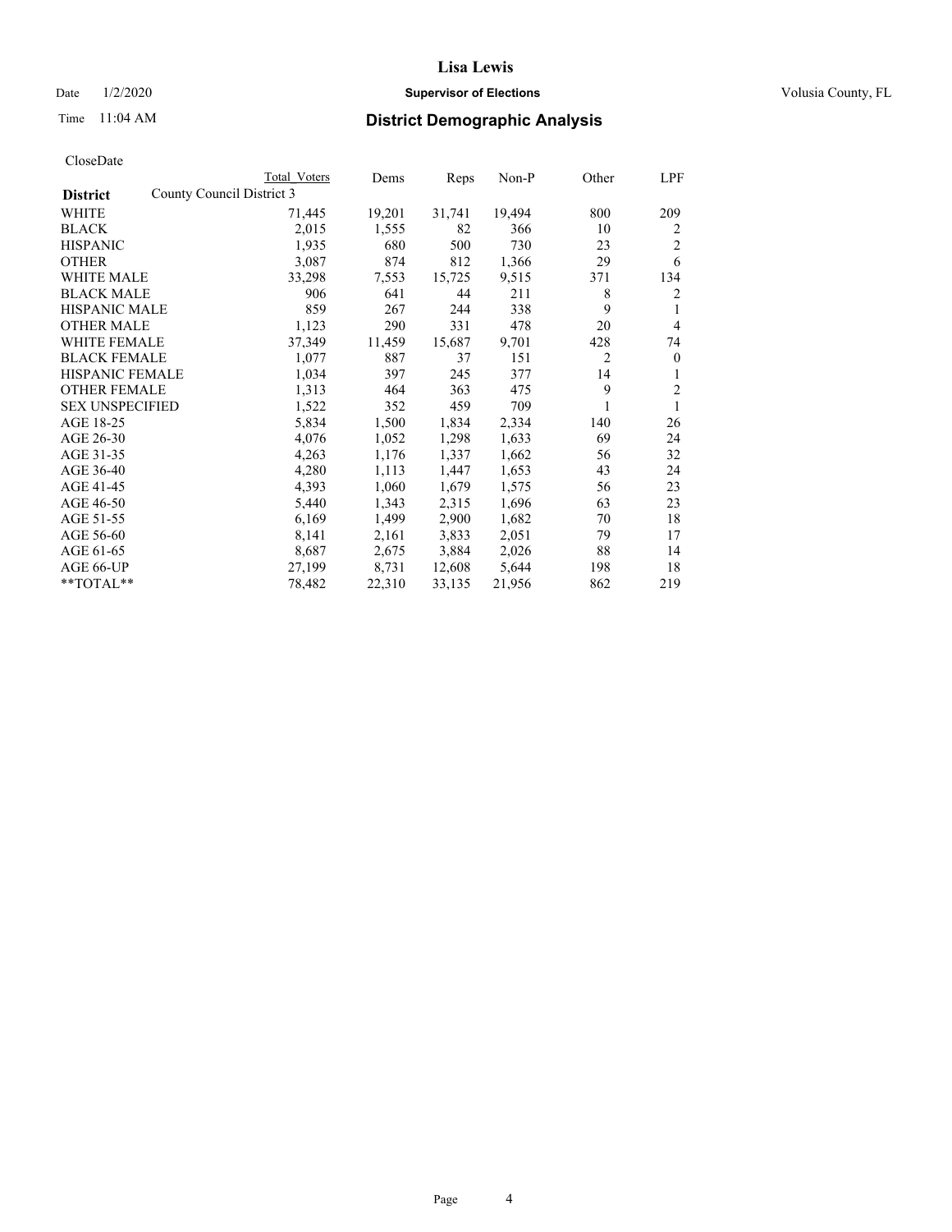CloseDate

| District | County Council District 3 | Total Voters | Dems | Reps | Non-P | Other | LPF |
|---|---|---|---|---|---|---|---|
| WHITE | | 71,445 | 19,201 | 31,741 | 19,494 | 800 | 209 |
| BLACK | | 2,015 | 1,555 | 82 | 366 | 10 | 2 |
| HISPANIC | | 1,935 | 680 | 500 | 730 | 23 | 2 |
| OTHER | | 3,087 | 874 | 812 | 1,366 | 29 | 6 |
| WHITE MALE | | 33,298 | 7,553 | 15,725 | 9,515 | 371 | 134 |
| BLACK MALE | | 906 | 641 | 44 | 211 | 8 | 2 |
| HISPANIC MALE | | 859 | 267 | 244 | 338 | 9 | 1 |
| OTHER MALE | | 1,123 | 290 | 331 | 478 | 20 | 4 |
| WHITE FEMALE | | 37,349 | 11,459 | 15,687 | 9,701 | 428 | 74 |
| BLACK FEMALE | | 1,077 | 887 | 37 | 151 | 2 | 0 |
| HISPANIC FEMALE | | 1,034 | 397 | 245 | 377 | 14 | 1 |
| OTHER FEMALE | | 1,313 | 464 | 363 | 475 | 9 | 2 |
| SEX UNSPECIFIED | | 1,522 | 352 | 459 | 709 | 1 | 1 |
| AGE 18-25 | | 5,834 | 1,500 | 1,834 | 2,334 | 140 | 26 |
| AGE 26-30 | | 4,076 | 1,052 | 1,298 | 1,633 | 69 | 24 |
| AGE 31-35 | | 4,263 | 1,176 | 1,337 | 1,662 | 56 | 32 |
| AGE 36-40 | | 4,280 | 1,113 | 1,447 | 1,653 | 43 | 24 |
| AGE 41-45 | | 4,393 | 1,060 | 1,679 | 1,575 | 56 | 23 |
| AGE 46-50 | | 5,440 | 1,343 | 2,315 | 1,696 | 63 | 23 |
| AGE 51-55 | | 6,169 | 1,499 | 2,900 | 1,682 | 70 | 18 |
| AGE 56-60 | | 8,141 | 2,161 | 3,833 | 2,051 | 79 | 17 |
| AGE 61-65 | | 8,687 | 2,675 | 3,884 | 2,026 | 88 | 14 |
| AGE 66-UP | | 27,199 | 8,731 | 12,608 | 5,644 | 198 | 18 |
| **TOTAL** | | 78,482 | 22,310 | 33,135 | 21,956 | 862 | 219 |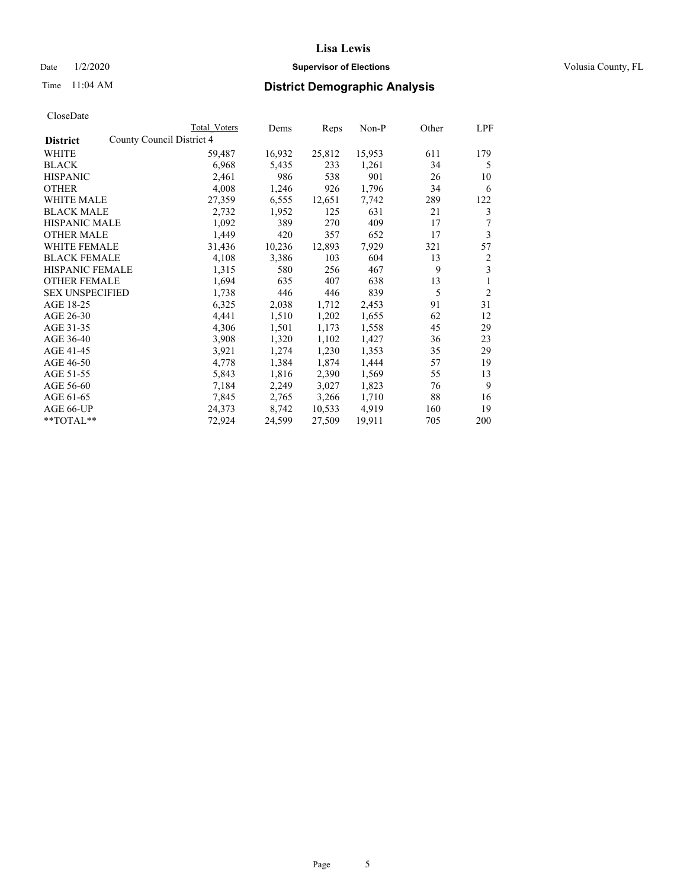# Lisa Lewis

Date 1/2/2020 **Supervisor of Elections** Volusia County, FL

Time 11:04 AM

## District Demographic Analysis

CloseDate

| District | Total Voters | Dems | Reps | Non-P | Other | LPF |
|---|---|---|---|---|---|---|
| County Council District 4 | | | | | | |
| WHITE | 59,487 | 16,932 | 25,812 | 15,953 | 611 | 179 |
| BLACK | 6,968 | 5,435 | 233 | 1,261 | 34 | 5 |
| HISPANIC | 2,461 | 986 | 538 | 901 | 26 | 10 |
| OTHER | 4,008 | 1,246 | 926 | 1,796 | 34 | 6 |
| WHITE MALE | 27,359 | 6,555 | 12,651 | 7,742 | 289 | 122 |
| BLACK MALE | 2,732 | 1,952 | 125 | 631 | 21 | 3 |
| HISPANIC MALE | 1,092 | 389 | 270 | 409 | 17 | 7 |
| OTHER MALE | 1,449 | 420 | 357 | 652 | 17 | 3 |
| WHITE FEMALE | 31,436 | 10,236 | 12,893 | 7,929 | 321 | 57 |
| BLACK FEMALE | 4,108 | 3,386 | 103 | 604 | 13 | 2 |
| HISPANIC FEMALE | 1,315 | 580 | 256 | 467 | 9 | 3 |
| OTHER FEMALE | 1,694 | 635 | 407 | 638 | 13 | 1 |
| SEX UNSPECIFIED | 1,738 | 446 | 446 | 839 | 5 | 2 |
| AGE 18-25 | 6,325 | 2,038 | 1,712 | 2,453 | 91 | 31 |
| AGE 26-30 | 4,441 | 1,510 | 1,202 | 1,655 | 62 | 12 |
| AGE 31-35 | 4,306 | 1,501 | 1,173 | 1,558 | 45 | 29 |
| AGE 36-40 | 3,908 | 1,320 | 1,102 | 1,427 | 36 | 23 |
| AGE 41-45 | 3,921 | 1,274 | 1,230 | 1,353 | 35 | 29 |
| AGE 46-50 | 4,778 | 1,384 | 1,874 | 1,444 | 57 | 19 |
| AGE 51-55 | 5,843 | 1,816 | 2,390 | 1,569 | 55 | 13 |
| AGE 56-60 | 7,184 | 2,249 | 3,027 | 1,823 | 76 | 9 |
| AGE 61-65 | 7,845 | 2,765 | 3,266 | 1,710 | 88 | 16 |
| AGE 66-UP | 24,373 | 8,742 | 10,533 | 4,919 | 160 | 19 |
| **TOTAL** | 72,924 | 24,599 | 27,509 | 19,911 | 705 | 200 |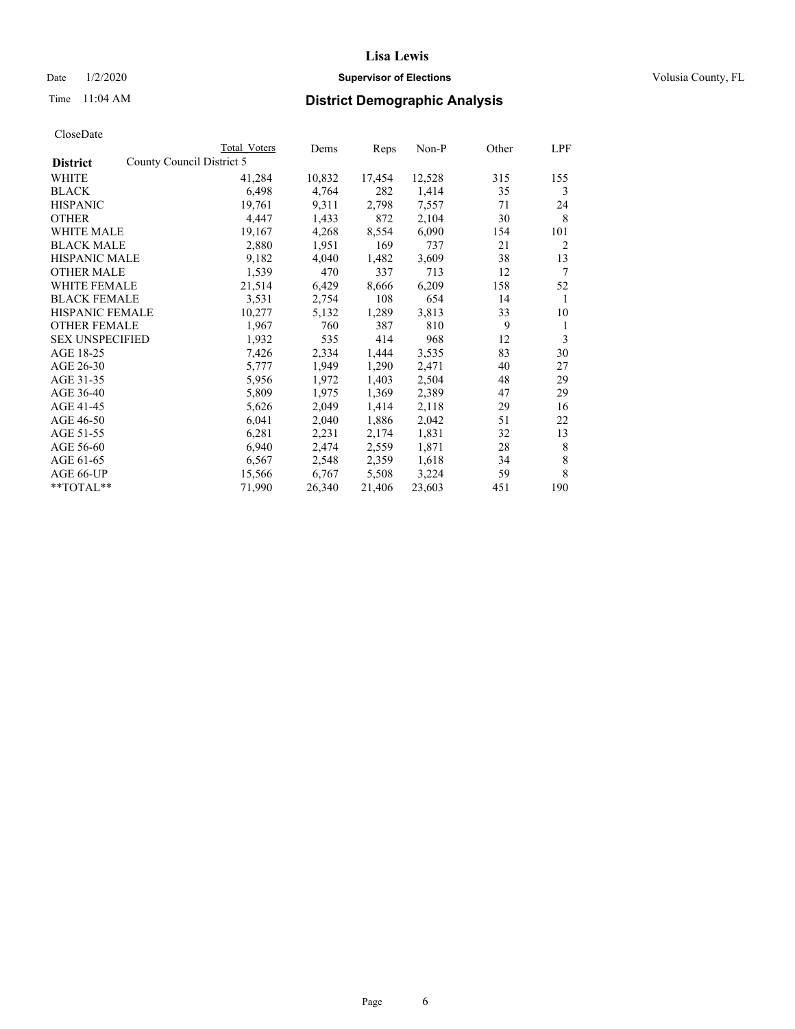# Lisa Lewis

Date 1/2/2020 **Supervisor of Elections** Volusia County, FL

Time 11:04 AM **District Demographic Analysis**

CloseDate

| **District** | Total Voters | Dems | Reps | Non-P | Other | LPF |
|---|---|---|---|---|---|---|
| County Council District 5 | | | | | | |
| WHITE | 41,284 | 10,832 | 17,454 | 12,528 | 315 | 155 |
| BLACK | 6,498 | 4,764 | 282 | 1,414 | 35 | 3 |
| HISPANIC | 19,761 | 9,311 | 2,798 | 7,557 | 71 | 24 |
| OTHER | 4,447 | 1,433 | 872 | 2,104 | 30 | 8 |
| WHITE MALE | 19,167 | 4,268 | 8,554 | 6,090 | 154 | 101 |
| BLACK MALE | 2,880 | 1,951 | 169 | 737 | 21 | 2 |
| HISPANIC MALE | 9,182 | 4,040 | 1,482 | 3,609 | 38 | 13 |
| OTHER MALE | 1,539 | 470 | 337 | 713 | 12 | 7 |
| WHITE FEMALE | 21,514 | 6,429 | 8,666 | 6,209 | 158 | 52 |
| BLACK FEMALE | 3,531 | 2,754 | 108 | 654 | 14 | 1 |
| HISPANIC FEMALE | 10,277 | 5,132 | 1,289 | 3,813 | 33 | 10 |
| OTHER FEMALE | 1,967 | 760 | 387 | 810 | 9 | 1 |
| SEX UNSPECIFIED | 1,932 | 535 | 414 | 968 | 12 | 3 |
| AGE 18-25 | 7,426 | 2,334 | 1,444 | 3,535 | 83 | 30 |
| AGE 26-30 | 5,777 | 1,949 | 1,290 | 2,471 | 40 | 27 |
| AGE 31-35 | 5,956 | 1,972 | 1,403 | 2,504 | 48 | 29 |
| AGE 36-40 | 5,809 | 1,975 | 1,369 | 2,389 | 47 | 29 |
| AGE 41-45 | 5,626 | 2,049 | 1,414 | 2,118 | 29 | 16 |
| AGE 46-50 | 6,041 | 2,040 | 1,886 | 2,042 | 51 | 22 |
| AGE 51-55 | 6,281 | 2,231 | 2,174 | 1,831 | 32 | 13 |
| AGE 56-60 | 6,940 | 2,474 | 2,559 | 1,871 | 28 | 8 |
| AGE 61-65 | 6,567 | 2,548 | 2,359 | 1,618 | 34 | 8 |
| AGE 66-UP | 15,566 | 6,767 | 5,508 | 3,224 | 59 | 8 |
| **TOTAL** | 71,990 | 26,340 | 21,406 | 23,603 | 451 | 190 |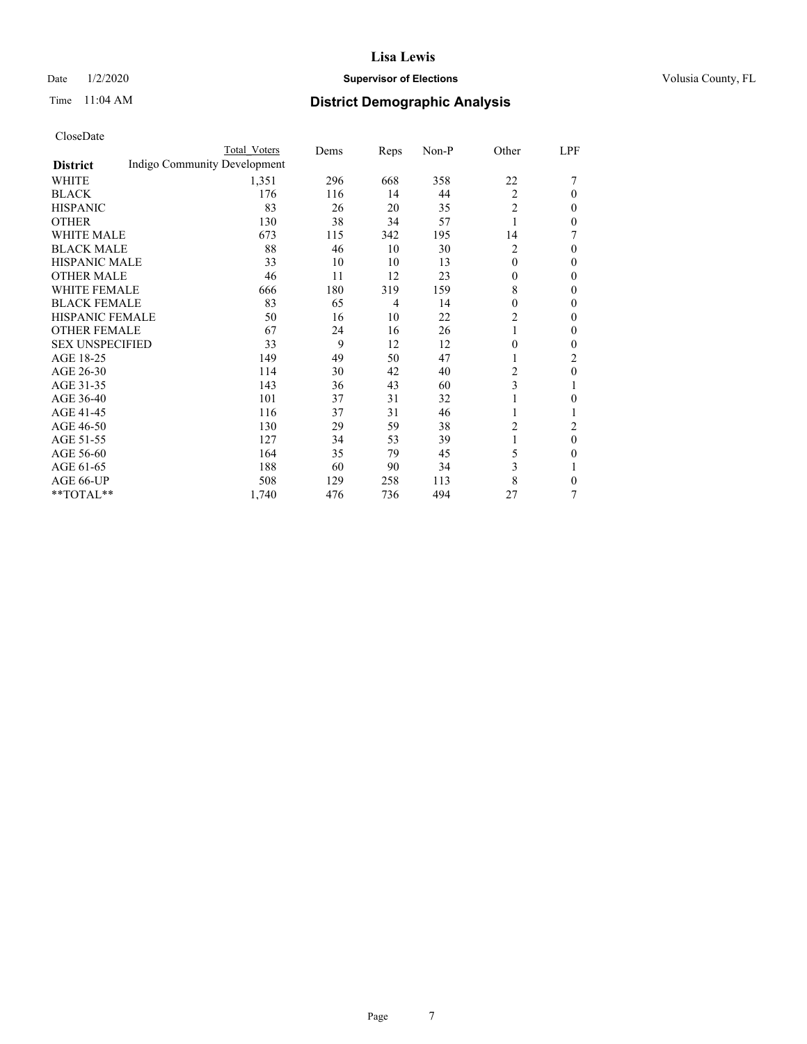**Lisa Lewis**

Date 1/2/2020 **Supervisor of Elections** Volusia County, FL

Time 11:04 AM **District Demographic Analysis**

CloseDate

| District | Total Voters | Dems | Reps | Non-P | Other | LPF |
|---|---|---|---|---|---|---|
| Indigo Community Development | | | | | | |
| WHITE | 1,351 | 296 | 668 | 358 | 22 | 7 |
| BLACK | 176 | 116 | 14 | 44 | 2 | 0 |
| HISPANIC | 83 | 26 | 20 | 35 | 2 | 0 |
| OTHER | 130 | 38 | 34 | 57 | 1 | 0 |
| WHITE MALE | 673 | 115 | 342 | 195 | 14 | 7 |
| BLACK MALE | 88 | 46 | 10 | 30 | 2 | 0 |
| HISPANIC MALE | 33 | 10 | 10 | 13 | 0 | 0 |
| OTHER MALE | 46 | 11 | 12 | 23 | 0 | 0 |
| WHITE FEMALE | 666 | 180 | 319 | 159 | 8 | 0 |
| BLACK FEMALE | 83 | 65 | 4 | 14 | 0 | 0 |
| HISPANIC FEMALE | 50 | 16 | 10 | 22 | 2 | 0 |
| OTHER FEMALE | 67 | 24 | 16 | 26 | 1 | 0 |
| SEX UNSPECIFIED | 33 | 9 | 12 | 12 | 0 | 0 |
| AGE 18-25 | 149 | 49 | 50 | 47 | 1 | 2 |
| AGE 26-30 | 114 | 30 | 42 | 40 | 2 | 0 |
| AGE 31-35 | 143 | 36 | 43 | 60 | 3 | 1 |
| AGE 36-40 | 101 | 37 | 31 | 32 | 1 | 0 |
| AGE 41-45 | 116 | 37 | 31 | 46 | 1 | 1 |
| AGE 46-50 | 130 | 29 | 59 | 38 | 2 | 2 |
| AGE 51-55 | 127 | 34 | 53 | 39 | 1 | 0 |
| AGE 56-60 | 164 | 35 | 79 | 45 | 5 | 0 |
| AGE 61-65 | 188 | 60 | 90 | 34 | 3 | 1 |
| AGE 66-UP | 508 | 129 | 258 | 113 | 8 | 0 |
| **TOTAL** | 1,740 | 476 | 736 | 494 | 27 | 7 |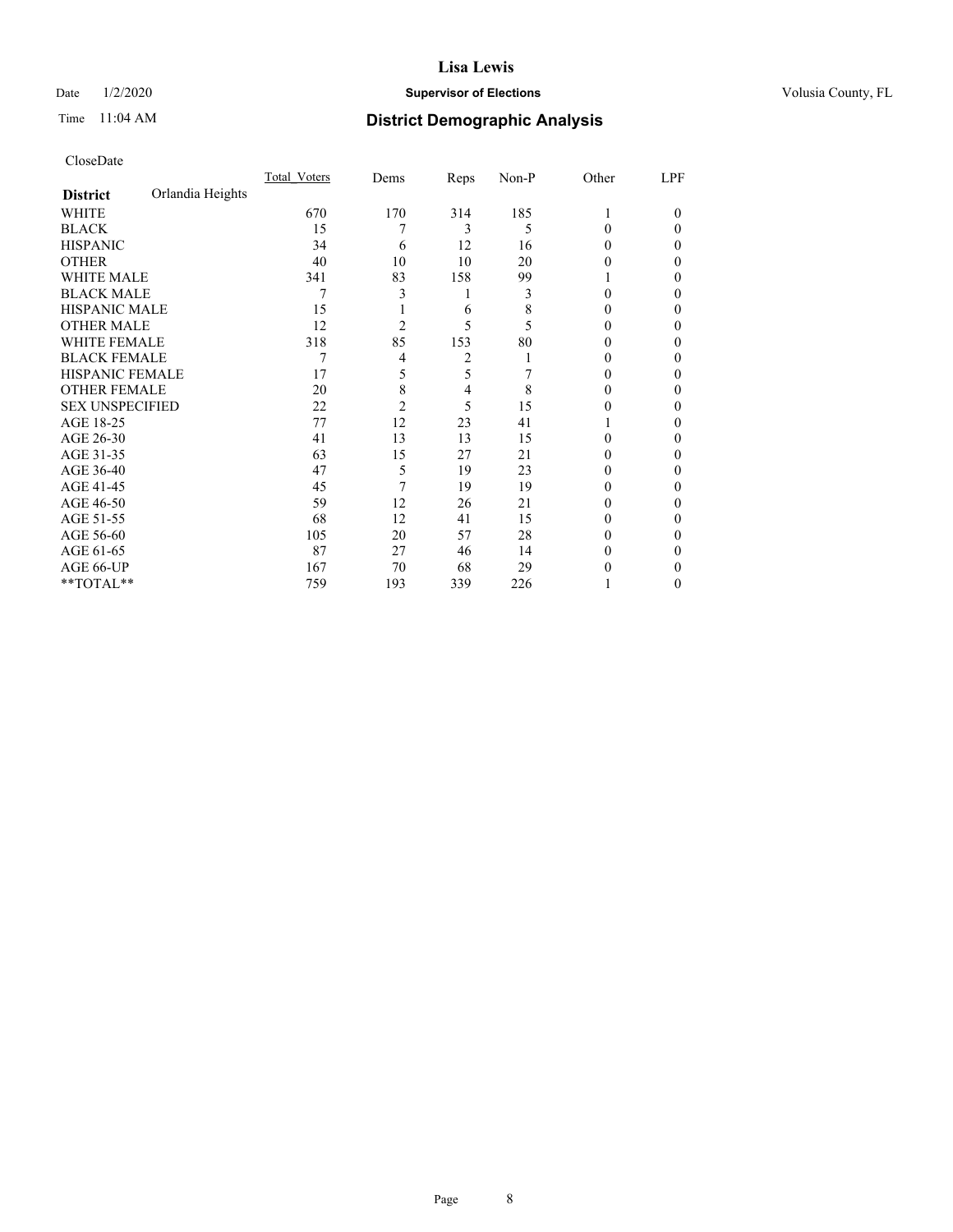# Lisa Lewis

Date 1/2/2020 **Supervisor of Elections** Volusia County, FL

Time 11:04 AM **District Demographic Analysis**

CloseDate

| **District** Orlandia Heights | Total_Voters | Dems | Reps | Non-P | Other | LPF |
|---|---|---|---|---|---|---|
| WHITE | 670 | 170 | 314 | 185 | 1 | 0 |
| BLACK | 15 | 7 | 3 | 5 | 0 | 0 |
| HISPANIC | 34 | 6 | 12 | 16 | 0 | 0 |
| OTHER | 40 | 10 | 10 | 20 | 0 | 0 |
| WHITE MALE | 341 | 83 | 158 | 99 | 1 | 0 |
| BLACK MALE | 7 | 3 | 1 | 3 | 0 | 0 |
| HISPANIC MALE | 15 | 1 | 6 | 8 | 0 | 0 |
| OTHER MALE | 12 | 2 | 5 | 5 | 0 | 0 |
| WHITE FEMALE | 318 | 85 | 153 | 80 | 0 | 0 |
| BLACK FEMALE | 7 | 4 | 2 | 1 | 0 | 0 |
| HISPANIC FEMALE | 17 | 5 | 5 | 7 | 0 | 0 |
| OTHER FEMALE | 20 | 8 | 4 | 8 | 0 | 0 |
| SEX UNSPECIFIED | 22 | 2 | 5 | 15 | 0 | 0 |
| AGE 18-25 | 77 | 12 | 23 | 41 | 1 | 0 |
| AGE 26-30 | 41 | 13 | 13 | 15 | 0 | 0 |
| AGE 31-35 | 63 | 15 | 27 | 21 | 0 | 0 |
| AGE 36-40 | 47 | 5 | 19 | 23 | 0 | 0 |
| AGE 41-45 | 45 | 7 | 19 | 19 | 0 | 0 |
| AGE 46-50 | 59 | 12 | 26 | 21 | 0 | 0 |
| AGE 51-55 | 68 | 12 | 41 | 15 | 0 | 0 |
| AGE 56-60 | 105 | 20 | 57 | 28 | 0 | 0 |
| AGE 61-65 | 87 | 27 | 46 | 14 | 0 | 0 |
| AGE 66-UP | 167 | 70 | 68 | 29 | 0 | 0 |
| **TOTAL** | 759 | 193 | 339 | 226 | 1 | 0 |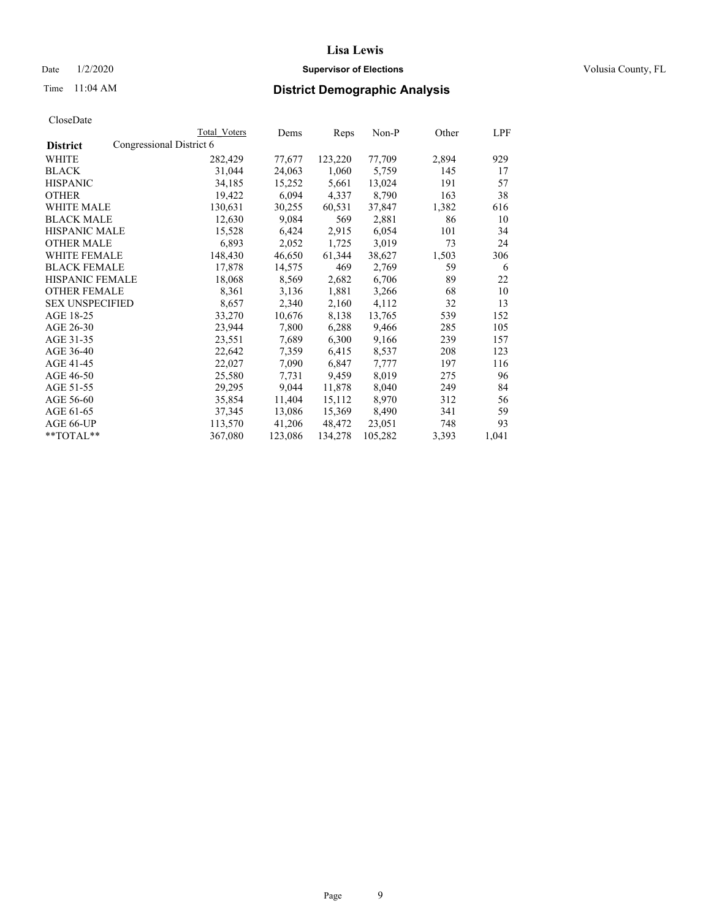Lisa Lewis

Date 1/2/2020 **Supervisor of Elections** Volusia County, FL

Time 11:04 AM **District Demographic Analysis**

CloseDate

| District | Total Voters | Dems | Reps | Non-P | Other | LPF |
|---|---|---|---|---|---|---|
| Congressional District 6 | | | | | | |
| WHITE | 282,429 | 77,677 | 123,220 | 77,709 | 2,894 | 929 |
| BLACK | 31,044 | 24,063 | 1,060 | 5,759 | 145 | 17 |
| HISPANIC | 34,185 | 15,252 | 5,661 | 13,024 | 191 | 57 |
| OTHER | 19,422 | 6,094 | 4,337 | 8,790 | 163 | 38 |
| WHITE MALE | 130,631 | 30,255 | 60,531 | 37,847 | 1,382 | 616 |
| BLACK MALE | 12,630 | 9,084 | 569 | 2,881 | 86 | 10 |
| HISPANIC MALE | 15,528 | 6,424 | 2,915 | 6,054 | 101 | 34 |
| OTHER MALE | 6,893 | 2,052 | 1,725 | 3,019 | 73 | 24 |
| WHITE FEMALE | 148,430 | 46,650 | 61,344 | 38,627 | 1,503 | 306 |
| BLACK FEMALE | 17,878 | 14,575 | 469 | 2,769 | 59 | 6 |
| HISPANIC FEMALE | 18,068 | 8,569 | 2,682 | 6,706 | 89 | 22 |
| OTHER FEMALE | 8,361 | 3,136 | 1,881 | 3,266 | 68 | 10 |
| SEX UNSPECIFIED | 8,657 | 2,340 | 2,160 | 4,112 | 32 | 13 |
| AGE 18-25 | 33,270 | 10,676 | 8,138 | 13,765 | 539 | 152 |
| AGE 26-30 | 23,944 | 7,800 | 6,288 | 9,466 | 285 | 105 |
| AGE 31-35 | 23,551 | 7,689 | 6,300 | 9,166 | 239 | 157 |
| AGE 36-40 | 22,642 | 7,359 | 6,415 | 8,537 | 208 | 123 |
| AGE 41-45 | 22,027 | 7,090 | 6,847 | 7,777 | 197 | 116 |
| AGE 46-50 | 25,580 | 7,731 | 9,459 | 8,019 | 275 | 96 |
| AGE 51-55 | 29,295 | 9,044 | 11,878 | 8,040 | 249 | 84 |
| AGE 56-60 | 35,854 | 11,404 | 15,112 | 8,970 | 312 | 56 |
| AGE 61-65 | 37,345 | 13,086 | 15,369 | 8,490 | 341 | 59 |
| AGE 66-UP | 113,570 | 41,206 | 48,472 | 23,051 | 748 | 93 |
| **TOTAL** | 367,080 | 123,086 | 134,278 | 105,282 | 3,393 | 1,041 |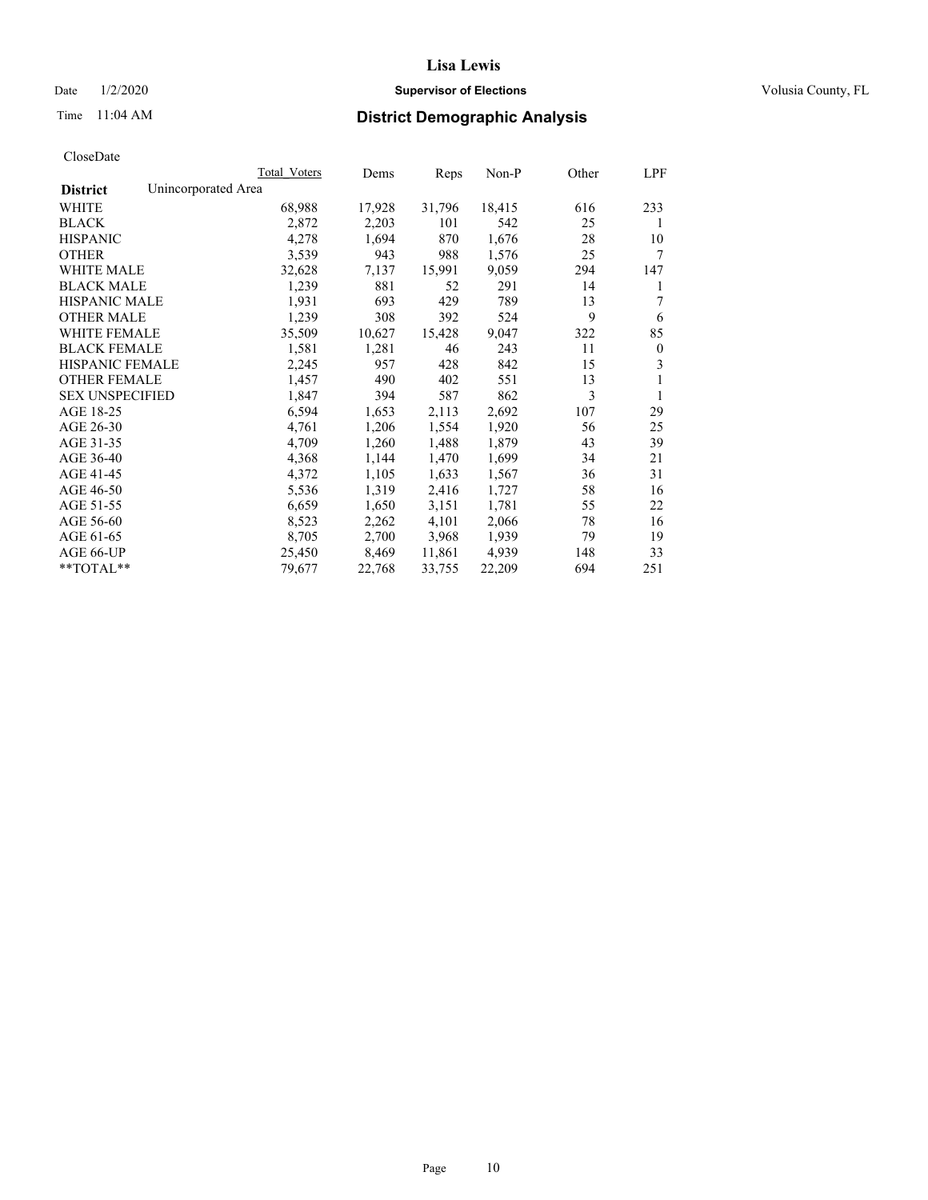CloseDate

| | Total_Voters | Dems | Reps | Non-P | Other | LPF |
|---|---|---|---|---|---|---|
| **District** Unincorporated Area | | | | | | |
| WHITE | 68,988 | 17,928 | 31,796 | 18,415 | 616 | 233 |
| BLACK | 2,872 | 2,203 | 101 | 542 | 25 | 1 |
| HISPANIC | 4,278 | 1,694 | 870 | 1,676 | 28 | 10 |
| OTHER | 3,539 | 943 | 988 | 1,576 | 25 | 7 |
| WHITE MALE | 32,628 | 7,137 | 15,991 | 9,059 | 294 | 147 |
| BLACK MALE | 1,239 | 881 | 52 | 291 | 14 | 1 |
| HISPANIC MALE | 1,931 | 693 | 429 | 789 | 13 | 7 |
| OTHER MALE | 1,239 | 308 | 392 | 524 | 9 | 6 |
| WHITE FEMALE | 35,509 | 10,627 | 15,428 | 9,047 | 322 | 85 |
| BLACK FEMALE | 1,581 | 1,281 | 46 | 243 | 11 | 0 |
| HISPANIC FEMALE | 2,245 | 957 | 428 | 842 | 15 | 3 |
| OTHER FEMALE | 1,457 | 490 | 402 | 551 | 13 | 1 |
| SEX UNSPECIFIED | 1,847 | 394 | 587 | 862 | 3 | 1 |
| AGE 18-25 | 6,594 | 1,653 | 2,113 | 2,692 | 107 | 29 |
| AGE 26-30 | 4,761 | 1,206 | 1,554 | 1,920 | 56 | 25 |
| AGE 31-35 | 4,709 | 1,260 | 1,488 | 1,879 | 43 | 39 |
| AGE 36-40 | 4,368 | 1,144 | 1,470 | 1,699 | 34 | 21 |
| AGE 41-45 | 4,372 | 1,105 | 1,633 | 1,567 | 36 | 31 |
| AGE 46-50 | 5,536 | 1,319 | 2,416 | 1,727 | 58 | 16 |
| AGE 51-55 | 6,659 | 1,650 | 3,151 | 1,781 | 55 | 22 |
| AGE 56-60 | 8,523 | 2,262 | 4,101 | 2,066 | 78 | 16 |
| AGE 61-65 | 8,705 | 2,700 | 3,968 | 1,939 | 79 | 19 |
| AGE 66-UP | 25,450 | 8,469 | 11,861 | 4,939 | 148 | 33 |
| **TOTAL** | 79,677 | 22,768 | 33,755 | 22,209 | 694 | 251 |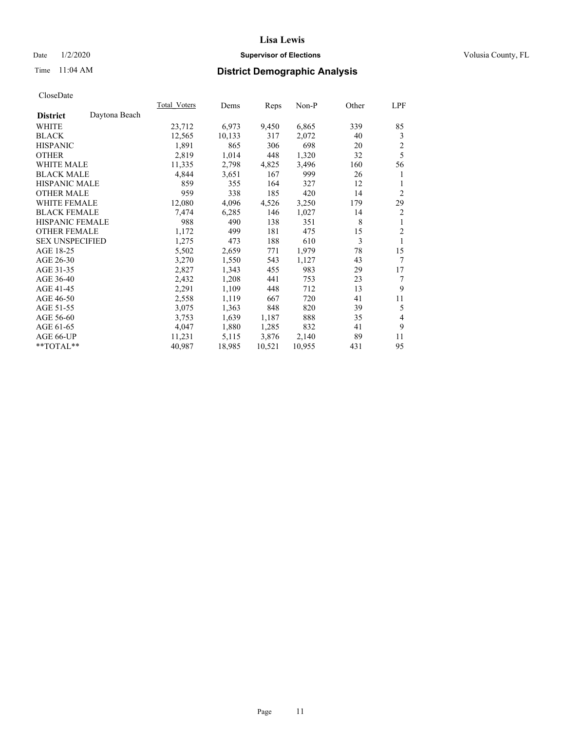# Lisa Lewis

Date 1/2/2020 **Supervisor of Elections** Volusia County, FL

Time 11:04 AM **District Demographic Analysis**

CloseDate

| | Total_Voters | Dems | Reps | Non-P | Other | LPF |
|---|---|---|---|---|---|---|
| **District** Daytona Beach | | | | | | |
| WHITE | 23,712 | 6,973 | 9,450 | 6,865 | 339 | 85 |
| BLACK | 12,565 | 10,133 | 317 | 2,072 | 40 | 3 |
| HISPANIC | 1,891 | 865 | 306 | 698 | 20 | 2 |
| OTHER | 2,819 | 1,014 | 448 | 1,320 | 32 | 5 |
| WHITE MALE | 11,335 | 2,798 | 4,825 | 3,496 | 160 | 56 |
| BLACK MALE | 4,844 | 3,651 | 167 | 999 | 26 | 1 |
| HISPANIC MALE | 859 | 355 | 164 | 327 | 12 | 1 |
| OTHER MALE | 959 | 338 | 185 | 420 | 14 | 2 |
| WHITE FEMALE | 12,080 | 4,096 | 4,526 | 3,250 | 179 | 29 |
| BLACK FEMALE | 7,474 | 6,285 | 146 | 1,027 | 14 | 2 |
| HISPANIC FEMALE | 988 | 490 | 138 | 351 | 8 | 1 |
| OTHER FEMALE | 1,172 | 499 | 181 | 475 | 15 | 2 |
| SEX UNSPECIFIED | 1,275 | 473 | 188 | 610 | 3 | 1 |
| AGE 18-25 | 5,502 | 2,659 | 771 | 1,979 | 78 | 15 |
| AGE 26-30 | 3,270 | 1,550 | 543 | 1,127 | 43 | 7 |
| AGE 31-35 | 2,827 | 1,343 | 455 | 983 | 29 | 17 |
| AGE 36-40 | 2,432 | 1,208 | 441 | 753 | 23 | 7 |
| AGE 41-45 | 2,291 | 1,109 | 448 | 712 | 13 | 9 |
| AGE 46-50 | 2,558 | 1,119 | 667 | 720 | 41 | 11 |
| AGE 51-55 | 3,075 | 1,363 | 848 | 820 | 39 | 5 |
| AGE 56-60 | 3,753 | 1,639 | 1,187 | 888 | 35 | 4 |
| AGE 61-65 | 4,047 | 1,880 | 1,285 | 832 | 41 | 9 |
| AGE 66-UP | 11,231 | 5,115 | 3,876 | 2,140 | 89 | 11 |
| **TOTAL** | 40,987 | 18,985 | 10,521 | 10,955 | 431 | 95 |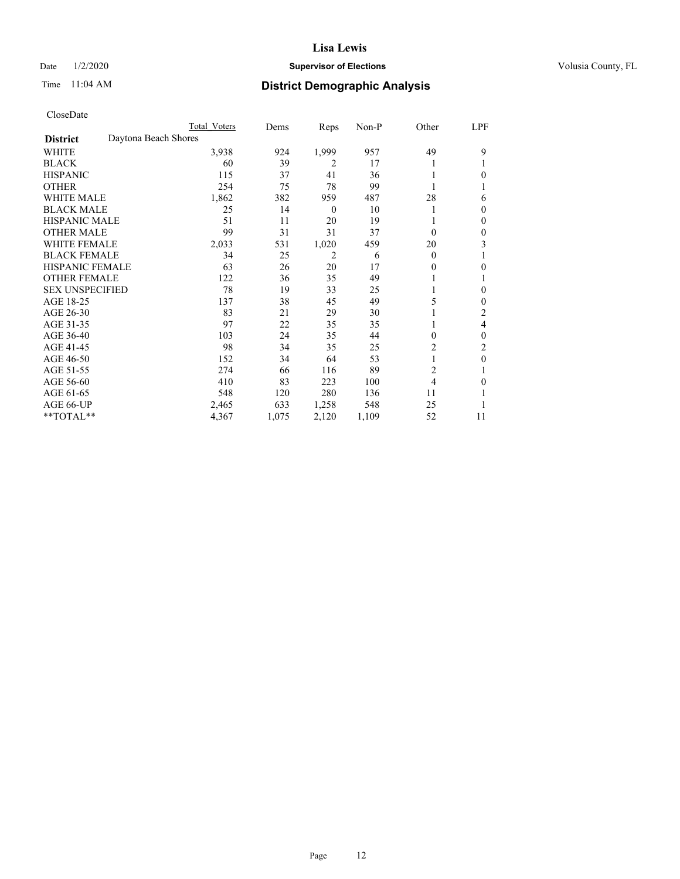# Lisa Lewis

Date 1/2/2020 **Supervisor of Elections** Volusia County, FL

Time 11:04 AM **District Demographic Analysis**

CloseDate

| | Total Voters | Dems | Reps | Non-P | Other | LPF |
|---|---|---|---|---|---|---|
| **District** Daytona Beach Shores | | | | | | |
| WHITE | 3,938 | 924 | 1,999 | 957 | 49 | 9 |
| BLACK | 60 | 39 | 2 | 17 | 1 | 1 |
| HISPANIC | 115 | 37 | 41 | 36 | 1 | 0 |
| OTHER | 254 | 75 | 78 | 99 | 1 | 1 |
| WHITE MALE | 1,862 | 382 | 959 | 487 | 28 | 6 |
| BLACK MALE | 25 | 14 | 0 | 10 | 1 | 0 |
| HISPANIC MALE | 51 | 11 | 20 | 19 | 1 | 0 |
| OTHER MALE | 99 | 31 | 31 | 37 | 0 | 0 |
| WHITE FEMALE | 2,033 | 531 | 1,020 | 459 | 20 | 3 |
| BLACK FEMALE | 34 | 25 | 2 | 6 | 0 | 1 |
| HISPANIC FEMALE | 63 | 26 | 20 | 17 | 0 | 0 |
| OTHER FEMALE | 122 | 36 | 35 | 49 | 1 | 1 |
| SEX UNSPECIFIED | 78 | 19 | 33 | 25 | 1 | 0 |
| AGE 18-25 | 137 | 38 | 45 | 49 | 5 | 0 |
| AGE 26-30 | 83 | 21 | 29 | 30 | 1 | 2 |
| AGE 31-35 | 97 | 22 | 35 | 35 | 1 | 4 |
| AGE 36-40 | 103 | 24 | 35 | 44 | 0 | 0 |
| AGE 41-45 | 98 | 34 | 35 | 25 | 2 | 2 |
| AGE 46-50 | 152 | 34 | 64 | 53 | 1 | 0 |
| AGE 51-55 | 274 | 66 | 116 | 89 | 2 | 1 |
| AGE 56-60 | 410 | 83 | 223 | 100 | 4 | 0 |
| AGE 61-65 | 548 | 120 | 280 | 136 | 11 | 1 |
| AGE 66-UP | 2,465 | 633 | 1,258 | 548 | 25 | 1 |
| **TOTAL** | 4,367 | 1,075 | 2,120 | 1,109 | 52 | 11 |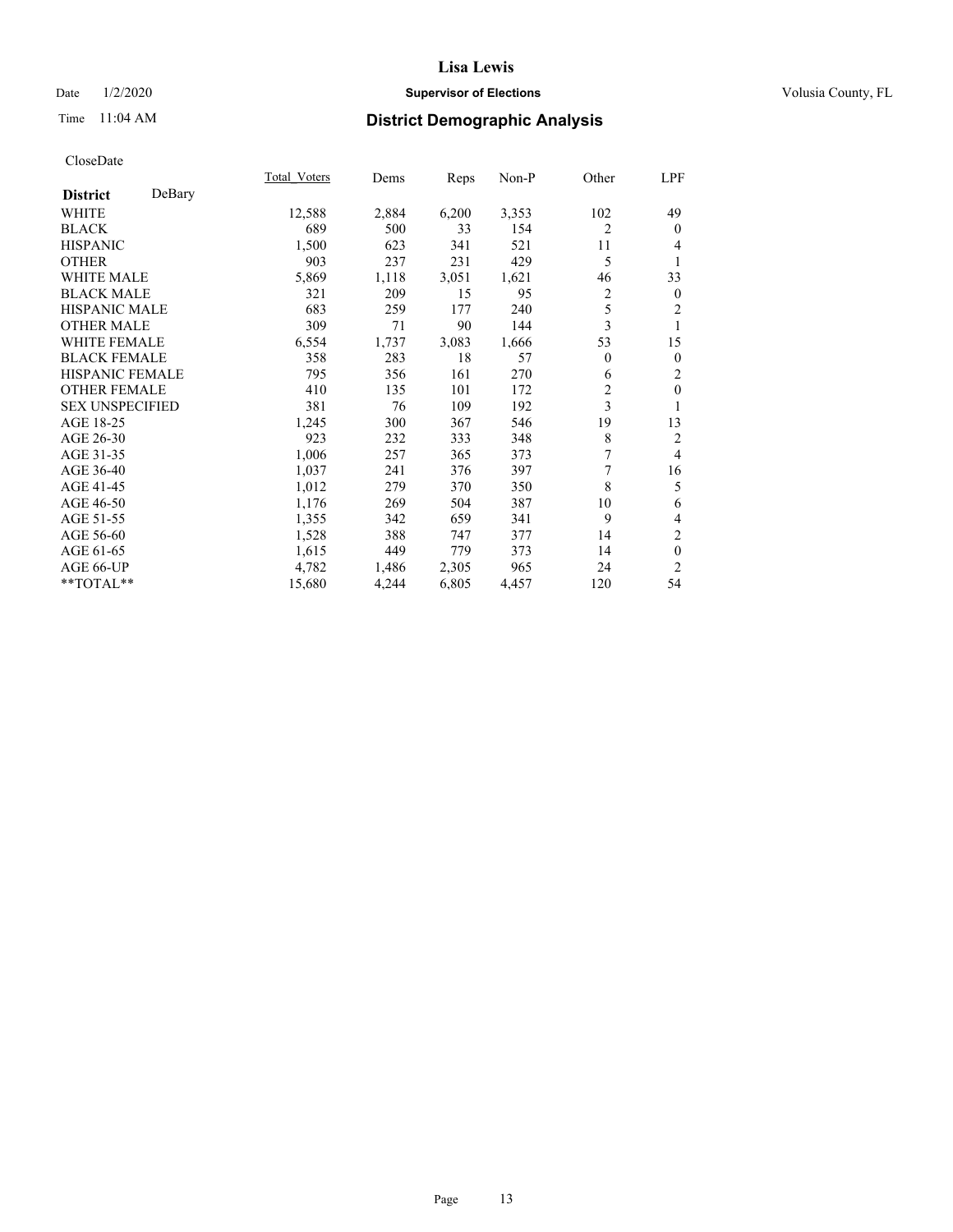# Lisa Lewis

Date 1/2/2020 **Supervisor of Elections** Volusia County, FL

Time 11:04 AM

## District Demographic Analysis

CloseDate

| **District** DeBary | Total_Voters | Dems | Reps | Non-P | Other | LPF |
|---|---|---|---|---|---|---|
| WHITE | 12,588 | 2,884 | 6,200 | 3,353 | 102 | 49 |
| BLACK | 689 | 500 | 33 | 154 | 2 | 0 |
| HISPANIC | 1,500 | 623 | 341 | 521 | 11 | 4 |
| OTHER | 903 | 237 | 231 | 429 | 5 | 1 |
| WHITE MALE | 5,869 | 1,118 | 3,051 | 1,621 | 46 | 33 |
| BLACK MALE | 321 | 209 | 15 | 95 | 2 | 0 |
| HISPANIC MALE | 683 | 259 | 177 | 240 | 5 | 2 |
| OTHER MALE | 309 | 71 | 90 | 144 | 3 | 1 |
| WHITE FEMALE | 6,554 | 1,737 | 3,083 | 1,666 | 53 | 15 |
| BLACK FEMALE | 358 | 283 | 18 | 57 | 0 | 0 |
| HISPANIC FEMALE | 795 | 356 | 161 | 270 | 6 | 2 |
| OTHER FEMALE | 410 | 135 | 101 | 172 | 2 | 0 |
| SEX UNSPECIFIED | 381 | 76 | 109 | 192 | 3 | 1 |
| AGE 18-25 | 1,245 | 300 | 367 | 546 | 19 | 13 |
| AGE 26-30 | 923 | 232 | 333 | 348 | 8 | 2 |
| AGE 31-35 | 1,006 | 257 | 365 | 373 | 7 | 4 |
| AGE 36-40 | 1,037 | 241 | 376 | 397 | 7 | 16 |
| AGE 41-45 | 1,012 | 279 | 370 | 350 | 8 | 5 |
| AGE 46-50 | 1,176 | 269 | 504 | 387 | 10 | 6 |
| AGE 51-55 | 1,355 | 342 | 659 | 341 | 9 | 4 |
| AGE 56-60 | 1,528 | 388 | 747 | 377 | 14 | 2 |
| AGE 61-65 | 1,615 | 449 | 779 | 373 | 14 | 0 |
| AGE 66-UP | 4,782 | 1,486 | 2,305 | 965 | 24 | 2 |
| **TOTAL** | 15,680 | 4,244 | 6,805 | 4,457 | 120 | 54 |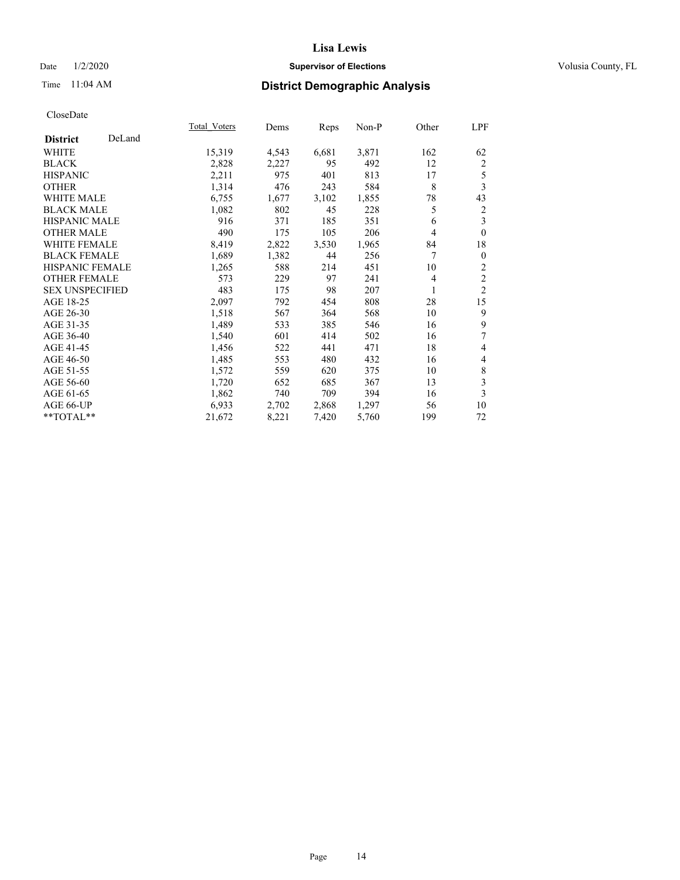CloseDate

| District DeLand | Total_Voters | Dems | Reps | Non-P | Other | LPF |
|---|---|---|---|---|---|---|
| WHITE | 15,319 | 4,543 | 6,681 | 3,871 | 162 | 62 |
| BLACK | 2,828 | 2,227 | 95 | 492 | 12 | 2 |
| HISPANIC | 2,211 | 975 | 401 | 813 | 17 | 5 |
| OTHER | 1,314 | 476 | 243 | 584 | 8 | 3 |
| WHITE MALE | 6,755 | 1,677 | 3,102 | 1,855 | 78 | 43 |
| BLACK MALE | 1,082 | 802 | 45 | 228 | 5 | 2 |
| HISPANIC MALE | 916 | 371 | 185 | 351 | 6 | 3 |
| OTHER MALE | 490 | 175 | 105 | 206 | 4 | 0 |
| WHITE FEMALE | 8,419 | 2,822 | 3,530 | 1,965 | 84 | 18 |
| BLACK FEMALE | 1,689 | 1,382 | 44 | 256 | 7 | 0 |
| HISPANIC FEMALE | 1,265 | 588 | 214 | 451 | 10 | 2 |
| OTHER FEMALE | 573 | 229 | 97 | 241 | 4 | 2 |
| SEX UNSPECIFIED | 483 | 175 | 98 | 207 | 1 | 2 |
| AGE 18-25 | 2,097 | 792 | 454 | 808 | 28 | 15 |
| AGE 26-30 | 1,518 | 567 | 364 | 568 | 10 | 9 |
| AGE 31-35 | 1,489 | 533 | 385 | 546 | 16 | 9 |
| AGE 36-40 | 1,540 | 601 | 414 | 502 | 16 | 7 |
| AGE 41-45 | 1,456 | 522 | 441 | 471 | 18 | 4 |
| AGE 46-50 | 1,485 | 553 | 480 | 432 | 16 | 4 |
| AGE 51-55 | 1,572 | 559 | 620 | 375 | 10 | 8 |
| AGE 56-60 | 1,720 | 652 | 685 | 367 | 13 | 3 |
| AGE 61-65 | 1,862 | 740 | 709 | 394 | 16 | 3 |
| AGE 66-UP | 6,933 | 2,702 | 2,868 | 1,297 | 56 | 10 |
| **TOTAL** | 21,672 | 8,221 | 7,420 | 5,760 | 199 | 72 |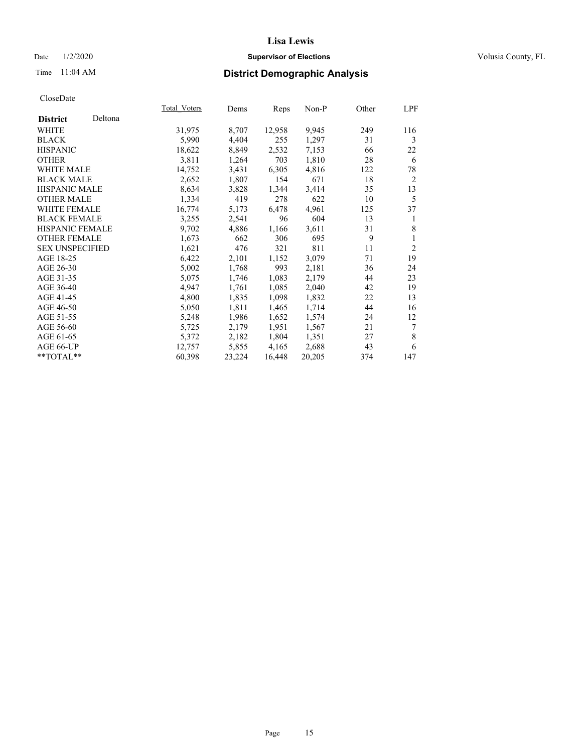# Lisa Lewis

Date 1/2/2020 **Supervisor of Elections** Volusia County, FL

Time 11:04 AM **District Demographic Analysis**

CloseDate

| **District** Deltona | Total_Voters | Dems | Reps | Non-P | Other | LPF |
|---|---|---|---|---|---|---|
| WHITE | 31,975 | 8,707 | 12,958 | 9,945 | 249 | 116 |
| BLACK | 5,990 | 4,404 | 255 | 1,297 | 31 | 3 |
| HISPANIC | 18,622 | 8,849 | 2,532 | 7,153 | 66 | 22 |
| OTHER | 3,811 | 1,264 | 703 | 1,810 | 28 | 6 |
| WHITE MALE | 14,752 | 3,431 | 6,305 | 4,816 | 122 | 78 |
| BLACK MALE | 2,652 | 1,807 | 154 | 671 | 18 | 2 |
| HISPANIC MALE | 8,634 | 3,828 | 1,344 | 3,414 | 35 | 13 |
| OTHER MALE | 1,334 | 419 | 278 | 622 | 10 | 5 |
| WHITE FEMALE | 16,774 | 5,173 | 6,478 | 4,961 | 125 | 37 |
| BLACK FEMALE | 3,255 | 2,541 | 96 | 604 | 13 | 1 |
| HISPANIC FEMALE | 9,702 | 4,886 | 1,166 | 3,611 | 31 | 8 |
| OTHER FEMALE | 1,673 | 662 | 306 | 695 | 9 | 1 |
| SEX UNSPECIFIED | 1,621 | 476 | 321 | 811 | 11 | 2 |
| AGE 18-25 | 6,422 | 2,101 | 1,152 | 3,079 | 71 | 19 |
| AGE 26-30 | 5,002 | 1,768 | 993 | 2,181 | 36 | 24 |
| AGE 31-35 | 5,075 | 1,746 | 1,083 | 2,179 | 44 | 23 |
| AGE 36-40 | 4,947 | 1,761 | 1,085 | 2,040 | 42 | 19 |
| AGE 41-45 | 4,800 | 1,835 | 1,098 | 1,832 | 22 | 13 |
| AGE 46-50 | 5,050 | 1,811 | 1,465 | 1,714 | 44 | 16 |
| AGE 51-55 | 5,248 | 1,986 | 1,652 | 1,574 | 24 | 12 |
| AGE 56-60 | 5,725 | 2,179 | 1,951 | 1,567 | 21 | 7 |
| AGE 61-65 | 5,372 | 2,182 | 1,804 | 1,351 | 27 | 8 |
| AGE 66-UP | 12,757 | 5,855 | 4,165 | 2,688 | 43 | 6 |
| **TOTAL** | 60,398 | 23,224 | 16,448 | 20,205 | 374 | 147 |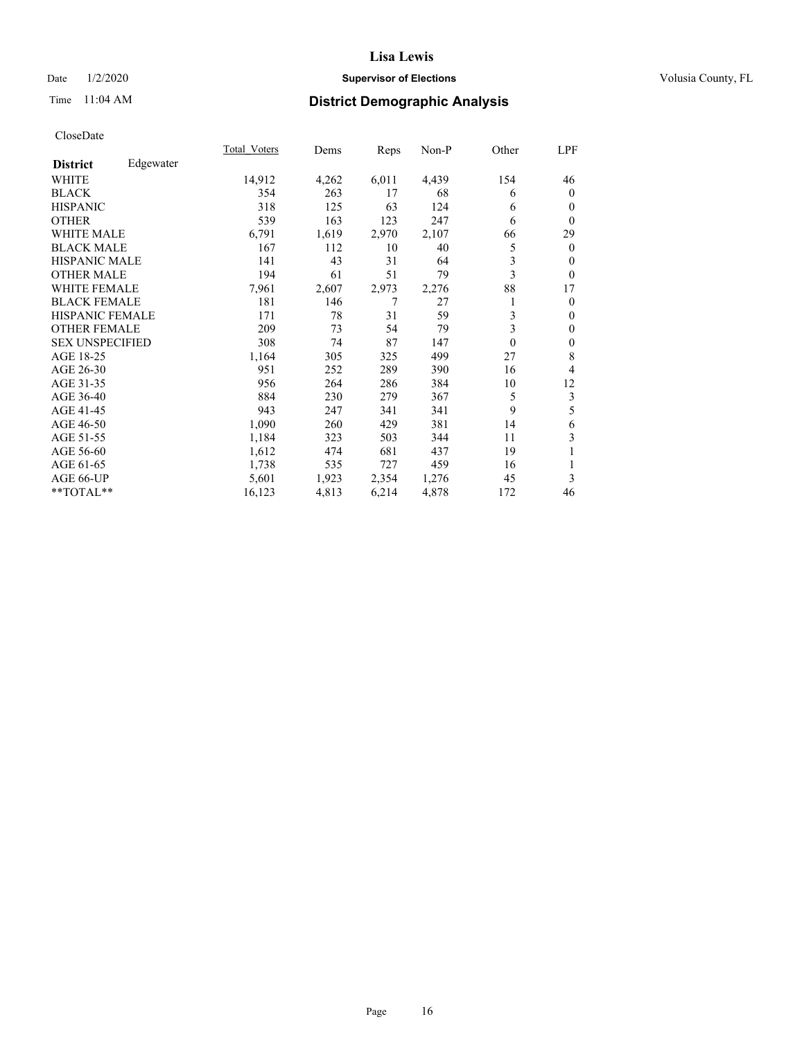# Lisa Lewis

Date 1/2/2020 **Supervisor of Elections** Volusia County, FL

Time 11:04 AM **District Demographic Analysis**

CloseDate

| **District** Edgewater | Total_Voters | Dems | Reps | Non-P | Other | LPF |
|---|---|---|---|---|---|---|
| WHITE | 14,912 | 4,262 | 6,011 | 4,439 | 154 | 46 |
| BLACK | 354 | 263 | 17 | 68 | 6 | 0 |
| HISPANIC | 318 | 125 | 63 | 124 | 6 | 0 |
| OTHER | 539 | 163 | 123 | 247 | 6 | 0 |
| WHITE MALE | 6,791 | 1,619 | 2,970 | 2,107 | 66 | 29 |
| BLACK MALE | 167 | 112 | 10 | 40 | 5 | 0 |
| HISPANIC MALE | 141 | 43 | 31 | 64 | 3 | 0 |
| OTHER MALE | 194 | 61 | 51 | 79 | 3 | 0 |
| WHITE FEMALE | 7,961 | 2,607 | 2,973 | 2,276 | 88 | 17 |
| BLACK FEMALE | 181 | 146 | 7 | 27 | 1 | 0 |
| HISPANIC FEMALE | 171 | 78 | 31 | 59 | 3 | 0 |
| OTHER FEMALE | 209 | 73 | 54 | 79 | 3 | 0 |
| SEX UNSPECIFIED | 308 | 74 | 87 | 147 | 0 | 0 |
| AGE 18-25 | 1,164 | 305 | 325 | 499 | 27 | 8 |
| AGE 26-30 | 951 | 252 | 289 | 390 | 16 | 4 |
| AGE 31-35 | 956 | 264 | 286 | 384 | 10 | 12 |
| AGE 36-40 | 884 | 230 | 279 | 367 | 5 | 3 |
| AGE 41-45 | 943 | 247 | 341 | 341 | 9 | 5 |
| AGE 46-50 | 1,090 | 260 | 429 | 381 | 14 | 6 |
| AGE 51-55 | 1,184 | 323 | 503 | 344 | 11 | 3 |
| AGE 56-60 | 1,612 | 474 | 681 | 437 | 19 | 1 |
| AGE 61-65 | 1,738 | 535 | 727 | 459 | 16 | 1 |
| AGE 66-UP | 5,601 | 1,923 | 2,354 | 1,276 | 45 | 3 |
| **TOTAL** | 16,123 | 4,813 | 6,214 | 4,878 | 172 | 46 |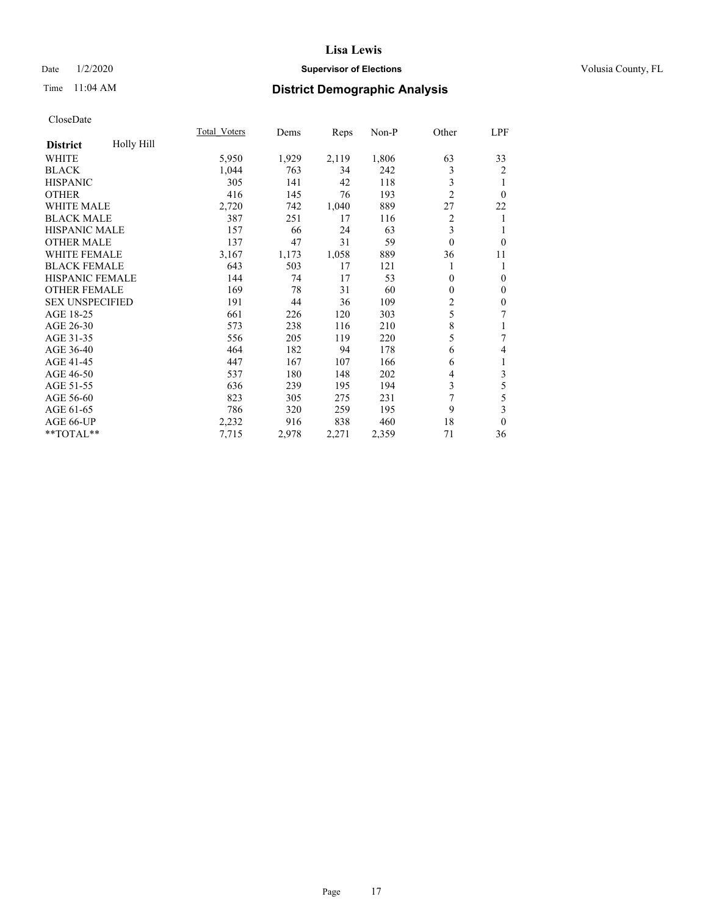**Lisa Lewis**

Date 1/2/2020 **Supervisor of Elections** Volusia County, FL

Time 11:04 AM

## District Demographic Analysis

CloseDate

| District: Holly Hill | Total_Voters | Dems | Reps | Non-P | Other | LPF |
|---|---|---|---|---|---|---|
| WHITE | 5,950 | 1,929 | 2,119 | 1,806 | 63 | 33 |
| BLACK | 1,044 | 763 | 34 | 242 | 3 | 2 |
| HISPANIC | 305 | 141 | 42 | 118 | 3 | 1 |
| OTHER | 416 | 145 | 76 | 193 | 2 | 0 |
| WHITE MALE | 2,720 | 742 | 1,040 | 889 | 27 | 22 |
| BLACK MALE | 387 | 251 | 17 | 116 | 2 | 1 |
| HISPANIC MALE | 157 | 66 | 24 | 63 | 3 | 1 |
| OTHER MALE | 137 | 47 | 31 | 59 | 0 | 0 |
| WHITE FEMALE | 3,167 | 1,173 | 1,058 | 889 | 36 | 11 |
| BLACK FEMALE | 643 | 503 | 17 | 121 | 1 | 1 |
| HISPANIC FEMALE | 144 | 74 | 17 | 53 | 0 | 0 |
| OTHER FEMALE | 169 | 78 | 31 | 60 | 0 | 0 |
| SEX UNSPECIFIED | 191 | 44 | 36 | 109 | 2 | 0 |
| AGE 18-25 | 661 | 226 | 120 | 303 | 5 | 7 |
| AGE 26-30 | 573 | 238 | 116 | 210 | 8 | 1 |
| AGE 31-35 | 556 | 205 | 119 | 220 | 5 | 7 |
| AGE 36-40 | 464 | 182 | 94 | 178 | 6 | 4 |
| AGE 41-45 | 447 | 167 | 107 | 166 | 6 | 1 |
| AGE 46-50 | 537 | 180 | 148 | 202 | 4 | 3 |
| AGE 51-55 | 636 | 239 | 195 | 194 | 3 | 5 |
| AGE 56-60 | 823 | 305 | 275 | 231 | 7 | 5 |
| AGE 61-65 | 786 | 320 | 259 | 195 | 9 | 3 |
| AGE 66-UP | 2,232 | 916 | 838 | 460 | 18 | 0 |
| **TOTAL** | 7,715 | 2,978 | 2,271 | 2,359 | 71 | 36 |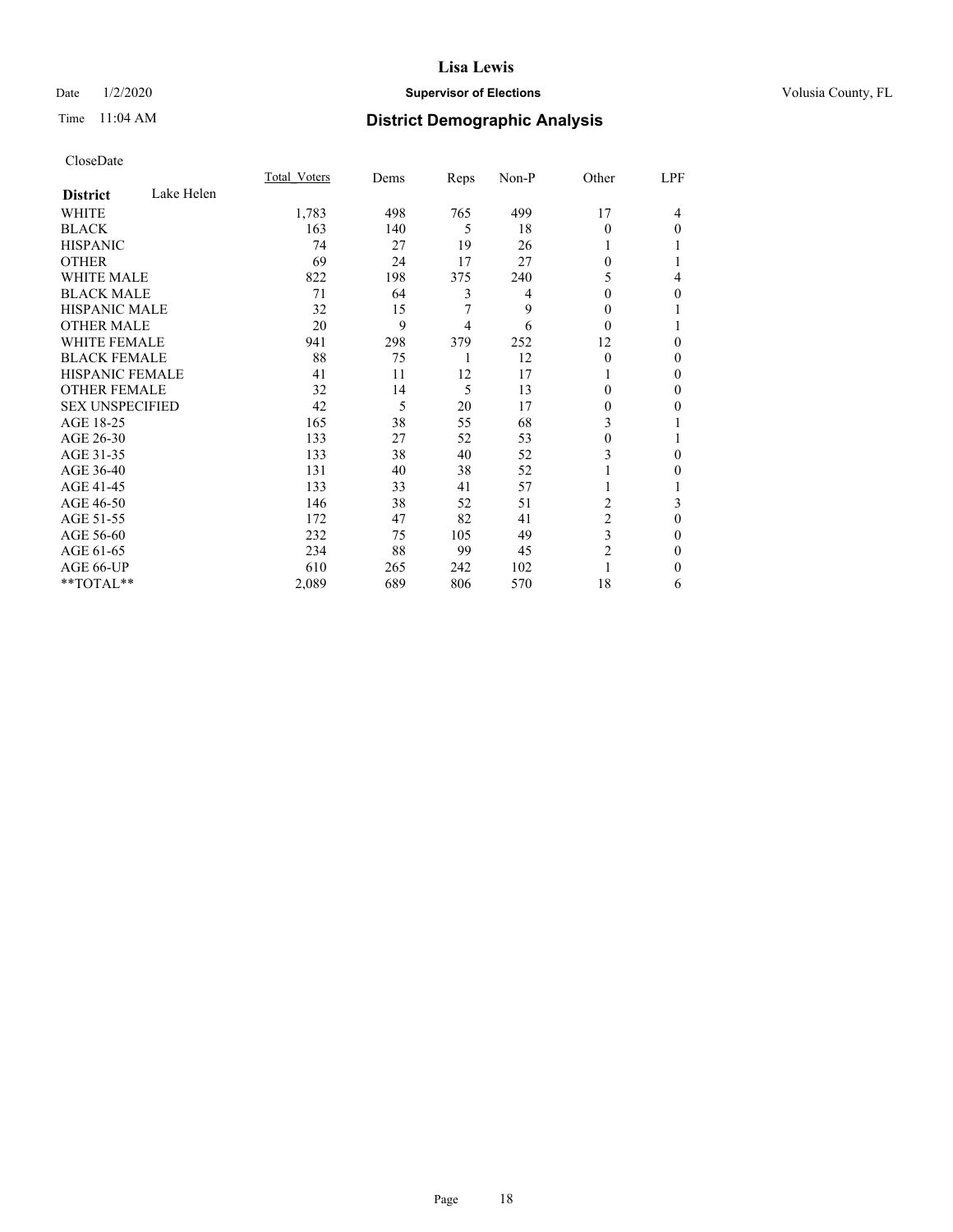# Lisa Lewis

Date 1/2/2020 **Supervisor of Elections** Volusia County, FL

Time 11:04 AM **District Demographic Analysis**

CloseDate

| | Total_Voters | Dems | Reps | Non-P | Other | LPF |
|---|---|---|---|---|---|---|
| **District** Lake Helen | | | | | | |
| WHITE | 1,783 | 498 | 765 | 499 | 17 | 4 |
| BLACK | 163 | 140 | 5 | 18 | 0 | 0 |
| HISPANIC | 74 | 27 | 19 | 26 | 1 | 1 |
| OTHER | 69 | 24 | 17 | 27 | 0 | 1 |
| WHITE MALE | 822 | 198 | 375 | 240 | 5 | 4 |
| BLACK MALE | 71 | 64 | 3 | 4 | 0 | 0 |
| HISPANIC MALE | 32 | 15 | 7 | 9 | 0 | 1 |
| OTHER MALE | 20 | 9 | 4 | 6 | 0 | 1 |
| WHITE FEMALE | 941 | 298 | 379 | 252 | 12 | 0 |
| BLACK FEMALE | 88 | 75 | 1 | 12 | 0 | 0 |
| HISPANIC FEMALE | 41 | 11 | 12 | 17 | 1 | 0 |
| OTHER FEMALE | 32 | 14 | 5 | 13 | 0 | 0 |
| SEX UNSPECIFIED | 42 | 5 | 20 | 17 | 0 | 0 |
| AGE 18-25 | 165 | 38 | 55 | 68 | 3 | 1 |
| AGE 26-30 | 133 | 27 | 52 | 53 | 0 | 1 |
| AGE 31-35 | 133 | 38 | 40 | 52 | 3 | 0 |
| AGE 36-40 | 131 | 40 | 38 | 52 | 1 | 0 |
| AGE 41-45 | 133 | 33 | 41 | 57 | 1 | 1 |
| AGE 46-50 | 146 | 38 | 52 | 51 | 2 | 3 |
| AGE 51-55 | 172 | 47 | 82 | 41 | 2 | 0 |
| AGE 56-60 | 232 | 75 | 105 | 49 | 3 | 0 |
| AGE 61-65 | 234 | 88 | 99 | 45 | 2 | 0 |
| AGE 66-UP | 610 | 265 | 242 | 102 | 1 | 0 |
| **TOTAL** | 2,089 | 689 | 806 | 570 | 18 | 6 |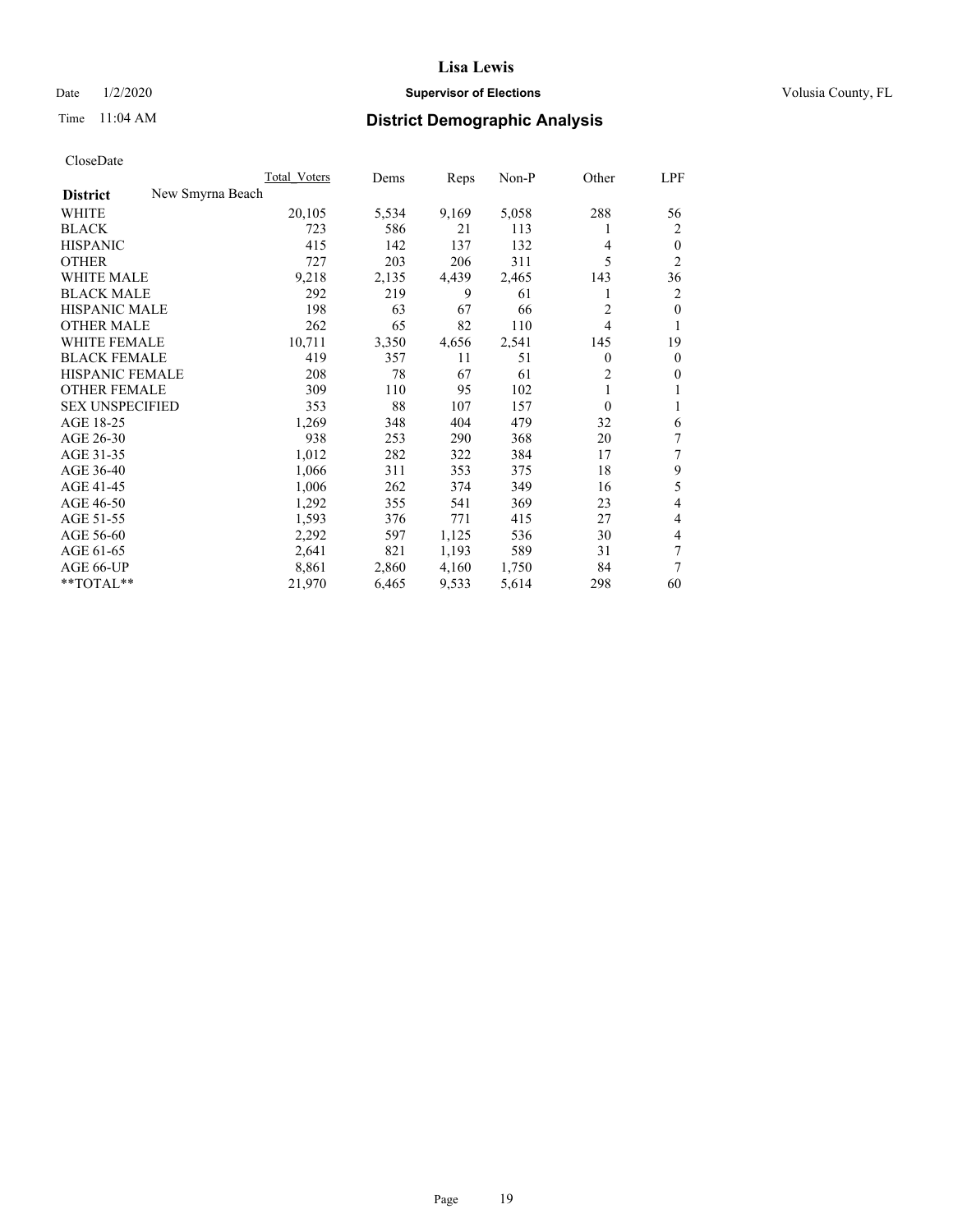# Lisa Lewis

Date 1/2/2020 **Supervisor of Elections** Volusia County, FL

Time 11:04 AM **District Demographic Analysis**

CloseDate

| District New Smyrna Beach | Total_Voters | Dems | Reps | Non-P | Other | LPF |
|---|---|---|---|---|---|---|
| WHITE | 20,105 | 5,534 | 9,169 | 5,058 | 288 | 56 |
| BLACK | 723 | 586 | 21 | 113 | 1 | 2 |
| HISPANIC | 415 | 142 | 137 | 132 | 4 | 0 |
| OTHER | 727 | 203 | 206 | 311 | 5 | 2 |
| WHITE MALE | 9,218 | 2,135 | 4,439 | 2,465 | 143 | 36 |
| BLACK MALE | 292 | 219 | 9 | 61 | 1 | 2 |
| HISPANIC MALE | 198 | 63 | 67 | 66 | 2 | 0 |
| OTHER MALE | 262 | 65 | 82 | 110 | 4 | 1 |
| WHITE FEMALE | 10,711 | 3,350 | 4,656 | 2,541 | 145 | 19 |
| BLACK FEMALE | 419 | 357 | 11 | 51 | 0 | 0 |
| HISPANIC FEMALE | 208 | 78 | 67 | 61 | 2 | 0 |
| OTHER FEMALE | 309 | 110 | 95 | 102 | 1 | 1 |
| SEX UNSPECIFIED | 353 | 88 | 107 | 157 | 0 | 1 |
| AGE 18-25 | 1,269 | 348 | 404 | 479 | 32 | 6 |
| AGE 26-30 | 938 | 253 | 290 | 368 | 20 | 7 |
| AGE 31-35 | 1,012 | 282 | 322 | 384 | 17 | 7 |
| AGE 36-40 | 1,066 | 311 | 353 | 375 | 18 | 9 |
| AGE 41-45 | 1,006 | 262 | 374 | 349 | 16 | 5 |
| AGE 46-50 | 1,292 | 355 | 541 | 369 | 23 | 4 |
| AGE 51-55 | 1,593 | 376 | 771 | 415 | 27 | 4 |
| AGE 56-60 | 2,292 | 597 | 1,125 | 536 | 30 | 4 |
| AGE 61-65 | 2,641 | 821 | 1,193 | 589 | 31 | 7 |
| AGE 66-UP | 8,861 | 2,860 | 4,160 | 1,750 | 84 | 7 |
| **TOTAL** | 21,970 | 6,465 | 9,533 | 5,614 | 298 | 60 |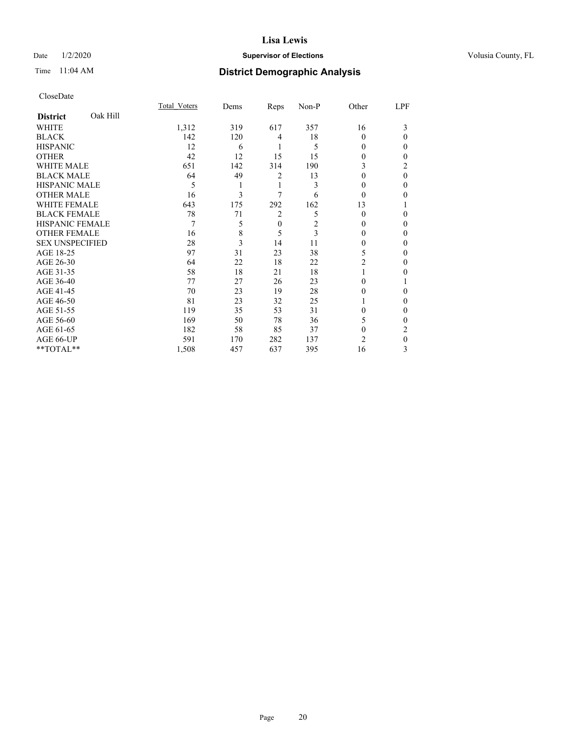# Lisa Lewis

Date 1/2/2020 **Supervisor of Elections** Volusia County, FL

Time 11:04 AM **District Demographic Analysis**

CloseDate

| **District** Oak Hill | Total Voters | Dems | Reps | Non-P | Other | LPF |
|---|---|---|---|---|---|---|
| WHITE | 1,312 | 319 | 617 | 357 | 16 | 3 |
| BLACK | 142 | 120 | 4 | 18 | 0 | 0 |
| HISPANIC | 12 | 6 | 1 | 5 | 0 | 0 |
| OTHER | 42 | 12 | 15 | 15 | 0 | 0 |
| WHITE MALE | 651 | 142 | 314 | 190 | 3 | 2 |
| BLACK MALE | 64 | 49 | 2 | 13 | 0 | 0 |
| HISPANIC MALE | 5 | 1 | 1 | 3 | 0 | 0 |
| OTHER MALE | 16 | 3 | 7 | 6 | 0 | 0 |
| WHITE FEMALE | 643 | 175 | 292 | 162 | 13 | 1 |
| BLACK FEMALE | 78 | 71 | 2 | 5 | 0 | 0 |
| HISPANIC FEMALE | 7 | 5 | 0 | 2 | 0 | 0 |
| OTHER FEMALE | 16 | 8 | 5 | 3 | 0 | 0 |
| SEX UNSPECIFIED | 28 | 3 | 14 | 11 | 0 | 0 |
| AGE 18-25 | 97 | 31 | 23 | 38 | 5 | 0 |
| AGE 26-30 | 64 | 22 | 18 | 22 | 2 | 0 |
| AGE 31-35 | 58 | 18 | 21 | 18 | 1 | 0 |
| AGE 36-40 | 77 | 27 | 26 | 23 | 0 | 1 |
| AGE 41-45 | 70 | 23 | 19 | 28 | 0 | 0 |
| AGE 46-50 | 81 | 23 | 32 | 25 | 1 | 0 |
| AGE 51-55 | 119 | 35 | 53 | 31 | 0 | 0 |
| AGE 56-60 | 169 | 50 | 78 | 36 | 5 | 0 |
| AGE 61-65 | 182 | 58 | 85 | 37 | 0 | 2 |
| AGE 66-UP | 591 | 170 | 282 | 137 | 2 | 0 |
| **TOTAL** | 1,508 | 457 | 637 | 395 | 16 | 3 |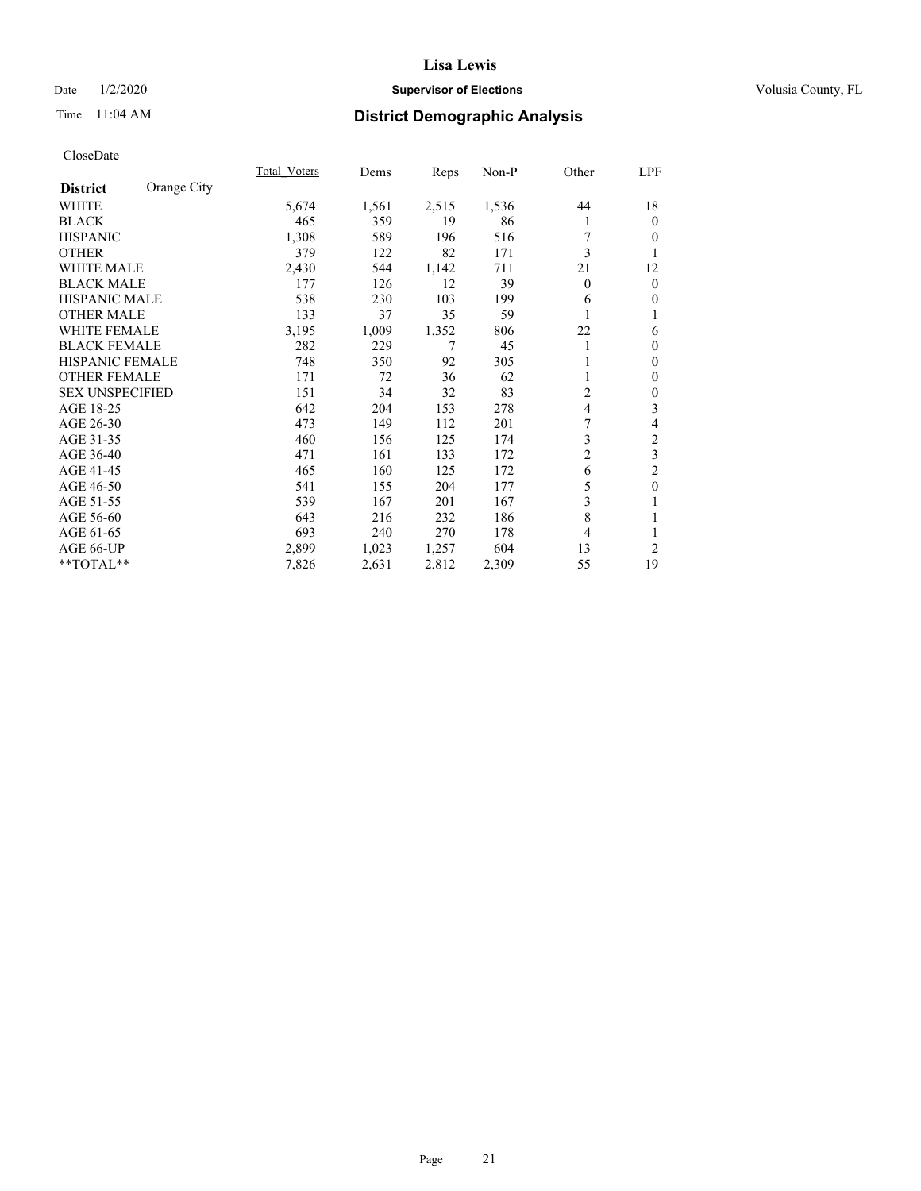# Lisa Lewis

Date 1/2/2020 **Supervisor of Elections** Volusia County, FL

Time 11:04 AM **District Demographic Analysis**

CloseDate

| **District** Orange City | Total_Voters | Dems | Reps | Non-P | Other | LPF |
|---|---|---|---|---|---|---|
| WHITE | 5,674 | 1,561 | 2,515 | 1,536 | 44 | 18 |
| BLACK | 465 | 359 | 19 | 86 | 1 | 0 |
| HISPANIC | 1,308 | 589 | 196 | 516 | 7 | 0 |
| OTHER | 379 | 122 | 82 | 171 | 3 | 1 |
| WHITE MALE | 2,430 | 544 | 1,142 | 711 | 21 | 12 |
| BLACK MALE | 177 | 126 | 12 | 39 | 0 | 0 |
| HISPANIC MALE | 538 | 230 | 103 | 199 | 6 | 0 |
| OTHER MALE | 133 | 37 | 35 | 59 | 1 | 1 |
| WHITE FEMALE | 3,195 | 1,009 | 1,352 | 806 | 22 | 6 |
| BLACK FEMALE | 282 | 229 | 7 | 45 | 1 | 0 |
| HISPANIC FEMALE | 748 | 350 | 92 | 305 | 1 | 0 |
| OTHER FEMALE | 171 | 72 | 36 | 62 | 1 | 0 |
| SEX UNSPECIFIED | 151 | 34 | 32 | 83 | 2 | 0 |
| AGE 18-25 | 642 | 204 | 153 | 278 | 4 | 3 |
| AGE 26-30 | 473 | 149 | 112 | 201 | 7 | 4 |
| AGE 31-35 | 460 | 156 | 125 | 174 | 3 | 2 |
| AGE 36-40 | 471 | 161 | 133 | 172 | 2 | 3 |
| AGE 41-45 | 465 | 160 | 125 | 172 | 6 | 2 |
| AGE 46-50 | 541 | 155 | 204 | 177 | 5 | 0 |
| AGE 51-55 | 539 | 167 | 201 | 167 | 3 | 1 |
| AGE 56-60 | 643 | 216 | 232 | 186 | 8 | 1 |
| AGE 61-65 | 693 | 240 | 270 | 178 | 4 | 1 |
| AGE 66-UP | 2,899 | 1,023 | 1,257 | 604 | 13 | 2 |
| **TOTAL** | 7,826 | 2,631 | 2,812 | 2,309 | 55 | 19 |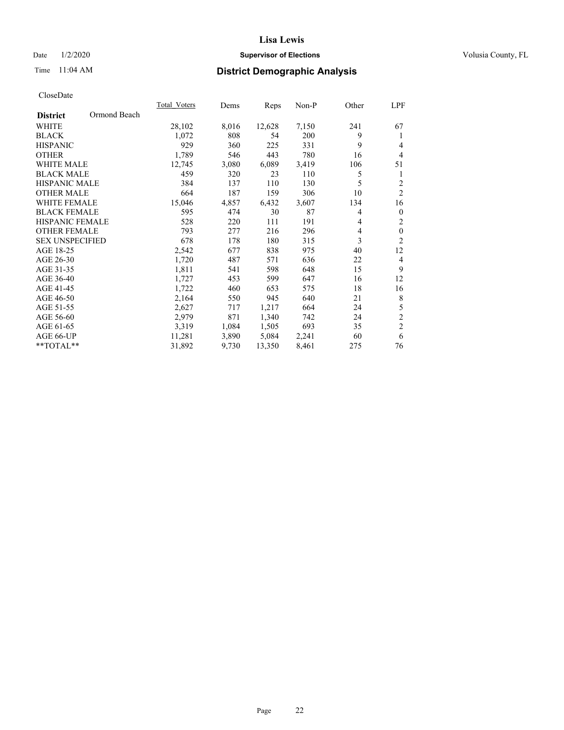CloseDate

| District | Ormond Beach | Total_Voters | Dems | Reps | Non-P | Other | LPF |
|---|---|---|---|---|---|---|---|
| WHITE | | 28,102 | 8,016 | 12,628 | 7,150 | 241 | 67 |
| BLACK | | 1,072 | 808 | 54 | 200 | 9 | 1 |
| HISPANIC | | 929 | 360 | 225 | 331 | 9 | 4 |
| OTHER | | 1,789 | 546 | 443 | 780 | 16 | 4 |
| WHITE MALE | | 12,745 | 3,080 | 6,089 | 3,419 | 106 | 51 |
| BLACK MALE | | 459 | 320 | 23 | 110 | 5 | 1 |
| HISPANIC MALE | | 384 | 137 | 110 | 130 | 5 | 2 |
| OTHER MALE | | 664 | 187 | 159 | 306 | 10 | 2 |
| WHITE FEMALE | | 15,046 | 4,857 | 6,432 | 3,607 | 134 | 16 |
| BLACK FEMALE | | 595 | 474 | 30 | 87 | 4 | 0 |
| HISPANIC FEMALE | | 528 | 220 | 111 | 191 | 4 | 2 |
| OTHER FEMALE | | 793 | 277 | 216 | 296 | 4 | 0 |
| SEX UNSPECIFIED | | 678 | 178 | 180 | 315 | 3 | 2 |
| AGE 18-25 | | 2,542 | 677 | 838 | 975 | 40 | 12 |
| AGE 26-30 | | 1,720 | 487 | 571 | 636 | 22 | 4 |
| AGE 31-35 | | 1,811 | 541 | 598 | 648 | 15 | 9 |
| AGE 36-40 | | 1,727 | 453 | 599 | 647 | 16 | 12 |
| AGE 41-45 | | 1,722 | 460 | 653 | 575 | 18 | 16 |
| AGE 46-50 | | 2,164 | 550 | 945 | 640 | 21 | 8 |
| AGE 51-55 | | 2,627 | 717 | 1,217 | 664 | 24 | 5 |
| AGE 56-60 | | 2,979 | 871 | 1,340 | 742 | 24 | 2 |
| AGE 61-65 | | 3,319 | 1,084 | 1,505 | 693 | 35 | 2 |
| AGE 66-UP | | 11,281 | 3,890 | 5,084 | 2,241 | 60 | 6 |
| **TOTAL** | | 31,892 | 9,730 | 13,350 | 8,461 | 275 | 76 |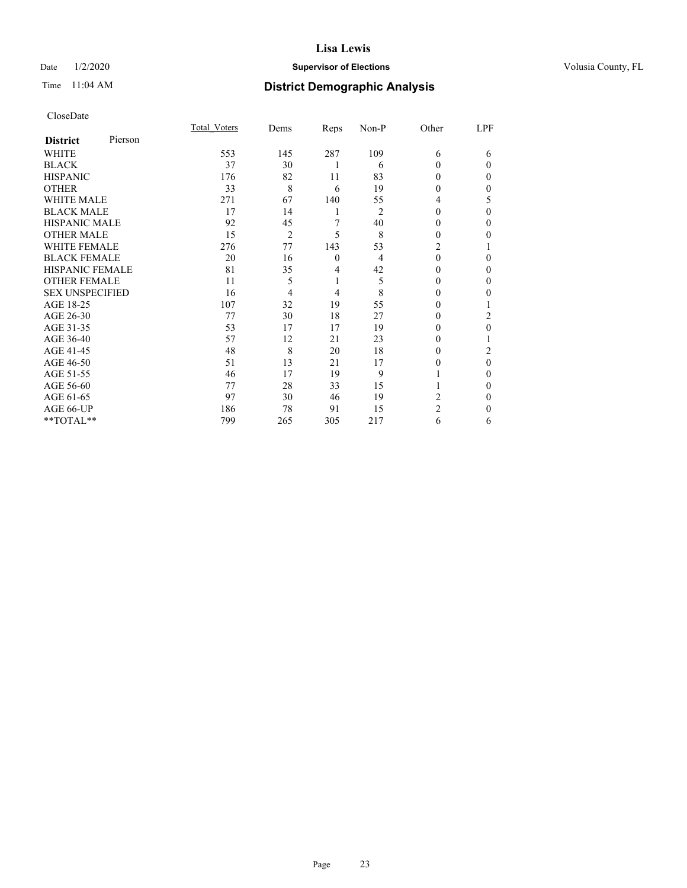# Lisa Lewis

Date 1/2/2020 **Supervisor of Elections** Volusia County, FL

Time 11:04 AM **District Demographic Analysis**

CloseDate

| **District** Pierson | Total_Voters | Dems | Reps | Non-P | Other | LPF |
|---|---|---|---|---|---|---|
| WHITE | 553 | 145 | 287 | 109 | 6 | 6 |
| BLACK | 37 | 30 | 1 | 6 | 0 | 0 |
| HISPANIC | 176 | 82 | 11 | 83 | 0 | 0 |
| OTHER | 33 | 8 | 6 | 19 | 0 | 0 |
| WHITE MALE | 271 | 67 | 140 | 55 | 4 | 5 |
| BLACK MALE | 17 | 14 | 1 | 2 | 0 | 0 |
| HISPANIC MALE | 92 | 45 | 7 | 40 | 0 | 0 |
| OTHER MALE | 15 | 2 | 5 | 8 | 0 | 0 |
| WHITE FEMALE | 276 | 77 | 143 | 53 | 2 | 1 |
| BLACK FEMALE | 20 | 16 | 0 | 4 | 0 | 0 |
| HISPANIC FEMALE | 81 | 35 | 4 | 42 | 0 | 0 |
| OTHER FEMALE | 11 | 5 | 1 | 5 | 0 | 0 |
| SEX UNSPECIFIED | 16 | 4 | 4 | 8 | 0 | 0 |
| AGE 18-25 | 107 | 32 | 19 | 55 | 0 | 1 |
| AGE 26-30 | 77 | 30 | 18 | 27 | 0 | 2 |
| AGE 31-35 | 53 | 17 | 17 | 19 | 0 | 0 |
| AGE 36-40 | 57 | 12 | 21 | 23 | 0 | 1 |
| AGE 41-45 | 48 | 8 | 20 | 18 | 0 | 2 |
| AGE 46-50 | 51 | 13 | 21 | 17 | 0 | 0 |
| AGE 51-55 | 46 | 17 | 19 | 9 | 1 | 0 |
| AGE 56-60 | 77 | 28 | 33 | 15 | 1 | 0 |
| AGE 61-65 | 97 | 30 | 46 | 19 | 2 | 0 |
| AGE 66-UP | 186 | 78 | 91 | 15 | 2 | 0 |
| **TOTAL** | 799 | 265 | 305 | 217 | 6 | 6 |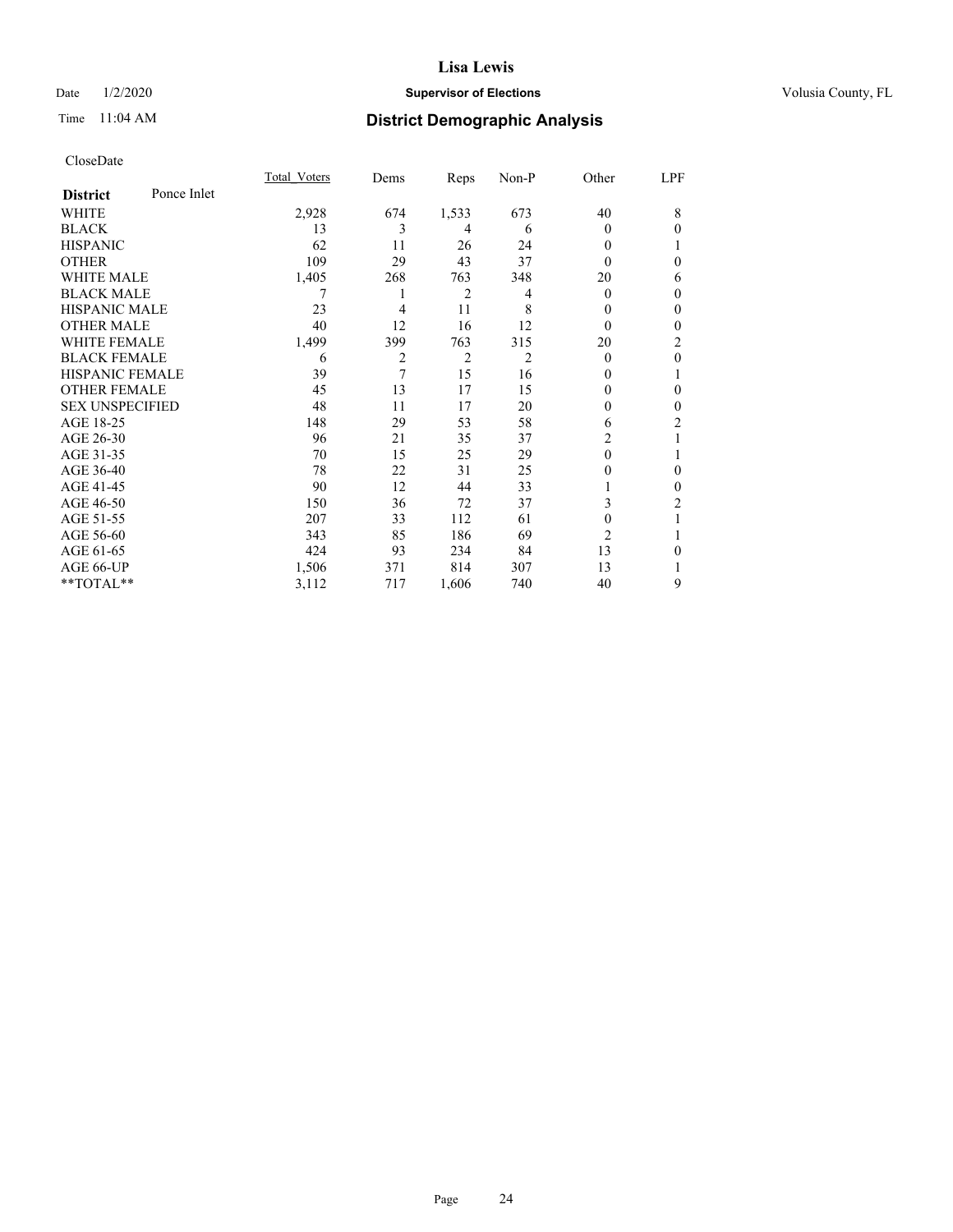# Lisa Lewis

Date 1/2/2020 **Supervisor of Elections** Volusia County, FL

Time 11:04 AM **District Demographic Analysis**

CloseDate

| **District** Ponce Inlet | Total_Voters | Dems | Reps | Non-P | Other | LPF |
|---|---|---|---|---|---|---|
| WHITE | 2,928 | 674 | 1,533 | 673 | 40 | 8 |
| BLACK | 13 | 3 | 4 | 6 | 0 | 0 |
| HISPANIC | 62 | 11 | 26 | 24 | 0 | 1 |
| OTHER | 109 | 29 | 43 | 37 | 0 | 0 |
| WHITE MALE | 1,405 | 268 | 763 | 348 | 20 | 6 |
| BLACK MALE | 7 | 1 | 2 | 4 | 0 | 0 |
| HISPANIC MALE | 23 | 4 | 11 | 8 | 0 | 0 |
| OTHER MALE | 40 | 12 | 16 | 12 | 0 | 0 |
| WHITE FEMALE | 1,499 | 399 | 763 | 315 | 20 | 2 |
| BLACK FEMALE | 6 | 2 | 2 | 2 | 0 | 0 |
| HISPANIC FEMALE | 39 | 7 | 15 | 16 | 0 | 1 |
| OTHER FEMALE | 45 | 13 | 17 | 15 | 0 | 0 |
| SEX UNSPECIFIED | 48 | 11 | 17 | 20 | 0 | 0 |
| AGE 18-25 | 148 | 29 | 53 | 58 | 6 | 2 |
| AGE 26-30 | 96 | 21 | 35 | 37 | 2 | 1 |
| AGE 31-35 | 70 | 15 | 25 | 29 | 0 | 1 |
| AGE 36-40 | 78 | 22 | 31 | 25 | 0 | 0 |
| AGE 41-45 | 90 | 12 | 44 | 33 | 1 | 0 |
| AGE 46-50 | 150 | 36 | 72 | 37 | 3 | 2 |
| AGE 51-55 | 207 | 33 | 112 | 61 | 0 | 1 |
| AGE 56-60 | 343 | 85 | 186 | 69 | 2 | 1 |
| AGE 61-65 | 424 | 93 | 234 | 84 | 13 | 0 |
| AGE 66-UP | 1,506 | 371 | 814 | 307 | 13 | 1 |
| **TOTAL** | 3,112 | 717 | 1,606 | 740 | 40 | 9 |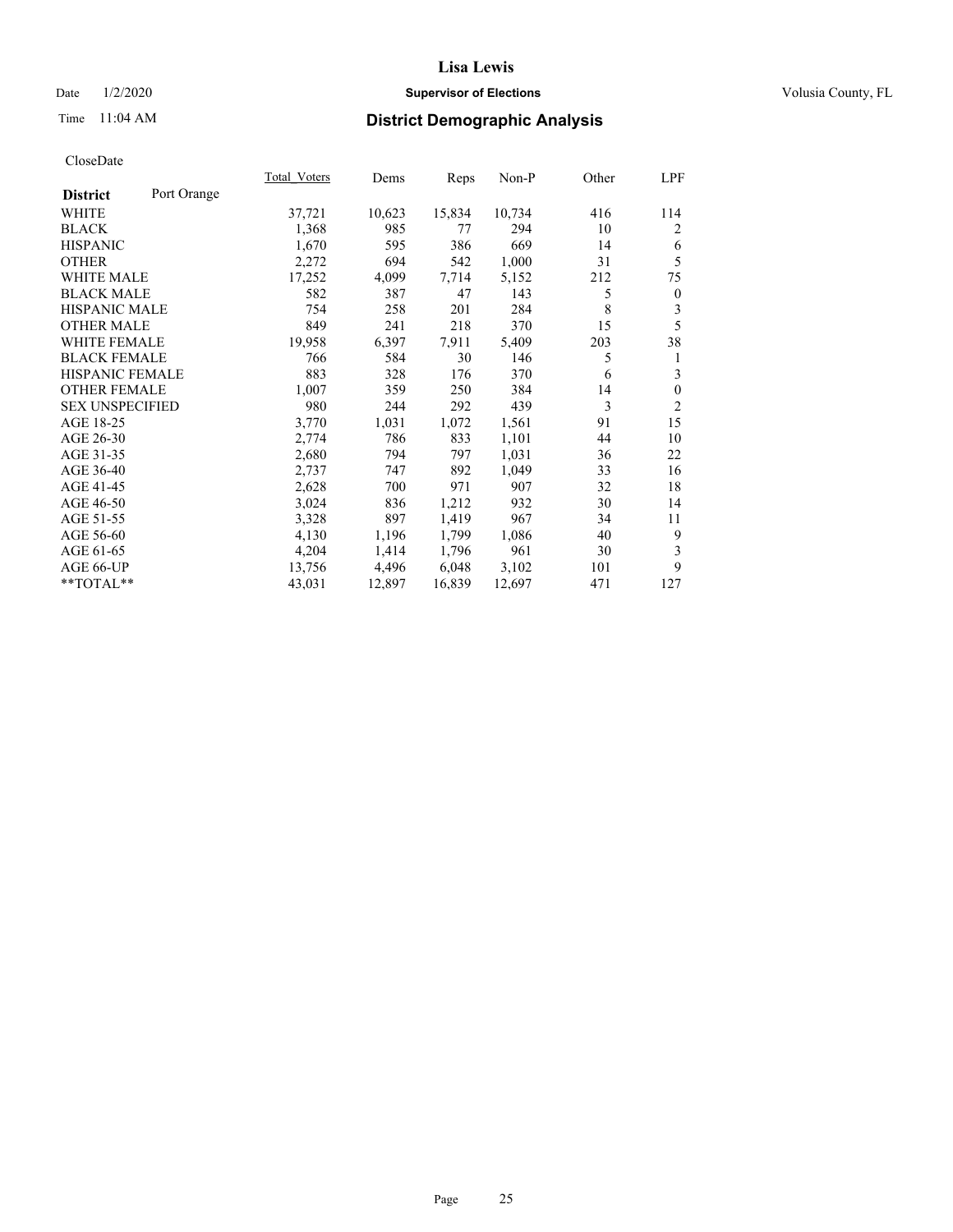**Lisa Lewis**

Date 1/2/2020 **Supervisor of Elections** Volusia County, FL

Time 11:04 AM **District Demographic Analysis**

CloseDate

| **District** Port Orange | Total_Voters | Dems | Reps | Non-P | Other | LPF |
|---|---|---|---|---|---|---|
| WHITE | 37,721 | 10,623 | 15,834 | 10,734 | 416 | 114 |
| BLACK | 1,368 | 985 | 77 | 294 | 10 | 2 |
| HISPANIC | 1,670 | 595 | 386 | 669 | 14 | 6 |
| OTHER | 2,272 | 694 | 542 | 1,000 | 31 | 5 |
| WHITE MALE | 17,252 | 4,099 | 7,714 | 5,152 | 212 | 75 |
| BLACK MALE | 582 | 387 | 47 | 143 | 5 | 0 |
| HISPANIC MALE | 754 | 258 | 201 | 284 | 8 | 3 |
| OTHER MALE | 849 | 241 | 218 | 370 | 15 | 5 |
| WHITE FEMALE | 19,958 | 6,397 | 7,911 | 5,409 | 203 | 38 |
| BLACK FEMALE | 766 | 584 | 30 | 146 | 5 | 1 |
| HISPANIC FEMALE | 883 | 328 | 176 | 370 | 6 | 3 |
| OTHER FEMALE | 1,007 | 359 | 250 | 384 | 14 | 0 |
| SEX UNSPECIFIED | 980 | 244 | 292 | 439 | 3 | 2 |
| AGE 18-25 | 3,770 | 1,031 | 1,072 | 1,561 | 91 | 15 |
| AGE 26-30 | 2,774 | 786 | 833 | 1,101 | 44 | 10 |
| AGE 31-35 | 2,680 | 794 | 797 | 1,031 | 36 | 22 |
| AGE 36-40 | 2,737 | 747 | 892 | 1,049 | 33 | 16 |
| AGE 41-45 | 2,628 | 700 | 971 | 907 | 32 | 18 |
| AGE 46-50 | 3,024 | 836 | 1,212 | 932 | 30 | 14 |
| AGE 51-55 | 3,328 | 897 | 1,419 | 967 | 34 | 11 |
| AGE 56-60 | 4,130 | 1,196 | 1,799 | 1,086 | 40 | 9 |
| AGE 61-65 | 4,204 | 1,414 | 1,796 | 961 | 30 | 3 |
| AGE 66-UP | 13,756 | 4,496 | 6,048 | 3,102 | 101 | 9 |
| **TOTAL** | 43,031 | 12,897 | 16,839 | 12,697 | 471 | 127 |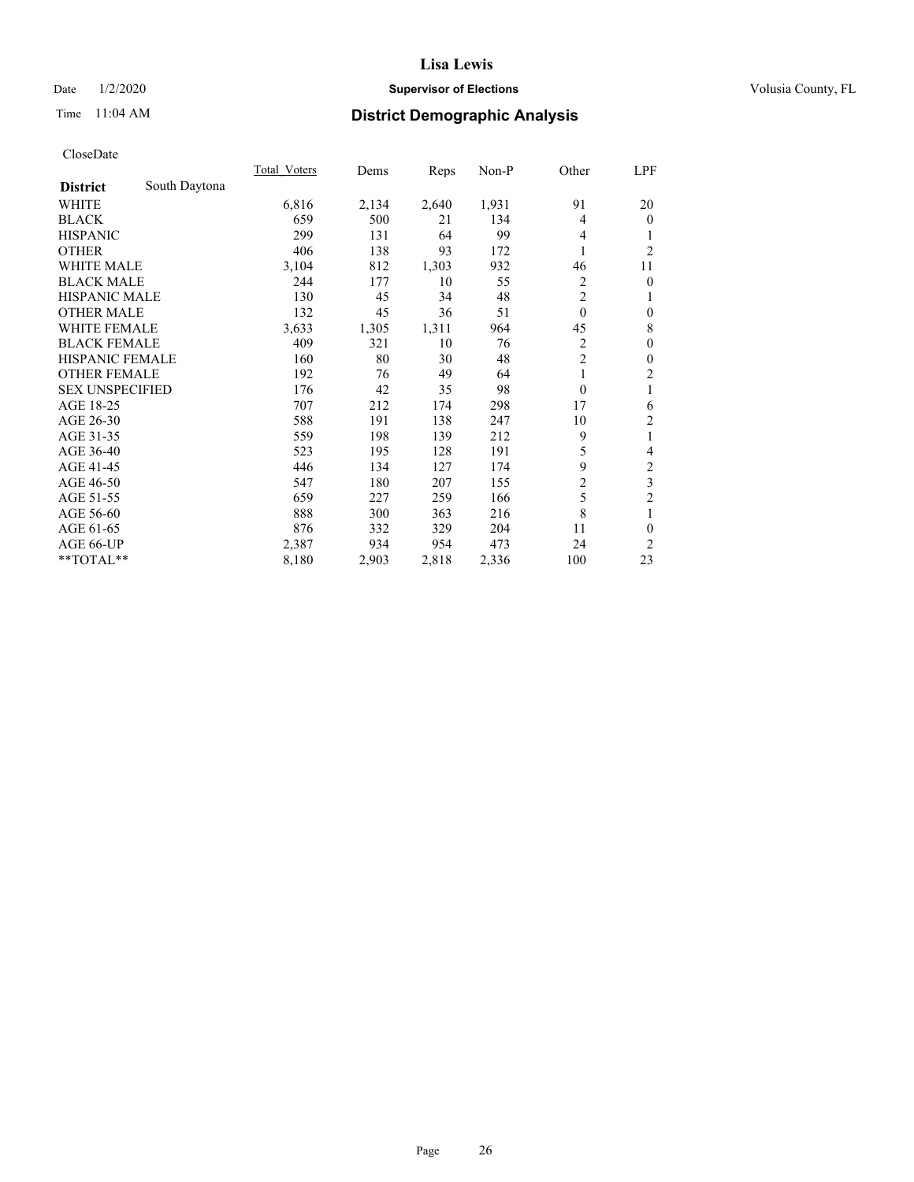# Lisa Lewis

Date 1/2/2020 | **Supervisor of Elections** | Volusia County, FL

Time 11:04 AM | **District Demographic Analysis**

CloseDate

| **District** South Daytona | Total Voters | Dems | Reps | Non-P | Other | LPF |
|---|---|---|---|---|---|---|
| WHITE | 6,816 | 2,134 | 2,640 | 1,931 | 91 | 20 |
| BLACK | 659 | 500 | 21 | 134 | 4 | 0 |
| HISPANIC | 299 | 131 | 64 | 99 | 4 | 1 |
| OTHER | 406 | 138 | 93 | 172 | 1 | 2 |
| WHITE MALE | 3,104 | 812 | 1,303 | 932 | 46 | 11 |
| BLACK MALE | 244 | 177 | 10 | 55 | 2 | 0 |
| HISPANIC MALE | 130 | 45 | 34 | 48 | 2 | 1 |
| OTHER MALE | 132 | 45 | 36 | 51 | 0 | 0 |
| WHITE FEMALE | 3,633 | 1,305 | 1,311 | 964 | 45 | 8 |
| BLACK FEMALE | 409 | 321 | 10 | 76 | 2 | 0 |
| HISPANIC FEMALE | 160 | 80 | 30 | 48 | 2 | 0 |
| OTHER FEMALE | 192 | 76 | 49 | 64 | 1 | 2 |
| SEX UNSPECIFIED | 176 | 42 | 35 | 98 | 0 | 1 |
| AGE 18-25 | 707 | 212 | 174 | 298 | 17 | 6 |
| AGE 26-30 | 588 | 191 | 138 | 247 | 10 | 2 |
| AGE 31-35 | 559 | 198 | 139 | 212 | 9 | 1 |
| AGE 36-40 | 523 | 195 | 128 | 191 | 5 | 4 |
| AGE 41-45 | 446 | 134 | 127 | 174 | 9 | 2 |
| AGE 46-50 | 547 | 180 | 207 | 155 | 2 | 3 |
| AGE 51-55 | 659 | 227 | 259 | 166 | 5 | 2 |
| AGE 56-60 | 888 | 300 | 363 | 216 | 8 | 1 |
| AGE 61-65 | 876 | 332 | 329 | 204 | 11 | 0 |
| AGE 66-UP | 2,387 | 934 | 954 | 473 | 24 | 2 |
| **TOTAL** | 8,180 | 2,903 | 2,818 | 2,336 | 100 | 23 |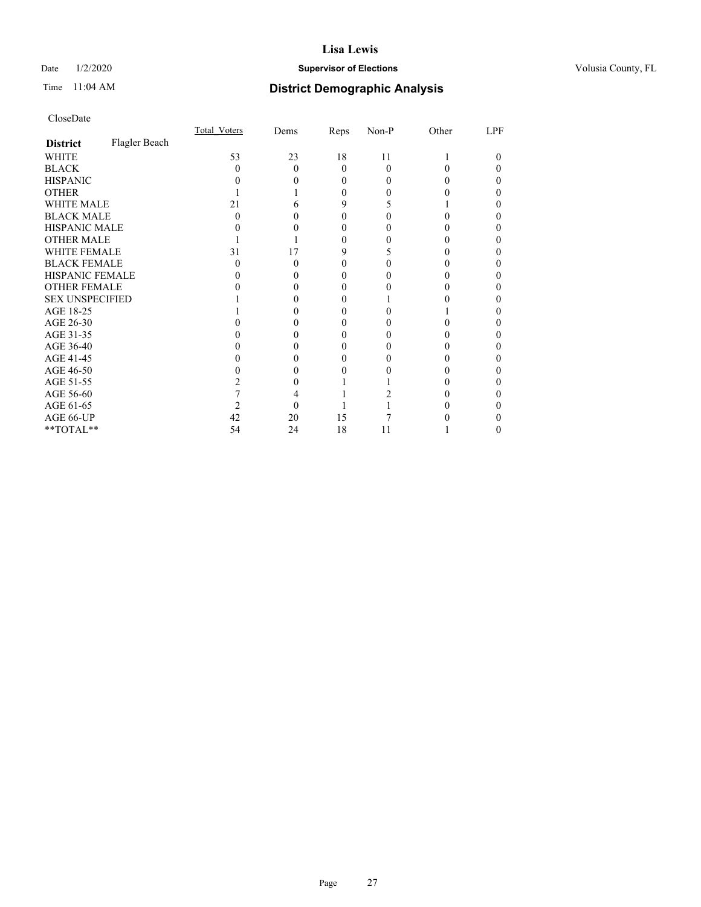# Lisa Lewis

Date 1/2/2020 **Supervisor of Elections** Volusia County, FL

Time 11:04 AM **District Demographic Analysis**

CloseDate

| **District** Flagler Beach | Total_Voters | Dems | Reps | Non-P | Other | LPF |
|---|---|---|---|---|---|---|
| WHITE | 53 | 23 | 18 | 11 | 1 | 0 |
| BLACK | 0 | 0 | 0 | 0 | 0 | 0 |
| HISPANIC | 0 | 0 | 0 | 0 | 0 | 0 |
| OTHER | 1 | 1 | 0 | 0 | 0 | 0 |
| WHITE MALE | 21 | 6 | 9 | 5 | 1 | 0 |
| BLACK MALE | 0 | 0 | 0 | 0 | 0 | 0 |
| HISPANIC MALE | 0 | 0 | 0 | 0 | 0 | 0 |
| OTHER MALE | 1 | 1 | 0 | 0 | 0 | 0 |
| WHITE FEMALE | 31 | 17 | 9 | 5 | 0 | 0 |
| BLACK FEMALE | 0 | 0 | 0 | 0 | 0 | 0 |
| HISPANIC FEMALE | 0 | 0 | 0 | 0 | 0 | 0 |
| OTHER FEMALE | 0 | 0 | 0 | 0 | 0 | 0 |
| SEX UNSPECIFIED | 1 | 0 | 0 | 1 | 0 | 0 |
| AGE 18-25 | 1 | 0 | 0 | 0 | 1 | 0 |
| AGE 26-30 | 0 | 0 | 0 | 0 | 0 | 0 |
| AGE 31-35 | 0 | 0 | 0 | 0 | 0 | 0 |
| AGE 36-40 | 0 | 0 | 0 | 0 | 0 | 0 |
| AGE 41-45 | 0 | 0 | 0 | 0 | 0 | 0 |
| AGE 46-50 | 0 | 0 | 0 | 0 | 0 | 0 |
| AGE 51-55 | 2 | 0 | 1 | 1 | 0 | 0 |
| AGE 56-60 | 7 | 4 | 1 | 2 | 0 | 0 |
| AGE 61-65 | 2 | 0 | 1 | 1 | 0 | 0 |
| AGE 66-UP | 42 | 20 | 15 | 7 | 0 | 0 |
| **TOTAL** | 54 | 24 | 18 | 11 | 1 | 0 |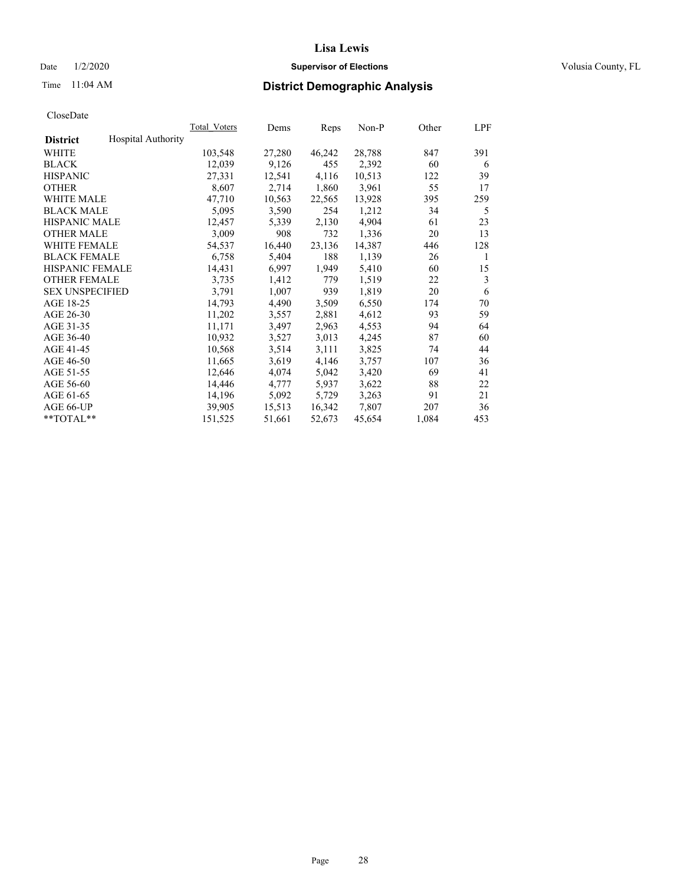# Lisa Lewis

Date 1/2/2020 **Supervisor of Elections** Volusia County, FL

Time 11:04 AM **District Demographic Analysis**

CloseDate

| **District** Hospital Authority | Total_Voters | Dems | Reps | Non-P | Other | LPF |
|---|---|---|---|---|---|---|
| WHITE | 103,548 | 27,280 | 46,242 | 28,788 | 847 | 391 |
| BLACK | 12,039 | 9,126 | 455 | 2,392 | 60 | 6 |
| HISPANIC | 27,331 | 12,541 | 4,116 | 10,513 | 122 | 39 |
| OTHER | 8,607 | 2,714 | 1,860 | 3,961 | 55 | 17 |
| WHITE MALE | 47,710 | 10,563 | 22,565 | 13,928 | 395 | 259 |
| BLACK MALE | 5,095 | 3,590 | 254 | 1,212 | 34 | 5 |
| HISPANIC MALE | 12,457 | 5,339 | 2,130 | 4,904 | 61 | 23 |
| OTHER MALE | 3,009 | 908 | 732 | 1,336 | 20 | 13 |
| WHITE FEMALE | 54,537 | 16,440 | 23,136 | 14,387 | 446 | 128 |
| BLACK FEMALE | 6,758 | 5,404 | 188 | 1,139 | 26 | 1 |
| HISPANIC FEMALE | 14,431 | 6,997 | 1,949 | 5,410 | 60 | 15 |
| OTHER FEMALE | 3,735 | 1,412 | 779 | 1,519 | 22 | 3 |
| SEX UNSPECIFIED | 3,791 | 1,007 | 939 | 1,819 | 20 | 6 |
| AGE 18-25 | 14,793 | 4,490 | 3,509 | 6,550 | 174 | 70 |
| AGE 26-30 | 11,202 | 3,557 | 2,881 | 4,612 | 93 | 59 |
| AGE 31-35 | 11,171 | 3,497 | 2,963 | 4,553 | 94 | 64 |
| AGE 36-40 | 10,932 | 3,527 | 3,013 | 4,245 | 87 | 60 |
| AGE 41-45 | 10,568 | 3,514 | 3,111 | 3,825 | 74 | 44 |
| AGE 46-50 | 11,665 | 3,619 | 4,146 | 3,757 | 107 | 36 |
| AGE 51-55 | 12,646 | 4,074 | 5,042 | 3,420 | 69 | 41 |
| AGE 56-60 | 14,446 | 4,777 | 5,937 | 3,622 | 88 | 22 |
| AGE 61-65 | 14,196 | 5,092 | 5,729 | 3,263 | 91 | 21 |
| AGE 66-UP | 39,905 | 15,513 | 16,342 | 7,807 | 207 | 36 |
| **TOTAL** | 151,525 | 51,661 | 52,673 | 45,654 | 1,084 | 453 |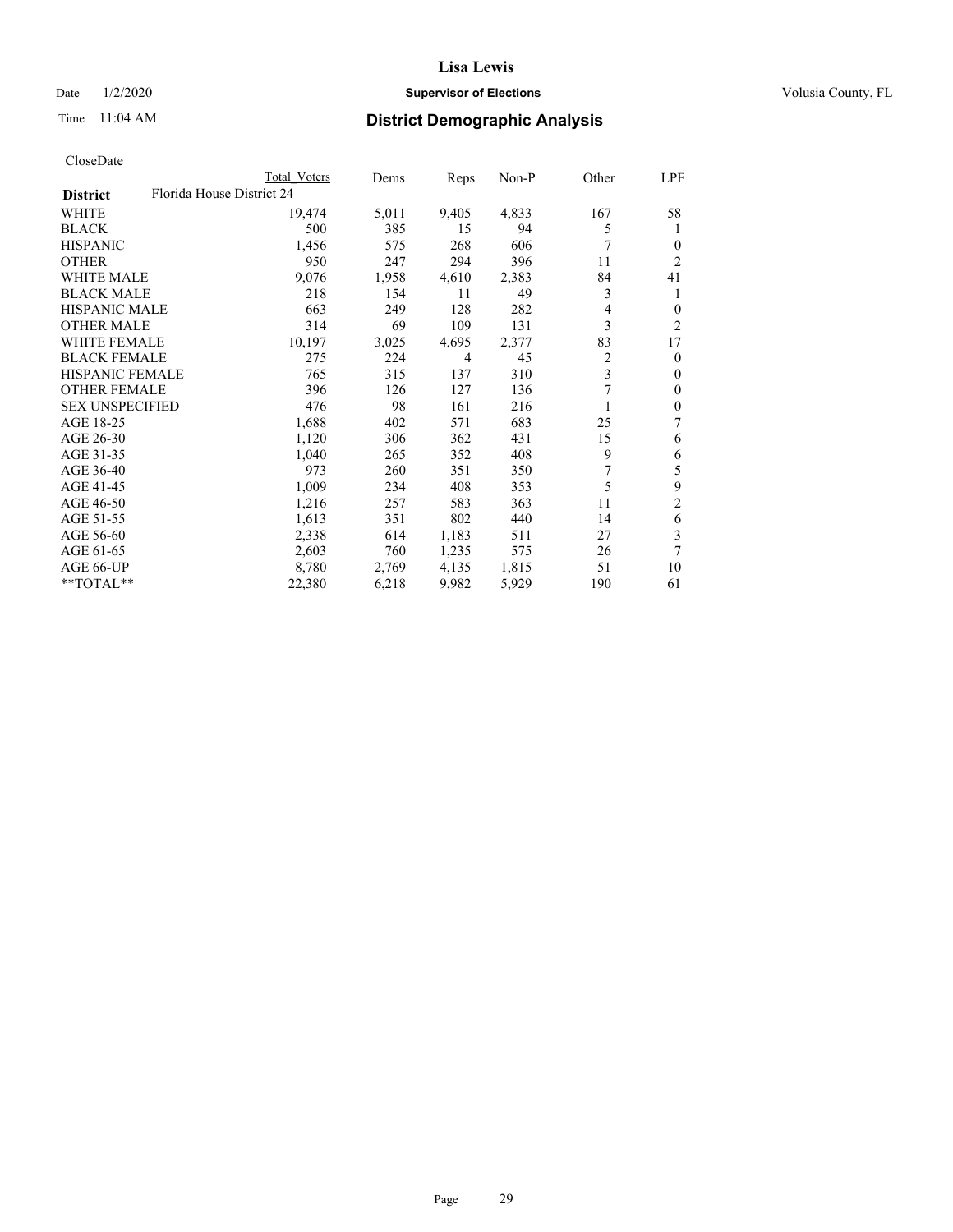# District Demographic Analysis

CloseDate

| | Total Voters | Dems | Reps | Non-P | Other | LPF |
|---|---|---|---|---|---|---|
| **District** Florida House District 24 | | | | | | |
| WHITE | 19,474 | 5,011 | 9,405 | 4,833 | 167 | 58 |
| BLACK | 500 | 385 | 15 | 94 | 5 | 1 |
| HISPANIC | 1,456 | 575 | 268 | 606 | 7 | 0 |
| OTHER | 950 | 247 | 294 | 396 | 11 | 2 |
| WHITE MALE | 9,076 | 1,958 | 4,610 | 2,383 | 84 | 41 |
| BLACK MALE | 218 | 154 | 11 | 49 | 3 | 1 |
| HISPANIC MALE | 663 | 249 | 128 | 282 | 4 | 0 |
| OTHER MALE | 314 | 69 | 109 | 131 | 3 | 2 |
| WHITE FEMALE | 10,197 | 3,025 | 4,695 | 2,377 | 83 | 17 |
| BLACK FEMALE | 275 | 224 | 4 | 45 | 2 | 0 |
| HISPANIC FEMALE | 765 | 315 | 137 | 310 | 3 | 0 |
| OTHER FEMALE | 396 | 126 | 127 | 136 | 7 | 0 |
| SEX UNSPECIFIED | 476 | 98 | 161 | 216 | 1 | 0 |
| AGE 18-25 | 1,688 | 402 | 571 | 683 | 25 | 7 |
| AGE 26-30 | 1,120 | 306 | 362 | 431 | 15 | 6 |
| AGE 31-35 | 1,040 | 265 | 352 | 408 | 9 | 6 |
| AGE 36-40 | 973 | 260 | 351 | 350 | 7 | 5 |
| AGE 41-45 | 1,009 | 234 | 408 | 353 | 5 | 9 |
| AGE 46-50 | 1,216 | 257 | 583 | 363 | 11 | 2 |
| AGE 51-55 | 1,613 | 351 | 802 | 440 | 14 | 6 |
| AGE 56-60 | 2,338 | 614 | 1,183 | 511 | 27 | 3 |
| AGE 61-65 | 2,603 | 760 | 1,235 | 575 | 26 | 7 |
| AGE 66-UP | 8,780 | 2,769 | 4,135 | 1,815 | 51 | 10 |
| **TOTAL** | 22,380 | 6,218 | 9,982 | 5,929 | 190 | 61 |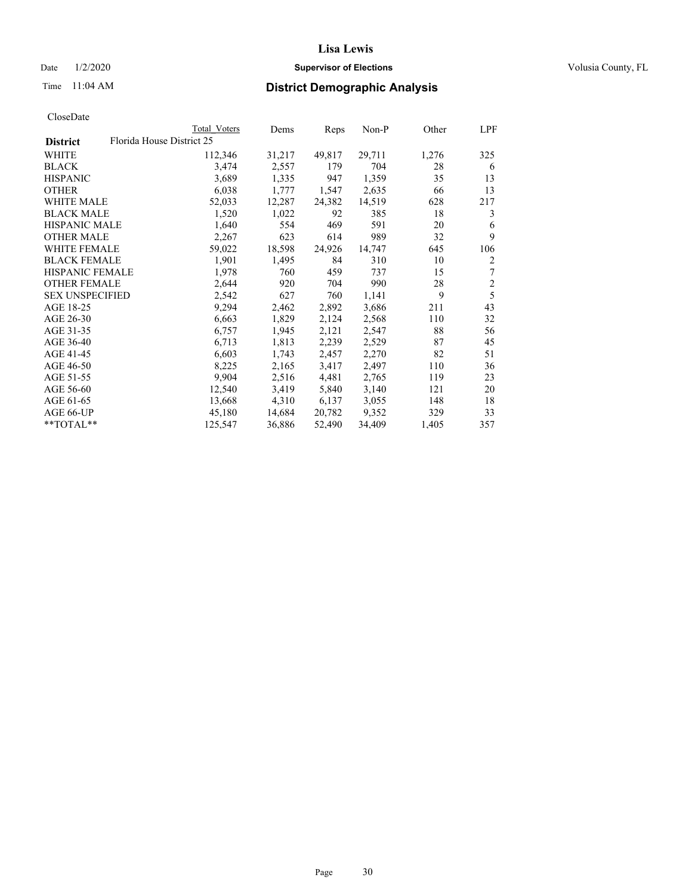# Lisa Lewis

Date 1/2/2020 **Supervisor of Elections** Volusia County, FL

Time 11:04 AM **District Demographic Analysis**

CloseDate

| | Total Voters | Dems | Reps | Non-P | Other | LPF |
|---|---|---|---|---|---|---|
| **District** Florida House District 25 | | | | | | |
| WHITE | 112,346 | 31,217 | 49,817 | 29,711 | 1,276 | 325 |
| BLACK | 3,474 | 2,557 | 179 | 704 | 28 | 6 |
| HISPANIC | 3,689 | 1,335 | 947 | 1,359 | 35 | 13 |
| OTHER | 6,038 | 1,777 | 1,547 | 2,635 | 66 | 13 |
| WHITE MALE | 52,033 | 12,287 | 24,382 | 14,519 | 628 | 217 |
| BLACK MALE | 1,520 | 1,022 | 92 | 385 | 18 | 3 |
| HISPANIC MALE | 1,640 | 554 | 469 | 591 | 20 | 6 |
| OTHER MALE | 2,267 | 623 | 614 | 989 | 32 | 9 |
| WHITE FEMALE | 59,022 | 18,598 | 24,926 | 14,747 | 645 | 106 |
| BLACK FEMALE | 1,901 | 1,495 | 84 | 310 | 10 | 2 |
| HISPANIC FEMALE | 1,978 | 760 | 459 | 737 | 15 | 7 |
| OTHER FEMALE | 2,644 | 920 | 704 | 990 | 28 | 2 |
| SEX UNSPECIFIED | 2,542 | 627 | 760 | 1,141 | 9 | 5 |
| AGE 18-25 | 9,294 | 2,462 | 2,892 | 3,686 | 211 | 43 |
| AGE 26-30 | 6,663 | 1,829 | 2,124 | 2,568 | 110 | 32 |
| AGE 31-35 | 6,757 | 1,945 | 2,121 | 2,547 | 88 | 56 |
| AGE 36-40 | 6,713 | 1,813 | 2,239 | 2,529 | 87 | 45 |
| AGE 41-45 | 6,603 | 1,743 | 2,457 | 2,270 | 82 | 51 |
| AGE 46-50 | 8,225 | 2,165 | 3,417 | 2,497 | 110 | 36 |
| AGE 51-55 | 9,904 | 2,516 | 4,481 | 2,765 | 119 | 23 |
| AGE 56-60 | 12,540 | 3,419 | 5,840 | 3,140 | 121 | 20 |
| AGE 61-65 | 13,668 | 4,310 | 6,137 | 3,055 | 148 | 18 |
| AGE 66-UP | 45,180 | 14,684 | 20,782 | 9,352 | 329 | 33 |
| \*\*TOTAL\*\* | 125,547 | 36,886 | 52,490 | 34,409 | 1,405 | 357 |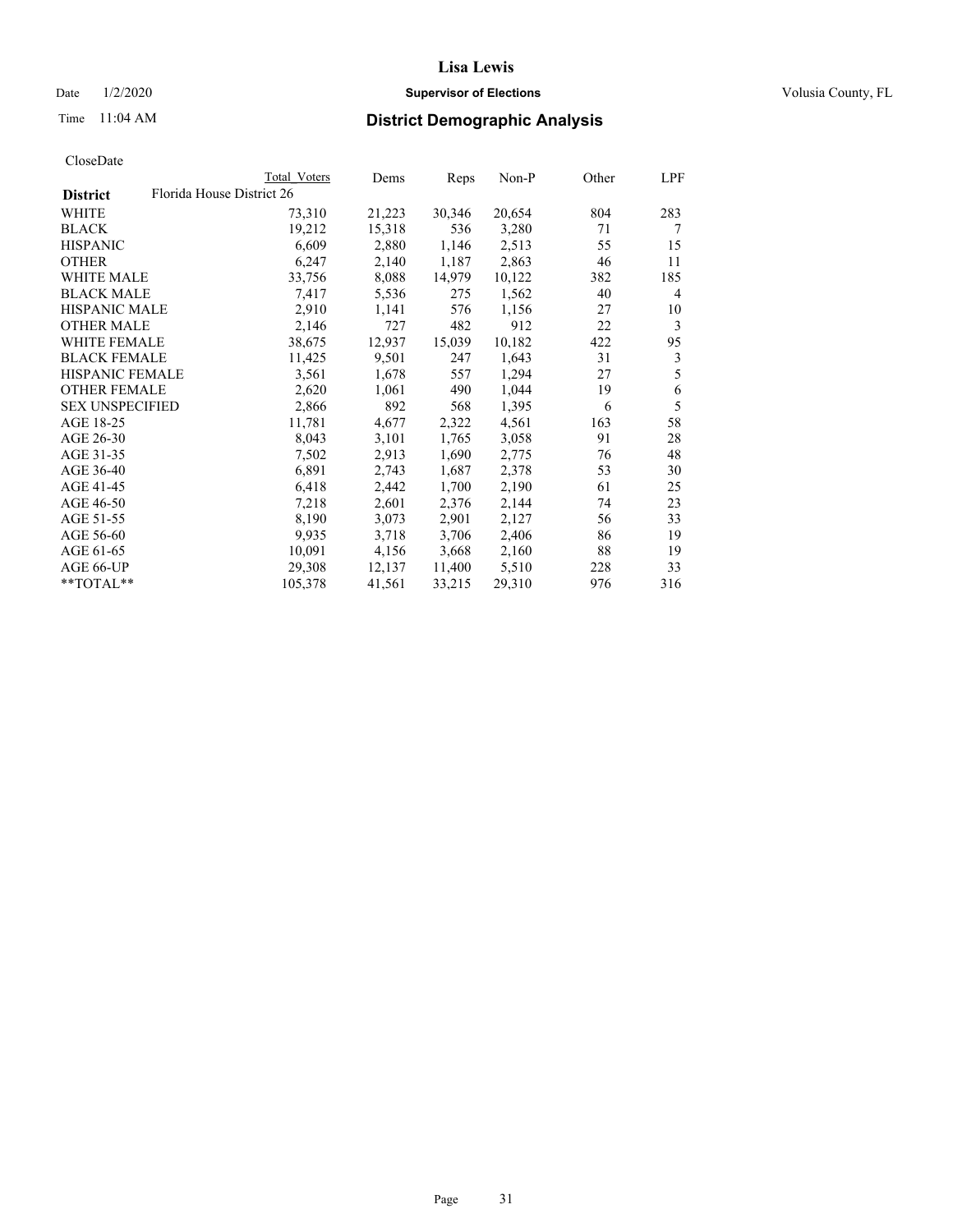# Lisa Lewis

Date 1/2/2020 **Supervisor of Elections** Volusia County, FL

Time 11:04 AM **District Demographic Analysis**

CloseDate

| | Total Voters | Dems | Reps | Non-P | Other | LPF |
|---|---|---|---|---|---|---|
| **District** Florida House District 26 | | | | | | |
| WHITE | 73,310 | 21,223 | 30,346 | 20,654 | 804 | 283 |
| BLACK | 19,212 | 15,318 | 536 | 3,280 | 71 | 7 |
| HISPANIC | 6,609 | 2,880 | 1,146 | 2,513 | 55 | 15 |
| OTHER | 6,247 | 2,140 | 1,187 | 2,863 | 46 | 11 |
| WHITE MALE | 33,756 | 8,088 | 14,979 | 10,122 | 382 | 185 |
| BLACK MALE | 7,417 | 5,536 | 275 | 1,562 | 40 | 4 |
| HISPANIC MALE | 2,910 | 1,141 | 576 | 1,156 | 27 | 10 |
| OTHER MALE | 2,146 | 727 | 482 | 912 | 22 | 3 |
| WHITE FEMALE | 38,675 | 12,937 | 15,039 | 10,182 | 422 | 95 |
| BLACK FEMALE | 11,425 | 9,501 | 247 | 1,643 | 31 | 3 |
| HISPANIC FEMALE | 3,561 | 1,678 | 557 | 1,294 | 27 | 5 |
| OTHER FEMALE | 2,620 | 1,061 | 490 | 1,044 | 19 | 6 |
| SEX UNSPECIFIED | 2,866 | 892 | 568 | 1,395 | 6 | 5 |
| AGE 18-25 | 11,781 | 4,677 | 2,322 | 4,561 | 163 | 58 |
| AGE 26-30 | 8,043 | 3,101 | 1,765 | 3,058 | 91 | 28 |
| AGE 31-35 | 7,502 | 2,913 | 1,690 | 2,775 | 76 | 48 |
| AGE 36-40 | 6,891 | 2,743 | 1,687 | 2,378 | 53 | 30 |
| AGE 41-45 | 6,418 | 2,442 | 1,700 | 2,190 | 61 | 25 |
| AGE 46-50 | 7,218 | 2,601 | 2,376 | 2,144 | 74 | 23 |
| AGE 51-55 | 8,190 | 3,073 | 2,901 | 2,127 | 56 | 33 |
| AGE 56-60 | 9,935 | 3,718 | 3,706 | 2,406 | 86 | 19 |
| AGE 61-65 | 10,091 | 4,156 | 3,668 | 2,160 | 88 | 19 |
| AGE 66-UP | 29,308 | 12,137 | 11,400 | 5,510 | 228 | 33 |
| **TOTAL** | 105,378 | 41,561 | 33,215 | 29,310 | 976 | 316 |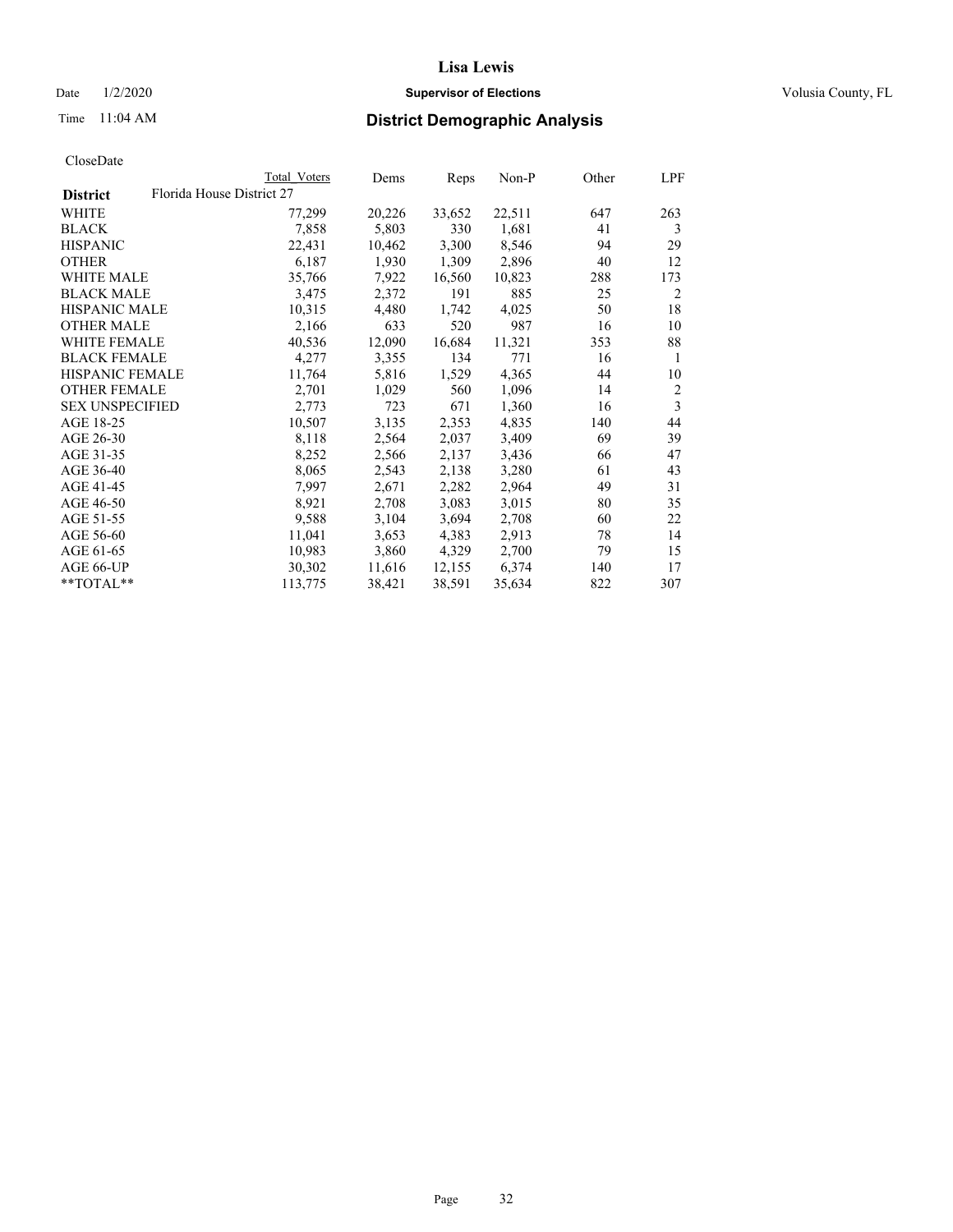# Lisa Lewis

Date 1/2/2020 **Supervisor of Elections** Volusia County, FL

Time 11:04 AM **District Demographic Analysis**

CloseDate

| | Total Voters | Dems | Reps | Non-P | Other | LPF |
|---|---|---|---|---|---|---|
| **District** Florida House District 27 | | | | | | |
| WHITE | 77,299 | 20,226 | 33,652 | 22,511 | 647 | 263 |
| BLACK | 7,858 | 5,803 | 330 | 1,681 | 41 | 3 |
| HISPANIC | 22,431 | 10,462 | 3,300 | 8,546 | 94 | 29 |
| OTHER | 6,187 | 1,930 | 1,309 | 2,896 | 40 | 12 |
| WHITE MALE | 35,766 | 7,922 | 16,560 | 10,823 | 288 | 173 |
| BLACK MALE | 3,475 | 2,372 | 191 | 885 | 25 | 2 |
| HISPANIC MALE | 10,315 | 4,480 | 1,742 | 4,025 | 50 | 18 |
| OTHER MALE | 2,166 | 633 | 520 | 987 | 16 | 10 |
| WHITE FEMALE | 40,536 | 12,090 | 16,684 | 11,321 | 353 | 88 |
| BLACK FEMALE | 4,277 | 3,355 | 134 | 771 | 16 | 1 |
| HISPANIC FEMALE | 11,764 | 5,816 | 1,529 | 4,365 | 44 | 10 |
| OTHER FEMALE | 2,701 | 1,029 | 560 | 1,096 | 14 | 2 |
| SEX UNSPECIFIED | 2,773 | 723 | 671 | 1,360 | 16 | 3 |
| AGE 18-25 | 10,507 | 3,135 | 2,353 | 4,835 | 140 | 44 |
| AGE 26-30 | 8,118 | 2,564 | 2,037 | 3,409 | 69 | 39 |
| AGE 31-35 | 8,252 | 2,566 | 2,137 | 3,436 | 66 | 47 |
| AGE 36-40 | 8,065 | 2,543 | 2,138 | 3,280 | 61 | 43 |
| AGE 41-45 | 7,997 | 2,671 | 2,282 | 2,964 | 49 | 31 |
| AGE 46-50 | 8,921 | 2,708 | 3,083 | 3,015 | 80 | 35 |
| AGE 51-55 | 9,588 | 3,104 | 3,694 | 2,708 | 60 | 22 |
| AGE 56-60 | 11,041 | 3,653 | 4,383 | 2,913 | 78 | 14 |
| AGE 61-65 | 10,983 | 3,860 | 4,329 | 2,700 | 79 | 15 |
| AGE 66-UP | 30,302 | 11,616 | 12,155 | 6,374 | 140 | 17 |
| **TOTAL** | 113,775 | 38,421 | 38,591 | 35,634 | 822 | 307 |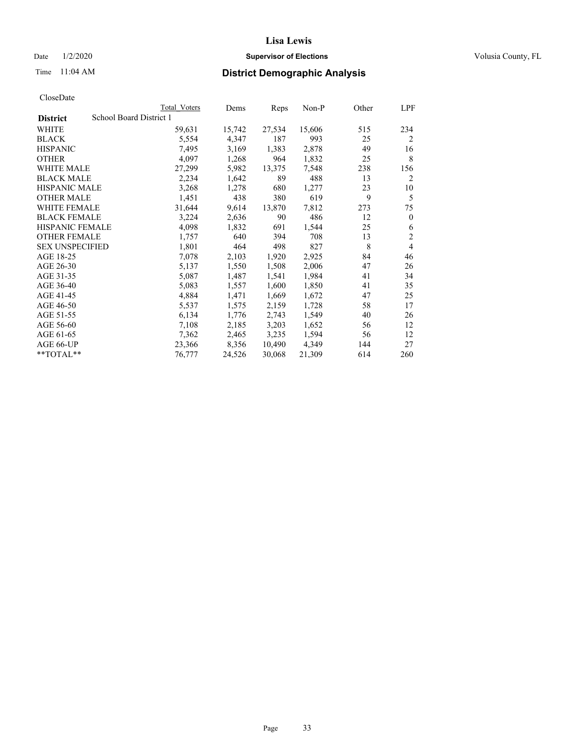# Lisa Lewis

Date 1/2/2020 **Supervisor of Elections** Volusia County, FL

Time 11:04 AM **District Demographic Analysis**

CloseDate

| | Total Voters | Dems | Reps | Non-P | Other | LPF |
|---|---|---|---|---|---|---|
| **District** School Board District 1 | | | | | | |
| WHITE | 59,631 | 15,742 | 27,534 | 15,606 | 515 | 234 |
| BLACK | 5,554 | 4,347 | 187 | 993 | 25 | 2 |
| HISPANIC | 7,495 | 3,169 | 1,383 | 2,878 | 49 | 16 |
| OTHER | 4,097 | 1,268 | 964 | 1,832 | 25 | 8 |
| WHITE MALE | 27,299 | 5,982 | 13,375 | 7,548 | 238 | 156 |
| BLACK MALE | 2,234 | 1,642 | 89 | 488 | 13 | 2 |
| HISPANIC MALE | 3,268 | 1,278 | 680 | 1,277 | 23 | 10 |
| OTHER MALE | 1,451 | 438 | 380 | 619 | 9 | 5 |
| WHITE FEMALE | 31,644 | 9,614 | 13,870 | 7,812 | 273 | 75 |
| BLACK FEMALE | 3,224 | 2,636 | 90 | 486 | 12 | 0 |
| HISPANIC FEMALE | 4,098 | 1,832 | 691 | 1,544 | 25 | 6 |
| OTHER FEMALE | 1,757 | 640 | 394 | 708 | 13 | 2 |
| SEX UNSPECIFIED | 1,801 | 464 | 498 | 827 | 8 | 4 |
| AGE 18-25 | 7,078 | 2,103 | 1,920 | 2,925 | 84 | 46 |
| AGE 26-30 | 5,137 | 1,550 | 1,508 | 2,006 | 47 | 26 |
| AGE 31-35 | 5,087 | 1,487 | 1,541 | 1,984 | 41 | 34 |
| AGE 36-40 | 5,083 | 1,557 | 1,600 | 1,850 | 41 | 35 |
| AGE 41-45 | 4,884 | 1,471 | 1,669 | 1,672 | 47 | 25 |
| AGE 46-50 | 5,537 | 1,575 | 2,159 | 1,728 | 58 | 17 |
| AGE 51-55 | 6,134 | 1,776 | 2,743 | 1,549 | 40 | 26 |
| AGE 56-60 | 7,108 | 2,185 | 3,203 | 1,652 | 56 | 12 |
| AGE 61-65 | 7,362 | 2,465 | 3,235 | 1,594 | 56 | 12 |
| AGE 66-UP | 23,366 | 8,356 | 10,490 | 4,349 | 144 | 27 |
| **TOTAL** | 76,777 | 24,526 | 30,068 | 21,309 | 614 | 260 |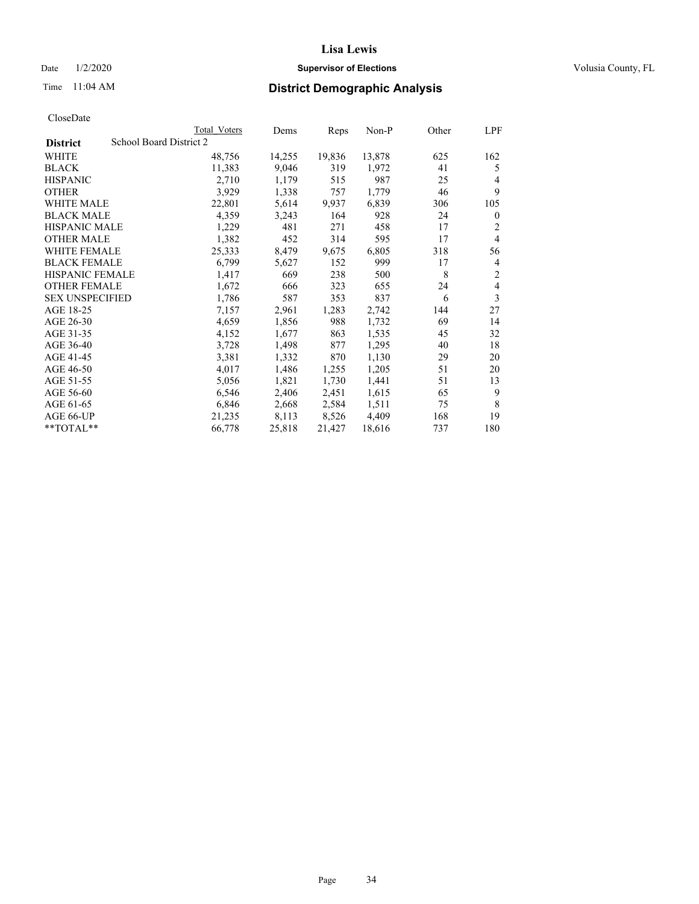# Lisa Lewis

Date 1/2/2020 **Supervisor of Elections** Volusia County, FL

Time 11:04 AM **District Demographic Analysis**

CloseDate

| | Total Voters | Dems | Reps | Non-P | Other | LPF |
|---|---|---|---|---|---|---|
| **District** School Board District 2 | | | | | | |
| WHITE | 48,756 | 14,255 | 19,836 | 13,878 | 625 | 162 |
| BLACK | 11,383 | 9,046 | 319 | 1,972 | 41 | 5 |
| HISPANIC | 2,710 | 1,179 | 515 | 987 | 25 | 4 |
| OTHER | 3,929 | 1,338 | 757 | 1,779 | 46 | 9 |
| WHITE MALE | 22,801 | 5,614 | 9,937 | 6,839 | 306 | 105 |
| BLACK MALE | 4,359 | 3,243 | 164 | 928 | 24 | 0 |
| HISPANIC MALE | 1,229 | 481 | 271 | 458 | 17 | 2 |
| OTHER MALE | 1,382 | 452 | 314 | 595 | 17 | 4 |
| WHITE FEMALE | 25,333 | 8,479 | 9,675 | 6,805 | 318 | 56 |
| BLACK FEMALE | 6,799 | 5,627 | 152 | 999 | 17 | 4 |
| HISPANIC FEMALE | 1,417 | 669 | 238 | 500 | 8 | 2 |
| OTHER FEMALE | 1,672 | 666 | 323 | 655 | 24 | 4 |
| SEX UNSPECIFIED | 1,786 | 587 | 353 | 837 | 6 | 3 |
| AGE 18-25 | 7,157 | 2,961 | 1,283 | 2,742 | 144 | 27 |
| AGE 26-30 | 4,659 | 1,856 | 988 | 1,732 | 69 | 14 |
| AGE 31-35 | 4,152 | 1,677 | 863 | 1,535 | 45 | 32 |
| AGE 36-40 | 3,728 | 1,498 | 877 | 1,295 | 40 | 18 |
| AGE 41-45 | 3,381 | 1,332 | 870 | 1,130 | 29 | 20 |
| AGE 46-50 | 4,017 | 1,486 | 1,255 | 1,205 | 51 | 20 |
| AGE 51-55 | 5,056 | 1,821 | 1,730 | 1,441 | 51 | 13 |
| AGE 56-60 | 6,546 | 2,406 | 2,451 | 1,615 | 65 | 9 |
| AGE 61-65 | 6,846 | 2,668 | 2,584 | 1,511 | 75 | 8 |
| AGE 66-UP | 21,235 | 8,113 | 8,526 | 4,409 | 168 | 19 |
| **TOTAL** | 66,778 | 25,818 | 21,427 | 18,616 | 737 | 180 |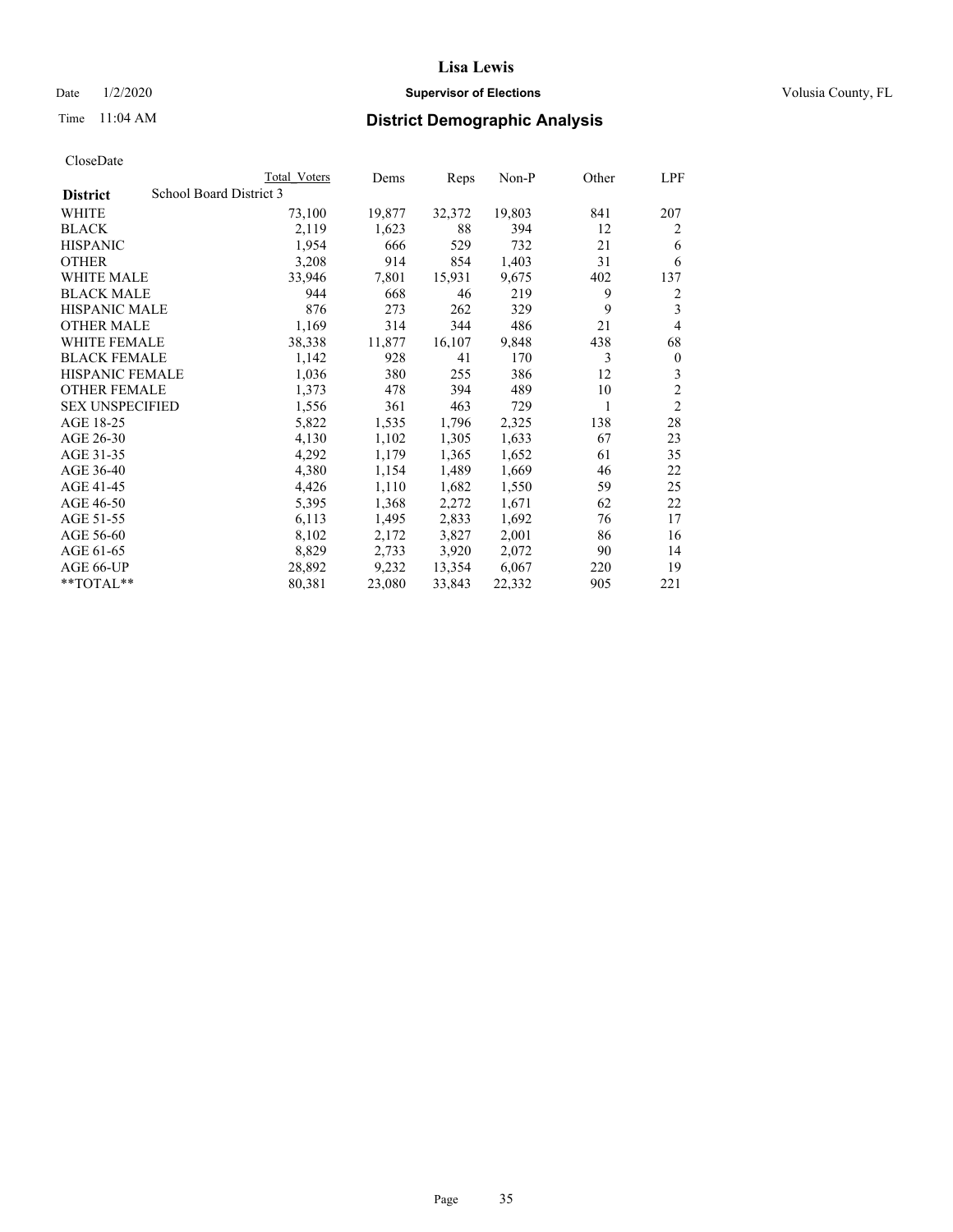# Lisa Lewis

Date 1/2/2020 **Supervisor of Elections** Volusia County, FL

Time 11:04 AM **District Demographic Analysis**

CloseDate

| **District** | School Board District 3 | Total Voters | Dems | Reps | Non-P | Other | LPF |
|---|---|---|---|---|---|---|---|
| WHITE | | 73,100 | 19,877 | 32,372 | 19,803 | 841 | 207 |
| BLACK | | 2,119 | 1,623 | 88 | 394 | 12 | 2 |
| HISPANIC | | 1,954 | 666 | 529 | 732 | 21 | 6 |
| OTHER | | 3,208 | 914 | 854 | 1,403 | 31 | 6 |
| WHITE MALE | | 33,946 | 7,801 | 15,931 | 9,675 | 402 | 137 |
| BLACK MALE | | 944 | 668 | 46 | 219 | 9 | 2 |
| HISPANIC MALE | | 876 | 273 | 262 | 329 | 9 | 3 |
| OTHER MALE | | 1,169 | 314 | 344 | 486 | 21 | 4 |
| WHITE FEMALE | | 38,338 | 11,877 | 16,107 | 9,848 | 438 | 68 |
| BLACK FEMALE | | 1,142 | 928 | 41 | 170 | 3 | 0 |
| HISPANIC FEMALE | | 1,036 | 380 | 255 | 386 | 12 | 3 |
| OTHER FEMALE | | 1,373 | 478 | 394 | 489 | 10 | 2 |
| SEX UNSPECIFIED | | 1,556 | 361 | 463 | 729 | 1 | 2 |
| AGE 18-25 | | 5,822 | 1,535 | 1,796 | 2,325 | 138 | 28 |
| AGE 26-30 | | 4,130 | 1,102 | 1,305 | 1,633 | 67 | 23 |
| AGE 31-35 | | 4,292 | 1,179 | 1,365 | 1,652 | 61 | 35 |
| AGE 36-40 | | 4,380 | 1,154 | 1,489 | 1,669 | 46 | 22 |
| AGE 41-45 | | 4,426 | 1,110 | 1,682 | 1,550 | 59 | 25 |
| AGE 46-50 | | 5,395 | 1,368 | 2,272 | 1,671 | 62 | 22 |
| AGE 51-55 | | 6,113 | 1,495 | 2,833 | 1,692 | 76 | 17 |
| AGE 56-60 | | 8,102 | 2,172 | 3,827 | 2,001 | 86 | 16 |
| AGE 61-65 | | 8,829 | 2,733 | 3,920 | 2,072 | 90 | 14 |
| AGE 66-UP | | 28,892 | 9,232 | 13,354 | 6,067 | 220 | 19 |
| **TOTAL** | | 80,381 | 23,080 | 33,843 | 22,332 | 905 | 221 |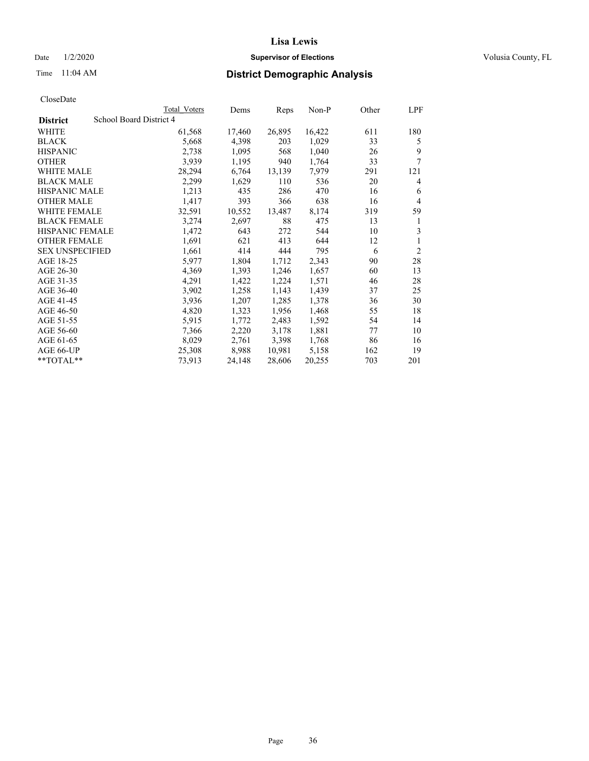# Lisa Lewis

Date 1/2/2020 **Supervisor of Elections** Volusia County, FL

Time 11:04 AM **District Demographic Analysis**

CloseDate

| | Total Voters | Dems | Reps | Non-P | Other | LPF |
|---|---|---|---|---|---|---|
| **District** School Board District 4 | | | | | | |
| WHITE | 61,568 | 17,460 | 26,895 | 16,422 | 611 | 180 |
| BLACK | 5,668 | 4,398 | 203 | 1,029 | 33 | 5 |
| HISPANIC | 2,738 | 1,095 | 568 | 1,040 | 26 | 9 |
| OTHER | 3,939 | 1,195 | 940 | 1,764 | 33 | 7 |
| WHITE MALE | 28,294 | 6,764 | 13,139 | 7,979 | 291 | 121 |
| BLACK MALE | 2,299 | 1,629 | 110 | 536 | 20 | 4 |
| HISPANIC MALE | 1,213 | 435 | 286 | 470 | 16 | 6 |
| OTHER MALE | 1,417 | 393 | 366 | 638 | 16 | 4 |
| WHITE FEMALE | 32,591 | 10,552 | 13,487 | 8,174 | 319 | 59 |
| BLACK FEMALE | 3,274 | 2,697 | 88 | 475 | 13 | 1 |
| HISPANIC FEMALE | 1,472 | 643 | 272 | 544 | 10 | 3 |
| OTHER FEMALE | 1,691 | 621 | 413 | 644 | 12 | 1 |
| SEX UNSPECIFIED | 1,661 | 414 | 444 | 795 | 6 | 2 |
| AGE 18-25 | 5,977 | 1,804 | 1,712 | 2,343 | 90 | 28 |
| AGE 26-30 | 4,369 | 1,393 | 1,246 | 1,657 | 60 | 13 |
| AGE 31-35 | 4,291 | 1,422 | 1,224 | 1,571 | 46 | 28 |
| AGE 36-40 | 3,902 | 1,258 | 1,143 | 1,439 | 37 | 25 |
| AGE 41-45 | 3,936 | 1,207 | 1,285 | 1,378 | 36 | 30 |
| AGE 46-50 | 4,820 | 1,323 | 1,956 | 1,468 | 55 | 18 |
| AGE 51-55 | 5,915 | 1,772 | 2,483 | 1,592 | 54 | 14 |
| AGE 56-60 | 7,366 | 2,220 | 3,178 | 1,881 | 77 | 10 |
| AGE 61-65 | 8,029 | 2,761 | 3,398 | 1,768 | 86 | 16 |
| AGE 66-UP | 25,308 | 8,988 | 10,981 | 5,158 | 162 | 19 |
| **TOTAL** | 73,913 | 24,148 | 28,606 | 20,255 | 703 | 201 |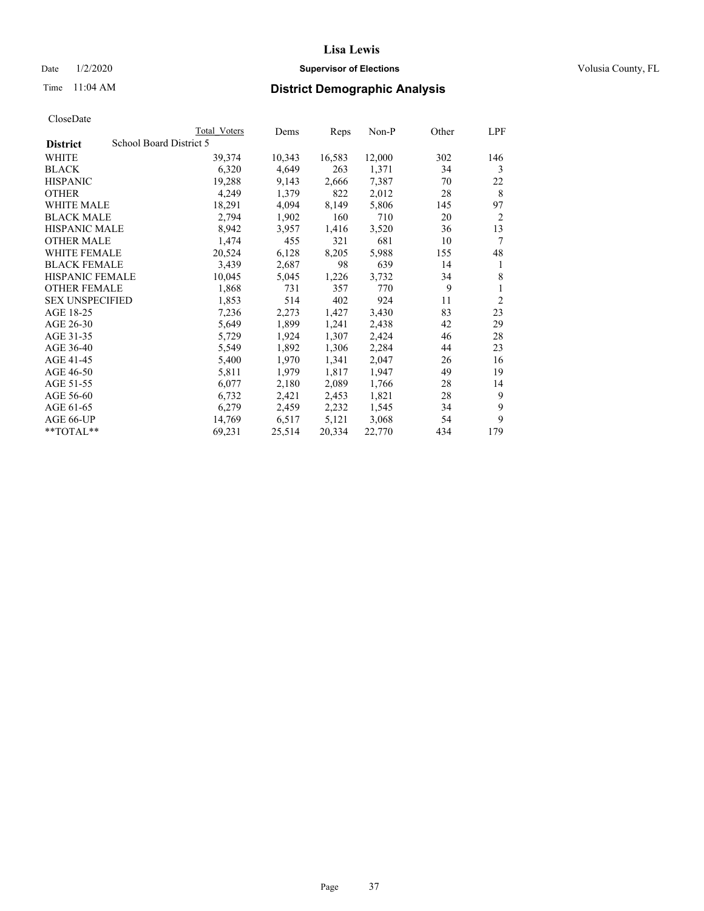# Lisa Lewis

Date 1/2/2020 **Supervisor of Elections** Volusia County, FL

Time 11:04 AM **District Demographic Analysis**

CloseDate

| | Total Voters | Dems | Reps | Non-P | Other | LPF |
|---|---|---|---|---|---|---|
| **District** School Board District 5 | | | | | | |
| WHITE | 39,374 | 10,343 | 16,583 | 12,000 | 302 | 146 |
| BLACK | 6,320 | 4,649 | 263 | 1,371 | 34 | 3 |
| HISPANIC | 19,288 | 9,143 | 2,666 | 7,387 | 70 | 22 |
| OTHER | 4,249 | 1,379 | 822 | 2,012 | 28 | 8 |
| WHITE MALE | 18,291 | 4,094 | 8,149 | 5,806 | 145 | 97 |
| BLACK MALE | 2,794 | 1,902 | 160 | 710 | 20 | 2 |
| HISPANIC MALE | 8,942 | 3,957 | 1,416 | 3,520 | 36 | 13 |
| OTHER MALE | 1,474 | 455 | 321 | 681 | 10 | 7 |
| WHITE FEMALE | 20,524 | 6,128 | 8,205 | 5,988 | 155 | 48 |
| BLACK FEMALE | 3,439 | 2,687 | 98 | 639 | 14 | 1 |
| HISPANIC FEMALE | 10,045 | 5,045 | 1,226 | 3,732 | 34 | 8 |
| OTHER FEMALE | 1,868 | 731 | 357 | 770 | 9 | 1 |
| SEX UNSPECIFIED | 1,853 | 514 | 402 | 924 | 11 | 2 |
| AGE 18-25 | 7,236 | 2,273 | 1,427 | 3,430 | 83 | 23 |
| AGE 26-30 | 5,649 | 1,899 | 1,241 | 2,438 | 42 | 29 |
| AGE 31-35 | 5,729 | 1,924 | 1,307 | 2,424 | 46 | 28 |
| AGE 36-40 | 5,549 | 1,892 | 1,306 | 2,284 | 44 | 23 |
| AGE 41-45 | 5,400 | 1,970 | 1,341 | 2,047 | 26 | 16 |
| AGE 46-50 | 5,811 | 1,979 | 1,817 | 1,947 | 49 | 19 |
| AGE 51-55 | 6,077 | 2,180 | 2,089 | 1,766 | 28 | 14 |
| AGE 56-60 | 6,732 | 2,421 | 2,453 | 1,821 | 28 | 9 |
| AGE 61-65 | 6,279 | 2,459 | 2,232 | 1,545 | 34 | 9 |
| AGE 66-UP | 14,769 | 6,517 | 5,121 | 3,068 | 54 | 9 |
| **TOTAL** | 69,231 | 25,514 | 20,334 | 22,770 | 434 | 179 |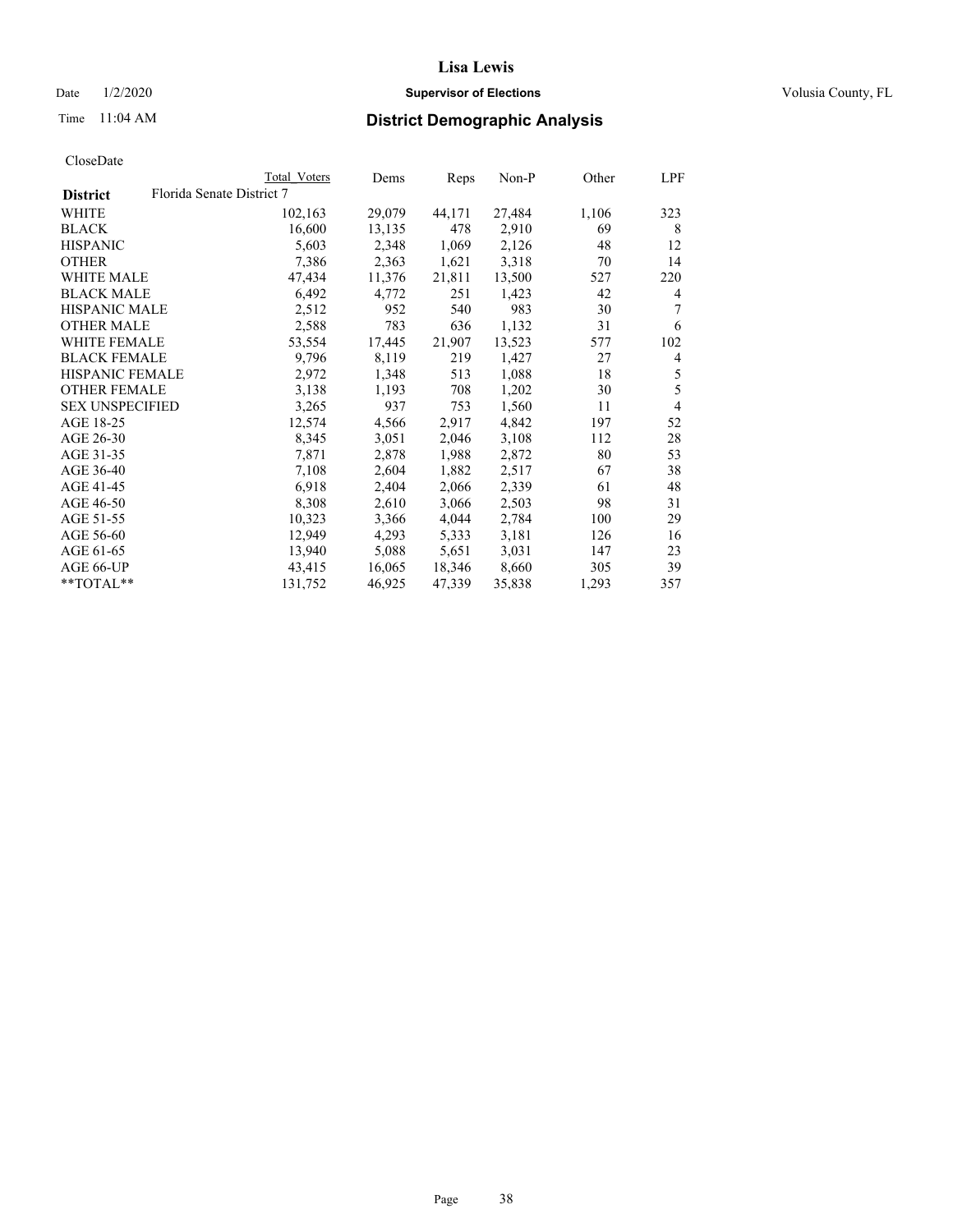# Lisa Lewis

Date 1/2/2020 **Supervisor of Elections** Volusia County, FL

Time 11:04 AM **District Demographic Analysis**

CloseDate

| | Total Voters | Dems | Reps | Non-P | Other | LPF |
|---|---|---|---|---|---|---|
| **District** Florida Senate District 7 | | | | | | |
| WHITE | 102,163 | 29,079 | 44,171 | 27,484 | 1,106 | 323 |
| BLACK | 16,600 | 13,135 | 478 | 2,910 | 69 | 8 |
| HISPANIC | 5,603 | 2,348 | 1,069 | 2,126 | 48 | 12 |
| OTHER | 7,386 | 2,363 | 1,621 | 3,318 | 70 | 14 |
| WHITE MALE | 47,434 | 11,376 | 21,811 | 13,500 | 527 | 220 |
| BLACK MALE | 6,492 | 4,772 | 251 | 1,423 | 42 | 4 |
| HISPANIC MALE | 2,512 | 952 | 540 | 983 | 30 | 7 |
| OTHER MALE | 2,588 | 783 | 636 | 1,132 | 31 | 6 |
| WHITE FEMALE | 53,554 | 17,445 | 21,907 | 13,523 | 577 | 102 |
| BLACK FEMALE | 9,796 | 8,119 | 219 | 1,427 | 27 | 4 |
| HISPANIC FEMALE | 2,972 | 1,348 | 513 | 1,088 | 18 | 5 |
| OTHER FEMALE | 3,138 | 1,193 | 708 | 1,202 | 30 | 5 |
| SEX UNSPECIFIED | 3,265 | 937 | 753 | 1,560 | 11 | 4 |
| AGE 18-25 | 12,574 | 4,566 | 2,917 | 4,842 | 197 | 52 |
| AGE 26-30 | 8,345 | 3,051 | 2,046 | 3,108 | 112 | 28 |
| AGE 31-35 | 7,871 | 2,878 | 1,988 | 2,872 | 80 | 53 |
| AGE 36-40 | 7,108 | 2,604 | 1,882 | 2,517 | 67 | 38 |
| AGE 41-45 | 6,918 | 2,404 | 2,066 | 2,339 | 61 | 48 |
| AGE 46-50 | 8,308 | 2,610 | 3,066 | 2,503 | 98 | 31 |
| AGE 51-55 | 10,323 | 3,366 | 4,044 | 2,784 | 100 | 29 |
| AGE 56-60 | 12,949 | 4,293 | 5,333 | 3,181 | 126 | 16 |
| AGE 61-65 | 13,940 | 5,088 | 5,651 | 3,031 | 147 | 23 |
| AGE 66-UP | 43,415 | 16,065 | 18,346 | 8,660 | 305 | 39 |
| **TOTAL** | 131,752 | 46,925 | 47,339 | 35,838 | 1,293 | 357 |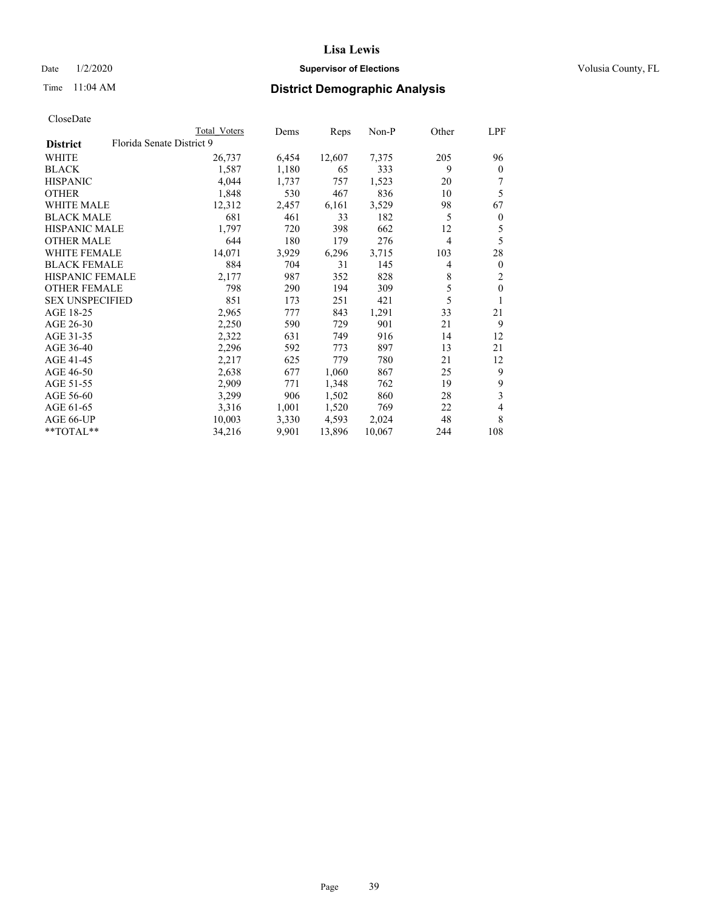# Lisa Lewis

Date 1/2/2020 **Supervisor of Elections** Volusia County, FL

Time 11:04 AM **District Demographic Analysis**

CloseDate

| District | Florida Senate District 9 Total Voters | Dems | Reps | Non-P | Other | LPF |
|---|---|---|---|---|---|---|
| WHITE | 26,737 | 6,454 | 12,607 | 7,375 | 205 | 96 |
| BLACK | 1,587 | 1,180 | 65 | 333 | 9 | 0 |
| HISPANIC | 4,044 | 1,737 | 757 | 1,523 | 20 | 7 |
| OTHER | 1,848 | 530 | 467 | 836 | 10 | 5 |
| WHITE MALE | 12,312 | 2,457 | 6,161 | 3,529 | 98 | 67 |
| BLACK MALE | 681 | 461 | 33 | 182 | 5 | 0 |
| HISPANIC MALE | 1,797 | 720 | 398 | 662 | 12 | 5 |
| OTHER MALE | 644 | 180 | 179 | 276 | 4 | 5 |
| WHITE FEMALE | 14,071 | 3,929 | 6,296 | 3,715 | 103 | 28 |
| BLACK FEMALE | 884 | 704 | 31 | 145 | 4 | 0 |
| HISPANIC FEMALE | 2,177 | 987 | 352 | 828 | 8 | 2 |
| OTHER FEMALE | 798 | 290 | 194 | 309 | 5 | 0 |
| SEX UNSPECIFIED | 851 | 173 | 251 | 421 | 5 | 1 |
| AGE 18-25 | 2,965 | 777 | 843 | 1,291 | 33 | 21 |
| AGE 26-30 | 2,250 | 590 | 729 | 901 | 21 | 9 |
| AGE 31-35 | 2,322 | 631 | 749 | 916 | 14 | 12 |
| AGE 36-40 | 2,296 | 592 | 773 | 897 | 13 | 21 |
| AGE 41-45 | 2,217 | 625 | 779 | 780 | 21 | 12 |
| AGE 46-50 | 2,638 | 677 | 1,060 | 867 | 25 | 9 |
| AGE 51-55 | 2,909 | 771 | 1,348 | 762 | 19 | 9 |
| AGE 56-60 | 3,299 | 906 | 1,502 | 860 | 28 | 3 |
| AGE 61-65 | 3,316 | 1,001 | 1,520 | 769 | 22 | 4 |
| AGE 66-UP | 10,003 | 3,330 | 4,593 | 2,024 | 48 | 8 |
| **TOTAL** | 34,216 | 9,901 | 13,896 | 10,067 | 244 | 108 |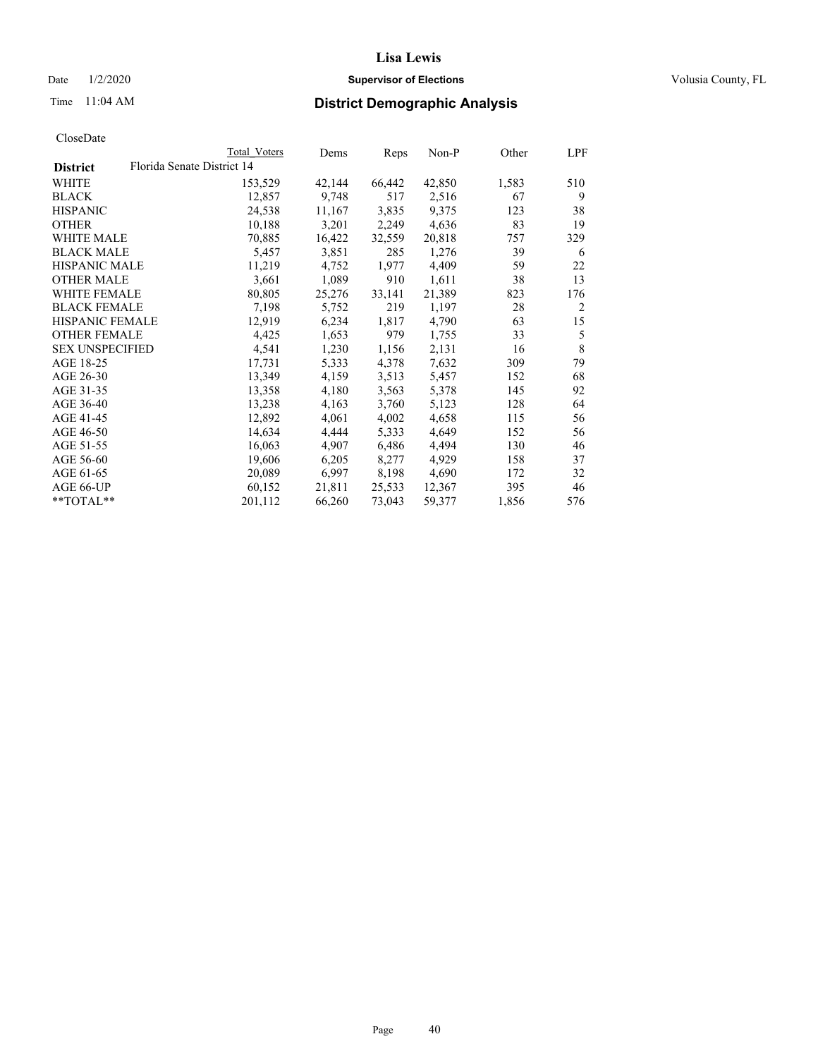# Lisa Lewis

Date 1/2/2020 **Supervisor of Elections** Volusia County, FL

Time 11:04 AM **District Demographic Analysis**

CloseDate

| | Total Voters | Dems | Reps | Non-P | Other | LPF |
|---|---|---|---|---|---|---|
| **District** Florida Senate District 14 | | | | | | |
| WHITE | 153,529 | 42,144 | 66,442 | 42,850 | 1,583 | 510 |
| BLACK | 12,857 | 9,748 | 517 | 2,516 | 67 | 9 |
| HISPANIC | 24,538 | 11,167 | 3,835 | 9,375 | 123 | 38 |
| OTHER | 10,188 | 3,201 | 2,249 | 4,636 | 83 | 19 |
| WHITE MALE | 70,885 | 16,422 | 32,559 | 20,818 | 757 | 329 |
| BLACK MALE | 5,457 | 3,851 | 285 | 1,276 | 39 | 6 |
| HISPANIC MALE | 11,219 | 4,752 | 1,977 | 4,409 | 59 | 22 |
| OTHER MALE | 3,661 | 1,089 | 910 | 1,611 | 38 | 13 |
| WHITE FEMALE | 80,805 | 25,276 | 33,141 | 21,389 | 823 | 176 |
| BLACK FEMALE | 7,198 | 5,752 | 219 | 1,197 | 28 | 2 |
| HISPANIC FEMALE | 12,919 | 6,234 | 1,817 | 4,790 | 63 | 15 |
| OTHER FEMALE | 4,425 | 1,653 | 979 | 1,755 | 33 | 5 |
| SEX UNSPECIFIED | 4,541 | 1,230 | 1,156 | 2,131 | 16 | 8 |
| AGE 18-25 | 17,731 | 5,333 | 4,378 | 7,632 | 309 | 79 |
| AGE 26-30 | 13,349 | 4,159 | 3,513 | 5,457 | 152 | 68 |
| AGE 31-35 | 13,358 | 4,180 | 3,563 | 5,378 | 145 | 92 |
| AGE 36-40 | 13,238 | 4,163 | 3,760 | 5,123 | 128 | 64 |
| AGE 41-45 | 12,892 | 4,061 | 4,002 | 4,658 | 115 | 56 |
| AGE 46-50 | 14,634 | 4,444 | 5,333 | 4,649 | 152 | 56 |
| AGE 51-55 | 16,063 | 4,907 | 6,486 | 4,494 | 130 | 46 |
| AGE 56-60 | 19,606 | 6,205 | 8,277 | 4,929 | 158 | 37 |
| AGE 61-65 | 20,089 | 6,997 | 8,198 | 4,690 | 172 | 32 |
| AGE 66-UP | 60,152 | 21,811 | 25,533 | 12,367 | 395 | 46 |
| **TOTAL** | 201,112 | 66,260 | 73,043 | 59,377 | 1,856 | 576 |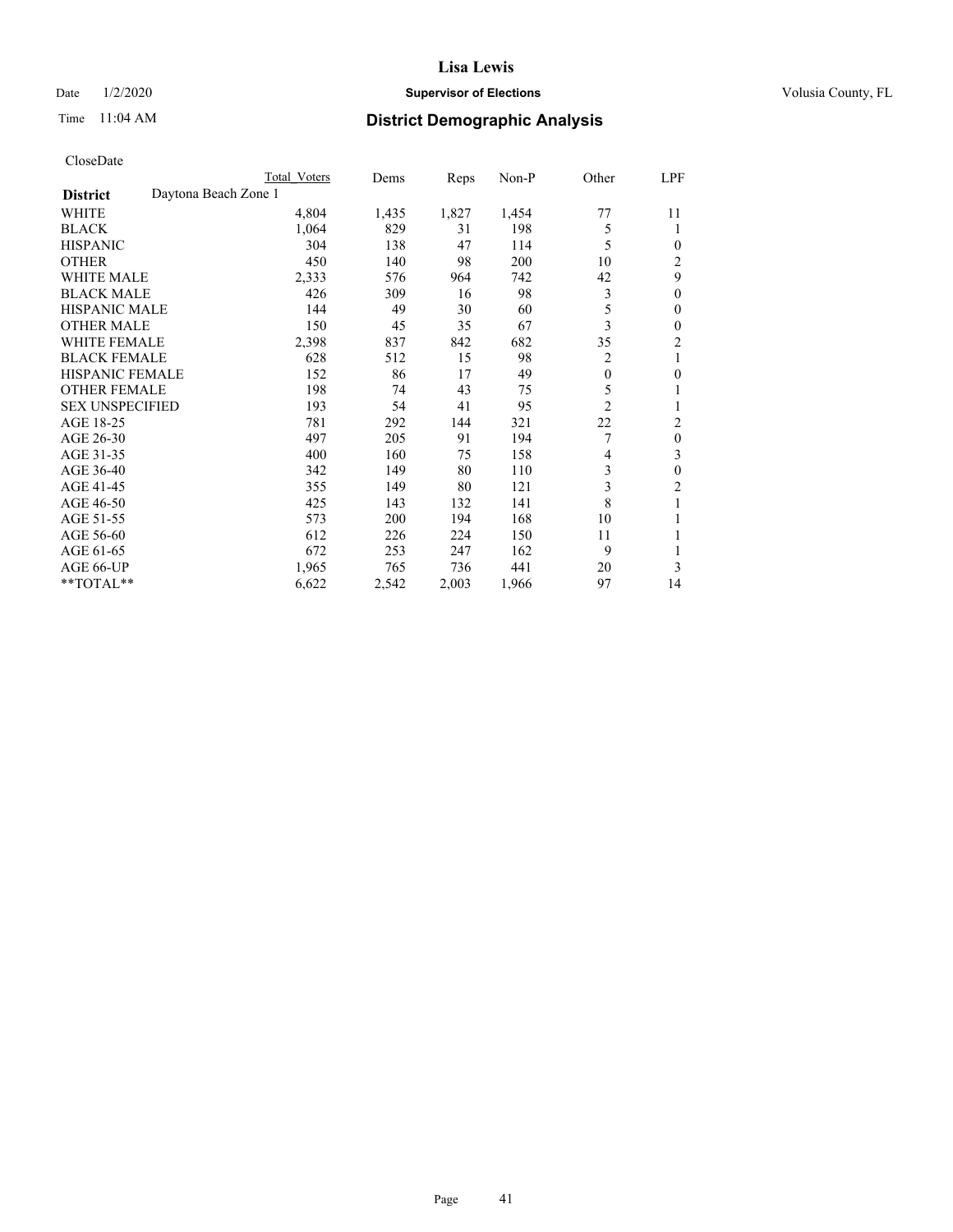# Lisa Lewis

Date 1/2/2020 **Supervisor of Elections** Volusia County, FL

Time 11:04 AM **District Demographic Analysis**

CloseDate

| District | Daytona Beach Zone 1 | Total Voters | Dems | Reps | Non-P | Other | LPF |
|---|---|---|---|---|---|---|---|
| WHITE | | 4,804 | 1,435 | 1,827 | 1,454 | 77 | 11 |
| BLACK | | 1,064 | 829 | 31 | 198 | 5 | 1 |
| HISPANIC | | 304 | 138 | 47 | 114 | 5 | 0 |
| OTHER | | 450 | 140 | 98 | 200 | 10 | 2 |
| WHITE MALE | | 2,333 | 576 | 964 | 742 | 42 | 9 |
| BLACK MALE | | 426 | 309 | 16 | 98 | 3 | 0 |
| HISPANIC MALE | | 144 | 49 | 30 | 60 | 5 | 0 |
| OTHER MALE | | 150 | 45 | 35 | 67 | 3 | 0 |
| WHITE FEMALE | | 2,398 | 837 | 842 | 682 | 35 | 2 |
| BLACK FEMALE | | 628 | 512 | 15 | 98 | 2 | 1 |
| HISPANIC FEMALE | | 152 | 86 | 17 | 49 | 0 | 0 |
| OTHER FEMALE | | 198 | 74 | 43 | 75 | 5 | 1 |
| SEX UNSPECIFIED | | 193 | 54 | 41 | 95 | 2 | 1 |
| AGE 18-25 | | 781 | 292 | 144 | 321 | 22 | 2 |
| AGE 26-30 | | 497 | 205 | 91 | 194 | 7 | 0 |
| AGE 31-35 | | 400 | 160 | 75 | 158 | 4 | 3 |
| AGE 36-40 | | 342 | 149 | 80 | 110 | 3 | 0 |
| AGE 41-45 | | 355 | 149 | 80 | 121 | 3 | 2 |
| AGE 46-50 | | 425 | 143 | 132 | 141 | 8 | 1 |
| AGE 51-55 | | 573 | 200 | 194 | 168 | 10 | 1 |
| AGE 56-60 | | 612 | 226 | 224 | 150 | 11 | 1 |
| AGE 61-65 | | 672 | 253 | 247 | 162 | 9 | 1 |
| AGE 66-UP | | 1,965 | 765 | 736 | 441 | 20 | 3 |
| **TOTAL** | | 6,622 | 2,542 | 2,003 | 1,966 | 97 | 14 |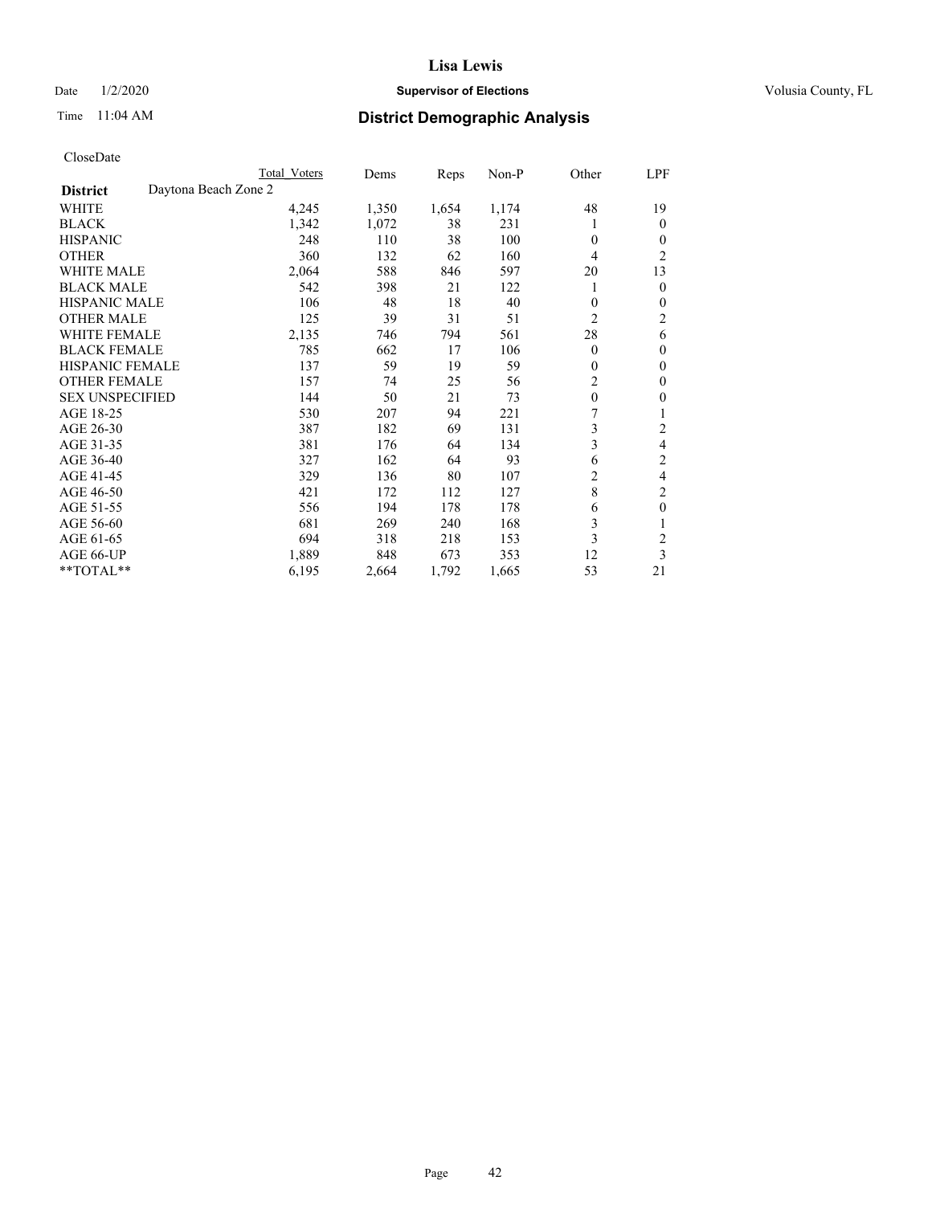# Lisa Lewis

Date 1/2/2020 **Supervisor of Elections** Volusia County, FL

Time 11:04 AM **District Demographic Analysis**

CloseDate

| | Total Voters | Dems | Reps | Non-P | Other | LPF |
|---|---|---|---|---|---|---|
| **District** Daytona Beach Zone 2 | | | | | | |
| WHITE | 4,245 | 1,350 | 1,654 | 1,174 | 48 | 19 |
| BLACK | 1,342 | 1,072 | 38 | 231 | 1 | 0 |
| HISPANIC | 248 | 110 | 38 | 100 | 0 | 0 |
| OTHER | 360 | 132 | 62 | 160 | 4 | 2 |
| WHITE MALE | 2,064 | 588 | 846 | 597 | 20 | 13 |
| BLACK MALE | 542 | 398 | 21 | 122 | 1 | 0 |
| HISPANIC MALE | 106 | 48 | 18 | 40 | 0 | 0 |
| OTHER MALE | 125 | 39 | 31 | 51 | 2 | 2 |
| WHITE FEMALE | 2,135 | 746 | 794 | 561 | 28 | 6 |
| BLACK FEMALE | 785 | 662 | 17 | 106 | 0 | 0 |
| HISPANIC FEMALE | 137 | 59 | 19 | 59 | 0 | 0 |
| OTHER FEMALE | 157 | 74 | 25 | 56 | 2 | 0 |
| SEX UNSPECIFIED | 144 | 50 | 21 | 73 | 0 | 0 |
| AGE 18-25 | 530 | 207 | 94 | 221 | 7 | 1 |
| AGE 26-30 | 387 | 182 | 69 | 131 | 3 | 2 |
| AGE 31-35 | 381 | 176 | 64 | 134 | 3 | 4 |
| AGE 36-40 | 327 | 162 | 64 | 93 | 6 | 2 |
| AGE 41-45 | 329 | 136 | 80 | 107 | 2 | 4 |
| AGE 46-50 | 421 | 172 | 112 | 127 | 8 | 2 |
| AGE 51-55 | 556 | 194 | 178 | 178 | 6 | 0 |
| AGE 56-60 | 681 | 269 | 240 | 168 | 3 | 1 |
| AGE 61-65 | 694 | 318 | 218 | 153 | 3 | 2 |
| AGE 66-UP | 1,889 | 848 | 673 | 353 | 12 | 3 |
| **TOTAL** | 6,195 | 2,664 | 1,792 | 1,665 | 53 | 21 |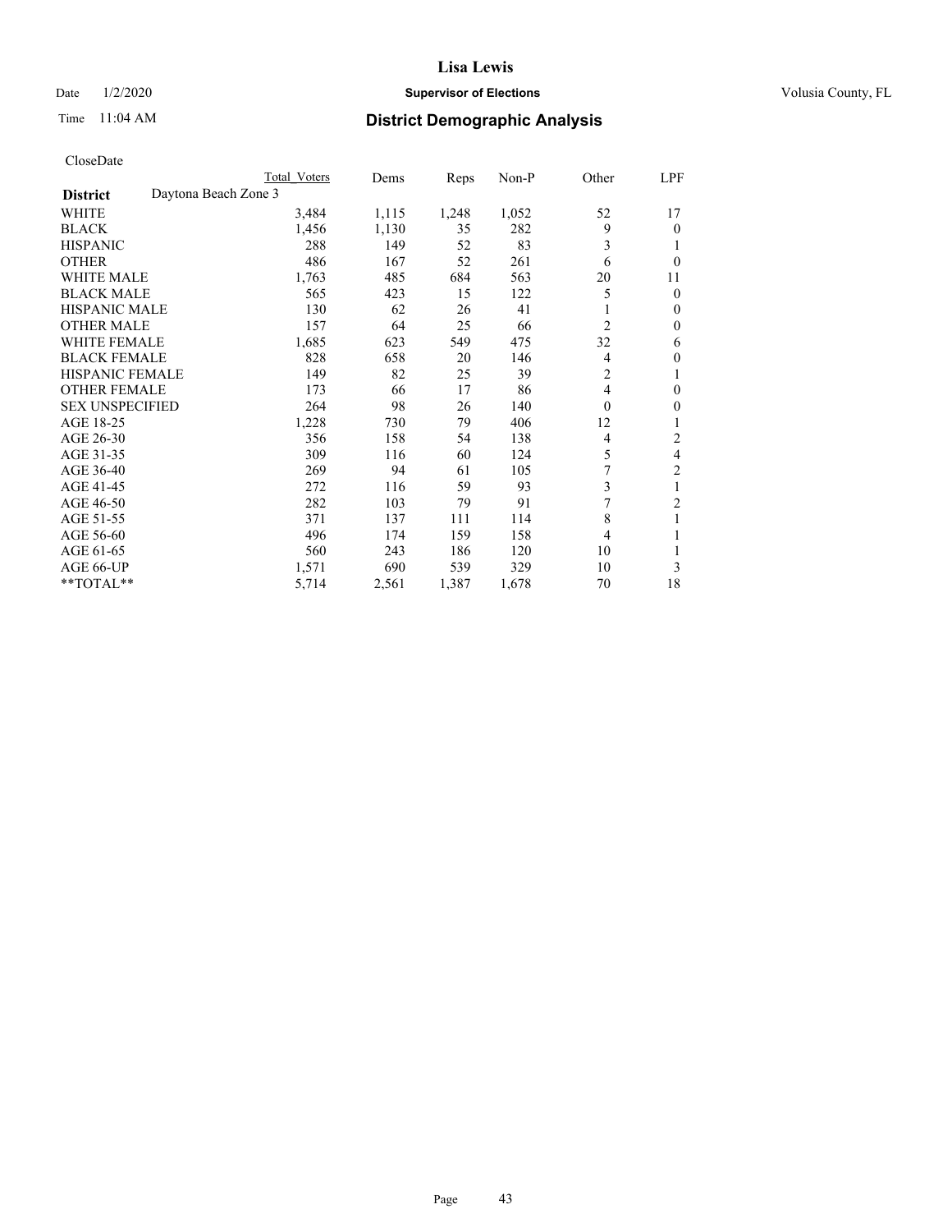# Lisa Lewis

Date 1/2/2020 **Supervisor of Elections** Volusia County, FL

Time 11:04 AM **District Demographic Analysis**

CloseDate

| | Total Voters | Dems | Reps | Non-P | Other | LPF |
|---|---|---|---|---|---|---|
| **District** Daytona Beach Zone 3 | | | | | | |
| WHITE | 3,484 | 1,115 | 1,248 | 1,052 | 52 | 17 |
| BLACK | 1,456 | 1,130 | 35 | 282 | 9 | 0 |
| HISPANIC | 288 | 149 | 52 | 83 | 3 | 1 |
| OTHER | 486 | 167 | 52 | 261 | 6 | 0 |
| WHITE MALE | 1,763 | 485 | 684 | 563 | 20 | 11 |
| BLACK MALE | 565 | 423 | 15 | 122 | 5 | 0 |
| HISPANIC MALE | 130 | 62 | 26 | 41 | 1 | 0 |
| OTHER MALE | 157 | 64 | 25 | 66 | 2 | 0 |
| WHITE FEMALE | 1,685 | 623 | 549 | 475 | 32 | 6 |
| BLACK FEMALE | 828 | 658 | 20 | 146 | 4 | 0 |
| HISPANIC FEMALE | 149 | 82 | 25 | 39 | 2 | 1 |
| OTHER FEMALE | 173 | 66 | 17 | 86 | 4 | 0 |
| SEX UNSPECIFIED | 264 | 98 | 26 | 140 | 0 | 0 |
| AGE 18-25 | 1,228 | 730 | 79 | 406 | 12 | 1 |
| AGE 26-30 | 356 | 158 | 54 | 138 | 4 | 2 |
| AGE 31-35 | 309 | 116 | 60 | 124 | 5 | 4 |
| AGE 36-40 | 269 | 94 | 61 | 105 | 7 | 2 |
| AGE 41-45 | 272 | 116 | 59 | 93 | 3 | 1 |
| AGE 46-50 | 282 | 103 | 79 | 91 | 7 | 2 |
| AGE 51-55 | 371 | 137 | 111 | 114 | 8 | 1 |
| AGE 56-60 | 496 | 174 | 159 | 158 | 4 | 1 |
| AGE 61-65 | 560 | 243 | 186 | 120 | 10 | 1 |
| AGE 66-UP | 1,571 | 690 | 539 | 329 | 10 | 3 |
| **TOTAL** | 5,714 | 2,561 | 1,387 | 1,678 | 70 | 18 |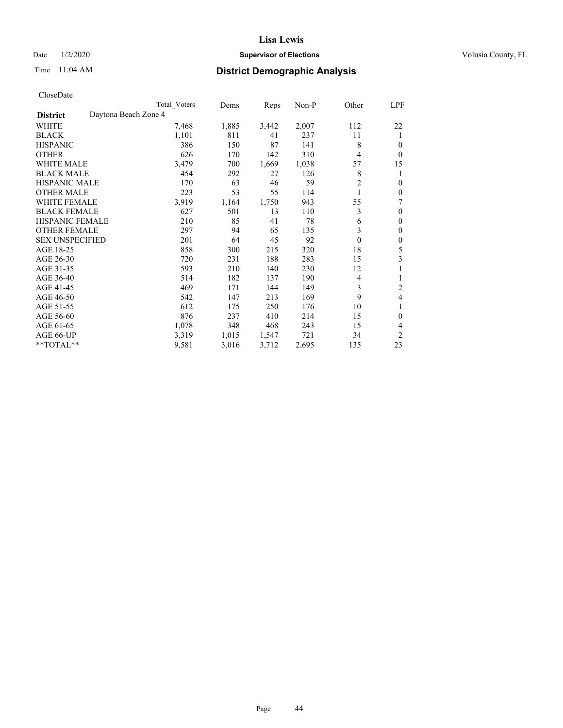# Lisa Lewis

Date 1/2/2020 **Supervisor of Elections** Volusia County, FL

Time 11:04 AM **District Demographic Analysis**

CloseDate

| District | Daytona Beach Zone 4 | Total Voters | Dems | Reps | Non-P | Other | LPF |
|---|---|---|---|---|---|---|---|
| WHITE | | 7,468 | 1,885 | 3,442 | 2,007 | 112 | 22 |
| BLACK | | 1,101 | 811 | 41 | 237 | 11 | 1 |
| HISPANIC | | 386 | 150 | 87 | 141 | 8 | 0 |
| OTHER | | 626 | 170 | 142 | 310 | 4 | 0 |
| WHITE MALE | | 3,479 | 700 | 1,669 | 1,038 | 57 | 15 |
| BLACK MALE | | 454 | 292 | 27 | 126 | 8 | 1 |
| HISPANIC MALE | | 170 | 63 | 46 | 59 | 2 | 0 |
| OTHER MALE | | 223 | 53 | 55 | 114 | 1 | 0 |
| WHITE FEMALE | | 3,919 | 1,164 | 1,750 | 943 | 55 | 7 |
| BLACK FEMALE | | 627 | 501 | 13 | 110 | 3 | 0 |
| HISPANIC FEMALE | | 210 | 85 | 41 | 78 | 6 | 0 |
| OTHER FEMALE | | 297 | 94 | 65 | 135 | 3 | 0 |
| SEX UNSPECIFIED | | 201 | 64 | 45 | 92 | 0 | 0 |
| AGE 18-25 | | 858 | 300 | 215 | 320 | 18 | 5 |
| AGE 26-30 | | 720 | 231 | 188 | 283 | 15 | 3 |
| AGE 31-35 | | 593 | 210 | 140 | 230 | 12 | 1 |
| AGE 36-40 | | 514 | 182 | 137 | 190 | 4 | 1 |
| AGE 41-45 | | 469 | 171 | 144 | 149 | 3 | 2 |
| AGE 46-50 | | 542 | 147 | 213 | 169 | 9 | 4 |
| AGE 51-55 | | 612 | 175 | 250 | 176 | 10 | 1 |
| AGE 56-60 | | 876 | 237 | 410 | 214 | 15 | 0 |
| AGE 61-65 | | 1,078 | 348 | 468 | 243 | 15 | 4 |
| AGE 66-UP | | 3,319 | 1,015 | 1,547 | 721 | 34 | 2 |
| **TOTAL** | | 9,581 | 3,016 | 3,712 | 2,695 | 135 | 23 |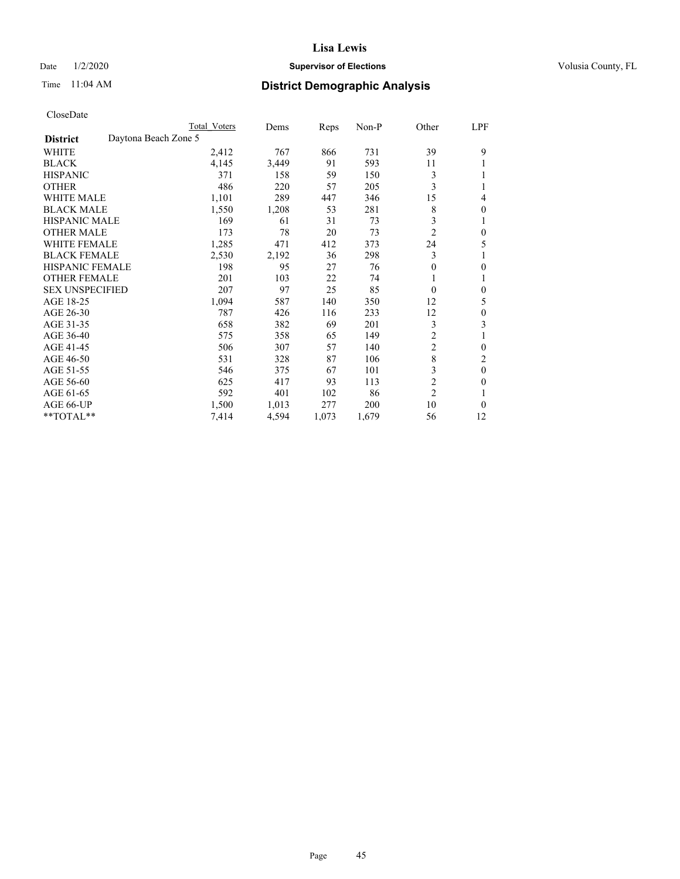CloseDate

| District | Daytona Beach Zone 5 Total Voters | Dems | Reps | Non-P | Other | LPF |
|---|---|---|---|---|---|---|
| WHITE | 2,412 | 767 | 866 | 731 | 39 | 9 |
| BLACK | 4,145 | 3,449 | 91 | 593 | 11 | 1 |
| HISPANIC | 371 | 158 | 59 | 150 | 3 | 1 |
| OTHER | 486 | 220 | 57 | 205 | 3 | 1 |
| WHITE MALE | 1,101 | 289 | 447 | 346 | 15 | 4 |
| BLACK MALE | 1,550 | 1,208 | 53 | 281 | 8 | 0 |
| HISPANIC MALE | 169 | 61 | 31 | 73 | 3 | 1 |
| OTHER MALE | 173 | 78 | 20 | 73 | 2 | 0 |
| WHITE FEMALE | 1,285 | 471 | 412 | 373 | 24 | 5 |
| BLACK FEMALE | 2,530 | 2,192 | 36 | 298 | 3 | 1 |
| HISPANIC FEMALE | 198 | 95 | 27 | 76 | 0 | 0 |
| OTHER FEMALE | 201 | 103 | 22 | 74 | 1 | 1 |
| SEX UNSPECIFIED | 207 | 97 | 25 | 85 | 0 | 0 |
| AGE 18-25 | 1,094 | 587 | 140 | 350 | 12 | 5 |
| AGE 26-30 | 787 | 426 | 116 | 233 | 12 | 0 |
| AGE 31-35 | 658 | 382 | 69 | 201 | 3 | 3 |
| AGE 36-40 | 575 | 358 | 65 | 149 | 2 | 1 |
| AGE 41-45 | 506 | 307 | 57 | 140 | 2 | 0 |
| AGE 46-50 | 531 | 328 | 87 | 106 | 8 | 2 |
| AGE 51-55 | 546 | 375 | 67 | 101 | 3 | 0 |
| AGE 56-60 | 625 | 417 | 93 | 113 | 2 | 0 |
| AGE 61-65 | 592 | 401 | 102 | 86 | 2 | 1 |
| AGE 66-UP | 1,500 | 1,013 | 277 | 200 | 10 | 0 |
| **TOTAL** | 7,414 | 4,594 | 1,073 | 1,679 | 56 | 12 |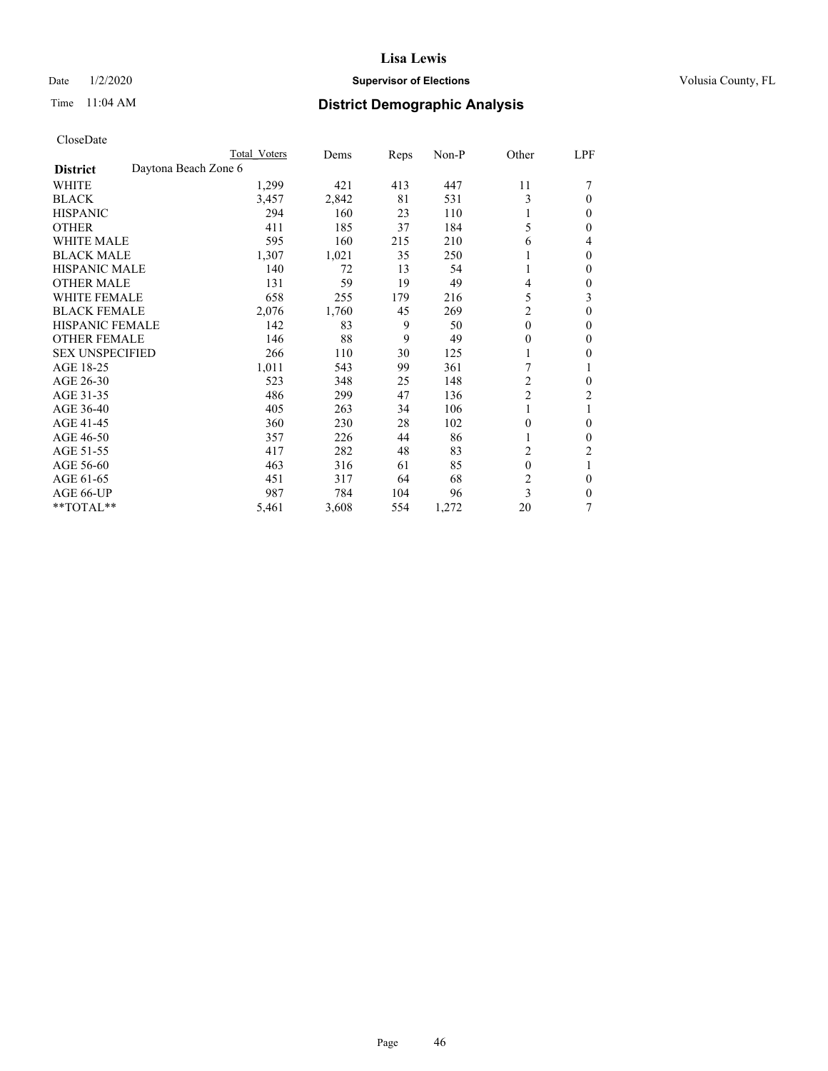# Lisa Lewis

Date 1/2/2020 **Supervisor of Elections** Volusia County, FL

Time 11:04 AM **District Demographic Analysis**

CloseDate

| | Total Voters | Dems | Reps | Non-P | Other | LPF |
|---|---|---|---|---|---|---|
| **District** Daytona Beach Zone 6 | | | | | | |
| WHITE | 1,299 | 421 | 413 | 447 | 11 | 7 |
| BLACK | 3,457 | 2,842 | 81 | 531 | 3 | 0 |
| HISPANIC | 294 | 160 | 23 | 110 | 1 | 0 |
| OTHER | 411 | 185 | 37 | 184 | 5 | 0 |
| WHITE MALE | 595 | 160 | 215 | 210 | 6 | 4 |
| BLACK MALE | 1,307 | 1,021 | 35 | 250 | 1 | 0 |
| HISPANIC MALE | 140 | 72 | 13 | 54 | 1 | 0 |
| OTHER MALE | 131 | 59 | 19 | 49 | 4 | 0 |
| WHITE FEMALE | 658 | 255 | 179 | 216 | 5 | 3 |
| BLACK FEMALE | 2,076 | 1,760 | 45 | 269 | 2 | 0 |
| HISPANIC FEMALE | 142 | 83 | 9 | 50 | 0 | 0 |
| OTHER FEMALE | 146 | 88 | 9 | 49 | 0 | 0 |
| SEX UNSPECIFIED | 266 | 110 | 30 | 125 | 1 | 0 |
| AGE 18-25 | 1,011 | 543 | 99 | 361 | 7 | 1 |
| AGE 26-30 | 523 | 348 | 25 | 148 | 2 | 0 |
| AGE 31-35 | 486 | 299 | 47 | 136 | 2 | 2 |
| AGE 36-40 | 405 | 263 | 34 | 106 | 1 | 1 |
| AGE 41-45 | 360 | 230 | 28 | 102 | 0 | 0 |
| AGE 46-50 | 357 | 226 | 44 | 86 | 1 | 0 |
| AGE 51-55 | 417 | 282 | 48 | 83 | 2 | 2 |
| AGE 56-60 | 463 | 316 | 61 | 85 | 0 | 1 |
| AGE 61-65 | 451 | 317 | 64 | 68 | 2 | 0 |
| AGE 66-UP | 987 | 784 | 104 | 96 | 3 | 0 |
| **TOTAL** | 5,461 | 3,608 | 554 | 1,272 | 20 | 7 |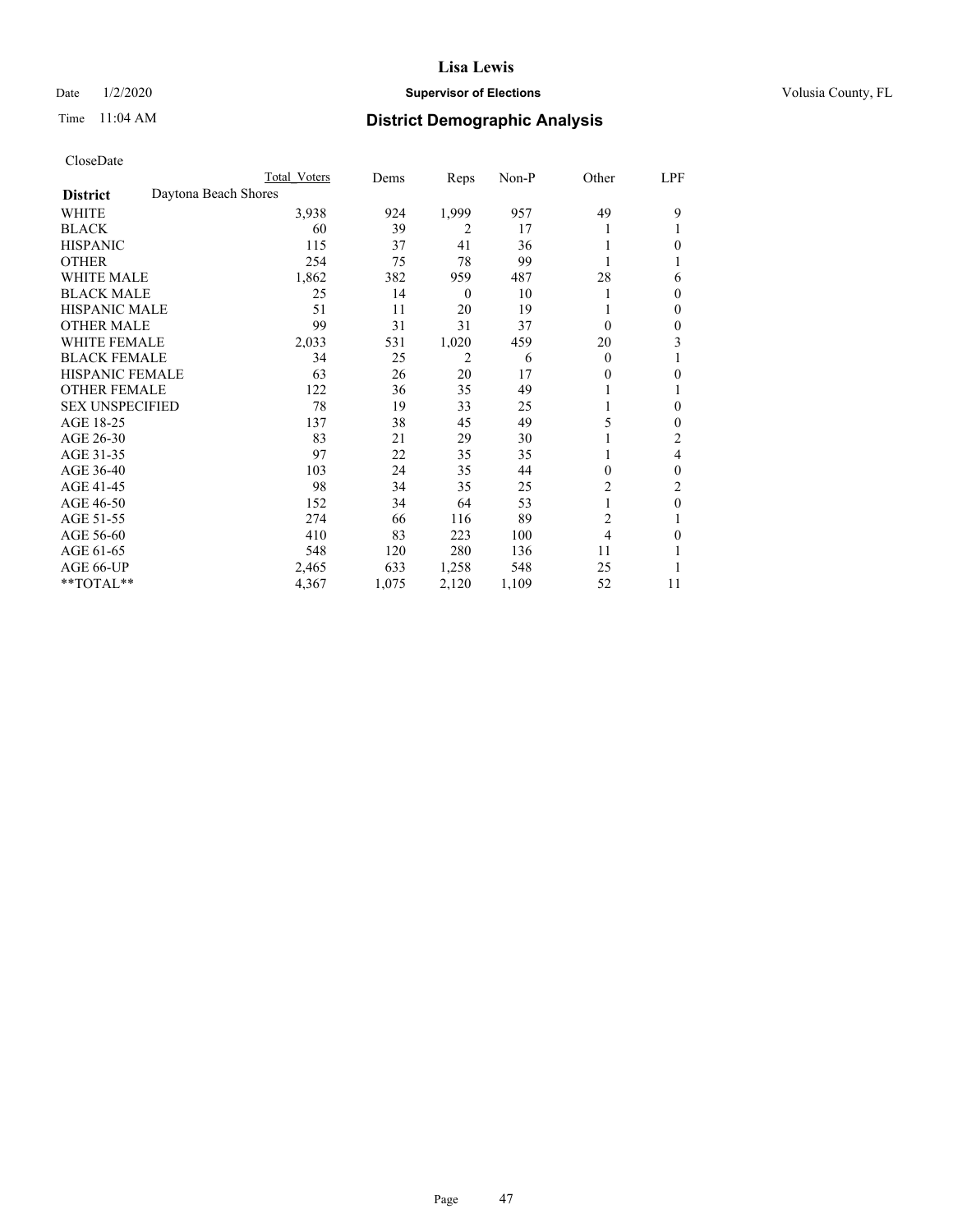# Lisa Lewis

Date 1/2/2020 **Supervisor of Elections** Volusia County, FL

Time 11:04 AM **District Demographic Analysis**

CloseDate

| | Total Voters | Dems | Reps | Non-P | Other | LPF |
|---|---|---|---|---|---|---|
| **District** Daytona Beach Shores | | | | | | |
| WHITE | 3,938 | 924 | 1,999 | 957 | 49 | 9 |
| BLACK | 60 | 39 | 2 | 17 | 1 | 1 |
| HISPANIC | 115 | 37 | 41 | 36 | 1 | 0 |
| OTHER | 254 | 75 | 78 | 99 | 1 | 1 |
| WHITE MALE | 1,862 | 382 | 959 | 487 | 28 | 6 |
| BLACK MALE | 25 | 14 | 0 | 10 | 1 | 0 |
| HISPANIC MALE | 51 | 11 | 20 | 19 | 1 | 0 |
| OTHER MALE | 99 | 31 | 31 | 37 | 0 | 0 |
| WHITE FEMALE | 2,033 | 531 | 1,020 | 459 | 20 | 3 |
| BLACK FEMALE | 34 | 25 | 2 | 6 | 0 | 1 |
| HISPANIC FEMALE | 63 | 26 | 20 | 17 | 0 | 0 |
| OTHER FEMALE | 122 | 36 | 35 | 49 | 1 | 1 |
| SEX UNSPECIFIED | 78 | 19 | 33 | 25 | 1 | 0 |
| AGE 18-25 | 137 | 38 | 45 | 49 | 5 | 0 |
| AGE 26-30 | 83 | 21 | 29 | 30 | 1 | 2 |
| AGE 31-35 | 97 | 22 | 35 | 35 | 1 | 4 |
| AGE 36-40 | 103 | 24 | 35 | 44 | 0 | 0 |
| AGE 41-45 | 98 | 34 | 35 | 25 | 2 | 2 |
| AGE 46-50 | 152 | 34 | 64 | 53 | 1 | 0 |
| AGE 51-55 | 274 | 66 | 116 | 89 | 2 | 1 |
| AGE 56-60 | 410 | 83 | 223 | 100 | 4 | 0 |
| AGE 61-65 | 548 | 120 | 280 | 136 | 11 | 1 |
| AGE 66-UP | 2,465 | 633 | 1,258 | 548 | 25 | 1 |
| **TOTAL** | 4,367 | 1,075 | 2,120 | 1,109 | 52 | 11 |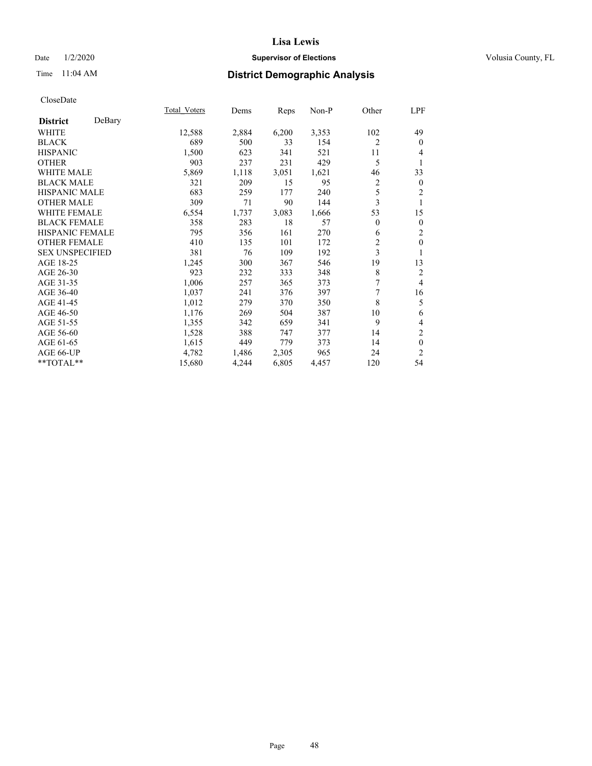# Lisa Lewis

Date 1/2/2020 **Supervisor of Elections** Volusia County, FL

Time 11:04 AM **District Demographic Analysis**

CloseDate

| **District** DeBary | Total_Voters | Dems | Reps | Non-P | Other | LPF |
|---|---|---|---|---|---|---|
| WHITE | 12,588 | 2,884 | 6,200 | 3,353 | 102 | 49 |
| BLACK | 689 | 500 | 33 | 154 | 2 | 0 |
| HISPANIC | 1,500 | 623 | 341 | 521 | 11 | 4 |
| OTHER | 903 | 237 | 231 | 429 | 5 | 1 |
| WHITE MALE | 5,869 | 1,118 | 3,051 | 1,621 | 46 | 33 |
| BLACK MALE | 321 | 209 | 15 | 95 | 2 | 0 |
| HISPANIC MALE | 683 | 259 | 177 | 240 | 5 | 2 |
| OTHER MALE | 309 | 71 | 90 | 144 | 3 | 1 |
| WHITE FEMALE | 6,554 | 1,737 | 3,083 | 1,666 | 53 | 15 |
| BLACK FEMALE | 358 | 283 | 18 | 57 | 0 | 0 |
| HISPANIC FEMALE | 795 | 356 | 161 | 270 | 6 | 2 |
| OTHER FEMALE | 410 | 135 | 101 | 172 | 2 | 0 |
| SEX UNSPECIFIED | 381 | 76 | 109 | 192 | 3 | 1 |
| AGE 18-25 | 1,245 | 300 | 367 | 546 | 19 | 13 |
| AGE 26-30 | 923 | 232 | 333 | 348 | 8 | 2 |
| AGE 31-35 | 1,006 | 257 | 365 | 373 | 7 | 4 |
| AGE 36-40 | 1,037 | 241 | 376 | 397 | 7 | 16 |
| AGE 41-45 | 1,012 | 279 | 370 | 350 | 8 | 5 |
| AGE 46-50 | 1,176 | 269 | 504 | 387 | 10 | 6 |
| AGE 51-55 | 1,355 | 342 | 659 | 341 | 9 | 4 |
| AGE 56-60 | 1,528 | 388 | 747 | 377 | 14 | 2 |
| AGE 61-65 | 1,615 | 449 | 779 | 373 | 14 | 0 |
| AGE 66-UP | 4,782 | 1,486 | 2,305 | 965 | 24 | 2 |
| **TOTAL** | 15,680 | 4,244 | 6,805 | 4,457 | 120 | 54 |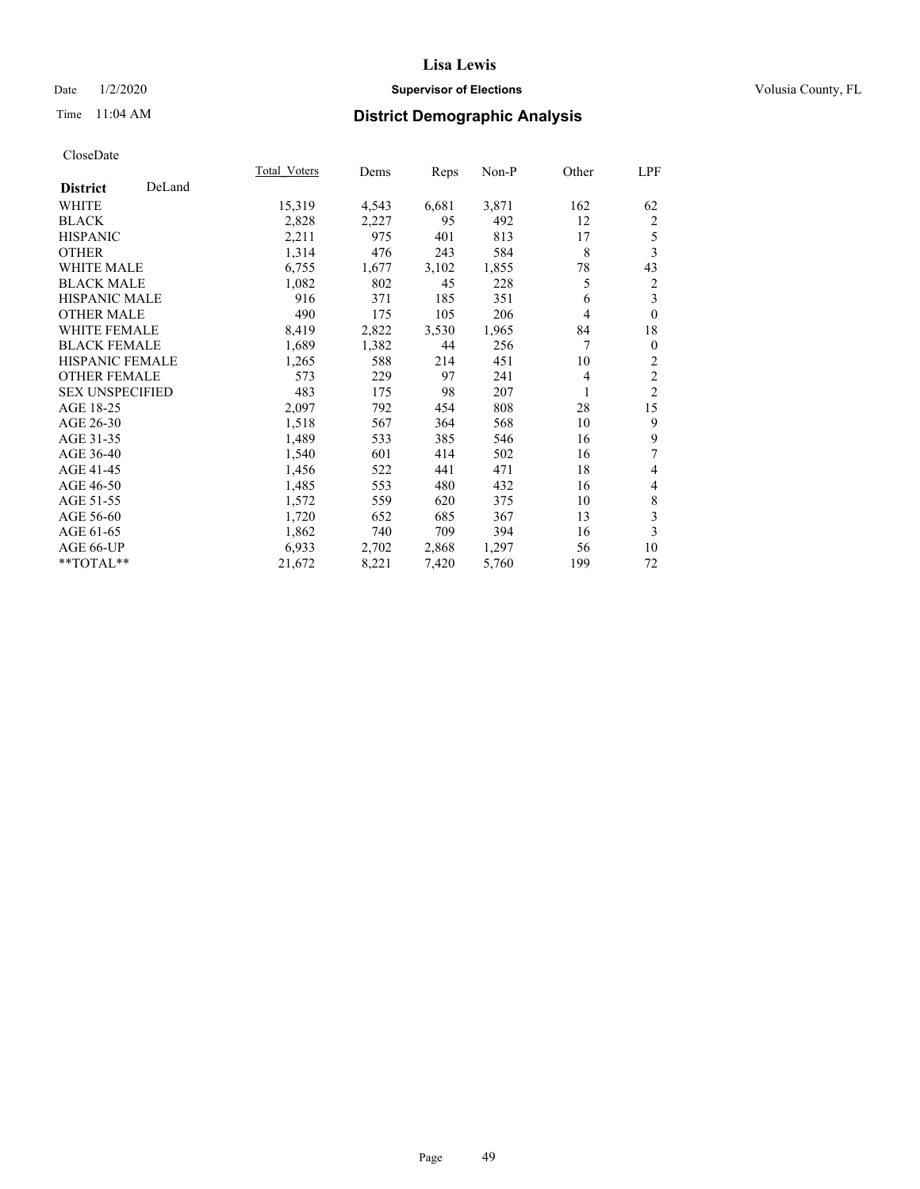**Lisa Lewis**

Date 1/2/2020 **Supervisor of Elections** Volusia County, FL

Time 11:04 AM **District Demographic Analysis**

CloseDate

| **District** DeLand | Total_Voters | Dems | Reps | Non-P | Other | LPF |
|---|---|---|---|---|---|---|
| WHITE | 15,319 | 4,543 | 6,681 | 3,871 | 162 | 62 |
| BLACK | 2,828 | 2,227 | 95 | 492 | 12 | 2 |
| HISPANIC | 2,211 | 975 | 401 | 813 | 17 | 5 |
| OTHER | 1,314 | 476 | 243 | 584 | 8 | 3 |
| WHITE MALE | 6,755 | 1,677 | 3,102 | 1,855 | 78 | 43 |
| BLACK MALE | 1,082 | 802 | 45 | 228 | 5 | 2 |
| HISPANIC MALE | 916 | 371 | 185 | 351 | 6 | 3 |
| OTHER MALE | 490 | 175 | 105 | 206 | 4 | 0 |
| WHITE FEMALE | 8,419 | 2,822 | 3,530 | 1,965 | 84 | 18 |
| BLACK FEMALE | 1,689 | 1,382 | 44 | 256 | 7 | 0 |
| HISPANIC FEMALE | 1,265 | 588 | 214 | 451 | 10 | 2 |
| OTHER FEMALE | 573 | 229 | 97 | 241 | 4 | 2 |
| SEX UNSPECIFIED | 483 | 175 | 98 | 207 | 1 | 2 |
| AGE 18-25 | 2,097 | 792 | 454 | 808 | 28 | 15 |
| AGE 26-30 | 1,518 | 567 | 364 | 568 | 10 | 9 |
| AGE 31-35 | 1,489 | 533 | 385 | 546 | 16 | 9 |
| AGE 36-40 | 1,540 | 601 | 414 | 502 | 16 | 7 |
| AGE 41-45 | 1,456 | 522 | 441 | 471 | 18 | 4 |
| AGE 46-50 | 1,485 | 553 | 480 | 432 | 16 | 4 |
| AGE 51-55 | 1,572 | 559 | 620 | 375 | 10 | 8 |
| AGE 56-60 | 1,720 | 652 | 685 | 367 | 13 | 3 |
| AGE 61-65 | 1,862 | 740 | 709 | 394 | 16 | 3 |
| AGE 66-UP | 6,933 | 2,702 | 2,868 | 1,297 | 56 | 10 |
| **TOTAL** | 21,672 | 8,221 | 7,420 | 5,760 | 199 | 72 |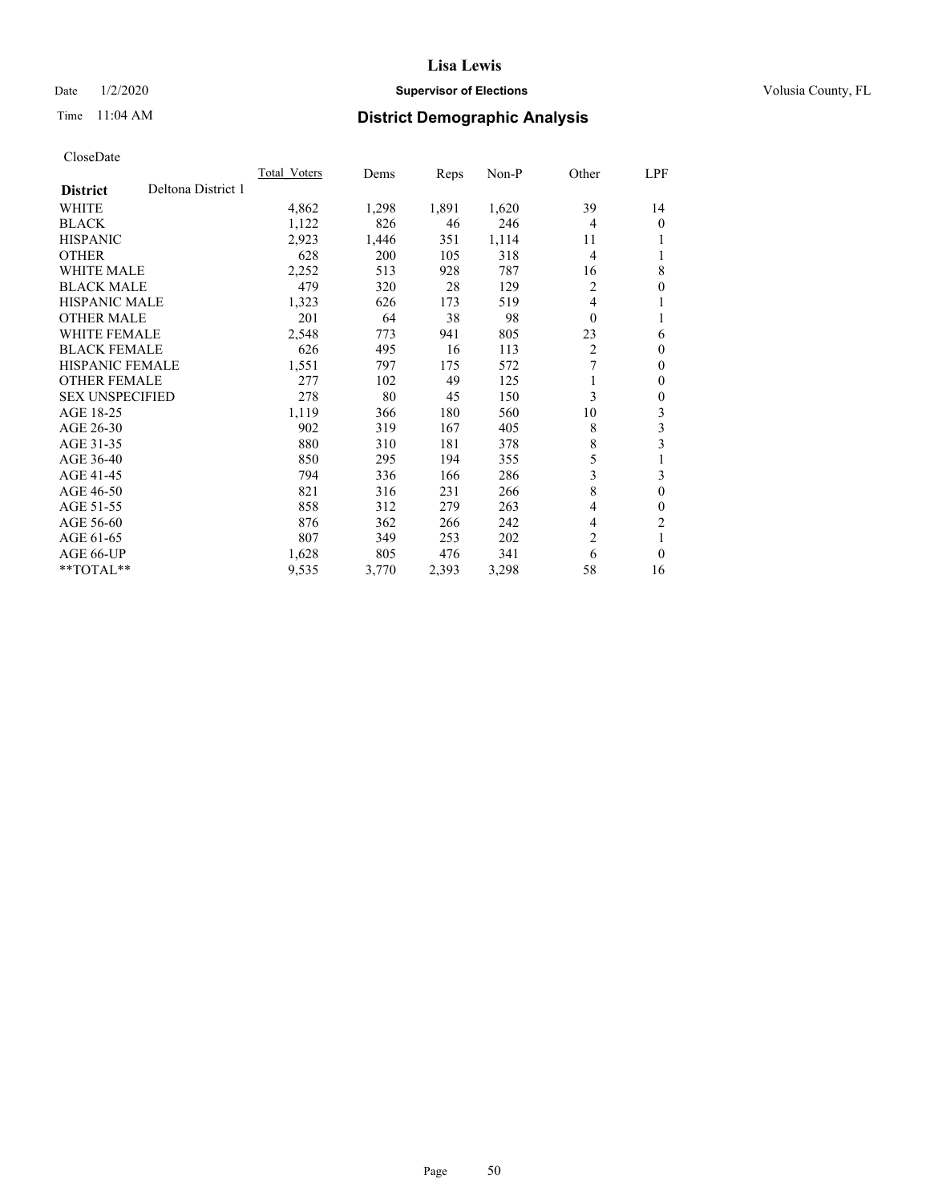CloseDate

| District | Deltona District 1 | Total_Voters | Dems | Reps | Non-P | Other | LPF |
|---|---|---|---|---|---|---|---|
| WHITE | | 4,862 | 1,298 | 1,891 | 1,620 | 39 | 14 |
| BLACK | | 1,122 | 826 | 46 | 246 | 4 | 0 |
| HISPANIC | | 2,923 | 1,446 | 351 | 1,114 | 11 | 1 |
| OTHER | | 628 | 200 | 105 | 318 | 4 | 1 |
| WHITE MALE | | 2,252 | 513 | 928 | 787 | 16 | 8 |
| BLACK MALE | | 479 | 320 | 28 | 129 | 2 | 0 |
| HISPANIC MALE | | 1,323 | 626 | 173 | 519 | 4 | 1 |
| OTHER MALE | | 201 | 64 | 38 | 98 | 0 | 1 |
| WHITE FEMALE | | 2,548 | 773 | 941 | 805 | 23 | 6 |
| BLACK FEMALE | | 626 | 495 | 16 | 113 | 2 | 0 |
| HISPANIC FEMALE | | 1,551 | 797 | 175 | 572 | 7 | 0 |
| OTHER FEMALE | | 277 | 102 | 49 | 125 | 1 | 0 |
| SEX UNSPECIFIED | | 278 | 80 | 45 | 150 | 3 | 0 |
| AGE 18-25 | | 1,119 | 366 | 180 | 560 | 10 | 3 |
| AGE 26-30 | | 902 | 319 | 167 | 405 | 8 | 3 |
| AGE 31-35 | | 880 | 310 | 181 | 378 | 8 | 3 |
| AGE 36-40 | | 850 | 295 | 194 | 355 | 5 | 1 |
| AGE 41-45 | | 794 | 336 | 166 | 286 | 3 | 3 |
| AGE 46-50 | | 821 | 316 | 231 | 266 | 8 | 0 |
| AGE 51-55 | | 858 | 312 | 279 | 263 | 4 | 0 |
| AGE 56-60 | | 876 | 362 | 266 | 242 | 4 | 2 |
| AGE 61-65 | | 807 | 349 | 253 | 202 | 2 | 1 |
| AGE 66-UP | | 1,628 | 805 | 476 | 341 | 6 | 0 |
| **TOTAL** | | 9,535 | 3,770 | 2,393 | 3,298 | 58 | 16 |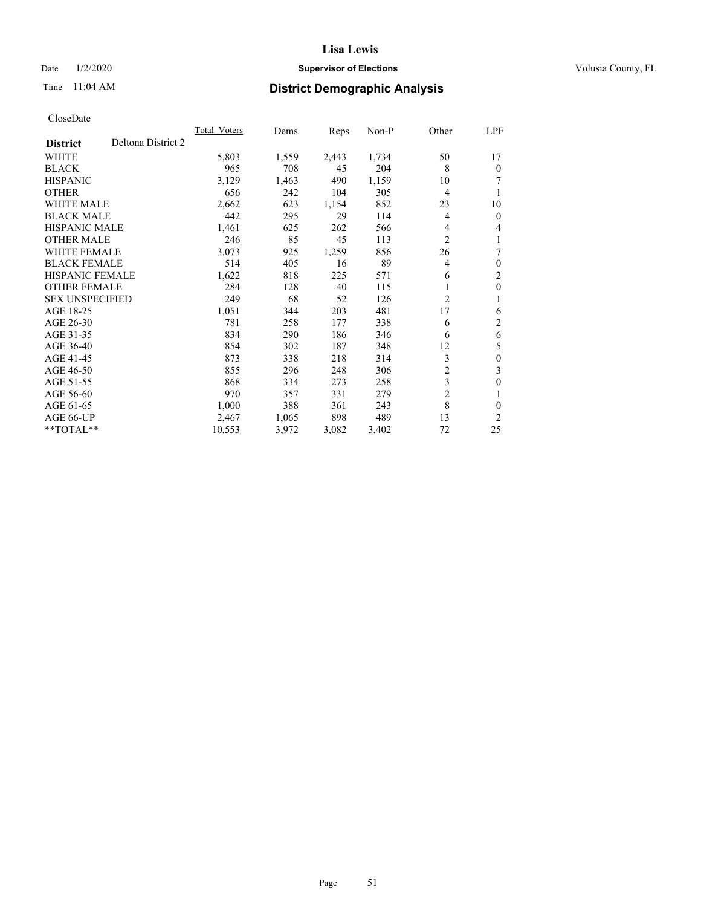# Lisa Lewis

Date 1/2/2020 **Supervisor of Elections** Volusia County, FL

Time 11:04 AM **District Demographic Analysis**

CloseDate

| **District** Deltona District 2 | Total_Voters | Dems | Reps | Non-P | Other | LPF |
|---|---|---|---|---|---|---|
| WHITE | 5,803 | 1,559 | 2,443 | 1,734 | 50 | 17 |
| BLACK | 965 | 708 | 45 | 204 | 8 | 0 |
| HISPANIC | 3,129 | 1,463 | 490 | 1,159 | 10 | 7 |
| OTHER | 656 | 242 | 104 | 305 | 4 | 1 |
| WHITE MALE | 2,662 | 623 | 1,154 | 852 | 23 | 10 |
| BLACK MALE | 442 | 295 | 29 | 114 | 4 | 0 |
| HISPANIC MALE | 1,461 | 625 | 262 | 566 | 4 | 4 |
| OTHER MALE | 246 | 85 | 45 | 113 | 2 | 1 |
| WHITE FEMALE | 3,073 | 925 | 1,259 | 856 | 26 | 7 |
| BLACK FEMALE | 514 | 405 | 16 | 89 | 4 | 0 |
| HISPANIC FEMALE | 1,622 | 818 | 225 | 571 | 6 | 2 |
| OTHER FEMALE | 284 | 128 | 40 | 115 | 1 | 0 |
| SEX UNSPECIFIED | 249 | 68 | 52 | 126 | 2 | 1 |
| AGE 18-25 | 1,051 | 344 | 203 | 481 | 17 | 6 |
| AGE 26-30 | 781 | 258 | 177 | 338 | 6 | 2 |
| AGE 31-35 | 834 | 290 | 186 | 346 | 6 | 6 |
| AGE 36-40 | 854 | 302 | 187 | 348 | 12 | 5 |
| AGE 41-45 | 873 | 338 | 218 | 314 | 3 | 0 |
| AGE 46-50 | 855 | 296 | 248 | 306 | 2 | 3 |
| AGE 51-55 | 868 | 334 | 273 | 258 | 3 | 0 |
| AGE 56-60 | 970 | 357 | 331 | 279 | 2 | 1 |
| AGE 61-65 | 1,000 | 388 | 361 | 243 | 8 | 0 |
| AGE 66-UP | 2,467 | 1,065 | 898 | 489 | 13 | 2 |
| **TOTAL** | 10,553 | 3,972 | 3,082 | 3,402 | 72 | 25 |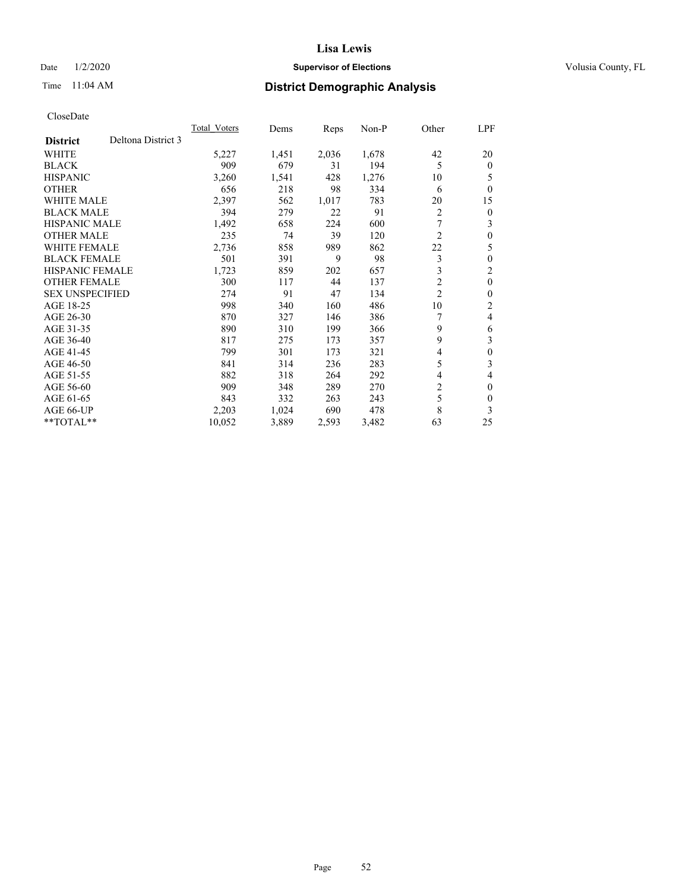CloseDate

| District | Deltona District 3 | Total_Voters | Dems | Reps | Non-P | Other | LPF |
|---|---|---|---|---|---|---|---|
| WHITE | | 5,227 | 1,451 | 2,036 | 1,678 | 42 | 20 |
| BLACK | | 909 | 679 | 31 | 194 | 5 | 0 |
| HISPANIC | | 3,260 | 1,541 | 428 | 1,276 | 10 | 5 |
| OTHER | | 656 | 218 | 98 | 334 | 6 | 0 |
| WHITE MALE | | 2,397 | 562 | 1,017 | 783 | 20 | 15 |
| BLACK MALE | | 394 | 279 | 22 | 91 | 2 | 0 |
| HISPANIC MALE | | 1,492 | 658 | 224 | 600 | 7 | 3 |
| OTHER MALE | | 235 | 74 | 39 | 120 | 2 | 0 |
| WHITE FEMALE | | 2,736 | 858 | 989 | 862 | 22 | 5 |
| BLACK FEMALE | | 501 | 391 | 9 | 98 | 3 | 0 |
| HISPANIC FEMALE | | 1,723 | 859 | 202 | 657 | 3 | 2 |
| OTHER FEMALE | | 300 | 117 | 44 | 137 | 2 | 0 |
| SEX UNSPECIFIED | | 274 | 91 | 47 | 134 | 2 | 0 |
| AGE 18-25 | | 998 | 340 | 160 | 486 | 10 | 2 |
| AGE 26-30 | | 870 | 327 | 146 | 386 | 7 | 4 |
| AGE 31-35 | | 890 | 310 | 199 | 366 | 9 | 6 |
| AGE 36-40 | | 817 | 275 | 173 | 357 | 9 | 3 |
| AGE 41-45 | | 799 | 301 | 173 | 321 | 4 | 0 |
| AGE 46-50 | | 841 | 314 | 236 | 283 | 5 | 3 |
| AGE 51-55 | | 882 | 318 | 264 | 292 | 4 | 4 |
| AGE 56-60 | | 909 | 348 | 289 | 270 | 2 | 0 |
| AGE 61-65 | | 843 | 332 | 263 | 243 | 5 | 0 |
| AGE 66-UP | | 2,203 | 1,024 | 690 | 478 | 8 | 3 |
| **TOTAL** | | 10,052 | 3,889 | 2,593 | 3,482 | 63 | 25 |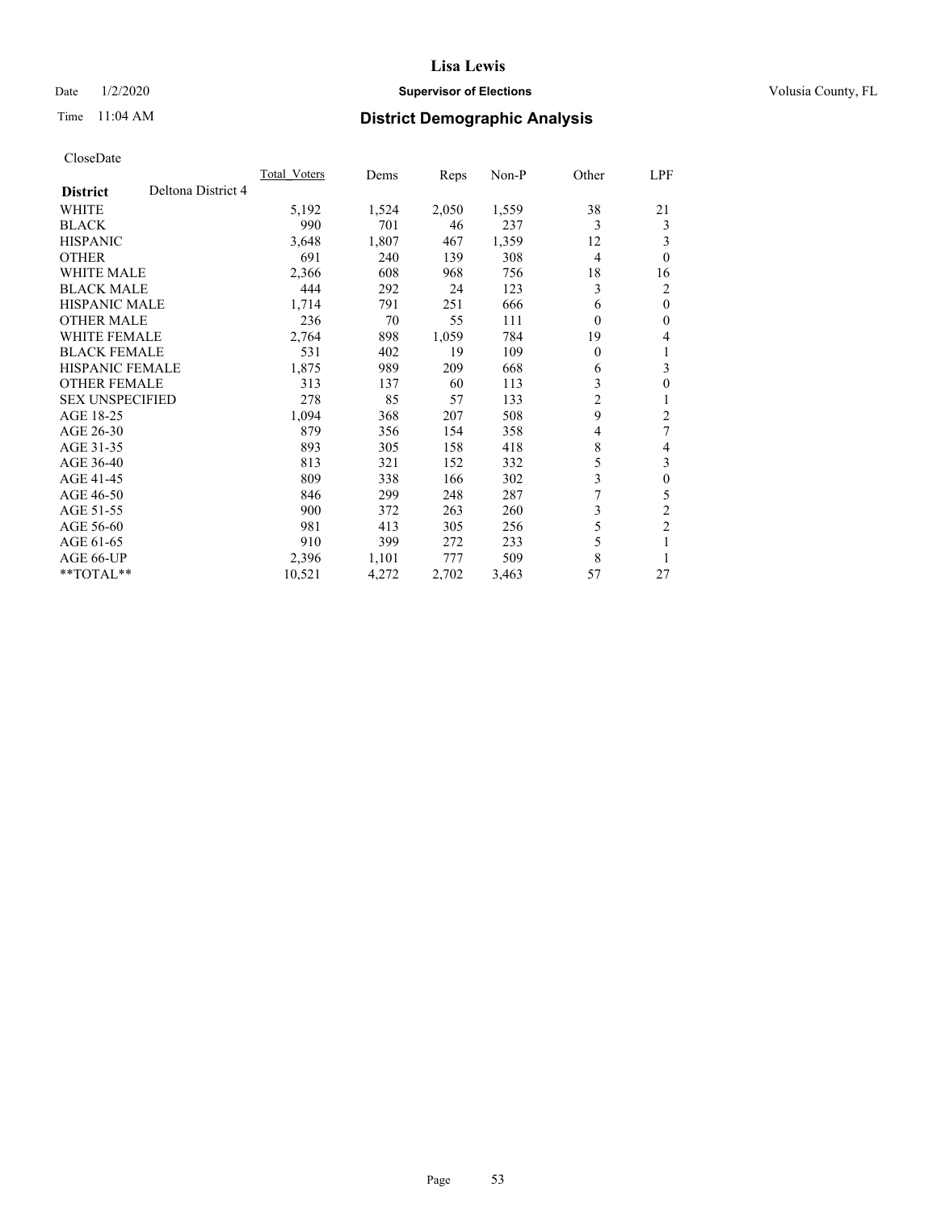# Lisa Lewis

Date 1/2/2020 **Supervisor of Elections** Volusia County, FL

Time 11:04 AM **District Demographic Analysis**

CloseDate

| **District** Deltona District 4 | Total_Voters | Dems | Reps | Non-P | Other | LPF |
|---|---|---|---|---|---|---|
| WHITE | 5,192 | 1,524 | 2,050 | 1,559 | 38 | 21 |
| BLACK | 990 | 701 | 46 | 237 | 3 | 3 |
| HISPANIC | 3,648 | 1,807 | 467 | 1,359 | 12 | 3 |
| OTHER | 691 | 240 | 139 | 308 | 4 | 0 |
| WHITE MALE | 2,366 | 608 | 968 | 756 | 18 | 16 |
| BLACK MALE | 444 | 292 | 24 | 123 | 3 | 2 |
| HISPANIC MALE | 1,714 | 791 | 251 | 666 | 6 | 0 |
| OTHER MALE | 236 | 70 | 55 | 111 | 0 | 0 |
| WHITE FEMALE | 2,764 | 898 | 1,059 | 784 | 19 | 4 |
| BLACK FEMALE | 531 | 402 | 19 | 109 | 0 | 1 |
| HISPANIC FEMALE | 1,875 | 989 | 209 | 668 | 6 | 3 |
| OTHER FEMALE | 313 | 137 | 60 | 113 | 3 | 0 |
| SEX UNSPECIFIED | 278 | 85 | 57 | 133 | 2 | 1 |
| AGE 18-25 | 1,094 | 368 | 207 | 508 | 9 | 2 |
| AGE 26-30 | 879 | 356 | 154 | 358 | 4 | 7 |
| AGE 31-35 | 893 | 305 | 158 | 418 | 8 | 4 |
| AGE 36-40 | 813 | 321 | 152 | 332 | 5 | 3 |
| AGE 41-45 | 809 | 338 | 166 | 302 | 3 | 0 |
| AGE 46-50 | 846 | 299 | 248 | 287 | 7 | 5 |
| AGE 51-55 | 900 | 372 | 263 | 260 | 3 | 2 |
| AGE 56-60 | 981 | 413 | 305 | 256 | 5 | 2 |
| AGE 61-65 | 910 | 399 | 272 | 233 | 5 | 1 |
| AGE 66-UP | 2,396 | 1,101 | 777 | 509 | 8 | 1 |
| **TOTAL** | 10,521 | 4,272 | 2,702 | 3,463 | 57 | 27 |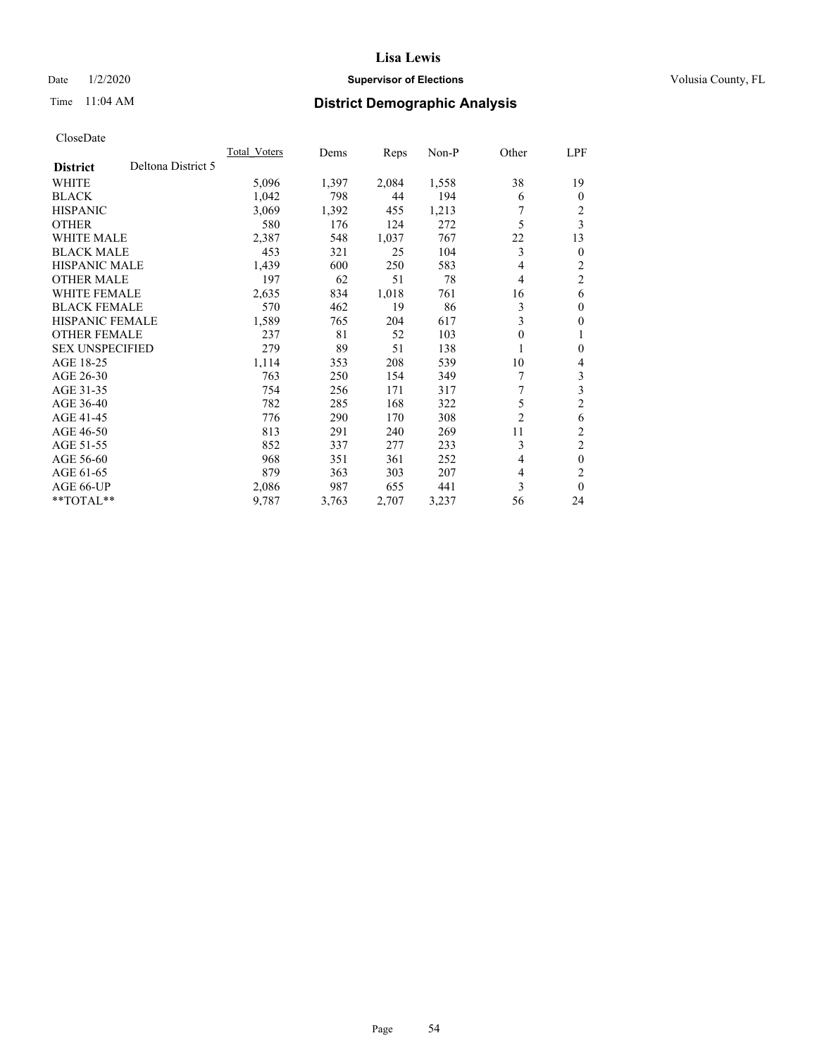# Lisa Lewis

Date 1/2/2020 **Supervisor of Elections** Volusia County, FL

Time 11:04 AM **District Demographic Analysis**

CloseDate

| **District** Deltona District 5 | Total_Voters | Dems | Reps | Non-P | Other | LPF |
|---|---|---|---|---|---|---|
| WHITE | 5,096 | 1,397 | 2,084 | 1,558 | 38 | 19 |
| BLACK | 1,042 | 798 | 44 | 194 | 6 | 0 |
| HISPANIC | 3,069 | 1,392 | 455 | 1,213 | 7 | 2 |
| OTHER | 580 | 176 | 124 | 272 | 5 | 3 |
| WHITE MALE | 2,387 | 548 | 1,037 | 767 | 22 | 13 |
| BLACK MALE | 453 | 321 | 25 | 104 | 3 | 0 |
| HISPANIC MALE | 1,439 | 600 | 250 | 583 | 4 | 2 |
| OTHER MALE | 197 | 62 | 51 | 78 | 4 | 2 |
| WHITE FEMALE | 2,635 | 834 | 1,018 | 761 | 16 | 6 |
| BLACK FEMALE | 570 | 462 | 19 | 86 | 3 | 0 |
| HISPANIC FEMALE | 1,589 | 765 | 204 | 617 | 3 | 0 |
| OTHER FEMALE | 237 | 81 | 52 | 103 | 0 | 1 |
| SEX UNSPECIFIED | 279 | 89 | 51 | 138 | 1 | 0 |
| AGE 18-25 | 1,114 | 353 | 208 | 539 | 10 | 4 |
| AGE 26-30 | 763 | 250 | 154 | 349 | 7 | 3 |
| AGE 31-35 | 754 | 256 | 171 | 317 | 7 | 3 |
| AGE 36-40 | 782 | 285 | 168 | 322 | 5 | 2 |
| AGE 41-45 | 776 | 290 | 170 | 308 | 2 | 6 |
| AGE 46-50 | 813 | 291 | 240 | 269 | 11 | 2 |
| AGE 51-55 | 852 | 337 | 277 | 233 | 3 | 2 |
| AGE 56-60 | 968 | 351 | 361 | 252 | 4 | 0 |
| AGE 61-65 | 879 | 363 | 303 | 207 | 4 | 2 |
| AGE 66-UP | 2,086 | 987 | 655 | 441 | 3 | 0 |
| **TOTAL** | 9,787 | 3,763 | 2,707 | 3,237 | 56 | 24 |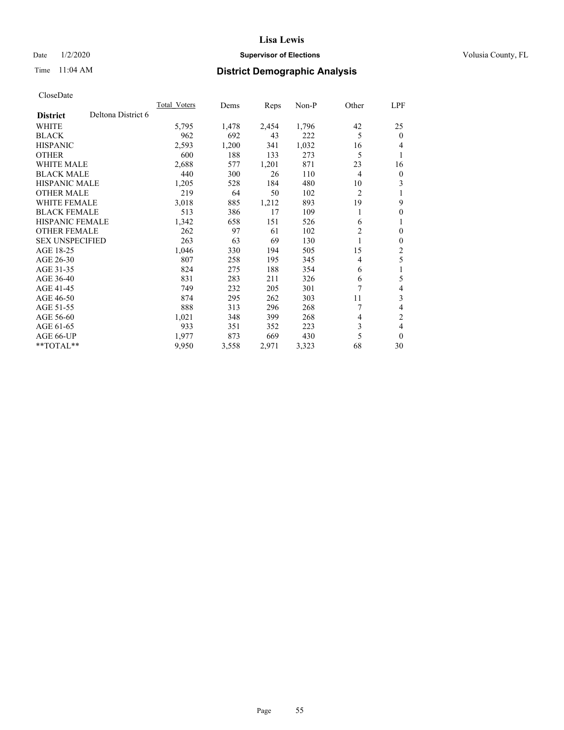# Lisa Lewis

Date 1/2/2020 **Supervisor of Elections** Volusia County, FL

Time 11:04 AM **District Demographic Analysis**

CloseDate

| **District** Deltona District 6 | Total_Voters | Dems | Reps | Non-P | Other | LPF |
|---|---|---|---|---|---|---|
| WHITE | 5,795 | 1,478 | 2,454 | 1,796 | 42 | 25 |
| BLACK | 962 | 692 | 43 | 222 | 5 | 0 |
| HISPANIC | 2,593 | 1,200 | 341 | 1,032 | 16 | 4 |
| OTHER | 600 | 188 | 133 | 273 | 5 | 1 |
| WHITE MALE | 2,688 | 577 | 1,201 | 871 | 23 | 16 |
| BLACK MALE | 440 | 300 | 26 | 110 | 4 | 0 |
| HISPANIC MALE | 1,205 | 528 | 184 | 480 | 10 | 3 |
| OTHER MALE | 219 | 64 | 50 | 102 | 2 | 1 |
| WHITE FEMALE | 3,018 | 885 | 1,212 | 893 | 19 | 9 |
| BLACK FEMALE | 513 | 386 | 17 | 109 | 1 | 0 |
| HISPANIC FEMALE | 1,342 | 658 | 151 | 526 | 6 | 1 |
| OTHER FEMALE | 262 | 97 | 61 | 102 | 2 | 0 |
| SEX UNSPECIFIED | 263 | 63 | 69 | 130 | 1 | 0 |
| AGE 18-25 | 1,046 | 330 | 194 | 505 | 15 | 2 |
| AGE 26-30 | 807 | 258 | 195 | 345 | 4 | 5 |
| AGE 31-35 | 824 | 275 | 188 | 354 | 6 | 1 |
| AGE 36-40 | 831 | 283 | 211 | 326 | 6 | 5 |
| AGE 41-45 | 749 | 232 | 205 | 301 | 7 | 4 |
| AGE 46-50 | 874 | 295 | 262 | 303 | 11 | 3 |
| AGE 51-55 | 888 | 313 | 296 | 268 | 7 | 4 |
| AGE 56-60 | 1,021 | 348 | 399 | 268 | 4 | 2 |
| AGE 61-65 | 933 | 351 | 352 | 223 | 3 | 4 |
| AGE 66-UP | 1,977 | 873 | 669 | 430 | 5 | 0 |
| **TOTAL** | 9,950 | 3,558 | 2,971 | 3,323 | 68 | 30 |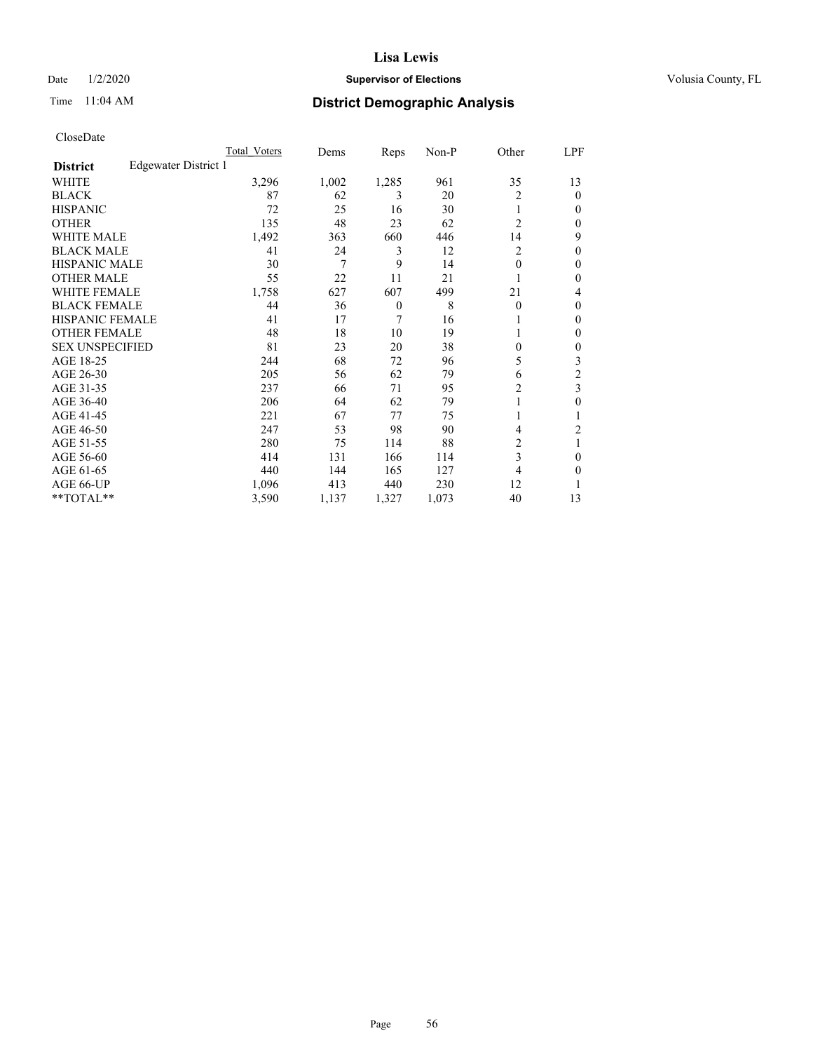# Lisa Lewis

Date 1/2/2020 **Supervisor of Elections** Volusia County, FL

Time 11:04 AM **District Demographic Analysis**

CloseDate

| | Total Voters | Dems | Reps | Non-P | Other | LPF |
|---|---|---|---|---|---|---|
| **District** Edgewater District 1 | | | | | | |
| WHITE | 3,296 | 1,002 | 1,285 | 961 | 35 | 13 |
| BLACK | 87 | 62 | 3 | 20 | 2 | 0 |
| HISPANIC | 72 | 25 | 16 | 30 | 1 | 0 |
| OTHER | 135 | 48 | 23 | 62 | 2 | 0 |
| WHITE MALE | 1,492 | 363 | 660 | 446 | 14 | 9 |
| BLACK MALE | 41 | 24 | 3 | 12 | 2 | 0 |
| HISPANIC MALE | 30 | 7 | 9 | 14 | 0 | 0 |
| OTHER MALE | 55 | 22 | 11 | 21 | 1 | 0 |
| WHITE FEMALE | 1,758 | 627 | 607 | 499 | 21 | 4 |
| BLACK FEMALE | 44 | 36 | 0 | 8 | 0 | 0 |
| HISPANIC FEMALE | 41 | 17 | 7 | 16 | 1 | 0 |
| OTHER FEMALE | 48 | 18 | 10 | 19 | 1 | 0 |
| SEX UNSPECIFIED | 81 | 23 | 20 | 38 | 0 | 0 |
| AGE 18-25 | 244 | 68 | 72 | 96 | 5 | 3 |
| AGE 26-30 | 205 | 56 | 62 | 79 | 6 | 2 |
| AGE 31-35 | 237 | 66 | 71 | 95 | 2 | 3 |
| AGE 36-40 | 206 | 64 | 62 | 79 | 1 | 0 |
| AGE 41-45 | 221 | 67 | 77 | 75 | 1 | 1 |
| AGE 46-50 | 247 | 53 | 98 | 90 | 4 | 2 |
| AGE 51-55 | 280 | 75 | 114 | 88 | 2 | 1 |
| AGE 56-60 | 414 | 131 | 166 | 114 | 3 | 0 |
| AGE 61-65 | 440 | 144 | 165 | 127 | 4 | 0 |
| AGE 66-UP | 1,096 | 413 | 440 | 230 | 12 | 1 |
| **TOTAL** | 3,590 | 1,137 | 1,327 | 1,073 | 40 | 13 |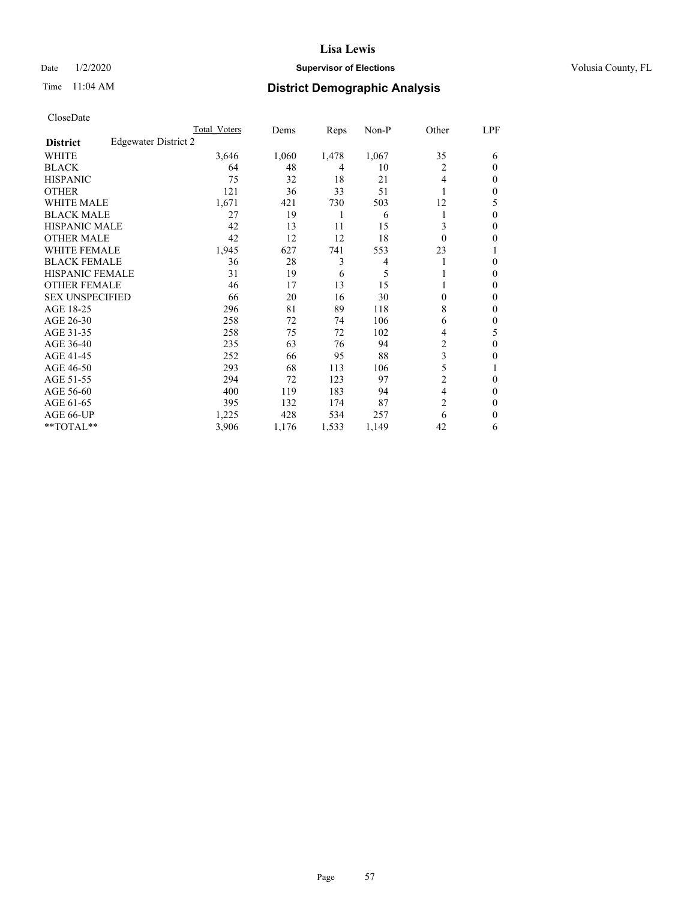# Lisa Lewis

Date 1/2/2020 **Supervisor of Elections** Volusia County, FL

Time 11:04 AM **District Demographic Analysis**

CloseDate

| | Total Voters | Dems | Reps | Non-P | Other | LPF |
|---|---|---|---|---|---|---|
| **District** Edgewater District 2 | | | | | | |
| WHITE | 3,646 | 1,060 | 1,478 | 1,067 | 35 | 6 |
| BLACK | 64 | 48 | 4 | 10 | 2 | 0 |
| HISPANIC | 75 | 32 | 18 | 21 | 4 | 0 |
| OTHER | 121 | 36 | 33 | 51 | 1 | 0 |
| WHITE MALE | 1,671 | 421 | 730 | 503 | 12 | 5 |
| BLACK MALE | 27 | 19 | 1 | 6 | 1 | 0 |
| HISPANIC MALE | 42 | 13 | 11 | 15 | 3 | 0 |
| OTHER MALE | 42 | 12 | 12 | 18 | 0 | 0 |
| WHITE FEMALE | 1,945 | 627 | 741 | 553 | 23 | 1 |
| BLACK FEMALE | 36 | 28 | 3 | 4 | 1 | 0 |
| HISPANIC FEMALE | 31 | 19 | 6 | 5 | 1 | 0 |
| OTHER FEMALE | 46 | 17 | 13 | 15 | 1 | 0 |
| SEX UNSPECIFIED | 66 | 20 | 16 | 30 | 0 | 0 |
| AGE 18-25 | 296 | 81 | 89 | 118 | 8 | 0 |
| AGE 26-30 | 258 | 72 | 74 | 106 | 6 | 0 |
| AGE 31-35 | 258 | 75 | 72 | 102 | 4 | 5 |
| AGE 36-40 | 235 | 63 | 76 | 94 | 2 | 0 |
| AGE 41-45 | 252 | 66 | 95 | 88 | 3 | 0 |
| AGE 46-50 | 293 | 68 | 113 | 106 | 5 | 1 |
| AGE 51-55 | 294 | 72 | 123 | 97 | 2 | 0 |
| AGE 56-60 | 400 | 119 | 183 | 94 | 4 | 0 |
| AGE 61-65 | 395 | 132 | 174 | 87 | 2 | 0 |
| AGE 66-UP | 1,225 | 428 | 534 | 257 | 6 | 0 |
| **TOTAL** | 3,906 | 1,176 | 1,533 | 1,149 | 42 | 6 |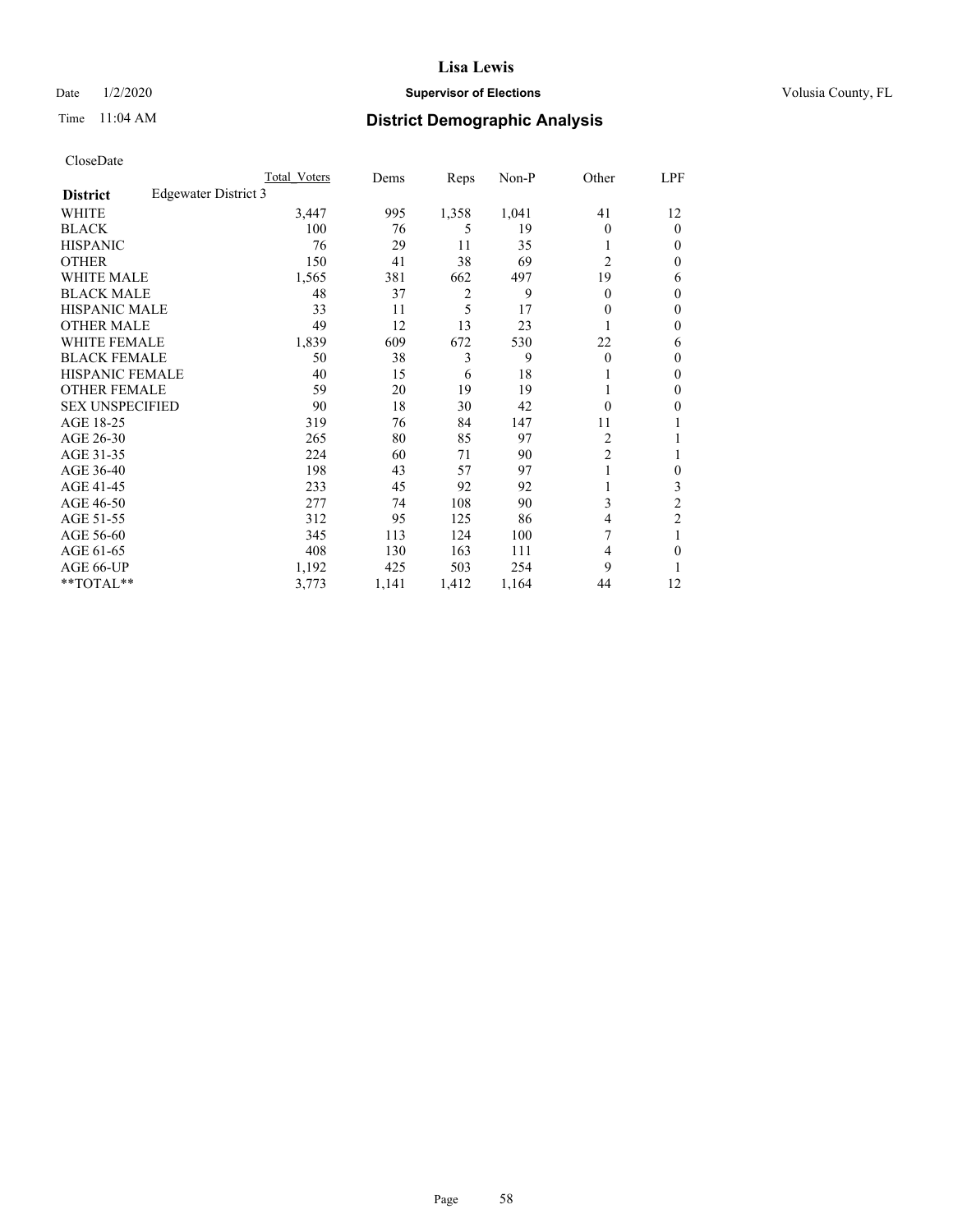CloseDate

| | Total Voters | Dems | Reps | Non-P | Other | LPF |
|---|---|---|---|---|---|---|
| **District** Edgewater District 3 | | | | | | |
| WHITE | 3,447 | 995 | 1,358 | 1,041 | 41 | 12 |
| BLACK | 100 | 76 | 5 | 19 | 0 | 0 |
| HISPANIC | 76 | 29 | 11 | 35 | 1 | 0 |
| OTHER | 150 | 41 | 38 | 69 | 2 | 0 |
| WHITE MALE | 1,565 | 381 | 662 | 497 | 19 | 6 |
| BLACK MALE | 48 | 37 | 2 | 9 | 0 | 0 |
| HISPANIC MALE | 33 | 11 | 5 | 17 | 0 | 0 |
| OTHER MALE | 49 | 12 | 13 | 23 | 1 | 0 |
| WHITE FEMALE | 1,839 | 609 | 672 | 530 | 22 | 6 |
| BLACK FEMALE | 50 | 38 | 3 | 9 | 0 | 0 |
| HISPANIC FEMALE | 40 | 15 | 6 | 18 | 1 | 0 |
| OTHER FEMALE | 59 | 20 | 19 | 19 | 1 | 0 |
| SEX UNSPECIFIED | 90 | 18 | 30 | 42 | 0 | 0 |
| AGE 18-25 | 319 | 76 | 84 | 147 | 11 | 1 |
| AGE 26-30 | 265 | 80 | 85 | 97 | 2 | 1 |
| AGE 31-35 | 224 | 60 | 71 | 90 | 2 | 1 |
| AGE 36-40 | 198 | 43 | 57 | 97 | 1 | 0 |
| AGE 41-45 | 233 | 45 | 92 | 92 | 1 | 3 |
| AGE 46-50 | 277 | 74 | 108 | 90 | 3 | 2 |
| AGE 51-55 | 312 | 95 | 125 | 86 | 4 | 2 |
| AGE 56-60 | 345 | 113 | 124 | 100 | 7 | 1 |
| AGE 61-65 | 408 | 130 | 163 | 111 | 4 | 0 |
| AGE 66-UP | 1,192 | 425 | 503 | 254 | 9 | 1 |
| **TOTAL** | 3,773 | 1,141 | 1,412 | 1,164 | 44 | 12 |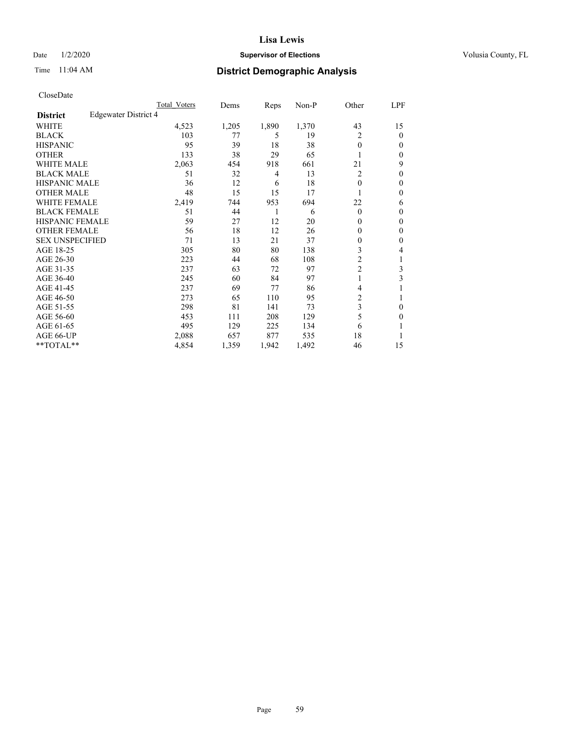# Lisa Lewis

Date 1/2/2020 **Supervisor of Elections** Volusia County, FL

Time 11:04 AM **District Demographic Analysis**

CloseDate

| | Total Voters | Dems | Reps | Non-P | Other | LPF |
|---|---|---|---|---|---|---|
| **District** Edgewater District 4 | | | | | | |
| WHITE | 4,523 | 1,205 | 1,890 | 1,370 | 43 | 15 |
| BLACK | 103 | 77 | 5 | 19 | 2 | 0 |
| HISPANIC | 95 | 39 | 18 | 38 | 0 | 0 |
| OTHER | 133 | 38 | 29 | 65 | 1 | 0 |
| WHITE MALE | 2,063 | 454 | 918 | 661 | 21 | 9 |
| BLACK MALE | 51 | 32 | 4 | 13 | 2 | 0 |
| HISPANIC MALE | 36 | 12 | 6 | 18 | 0 | 0 |
| OTHER MALE | 48 | 15 | 15 | 17 | 1 | 0 |
| WHITE FEMALE | 2,419 | 744 | 953 | 694 | 22 | 6 |
| BLACK FEMALE | 51 | 44 | 1 | 6 | 0 | 0 |
| HISPANIC FEMALE | 59 | 27 | 12 | 20 | 0 | 0 |
| OTHER FEMALE | 56 | 18 | 12 | 26 | 0 | 0 |
| SEX UNSPECIFIED | 71 | 13 | 21 | 37 | 0 | 0 |
| AGE 18-25 | 305 | 80 | 80 | 138 | 3 | 4 |
| AGE 26-30 | 223 | 44 | 68 | 108 | 2 | 1 |
| AGE 31-35 | 237 | 63 | 72 | 97 | 2 | 3 |
| AGE 36-40 | 245 | 60 | 84 | 97 | 1 | 3 |
| AGE 41-45 | 237 | 69 | 77 | 86 | 4 | 1 |
| AGE 46-50 | 273 | 65 | 110 | 95 | 2 | 1 |
| AGE 51-55 | 298 | 81 | 141 | 73 | 3 | 0 |
| AGE 56-60 | 453 | 111 | 208 | 129 | 5 | 0 |
| AGE 61-65 | 495 | 129 | 225 | 134 | 6 | 1 |
| AGE 66-UP | 2,088 | 657 | 877 | 535 | 18 | 1 |
| **TOTAL** | 4,854 | 1,359 | 1,942 | 1,492 | 46 | 15 |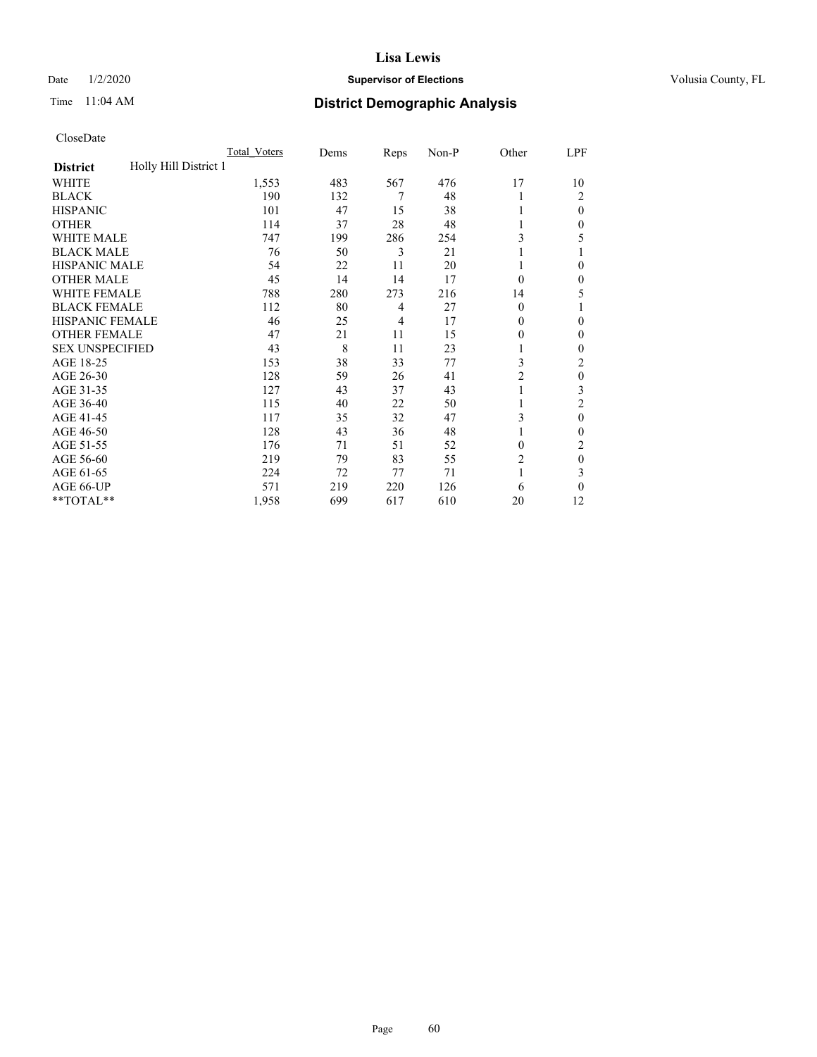CloseDate

| District | Holly Hill District 1 | Total_Voters | Dems | Reps | Non-P | Other | LPF |
|---|---|---|---|---|---|---|---|
| WHITE | | 1,553 | 483 | 567 | 476 | 17 | 10 |
| BLACK | | 190 | 132 | 7 | 48 | 1 | 2 |
| HISPANIC | | 101 | 47 | 15 | 38 | 1 | 0 |
| OTHER | | 114 | 37 | 28 | 48 | 1 | 0 |
| WHITE MALE | | 747 | 199 | 286 | 254 | 3 | 5 |
| BLACK MALE | | 76 | 50 | 3 | 21 | 1 | 1 |
| HISPANIC MALE | | 54 | 22 | 11 | 20 | 1 | 0 |
| OTHER MALE | | 45 | 14 | 14 | 17 | 0 | 0 |
| WHITE FEMALE | | 788 | 280 | 273 | 216 | 14 | 5 |
| BLACK FEMALE | | 112 | 80 | 4 | 27 | 0 | 1 |
| HISPANIC FEMALE | | 46 | 25 | 4 | 17 | 0 | 0 |
| OTHER FEMALE | | 47 | 21 | 11 | 15 | 0 | 0 |
| SEX UNSPECIFIED | | 43 | 8 | 11 | 23 | 1 | 0 |
| AGE 18-25 | | 153 | 38 | 33 | 77 | 3 | 2 |
| AGE 26-30 | | 128 | 59 | 26 | 41 | 2 | 0 |
| AGE 31-35 | | 127 | 43 | 37 | 43 | 1 | 3 |
| AGE 36-40 | | 115 | 40 | 22 | 50 | 1 | 2 |
| AGE 41-45 | | 117 | 35 | 32 | 47 | 3 | 0 |
| AGE 46-50 | | 128 | 43 | 36 | 48 | 1 | 0 |
| AGE 51-55 | | 176 | 71 | 51 | 52 | 0 | 2 |
| AGE 56-60 | | 219 | 79 | 83 | 55 | 2 | 0 |
| AGE 61-65 | | 224 | 72 | 77 | 71 | 1 | 3 |
| AGE 66-UP | | 571 | 219 | 220 | 126 | 6 | 0 |
| **TOTAL** | | 1,958 | 699 | 617 | 610 | 20 | 12 |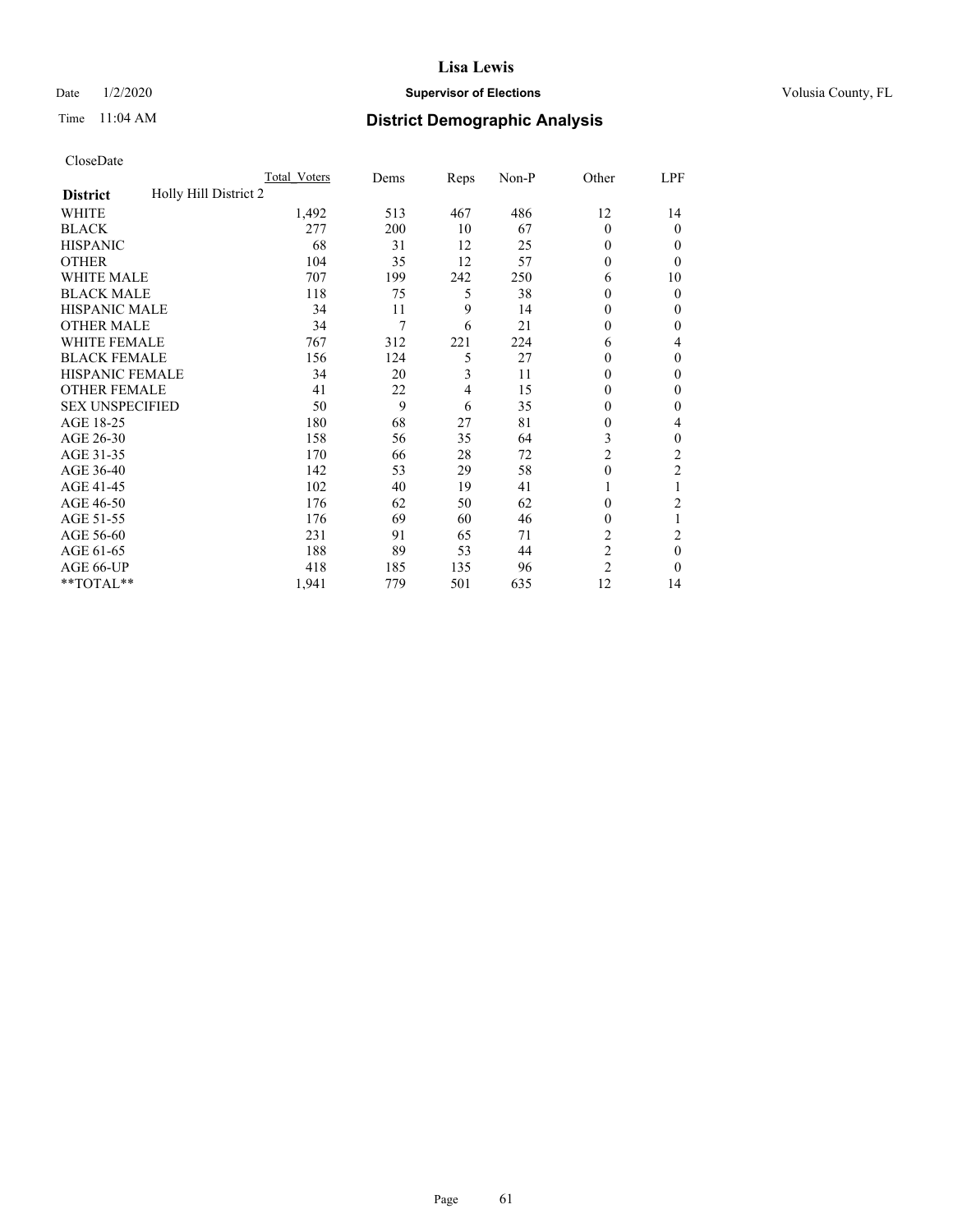**Lisa Lewis**

Date 1/2/2020 **Supervisor of Elections** Volusia County, FL

Time 11:04 AM **District Demographic Analysis**

CloseDate

| | Total_Voters | Dems | Reps | Non-P | Other | LPF |
|---|---|---|---|---|---|---|
| **District** Holly Hill District 2 | | | | | | |
| WHITE | 1,492 | 513 | 467 | 486 | 12 | 14 |
| BLACK | 277 | 200 | 10 | 67 | 0 | 0 |
| HISPANIC | 68 | 31 | 12 | 25 | 0 | 0 |
| OTHER | 104 | 35 | 12 | 57 | 0 | 0 |
| WHITE MALE | 707 | 199 | 242 | 250 | 6 | 10 |
| BLACK MALE | 118 | 75 | 5 | 38 | 0 | 0 |
| HISPANIC MALE | 34 | 11 | 9 | 14 | 0 | 0 |
| OTHER MALE | 34 | 7 | 6 | 21 | 0 | 0 |
| WHITE FEMALE | 767 | 312 | 221 | 224 | 6 | 4 |
| BLACK FEMALE | 156 | 124 | 5 | 27 | 0 | 0 |
| HISPANIC FEMALE | 34 | 20 | 3 | 11 | 0 | 0 |
| OTHER FEMALE | 41 | 22 | 4 | 15 | 0 | 0 |
| SEX UNSPECIFIED | 50 | 9 | 6 | 35 | 0 | 0 |
| AGE 18-25 | 180 | 68 | 27 | 81 | 0 | 4 |
| AGE 26-30 | 158 | 56 | 35 | 64 | 3 | 0 |
| AGE 31-35 | 170 | 66 | 28 | 72 | 2 | 2 |
| AGE 36-40 | 142 | 53 | 29 | 58 | 0 | 2 |
| AGE 41-45 | 102 | 40 | 19 | 41 | 1 | 1 |
| AGE 46-50 | 176 | 62 | 50 | 62 | 0 | 2 |
| AGE 51-55 | 176 | 69 | 60 | 46 | 0 | 1 |
| AGE 56-60 | 231 | 91 | 65 | 71 | 2 | 2 |
| AGE 61-65 | 188 | 89 | 53 | 44 | 2 | 0 |
| AGE 66-UP | 418 | 185 | 135 | 96 | 2 | 0 |
| **TOTAL** | 1,941 | 779 | 501 | 635 | 12 | 14 |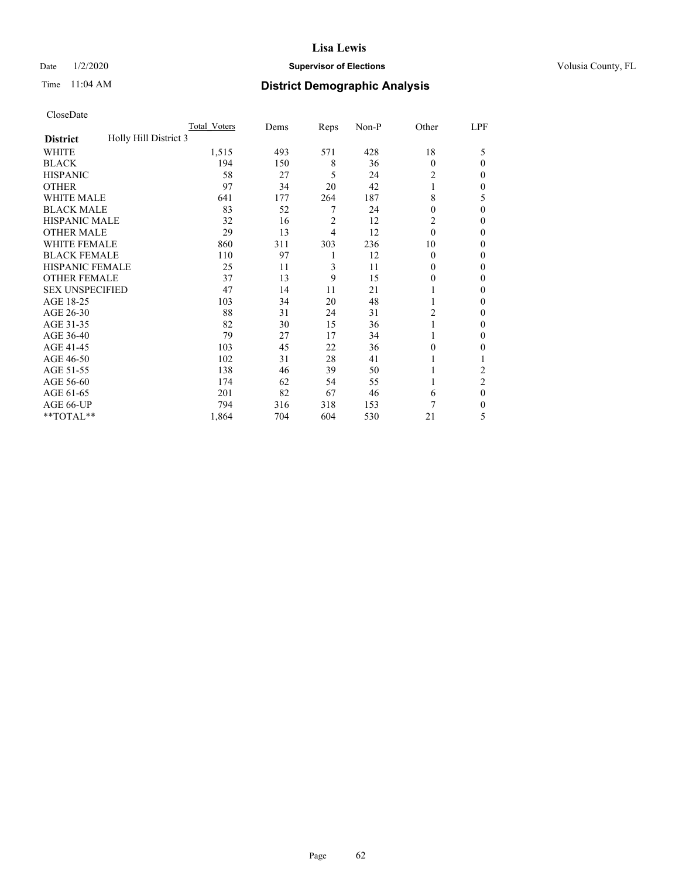# District Demographic Analysis

CloseDate

| District | Total_Voters | Dems | Reps | Non-P | Other | LPF |
|---|---|---|---|---|---|---|
| **Holly Hill District 3** | | | | | | |
| WHITE | 1,515 | 493 | 571 | 428 | 18 | 5 |
| BLACK | 194 | 150 | 8 | 36 | 0 | 0 |
| HISPANIC | 58 | 27 | 5 | 24 | 2 | 0 |
| OTHER | 97 | 34 | 20 | 42 | 1 | 0 |
| WHITE MALE | 641 | 177 | 264 | 187 | 8 | 5 |
| BLACK MALE | 83 | 52 | 7 | 24 | 0 | 0 |
| HISPANIC MALE | 32 | 16 | 2 | 12 | 2 | 0 |
| OTHER MALE | 29 | 13 | 4 | 12 | 0 | 0 |
| WHITE FEMALE | 860 | 311 | 303 | 236 | 10 | 0 |
| BLACK FEMALE | 110 | 97 | 1 | 12 | 0 | 0 |
| HISPANIC FEMALE | 25 | 11 | 3 | 11 | 0 | 0 |
| OTHER FEMALE | 37 | 13 | 9 | 15 | 0 | 0 |
| SEX UNSPECIFIED | 47 | 14 | 11 | 21 | 1 | 0 |
| AGE 18-25 | 103 | 34 | 20 | 48 | 1 | 0 |
| AGE 26-30 | 88 | 31 | 24 | 31 | 2 | 0 |
| AGE 31-35 | 82 | 30 | 15 | 36 | 1 | 0 |
| AGE 36-40 | 79 | 27 | 17 | 34 | 1 | 0 |
| AGE 41-45 | 103 | 45 | 22 | 36 | 0 | 0 |
| AGE 46-50 | 102 | 31 | 28 | 41 | 1 | 1 |
| AGE 51-55 | 138 | 46 | 39 | 50 | 1 | 2 |
| AGE 56-60 | 174 | 62 | 54 | 55 | 1 | 2 |
| AGE 61-65 | 201 | 82 | 67 | 46 | 6 | 0 |
| AGE 66-UP | 794 | 316 | 318 | 153 | 7 | 0 |
| **TOTAL** | 1,864 | 704 | 604 | 530 | 21 | 5 |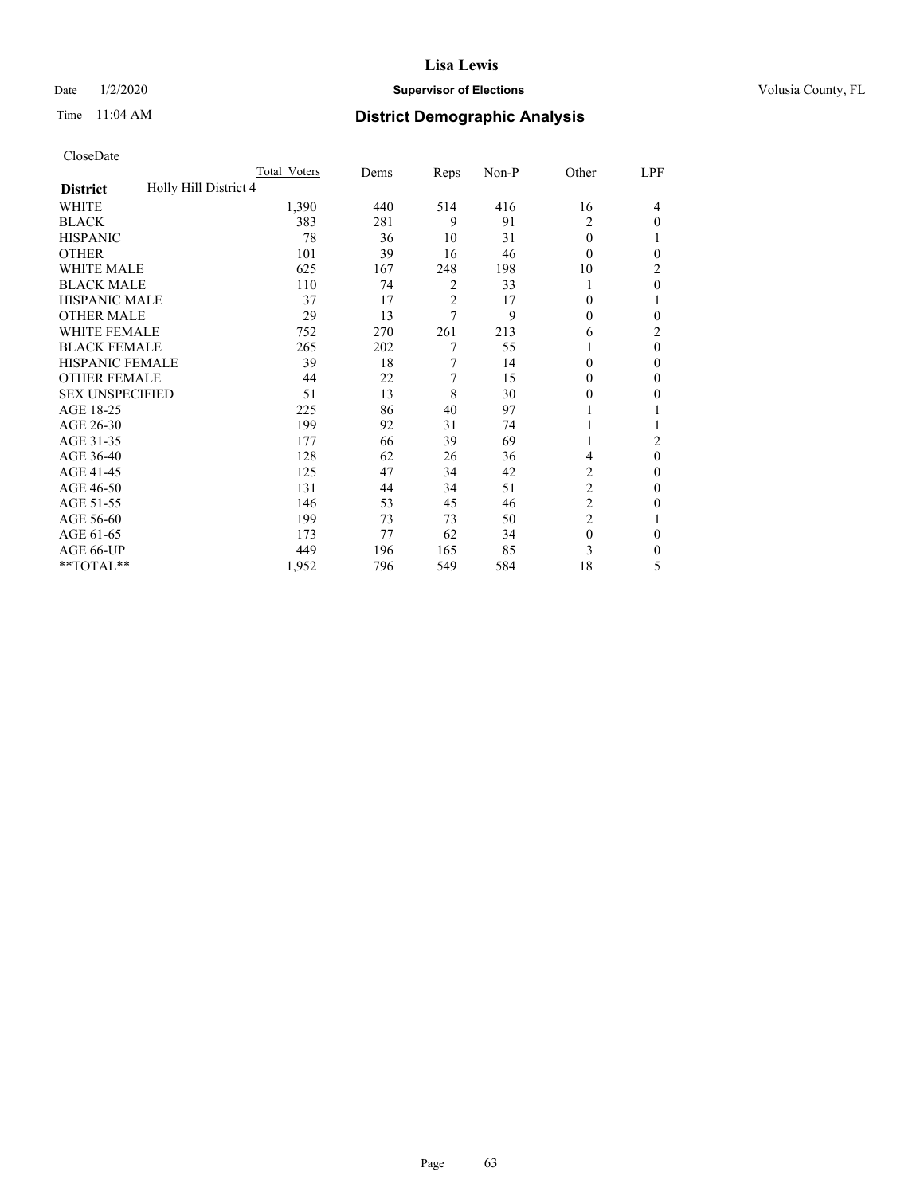CloseDate

| | Total_Voters | Dems | Reps | Non-P | Other | LPF |
|---|---|---|---|---|---|---|
| **District** Holly Hill District 4 | | | | | | |
| WHITE | 1,390 | 440 | 514 | 416 | 16 | 4 |
| BLACK | 383 | 281 | 9 | 91 | 2 | 0 |
| HISPANIC | 78 | 36 | 10 | 31 | 0 | 1 |
| OTHER | 101 | 39 | 16 | 46 | 0 | 0 |
| WHITE MALE | 625 | 167 | 248 | 198 | 10 | 2 |
| BLACK MALE | 110 | 74 | 2 | 33 | 1 | 0 |
| HISPANIC MALE | 37 | 17 | 2 | 17 | 0 | 1 |
| OTHER MALE | 29 | 13 | 7 | 9 | 0 | 0 |
| WHITE FEMALE | 752 | 270 | 261 | 213 | 6 | 2 |
| BLACK FEMALE | 265 | 202 | 7 | 55 | 1 | 0 |
| HISPANIC FEMALE | 39 | 18 | 7 | 14 | 0 | 0 |
| OTHER FEMALE | 44 | 22 | 7 | 15 | 0 | 0 |
| SEX UNSPECIFIED | 51 | 13 | 8 | 30 | 0 | 0 |
| AGE 18-25 | 225 | 86 | 40 | 97 | 1 | 1 |
| AGE 26-30 | 199 | 92 | 31 | 74 | 1 | 1 |
| AGE 31-35 | 177 | 66 | 39 | 69 | 1 | 2 |
| AGE 36-40 | 128 | 62 | 26 | 36 | 4 | 0 |
| AGE 41-45 | 125 | 47 | 34 | 42 | 2 | 0 |
| AGE 46-50 | 131 | 44 | 34 | 51 | 2 | 0 |
| AGE 51-55 | 146 | 53 | 45 | 46 | 2 | 0 |
| AGE 56-60 | 199 | 73 | 73 | 50 | 2 | 1 |
| AGE 61-65 | 173 | 77 | 62 | 34 | 0 | 0 |
| AGE 66-UP | 449 | 196 | 165 | 85 | 3 | 0 |
| **TOTAL** | 1,952 | 796 | 549 | 584 | 18 | 5 |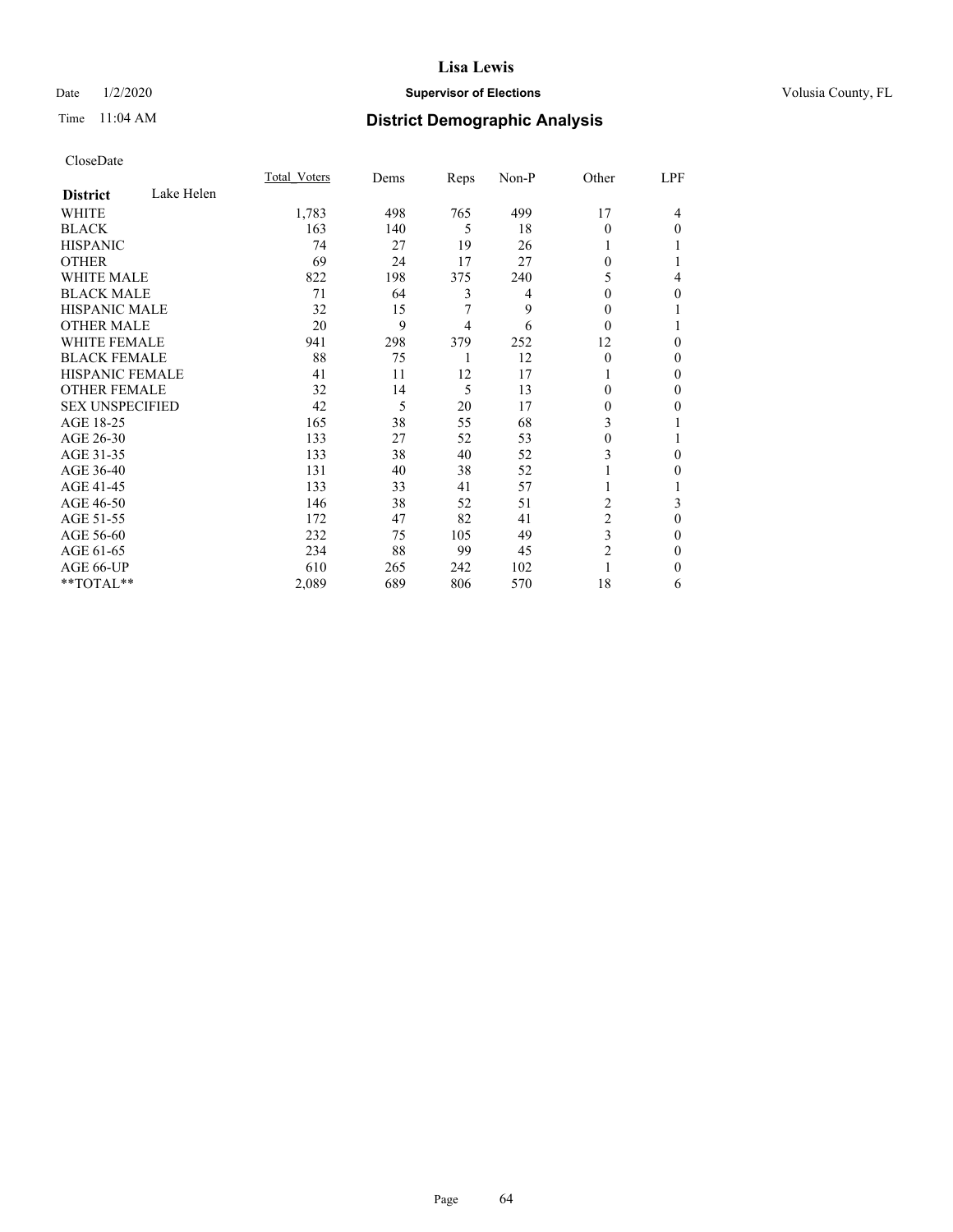**Lisa Lewis**

Date 1/2/2020 **Supervisor of Elections** Volusia County, FL

Time 11:04 AM **District Demographic Analysis**

CloseDate

| | Total_Voters | Dems | Reps | Non-P | Other | LPF |
|---|---|---|---|---|---|---|
| **District** Lake Helen | | | | | | |
| WHITE | 1,783 | 498 | 765 | 499 | 17 | 4 |
| BLACK | 163 | 140 | 5 | 18 | 0 | 0 |
| HISPANIC | 74 | 27 | 19 | 26 | 1 | 1 |
| OTHER | 69 | 24 | 17 | 27 | 0 | 1 |
| WHITE MALE | 822 | 198 | 375 | 240 | 5 | 4 |
| BLACK MALE | 71 | 64 | 3 | 4 | 0 | 0 |
| HISPANIC MALE | 32 | 15 | 7 | 9 | 0 | 1 |
| OTHER MALE | 20 | 9 | 4 | 6 | 0 | 1 |
| WHITE FEMALE | 941 | 298 | 379 | 252 | 12 | 0 |
| BLACK FEMALE | 88 | 75 | 1 | 12 | 0 | 0 |
| HISPANIC FEMALE | 41 | 11 | 12 | 17 | 1 | 0 |
| OTHER FEMALE | 32 | 14 | 5 | 13 | 0 | 0 |
| SEX UNSPECIFIED | 42 | 5 | 20 | 17 | 0 | 0 |
| AGE 18-25 | 165 | 38 | 55 | 68 | 3 | 1 |
| AGE 26-30 | 133 | 27 | 52 | 53 | 0 | 1 |
| AGE 31-35 | 133 | 38 | 40 | 52 | 3 | 0 |
| AGE 36-40 | 131 | 40 | 38 | 52 | 1 | 0 |
| AGE 41-45 | 133 | 33 | 41 | 57 | 1 | 1 |
| AGE 46-50 | 146 | 38 | 52 | 51 | 2 | 3 |
| AGE 51-55 | 172 | 47 | 82 | 41 | 2 | 0 |
| AGE 56-60 | 232 | 75 | 105 | 49 | 3 | 0 |
| AGE 61-65 | 234 | 88 | 99 | 45 | 2 | 0 |
| AGE 66-UP | 610 | 265 | 242 | 102 | 1 | 0 |
| **TOTAL** | 2,089 | 689 | 806 | 570 | 18 | 6 |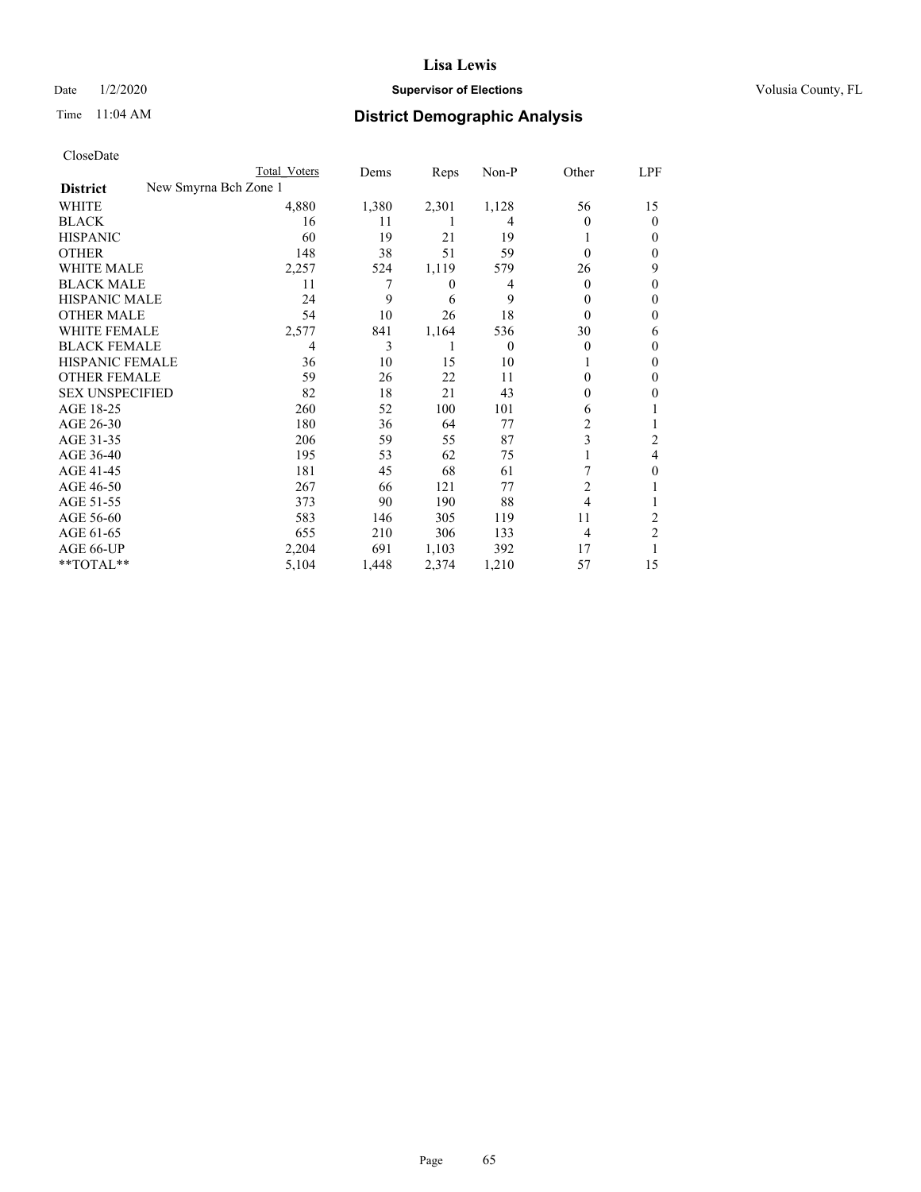# Lisa Lewis

Date 1/2/2020 **Supervisor of Elections** Volusia County, FL

Time 11:04 AM **District Demographic Analysis**

CloseDate

| **District** New Smyrna Bch Zone 1 | Total Voters | Dems | Reps | Non-P | Other | LPF |
|---|---|---|---|---|---|---|
| WHITE | 4,880 | 1,380 | 2,301 | 1,128 | 56 | 15 |
| BLACK | 16 | 11 | 1 | 4 | 0 | 0 |
| HISPANIC | 60 | 19 | 21 | 19 | 1 | 0 |
| OTHER | 148 | 38 | 51 | 59 | 0 | 0 |
| WHITE MALE | 2,257 | 524 | 1,119 | 579 | 26 | 9 |
| BLACK MALE | 11 | 7 | 0 | 4 | 0 | 0 |
| HISPANIC MALE | 24 | 9 | 6 | 9 | 0 | 0 |
| OTHER MALE | 54 | 10 | 26 | 18 | 0 | 0 |
| WHITE FEMALE | 2,577 | 841 | 1,164 | 536 | 30 | 6 |
| BLACK FEMALE | 4 | 3 | 1 | 0 | 0 | 0 |
| HISPANIC FEMALE | 36 | 10 | 15 | 10 | 1 | 0 |
| OTHER FEMALE | 59 | 26 | 22 | 11 | 0 | 0 |
| SEX UNSPECIFIED | 82 | 18 | 21 | 43 | 0 | 0 |
| AGE 18-25 | 260 | 52 | 100 | 101 | 6 | 1 |
| AGE 26-30 | 180 | 36 | 64 | 77 | 2 | 1 |
| AGE 31-35 | 206 | 59 | 55 | 87 | 3 | 2 |
| AGE 36-40 | 195 | 53 | 62 | 75 | 1 | 4 |
| AGE 41-45 | 181 | 45 | 68 | 61 | 7 | 0 |
| AGE 46-50 | 267 | 66 | 121 | 77 | 2 | 1 |
| AGE 51-55 | 373 | 90 | 190 | 88 | 4 | 1 |
| AGE 56-60 | 583 | 146 | 305 | 119 | 11 | 2 |
| AGE 61-65 | 655 | 210 | 306 | 133 | 4 | 2 |
| AGE 66-UP | 2,204 | 691 | 1,103 | 392 | 17 | 1 |
| **TOTAL** | 5,104 | 1,448 | 2,374 | 1,210 | 57 | 15 |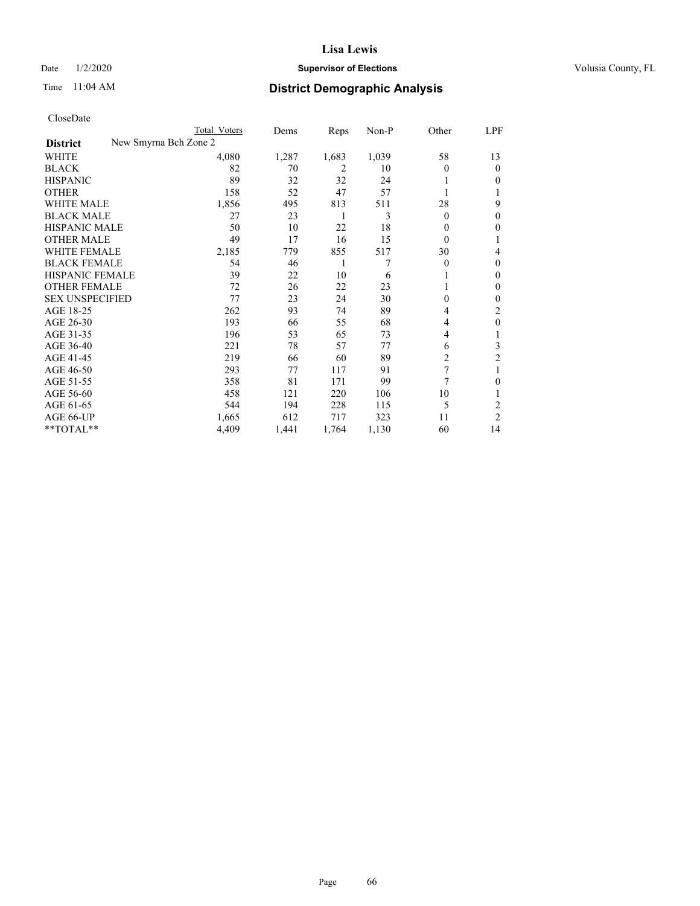# Lisa Lewis

Date 1/2/2020 **Supervisor of Elections** Volusia County, FL

Time 11:04 AM **District Demographic Analysis**

CloseDate

| | Total Voters | Dems | Reps | Non-P | Other | LPF |
|---|---|---|---|---|---|---|
| **District** New Smyrna Bch Zone 2 | | | | | | |
| WHITE | 4,080 | 1,287 | 1,683 | 1,039 | 58 | 13 |
| BLACK | 82 | 70 | 2 | 10 | 0 | 0 |
| HISPANIC | 89 | 32 | 32 | 24 | 1 | 0 |
| OTHER | 158 | 52 | 47 | 57 | 1 | 1 |
| WHITE MALE | 1,856 | 495 | 813 | 511 | 28 | 9 |
| BLACK MALE | 27 | 23 | 1 | 3 | 0 | 0 |
| HISPANIC MALE | 50 | 10 | 22 | 18 | 0 | 0 |
| OTHER MALE | 49 | 17 | 16 | 15 | 0 | 1 |
| WHITE FEMALE | 2,185 | 779 | 855 | 517 | 30 | 4 |
| BLACK FEMALE | 54 | 46 | 1 | 7 | 0 | 0 |
| HISPANIC FEMALE | 39 | 22 | 10 | 6 | 1 | 0 |
| OTHER FEMALE | 72 | 26 | 22 | 23 | 1 | 0 |
| SEX UNSPECIFIED | 77 | 23 | 24 | 30 | 0 | 0 |
| AGE 18-25 | 262 | 93 | 74 | 89 | 4 | 2 |
| AGE 26-30 | 193 | 66 | 55 | 68 | 4 | 0 |
| AGE 31-35 | 196 | 53 | 65 | 73 | 4 | 1 |
| AGE 36-40 | 221 | 78 | 57 | 77 | 6 | 3 |
| AGE 41-45 | 219 | 66 | 60 | 89 | 2 | 2 |
| AGE 46-50 | 293 | 77 | 117 | 91 | 7 | 1 |
| AGE 51-55 | 358 | 81 | 171 | 99 | 7 | 0 |
| AGE 56-60 | 458 | 121 | 220 | 106 | 10 | 1 |
| AGE 61-65 | 544 | 194 | 228 | 115 | 5 | 2 |
| AGE 66-UP | 1,665 | 612 | 717 | 323 | 11 | 2 |
| **TOTAL** | 4,409 | 1,441 | 1,764 | 1,130 | 60 | 14 |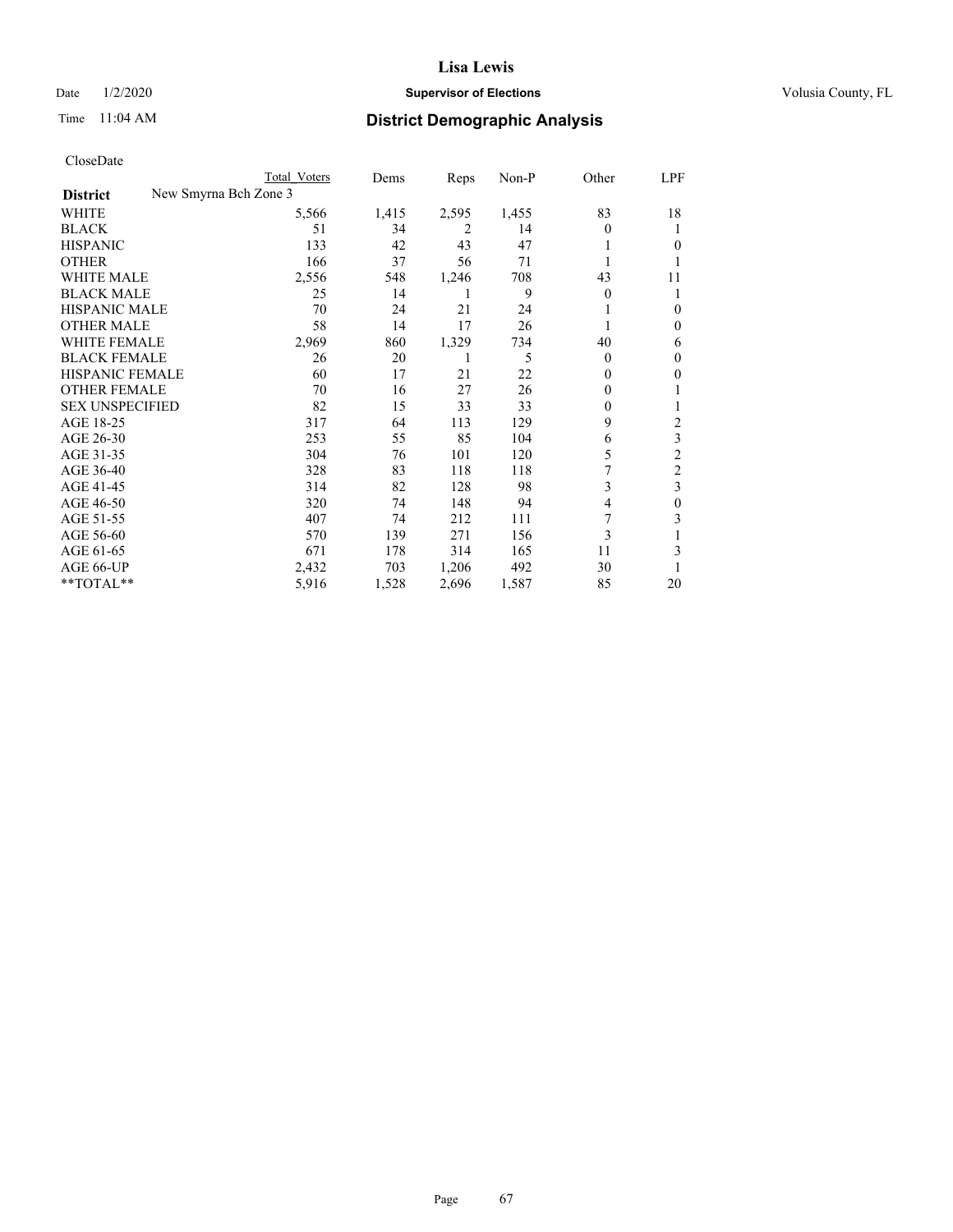Lisa Lewis

Date 1/2/2020 **Supervisor of Elections** Volusia County, FL

Time 11:04 AM **District Demographic Analysis**

CloseDate

| | Total Voters | Dems | Reps | Non-P | Other | LPF |
|---|---|---|---|---|---|---|
| **District** New Smyrna Bch Zone 3 | | | | | | |
| WHITE | 5,566 | 1,415 | 2,595 | 1,455 | 83 | 18 |
| BLACK | 51 | 34 | 2 | 14 | 0 | 1 |
| HISPANIC | 133 | 42 | 43 | 47 | 1 | 0 |
| OTHER | 166 | 37 | 56 | 71 | 1 | 1 |
| WHITE MALE | 2,556 | 548 | 1,246 | 708 | 43 | 11 |
| BLACK MALE | 25 | 14 | 1 | 9 | 0 | 1 |
| HISPANIC MALE | 70 | 24 | 21 | 24 | 1 | 0 |
| OTHER MALE | 58 | 14 | 17 | 26 | 1 | 0 |
| WHITE FEMALE | 2,969 | 860 | 1,329 | 734 | 40 | 6 |
| BLACK FEMALE | 26 | 20 | 1 | 5 | 0 | 0 |
| HISPANIC FEMALE | 60 | 17 | 21 | 22 | 0 | 0 |
| OTHER FEMALE | 70 | 16 | 27 | 26 | 0 | 1 |
| SEX UNSPECIFIED | 82 | 15 | 33 | 33 | 0 | 1 |
| AGE 18-25 | 317 | 64 | 113 | 129 | 9 | 2 |
| AGE 26-30 | 253 | 55 | 85 | 104 | 6 | 3 |
| AGE 31-35 | 304 | 76 | 101 | 120 | 5 | 2 |
| AGE 36-40 | 328 | 83 | 118 | 118 | 7 | 2 |
| AGE 41-45 | 314 | 82 | 128 | 98 | 3 | 3 |
| AGE 46-50 | 320 | 74 | 148 | 94 | 4 | 0 |
| AGE 51-55 | 407 | 74 | 212 | 111 | 7 | 3 |
| AGE 56-60 | 570 | 139 | 271 | 156 | 3 | 1 |
| AGE 61-65 | 671 | 178 | 314 | 165 | 11 | 3 |
| AGE 66-UP | 2,432 | 703 | 1,206 | 492 | 30 | 1 |
| **TOTAL** | 5,916 | 1,528 | 2,696 | 1,587 | 85 | 20 |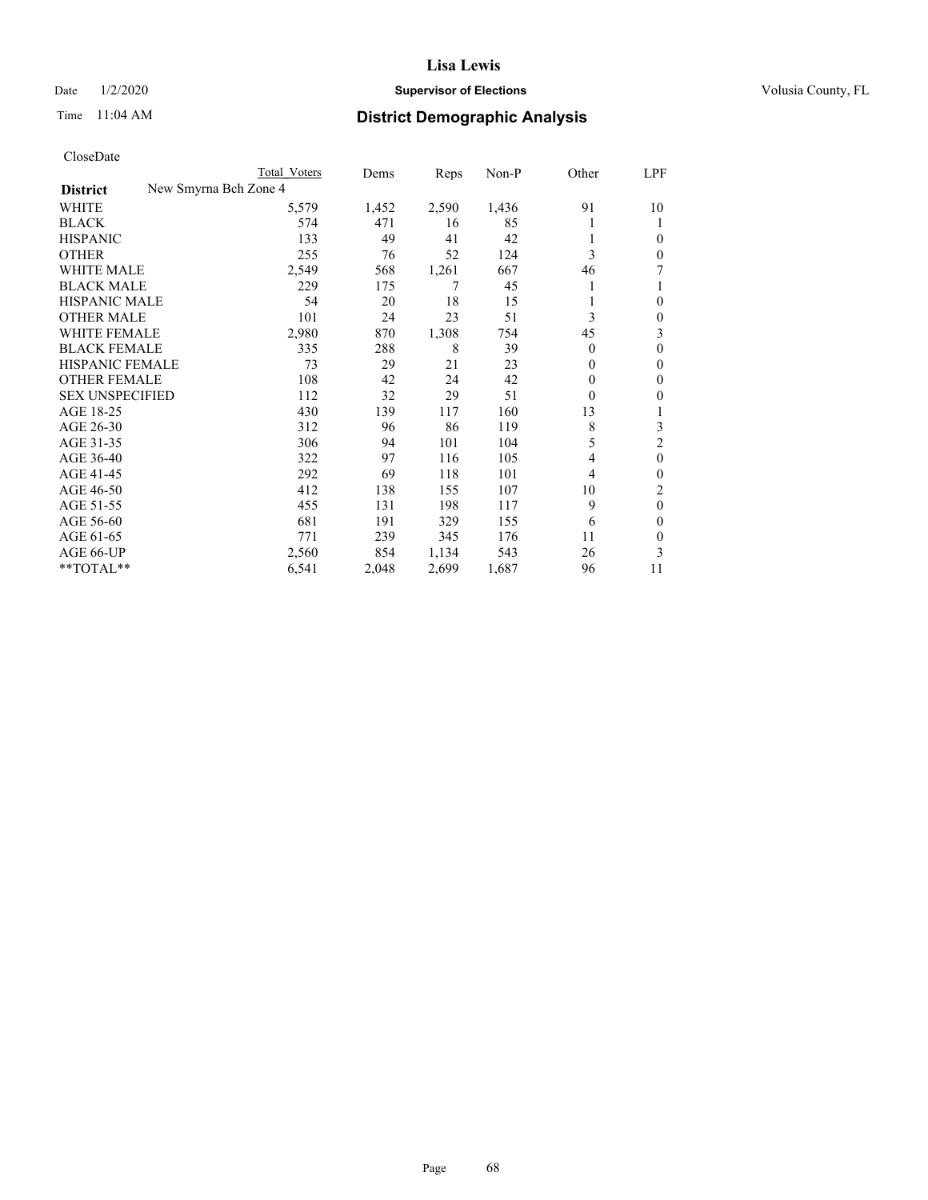# Lisa Lewis

Date 1/2/2020 **Supervisor of Elections** Volusia County, FL

Time 11:04 AM **District Demographic Analysis**

CloseDate

| | Total Voters | Dems | Reps | Non-P | Other | LPF |
|---|---|---|---|---|---|---|
| **District** New Smyrna Bch Zone 4 | | | | | | |
| WHITE | 5,579 | 1,452 | 2,590 | 1,436 | 91 | 10 |
| BLACK | 574 | 471 | 16 | 85 | 1 | 1 |
| HISPANIC | 133 | 49 | 41 | 42 | 1 | 0 |
| OTHER | 255 | 76 | 52 | 124 | 3 | 0 |
| WHITE MALE | 2,549 | 568 | 1,261 | 667 | 46 | 7 |
| BLACK MALE | 229 | 175 | 7 | 45 | 1 | 1 |
| HISPANIC MALE | 54 | 20 | 18 | 15 | 1 | 0 |
| OTHER MALE | 101 | 24 | 23 | 51 | 3 | 0 |
| WHITE FEMALE | 2,980 | 870 | 1,308 | 754 | 45 | 3 |
| BLACK FEMALE | 335 | 288 | 8 | 39 | 0 | 0 |
| HISPANIC FEMALE | 73 | 29 | 21 | 23 | 0 | 0 |
| OTHER FEMALE | 108 | 42 | 24 | 42 | 0 | 0 |
| SEX UNSPECIFIED | 112 | 32 | 29 | 51 | 0 | 0 |
| AGE 18-25 | 430 | 139 | 117 | 160 | 13 | 1 |
| AGE 26-30 | 312 | 96 | 86 | 119 | 8 | 3 |
| AGE 31-35 | 306 | 94 | 101 | 104 | 5 | 2 |
| AGE 36-40 | 322 | 97 | 116 | 105 | 4 | 0 |
| AGE 41-45 | 292 | 69 | 118 | 101 | 4 | 0 |
| AGE 46-50 | 412 | 138 | 155 | 107 | 10 | 2 |
| AGE 51-55 | 455 | 131 | 198 | 117 | 9 | 0 |
| AGE 56-60 | 681 | 191 | 329 | 155 | 6 | 0 |
| AGE 61-65 | 771 | 239 | 345 | 176 | 11 | 0 |
| AGE 66-UP | 2,560 | 854 | 1,134 | 543 | 26 | 3 |
| **TOTAL** | 6,541 | 2,048 | 2,699 | 1,687 | 96 | 11 |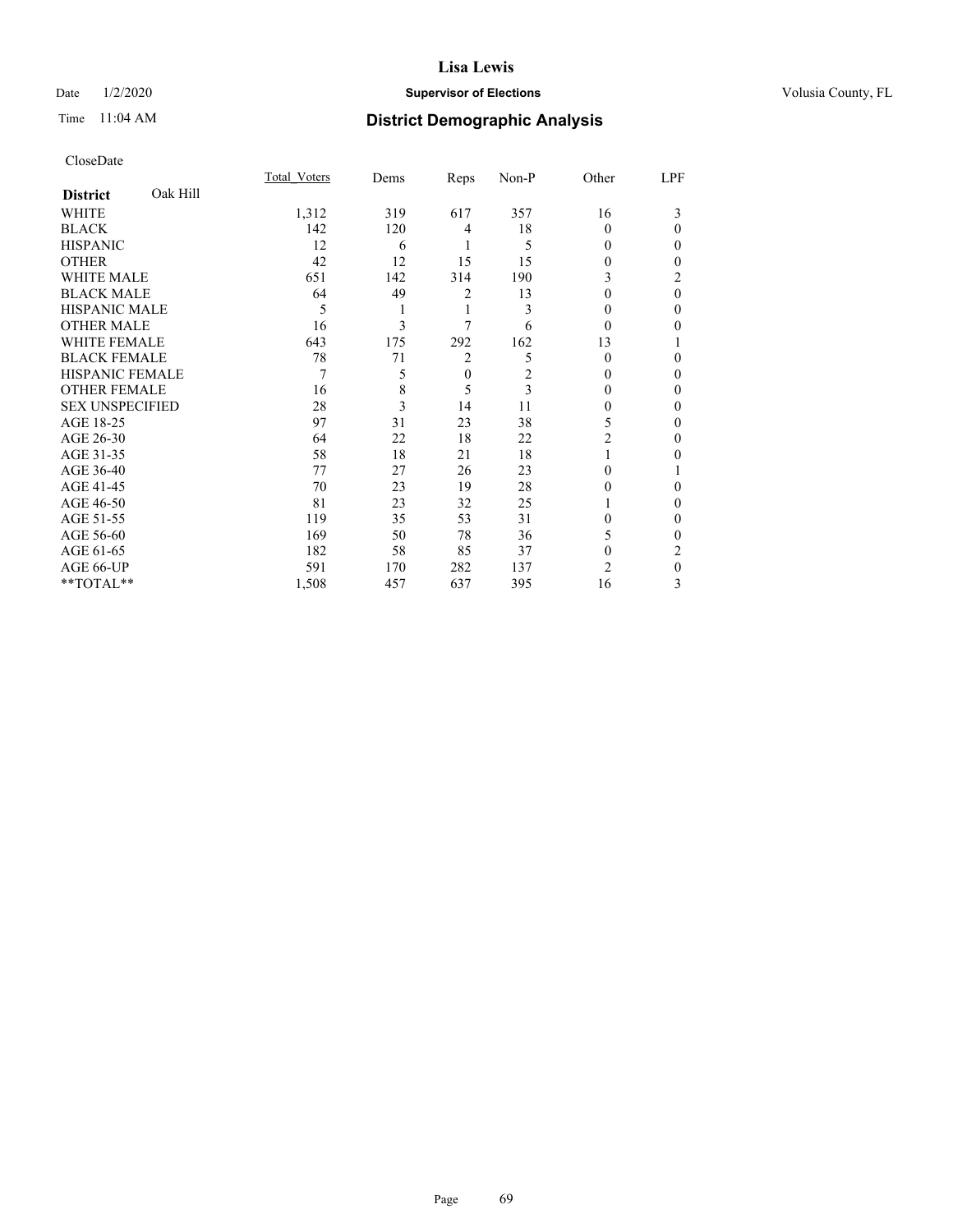# Lisa Lewis

Date 1/2/2020 **Supervisor of Elections** Volusia County, FL

Time 11:04 AM **District Demographic Analysis**

CloseDate

| **District** Oak Hill | Total_Voters | Dems | Reps | Non-P | Other | LPF |
|---|---|---|---|---|---|---|
| WHITE | 1,312 | 319 | 617 | 357 | 16 | 3 |
| BLACK | 142 | 120 | 4 | 18 | 0 | 0 |
| HISPANIC | 12 | 6 | 1 | 5 | 0 | 0 |
| OTHER | 42 | 12 | 15 | 15 | 0 | 0 |
| WHITE MALE | 651 | 142 | 314 | 190 | 3 | 2 |
| BLACK MALE | 64 | 49 | 2 | 13 | 0 | 0 |
| HISPANIC MALE | 5 | 1 | 1 | 3 | 0 | 0 |
| OTHER MALE | 16 | 3 | 7 | 6 | 0 | 0 |
| WHITE FEMALE | 643 | 175 | 292 | 162 | 13 | 1 |
| BLACK FEMALE | 78 | 71 | 2 | 5 | 0 | 0 |
| HISPANIC FEMALE | 7 | 5 | 0 | 2 | 0 | 0 |
| OTHER FEMALE | 16 | 8 | 5 | 3 | 0 | 0 |
| SEX UNSPECIFIED | 28 | 3 | 14 | 11 | 0 | 0 |
| AGE 18-25 | 97 | 31 | 23 | 38 | 5 | 0 |
| AGE 26-30 | 64 | 22 | 18 | 22 | 2 | 0 |
| AGE 31-35 | 58 | 18 | 21 | 18 | 1 | 0 |
| AGE 36-40 | 77 | 27 | 26 | 23 | 0 | 1 |
| AGE 41-45 | 70 | 23 | 19 | 28 | 0 | 0 |
| AGE 46-50 | 81 | 23 | 32 | 25 | 1 | 0 |
| AGE 51-55 | 119 | 35 | 53 | 31 | 0 | 0 |
| AGE 56-60 | 169 | 50 | 78 | 36 | 5 | 0 |
| AGE 61-65 | 182 | 58 | 85 | 37 | 0 | 2 |
| AGE 66-UP | 591 | 170 | 282 | 137 | 2 | 0 |
| **TOTAL** | 1,508 | 457 | 637 | 395 | 16 | 3 |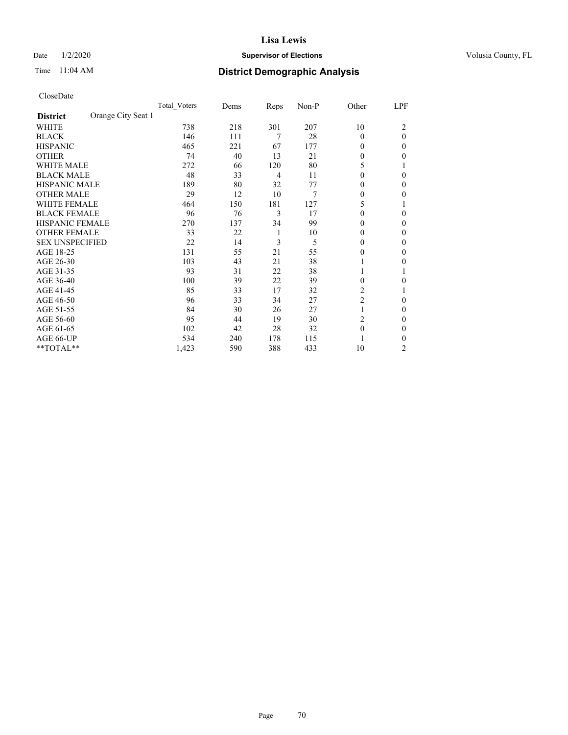# Lisa Lewis

Date 1/2/2020 **Supervisor of Elections** Volusia County, FL

Time 11:04 AM **District Demographic Analysis**

CloseDate

| **District** Orange City Seat 1 | Total Voters | Dems | Reps | Non-P | Other | LPF |
|---|---|---|---|---|---|---|
| WHITE | 738 | 218 | 301 | 207 | 10 | 2 |
| BLACK | 146 | 111 | 7 | 28 | 0 | 0 |
| HISPANIC | 465 | 221 | 67 | 177 | 0 | 0 |
| OTHER | 74 | 40 | 13 | 21 | 0 | 0 |
| WHITE MALE | 272 | 66 | 120 | 80 | 5 | 1 |
| BLACK MALE | 48 | 33 | 4 | 11 | 0 | 0 |
| HISPANIC MALE | 189 | 80 | 32 | 77 | 0 | 0 |
| OTHER MALE | 29 | 12 | 10 | 7 | 0 | 0 |
| WHITE FEMALE | 464 | 150 | 181 | 127 | 5 | 1 |
| BLACK FEMALE | 96 | 76 | 3 | 17 | 0 | 0 |
| HISPANIC FEMALE | 270 | 137 | 34 | 99 | 0 | 0 |
| OTHER FEMALE | 33 | 22 | 1 | 10 | 0 | 0 |
| SEX UNSPECIFIED | 22 | 14 | 3 | 5 | 0 | 0 |
| AGE 18-25 | 131 | 55 | 21 | 55 | 0 | 0 |
| AGE 26-30 | 103 | 43 | 21 | 38 | 1 | 0 |
| AGE 31-35 | 93 | 31 | 22 | 38 | 1 | 1 |
| AGE 36-40 | 100 | 39 | 22 | 39 | 0 | 0 |
| AGE 41-45 | 85 | 33 | 17 | 32 | 2 | 1 |
| AGE 46-50 | 96 | 33 | 34 | 27 | 2 | 0 |
| AGE 51-55 | 84 | 30 | 26 | 27 | 1 | 0 |
| AGE 56-60 | 95 | 44 | 19 | 30 | 2 | 0 |
| AGE 61-65 | 102 | 42 | 28 | 32 | 0 | 0 |
| AGE 66-UP | 534 | 240 | 178 | 115 | 1 | 0 |
| **TOTAL** | 1,423 | 590 | 388 | 433 | 10 | 2 |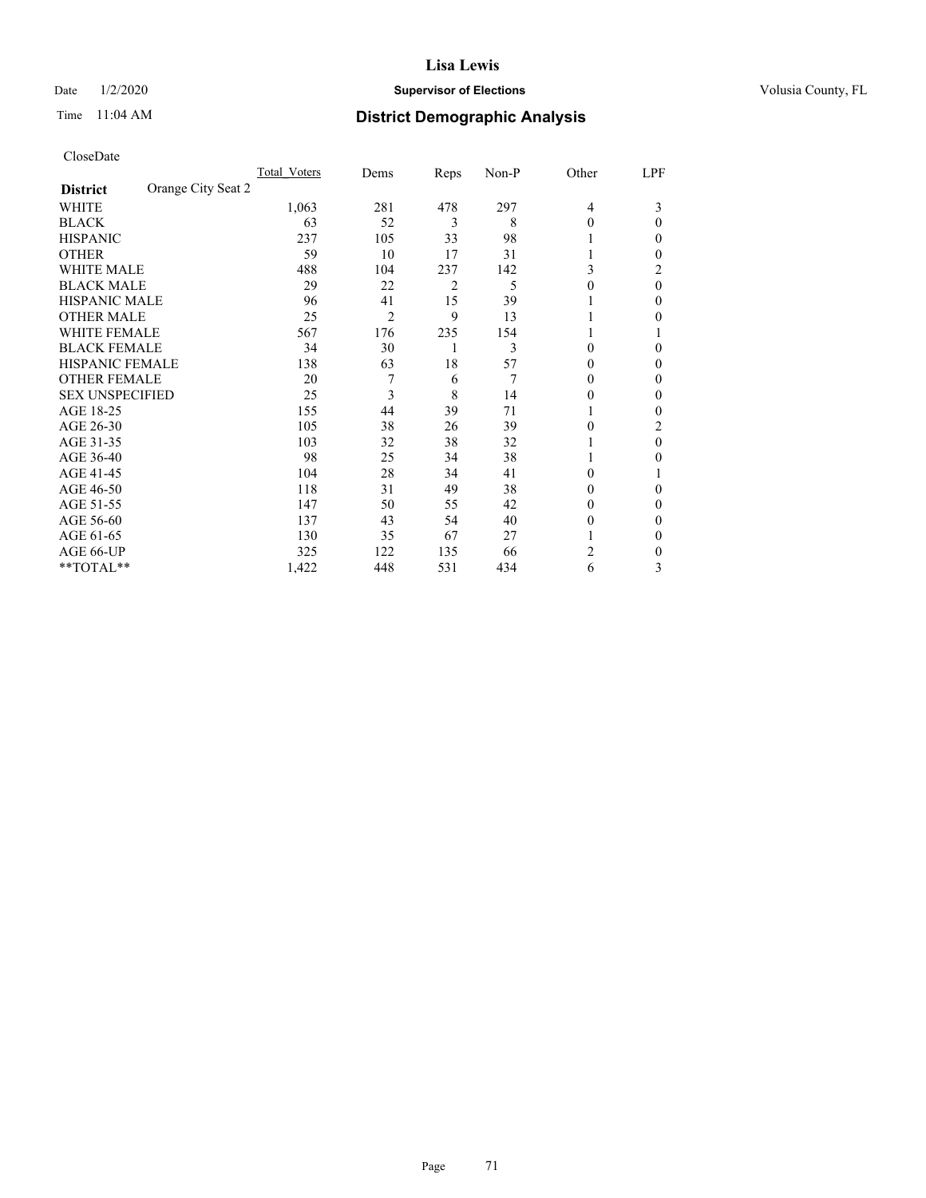CloseDate

| District | Orange City Seat 2 | Total_Voters | Dems | Reps | Non-P | Other | LPF |
|---|---|---|---|---|---|---|---|
| WHITE | | 1,063 | 281 | 478 | 297 | 4 | 3 |
| BLACK | | 63 | 52 | 3 | 8 | 0 | 0 |
| HISPANIC | | 237 | 105 | 33 | 98 | 1 | 0 |
| OTHER | | 59 | 10 | 17 | 31 | 1 | 0 |
| WHITE MALE | | 488 | 104 | 237 | 142 | 3 | 2 |
| BLACK MALE | | 29 | 22 | 2 | 5 | 0 | 0 |
| HISPANIC MALE | | 96 | 41 | 15 | 39 | 1 | 0 |
| OTHER MALE | | 25 | 2 | 9 | 13 | 1 | 0 |
| WHITE FEMALE | | 567 | 176 | 235 | 154 | 1 | 1 |
| BLACK FEMALE | | 34 | 30 | 1 | 3 | 0 | 0 |
| HISPANIC FEMALE | | 138 | 63 | 18 | 57 | 0 | 0 |
| OTHER FEMALE | | 20 | 7 | 6 | 7 | 0 | 0 |
| SEX UNSPECIFIED | | 25 | 3 | 8 | 14 | 0 | 0 |
| AGE 18-25 | | 155 | 44 | 39 | 71 | 1 | 0 |
| AGE 26-30 | | 105 | 38 | 26 | 39 | 0 | 2 |
| AGE 31-35 | | 103 | 32 | 38 | 32 | 1 | 0 |
| AGE 36-40 | | 98 | 25 | 34 | 38 | 1 | 0 |
| AGE 41-45 | | 104 | 28 | 34 | 41 | 0 | 1 |
| AGE 46-50 | | 118 | 31 | 49 | 38 | 0 | 0 |
| AGE 51-55 | | 147 | 50 | 55 | 42 | 0 | 0 |
| AGE 56-60 | | 137 | 43 | 54 | 40 | 0 | 0 |
| AGE 61-65 | | 130 | 35 | 67 | 27 | 1 | 0 |
| AGE 66-UP | | 325 | 122 | 135 | 66 | 2 | 0 |
| **TOTAL** | | 1,422 | 448 | 531 | 434 | 6 | 3 |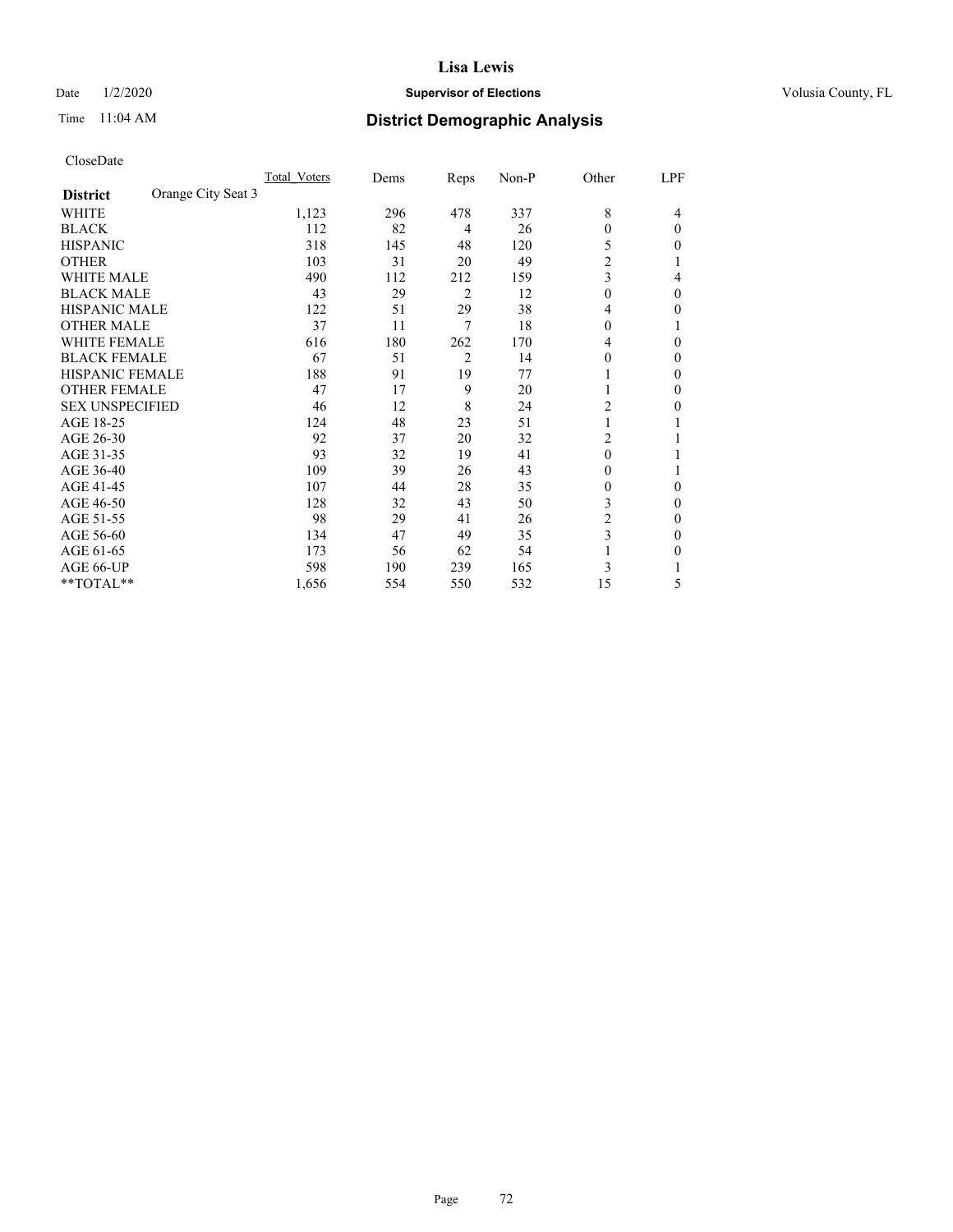# Lisa Lewis

Date 1/2/2020 **Supervisor of Elections** Volusia County, FL

Time 11:04 AM **District Demographic Analysis**

CloseDate

| District: Orange City Seat 3 | Total_Voters | Dems | Reps | Non-P | Other | LPF |
|---|---|---|---|---|---|---|
| WHITE | 1,123 | 296 | 478 | 337 | 8 | 4 |
| BLACK | 112 | 82 | 4 | 26 | 0 | 0 |
| HISPANIC | 318 | 145 | 48 | 120 | 5 | 0 |
| OTHER | 103 | 31 | 20 | 49 | 2 | 1 |
| WHITE MALE | 490 | 112 | 212 | 159 | 3 | 4 |
| BLACK MALE | 43 | 29 | 2 | 12 | 0 | 0 |
| HISPANIC MALE | 122 | 51 | 29 | 38 | 4 | 0 |
| OTHER MALE | 37 | 11 | 7 | 18 | 0 | 1 |
| WHITE FEMALE | 616 | 180 | 262 | 170 | 4 | 0 |
| BLACK FEMALE | 67 | 51 | 2 | 14 | 0 | 0 |
| HISPANIC FEMALE | 188 | 91 | 19 | 77 | 1 | 0 |
| OTHER FEMALE | 47 | 17 | 9 | 20 | 1 | 0 |
| SEX UNSPECIFIED | 46 | 12 | 8 | 24 | 2 | 0 |
| AGE 18-25 | 124 | 48 | 23 | 51 | 1 | 1 |
| AGE 26-30 | 92 | 37 | 20 | 32 | 2 | 1 |
| AGE 31-35 | 93 | 32 | 19 | 41 | 0 | 1 |
| AGE 36-40 | 109 | 39 | 26 | 43 | 0 | 1 |
| AGE 41-45 | 107 | 44 | 28 | 35 | 0 | 0 |
| AGE 46-50 | 128 | 32 | 43 | 50 | 3 | 0 |
| AGE 51-55 | 98 | 29 | 41 | 26 | 2 | 0 |
| AGE 56-60 | 134 | 47 | 49 | 35 | 3 | 0 |
| AGE 61-65 | 173 | 56 | 62 | 54 | 1 | 0 |
| AGE 66-UP | 598 | 190 | 239 | 165 | 3 | 1 |
| **TOTAL** | 1,656 | 554 | 550 | 532 | 15 | 5 |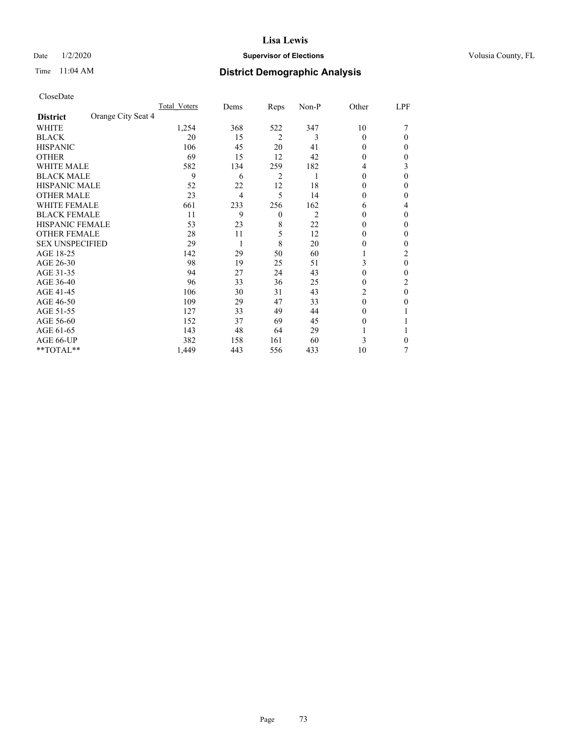# Lisa Lewis

Date 1/2/2020 **Supervisor of Elections** Volusia County, FL

Time 11:04 AM **District Demographic Analysis**

CloseDate

| | Total_Voters | Dems | Reps | Non-P | Other | LPF |
|---|---|---|---|---|---|---|
| **District** Orange City Seat 4 | | | | | | |
| WHITE | 1,254 | 368 | 522 | 347 | 10 | 7 |
| BLACK | 20 | 15 | 2 | 3 | 0 | 0 |
| HISPANIC | 106 | 45 | 20 | 41 | 0 | 0 |
| OTHER | 69 | 15 | 12 | 42 | 0 | 0 |
| WHITE MALE | 582 | 134 | 259 | 182 | 4 | 3 |
| BLACK MALE | 9 | 6 | 2 | 1 | 0 | 0 |
| HISPANIC MALE | 52 | 22 | 12 | 18 | 0 | 0 |
| OTHER MALE | 23 | 4 | 5 | 14 | 0 | 0 |
| WHITE FEMALE | 661 | 233 | 256 | 162 | 6 | 4 |
| BLACK FEMALE | 11 | 9 | 0 | 2 | 0 | 0 |
| HISPANIC FEMALE | 53 | 23 | 8 | 22 | 0 | 0 |
| OTHER FEMALE | 28 | 11 | 5 | 12 | 0 | 0 |
| SEX UNSPECIFIED | 29 | 1 | 8 | 20 | 0 | 0 |
| AGE 18-25 | 142 | 29 | 50 | 60 | 1 | 2 |
| AGE 26-30 | 98 | 19 | 25 | 51 | 3 | 0 |
| AGE 31-35 | 94 | 27 | 24 | 43 | 0 | 0 |
| AGE 36-40 | 96 | 33 | 36 | 25 | 0 | 2 |
| AGE 41-45 | 106 | 30 | 31 | 43 | 2 | 0 |
| AGE 46-50 | 109 | 29 | 47 | 33 | 0 | 0 |
| AGE 51-55 | 127 | 33 | 49 | 44 | 0 | 1 |
| AGE 56-60 | 152 | 37 | 69 | 45 | 0 | 1 |
| AGE 61-65 | 143 | 48 | 64 | 29 | 1 | 1 |
| AGE 66-UP | 382 | 158 | 161 | 60 | 3 | 0 |
| **TOTAL** | 1,449 | 443 | 556 | 433 | 10 | 7 |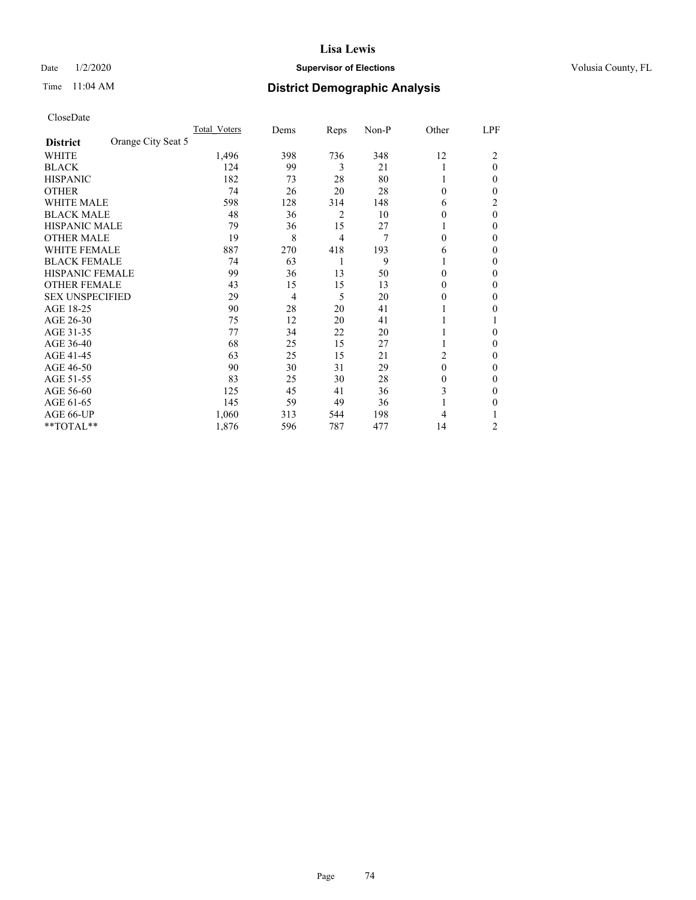# Lisa Lewis

Date 1/2/2020 **Supervisor of Elections** Volusia County, FL

Time 11:04 AM **District Demographic Analysis**

CloseDate

| **District** Orange City Seat 5 | Total_Voters | Dems | Reps | Non-P | Other | LPF |
|---|---|---|---|---|---|---|
| WHITE | 1,496 | 398 | 736 | 348 | 12 | 2 |
| BLACK | 124 | 99 | 3 | 21 | 1 | 0 |
| HISPANIC | 182 | 73 | 28 | 80 | 1 | 0 |
| OTHER | 74 | 26 | 20 | 28 | 0 | 0 |
| WHITE MALE | 598 | 128 | 314 | 148 | 6 | 2 |
| BLACK MALE | 48 | 36 | 2 | 10 | 0 | 0 |
| HISPANIC MALE | 79 | 36 | 15 | 27 | 1 | 0 |
| OTHER MALE | 19 | 8 | 4 | 7 | 0 | 0 |
| WHITE FEMALE | 887 | 270 | 418 | 193 | 6 | 0 |
| BLACK FEMALE | 74 | 63 | 1 | 9 | 1 | 0 |
| HISPANIC FEMALE | 99 | 36 | 13 | 50 | 0 | 0 |
| OTHER FEMALE | 43 | 15 | 15 | 13 | 0 | 0 |
| SEX UNSPECIFIED | 29 | 4 | 5 | 20 | 0 | 0 |
| AGE 18-25 | 90 | 28 | 20 | 41 | 1 | 0 |
| AGE 26-30 | 75 | 12 | 20 | 41 | 1 | 1 |
| AGE 31-35 | 77 | 34 | 22 | 20 | 1 | 0 |
| AGE 36-40 | 68 | 25 | 15 | 27 | 1 | 0 |
| AGE 41-45 | 63 | 25 | 15 | 21 | 2 | 0 |
| AGE 46-50 | 90 | 30 | 31 | 29 | 0 | 0 |
| AGE 51-55 | 83 | 25 | 30 | 28 | 0 | 0 |
| AGE 56-60 | 125 | 45 | 41 | 36 | 3 | 0 |
| AGE 61-65 | 145 | 59 | 49 | 36 | 1 | 0 |
| AGE 66-UP | 1,060 | 313 | 544 | 198 | 4 | 1 |
| **TOTAL** | 1,876 | 596 | 787 | 477 | 14 | 2 |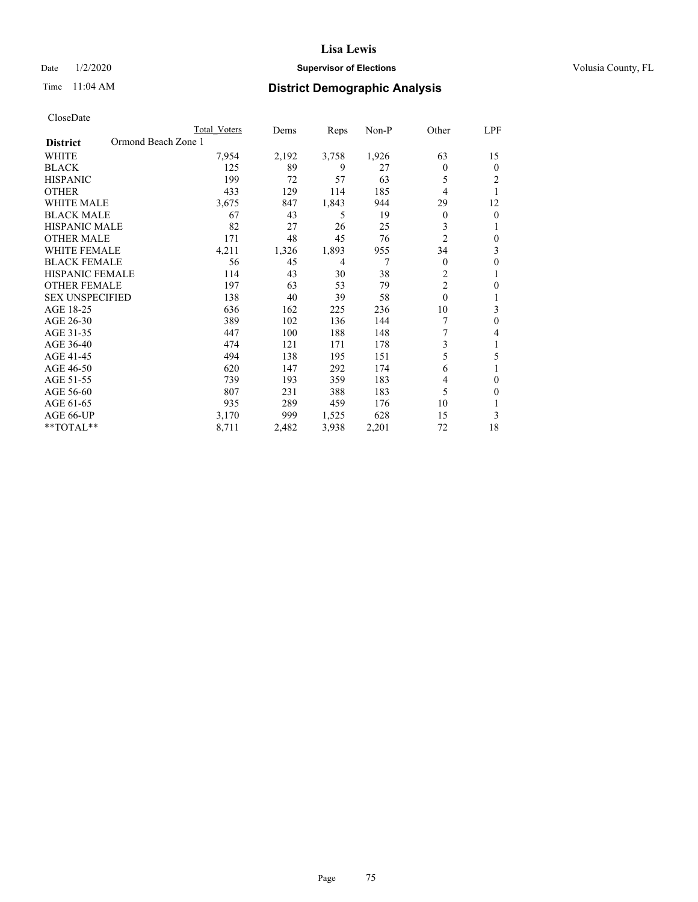**Lisa Lewis**

Date 1/2/2020 **Supervisor of Elections** Volusia County, FL

Time 11:04 AM **District Demographic Analysis**

CloseDate

| **District** Ormond Beach Zone 1 | Total Voters | Dems | Reps | Non-P | Other | LPF |
|---|---|---|---|---|---|---|
| WHITE | 7,954 | 2,192 | 3,758 | 1,926 | 63 | 15 |
| BLACK | 125 | 89 | 9 | 27 | 0 | 0 |
| HISPANIC | 199 | 72 | 57 | 63 | 5 | 2 |
| OTHER | 433 | 129 | 114 | 185 | 4 | 1 |
| WHITE MALE | 3,675 | 847 | 1,843 | 944 | 29 | 12 |
| BLACK MALE | 67 | 43 | 5 | 19 | 0 | 0 |
| HISPANIC MALE | 82 | 27 | 26 | 25 | 3 | 1 |
| OTHER MALE | 171 | 48 | 45 | 76 | 2 | 0 |
| WHITE FEMALE | 4,211 | 1,326 | 1,893 | 955 | 34 | 3 |
| BLACK FEMALE | 56 | 45 | 4 | 7 | 0 | 0 |
| HISPANIC FEMALE | 114 | 43 | 30 | 38 | 2 | 1 |
| OTHER FEMALE | 197 | 63 | 53 | 79 | 2 | 0 |
| SEX UNSPECIFIED | 138 | 40 | 39 | 58 | 0 | 1 |
| AGE 18-25 | 636 | 162 | 225 | 236 | 10 | 3 |
| AGE 26-30 | 389 | 102 | 136 | 144 | 7 | 0 |
| AGE 31-35 | 447 | 100 | 188 | 148 | 7 | 4 |
| AGE 36-40 | 474 | 121 | 171 | 178 | 3 | 1 |
| AGE 41-45 | 494 | 138 | 195 | 151 | 5 | 5 |
| AGE 46-50 | 620 | 147 | 292 | 174 | 6 | 1 |
| AGE 51-55 | 739 | 193 | 359 | 183 | 4 | 0 |
| AGE 56-60 | 807 | 231 | 388 | 183 | 5 | 0 |
| AGE 61-65 | 935 | 289 | 459 | 176 | 10 | 1 |
| AGE 66-UP | 3,170 | 999 | 1,525 | 628 | 15 | 3 |
| **TOTAL** | 8,711 | 2,482 | 3,938 | 2,201 | 72 | 18 |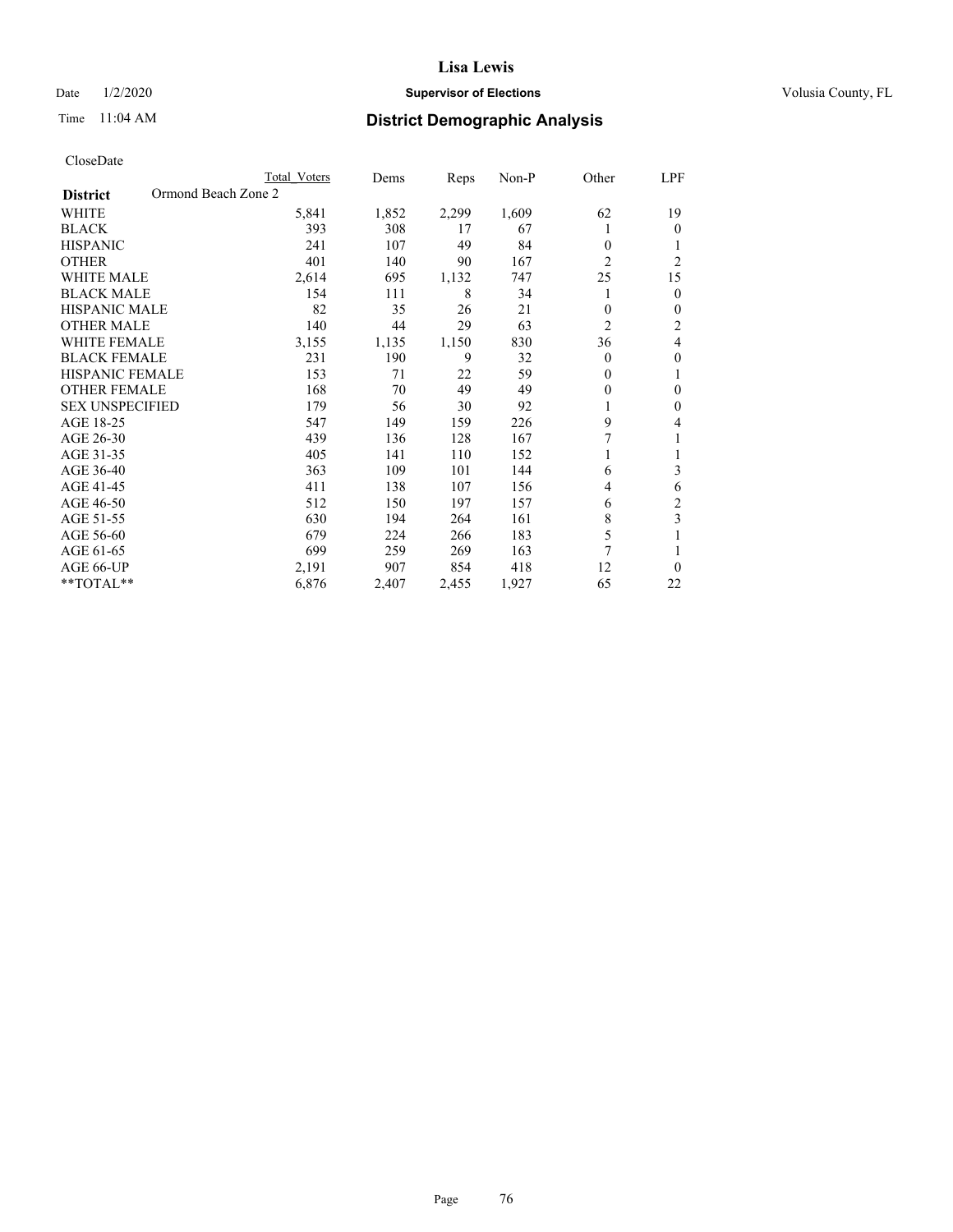# Lisa Lewis

Date 1/2/2020 **Supervisor of Elections** Volusia County, FL

Time 11:04 AM **District Demographic Analysis**

CloseDate

| District | Ormond Beach Zone 2 | Total Voters | Dems | Reps | Non-P | Other | LPF |
|---|---|---|---|---|---|---|---|
| WHITE | | 5,841 | 1,852 | 2,299 | 1,609 | 62 | 19 |
| BLACK | | 393 | 308 | 17 | 67 | 1 | 0 |
| HISPANIC | | 241 | 107 | 49 | 84 | 0 | 1 |
| OTHER | | 401 | 140 | 90 | 167 | 2 | 2 |
| WHITE MALE | | 2,614 | 695 | 1,132 | 747 | 25 | 15 |
| BLACK MALE | | 154 | 111 | 8 | 34 | 1 | 0 |
| HISPANIC MALE | | 82 | 35 | 26 | 21 | 0 | 0 |
| OTHER MALE | | 140 | 44 | 29 | 63 | 2 | 2 |
| WHITE FEMALE | | 3,155 | 1,135 | 1,150 | 830 | 36 | 4 |
| BLACK FEMALE | | 231 | 190 | 9 | 32 | 0 | 0 |
| HISPANIC FEMALE | | 153 | 71 | 22 | 59 | 0 | 1 |
| OTHER FEMALE | | 168 | 70 | 49 | 49 | 0 | 0 |
| SEX UNSPECIFIED | | 179 | 56 | 30 | 92 | 1 | 0 |
| AGE 18-25 | | 547 | 149 | 159 | 226 | 9 | 4 |
| AGE 26-30 | | 439 | 136 | 128 | 167 | 7 | 1 |
| AGE 31-35 | | 405 | 141 | 110 | 152 | 1 | 1 |
| AGE 36-40 | | 363 | 109 | 101 | 144 | 6 | 3 |
| AGE 41-45 | | 411 | 138 | 107 | 156 | 4 | 6 |
| AGE 46-50 | | 512 | 150 | 197 | 157 | 6 | 2 |
| AGE 51-55 | | 630 | 194 | 264 | 161 | 8 | 3 |
| AGE 56-60 | | 679 | 224 | 266 | 183 | 5 | 1 |
| AGE 61-65 | | 699 | 259 | 269 | 163 | 7 | 1 |
| AGE 66-UP | | 2,191 | 907 | 854 | 418 | 12 | 0 |
| **TOTAL** | | 6,876 | 2,407 | 2,455 | 1,927 | 65 | 22 |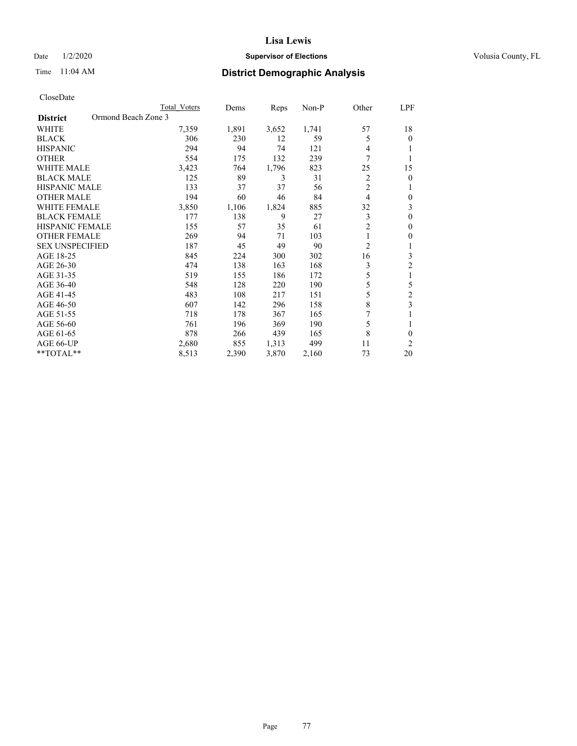# Lisa Lewis

Date 1/2/2020 **Supervisor of Elections** Volusia County, FL

Time 11:04 AM **District Demographic Analysis**

CloseDate

| **District** Ormond Beach Zone 3 | Total Voters | Dems | Reps | Non-P | Other | LPF |
|---|---|---|---|---|---|---|
| WHITE | 7,359 | 1,891 | 3,652 | 1,741 | 57 | 18 |
| BLACK | 306 | 230 | 12 | 59 | 5 | 0 |
| HISPANIC | 294 | 94 | 74 | 121 | 4 | 1 |
| OTHER | 554 | 175 | 132 | 239 | 7 | 1 |
| WHITE MALE | 3,423 | 764 | 1,796 | 823 | 25 | 15 |
| BLACK MALE | 125 | 89 | 3 | 31 | 2 | 0 |
| HISPANIC MALE | 133 | 37 | 37 | 56 | 2 | 1 |
| OTHER MALE | 194 | 60 | 46 | 84 | 4 | 0 |
| WHITE FEMALE | 3,850 | 1,106 | 1,824 | 885 | 32 | 3 |
| BLACK FEMALE | 177 | 138 | 9 | 27 | 3 | 0 |
| HISPANIC FEMALE | 155 | 57 | 35 | 61 | 2 | 0 |
| OTHER FEMALE | 269 | 94 | 71 | 103 | 1 | 0 |
| SEX UNSPECIFIED | 187 | 45 | 49 | 90 | 2 | 1 |
| AGE 18-25 | 845 | 224 | 300 | 302 | 16 | 3 |
| AGE 26-30 | 474 | 138 | 163 | 168 | 3 | 2 |
| AGE 31-35 | 519 | 155 | 186 | 172 | 5 | 1 |
| AGE 36-40 | 548 | 128 | 220 | 190 | 5 | 5 |
| AGE 41-45 | 483 | 108 | 217 | 151 | 5 | 2 |
| AGE 46-50 | 607 | 142 | 296 | 158 | 8 | 3 |
| AGE 51-55 | 718 | 178 | 367 | 165 | 7 | 1 |
| AGE 56-60 | 761 | 196 | 369 | 190 | 5 | 1 |
| AGE 61-65 | 878 | 266 | 439 | 165 | 8 | 0 |
| AGE 66-UP | 2,680 | 855 | 1,313 | 499 | 11 | 2 |
| **TOTAL** | 8,513 | 2,390 | 3,870 | 2,160 | 73 | 20 |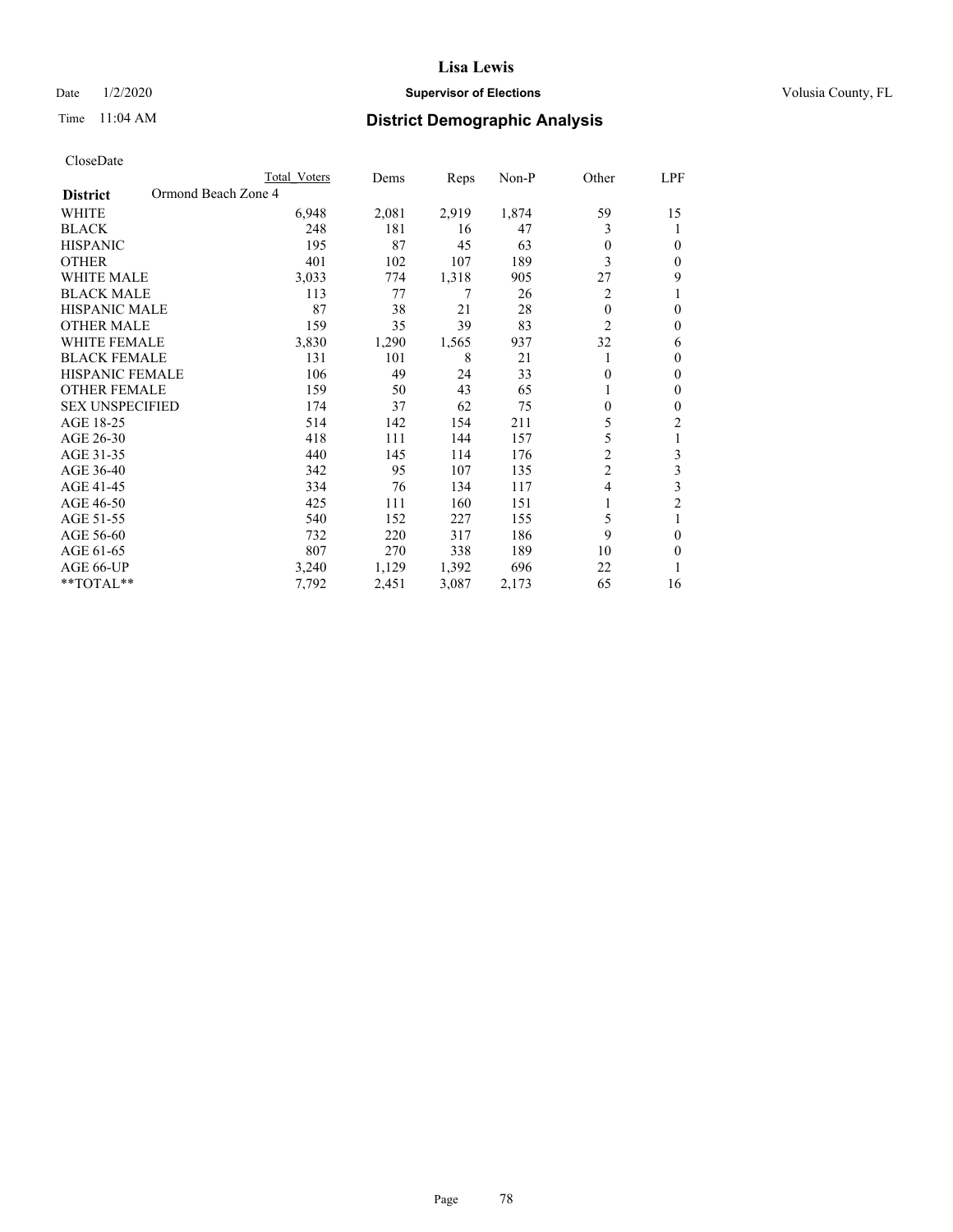# Lisa Lewis

Date 1/2/2020 **Supervisor of Elections** Volusia County, FL

Time 11:04 AM **District Demographic Analysis**

CloseDate

| **District** Ormond Beach Zone 4 | Total Voters | Dems | Reps | Non-P | Other | LPF |
|---|---|---|---|---|---|---|
| WHITE | 6,948 | 2,081 | 2,919 | 1,874 | 59 | 15 |
| BLACK | 248 | 181 | 16 | 47 | 3 | 1 |
| HISPANIC | 195 | 87 | 45 | 63 | 0 | 0 |
| OTHER | 401 | 102 | 107 | 189 | 3 | 0 |
| WHITE MALE | 3,033 | 774 | 1,318 | 905 | 27 | 9 |
| BLACK MALE | 113 | 77 | 7 | 26 | 2 | 1 |
| HISPANIC MALE | 87 | 38 | 21 | 28 | 0 | 0 |
| OTHER MALE | 159 | 35 | 39 | 83 | 2 | 0 |
| WHITE FEMALE | 3,830 | 1,290 | 1,565 | 937 | 32 | 6 |
| BLACK FEMALE | 131 | 101 | 8 | 21 | 1 | 0 |
| HISPANIC FEMALE | 106 | 49 | 24 | 33 | 0 | 0 |
| OTHER FEMALE | 159 | 50 | 43 | 65 | 1 | 0 |
| SEX UNSPECIFIED | 174 | 37 | 62 | 75 | 0 | 0 |
| AGE 18-25 | 514 | 142 | 154 | 211 | 5 | 2 |
| AGE 26-30 | 418 | 111 | 144 | 157 | 5 | 1 |
| AGE 31-35 | 440 | 145 | 114 | 176 | 2 | 3 |
| AGE 36-40 | 342 | 95 | 107 | 135 | 2 | 3 |
| AGE 41-45 | 334 | 76 | 134 | 117 | 4 | 3 |
| AGE 46-50 | 425 | 111 | 160 | 151 | 1 | 2 |
| AGE 51-55 | 540 | 152 | 227 | 155 | 5 | 1 |
| AGE 56-60 | 732 | 220 | 317 | 186 | 9 | 0 |
| AGE 61-65 | 807 | 270 | 338 | 189 | 10 | 0 |
| AGE 66-UP | 3,240 | 1,129 | 1,392 | 696 | 22 | 1 |
| **TOTAL** | 7,792 | 2,451 | 3,087 | 2,173 | 65 | 16 |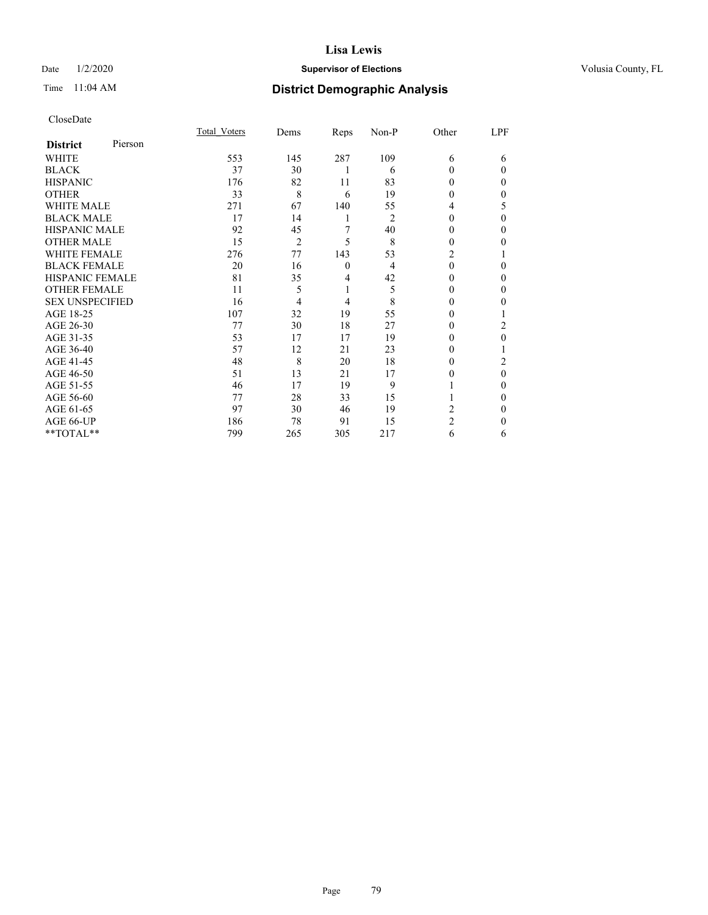# Lisa Lewis

Date 1/2/2020 **Supervisor of Elections** Volusia County, FL

Time 11:04 AM **District Demographic Analysis**

CloseDate

| **District** Pierson | Total_Voters | Dems | Reps | Non-P | Other | LPF |
|---|---|---|---|---|---|---|
| WHITE | 553 | 145 | 287 | 109 | 6 | 6 |
| BLACK | 37 | 30 | 1 | 6 | 0 | 0 |
| HISPANIC | 176 | 82 | 11 | 83 | 0 | 0 |
| OTHER | 33 | 8 | 6 | 19 | 0 | 0 |
| WHITE MALE | 271 | 67 | 140 | 55 | 4 | 5 |
| BLACK MALE | 17 | 14 | 1 | 2 | 0 | 0 |
| HISPANIC MALE | 92 | 45 | 7 | 40 | 0 | 0 |
| OTHER MALE | 15 | 2 | 5 | 8 | 0 | 0 |
| WHITE FEMALE | 276 | 77 | 143 | 53 | 2 | 1 |
| BLACK FEMALE | 20 | 16 | 0 | 4 | 0 | 0 |
| HISPANIC FEMALE | 81 | 35 | 4 | 42 | 0 | 0 |
| OTHER FEMALE | 11 | 5 | 1 | 5 | 0 | 0 |
| SEX UNSPECIFIED | 16 | 4 | 4 | 8 | 0 | 0 |
| AGE 18-25 | 107 | 32 | 19 | 55 | 0 | 1 |
| AGE 26-30 | 77 | 30 | 18 | 27 | 0 | 2 |
| AGE 31-35 | 53 | 17 | 17 | 19 | 0 | 0 |
| AGE 36-40 | 57 | 12 | 21 | 23 | 0 | 1 |
| AGE 41-45 | 48 | 8 | 20 | 18 | 0 | 2 |
| AGE 46-50 | 51 | 13 | 21 | 17 | 0 | 0 |
| AGE 51-55 | 46 | 17 | 19 | 9 | 1 | 0 |
| AGE 56-60 | 77 | 28 | 33 | 15 | 1 | 0 |
| AGE 61-65 | 97 | 30 | 46 | 19 | 2 | 0 |
| AGE 66-UP | 186 | 78 | 91 | 15 | 2 | 0 |
| **TOTAL** | 799 | 265 | 305 | 217 | 6 | 6 |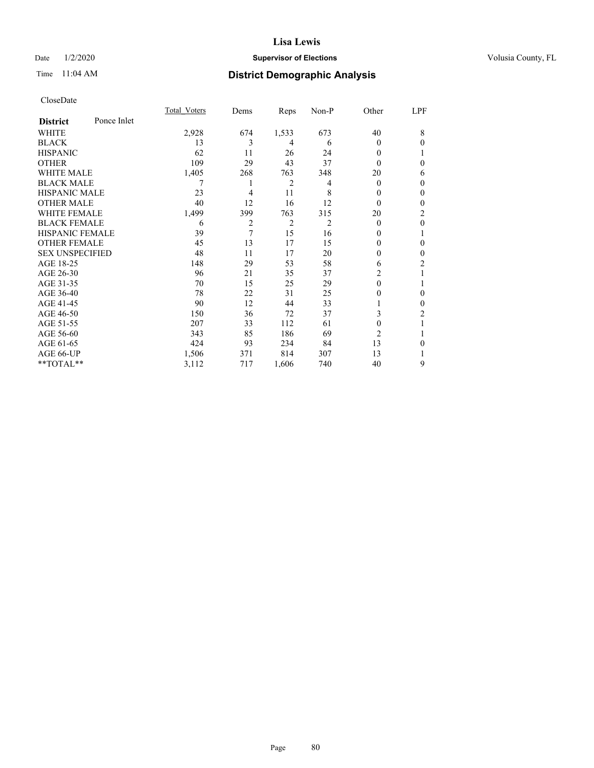CloseDate

| District | Ponce Inlet | Total_Voters | Dems | Reps | Non-P | Other | LPF |
|---|---|---|---|---|---|---|---|
| WHITE | | 2,928 | 674 | 1,533 | 673 | 40 | 8 |
| BLACK | | 13 | 3 | 4 | 6 | 0 | 0 |
| HISPANIC | | 62 | 11 | 26 | 24 | 0 | 1 |
| OTHER | | 109 | 29 | 43 | 37 | 0 | 0 |
| WHITE MALE | | 1,405 | 268 | 763 | 348 | 20 | 6 |
| BLACK MALE | | 7 | 1 | 2 | 4 | 0 | 0 |
| HISPANIC MALE | | 23 | 4 | 11 | 8 | 0 | 0 |
| OTHER MALE | | 40 | 12 | 16 | 12 | 0 | 0 |
| WHITE FEMALE | | 1,499 | 399 | 763 | 315 | 20 | 2 |
| BLACK FEMALE | | 6 | 2 | 2 | 2 | 0 | 0 |
| HISPANIC FEMALE | | 39 | 7 | 15 | 16 | 0 | 1 |
| OTHER FEMALE | | 45 | 13 | 17 | 15 | 0 | 0 |
| SEX UNSPECIFIED | | 48 | 11 | 17 | 20 | 0 | 0 |
| AGE 18-25 | | 148 | 29 | 53 | 58 | 6 | 2 |
| AGE 26-30 | | 96 | 21 | 35 | 37 | 2 | 1 |
| AGE 31-35 | | 70 | 15 | 25 | 29 | 0 | 1 |
| AGE 36-40 | | 78 | 22 | 31 | 25 | 0 | 0 |
| AGE 41-45 | | 90 | 12 | 44 | 33 | 1 | 0 |
| AGE 46-50 | | 150 | 36 | 72 | 37 | 3 | 2 |
| AGE 51-55 | | 207 | 33 | 112 | 61 | 0 | 1 |
| AGE 56-60 | | 343 | 85 | 186 | 69 | 2 | 1 |
| AGE 61-65 | | 424 | 93 | 234 | 84 | 13 | 0 |
| AGE 66-UP | | 1,506 | 371 | 814 | 307 | 13 | 1 |
| **TOTAL** | | 3,112 | 717 | 1,606 | 740 | 40 | 9 |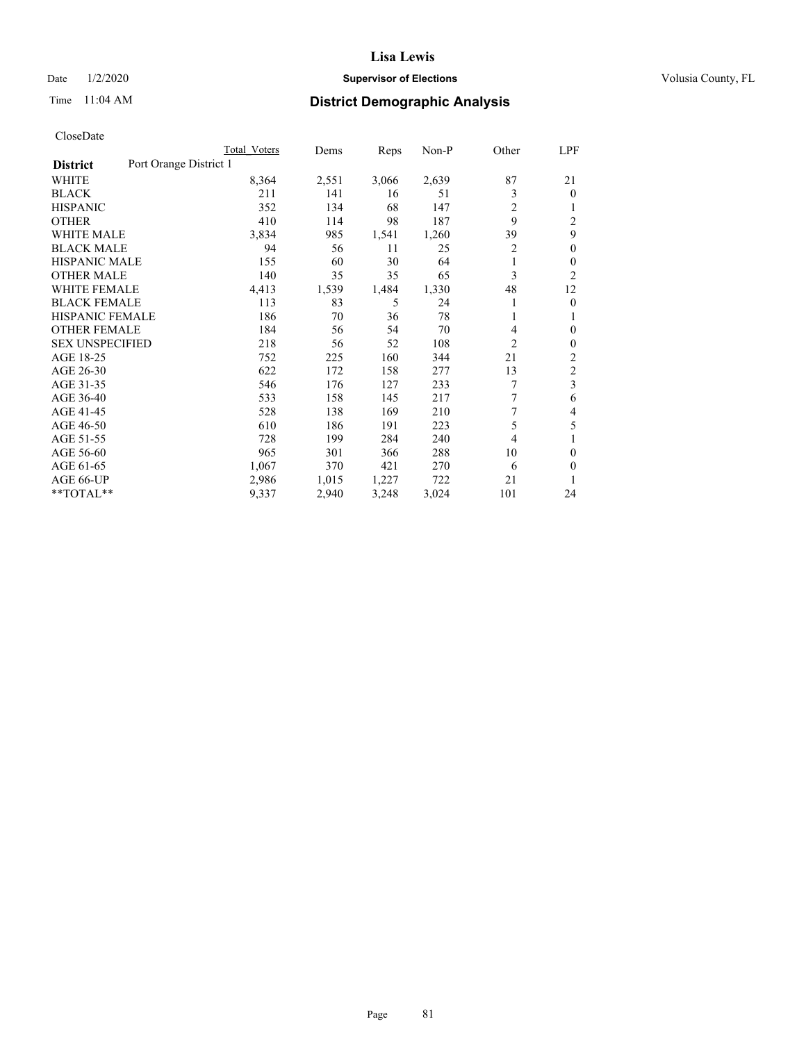# Lisa Lewis

Date 1/2/2020 **Supervisor of Elections** Volusia County, FL

Time 11:04 AM **District Demographic Analysis**

CloseDate

| | Total Voters | Dems | Reps | Non-P | Other | LPF |
|---|---|---|---|---|---|---|
| **District** Port Orange District 1 | | | | | | |
| WHITE | 8,364 | 2,551 | 3,066 | 2,639 | 87 | 21 |
| BLACK | 211 | 141 | 16 | 51 | 3 | 0 |
| HISPANIC | 352 | 134 | 68 | 147 | 2 | 1 |
| OTHER | 410 | 114 | 98 | 187 | 9 | 2 |
| WHITE MALE | 3,834 | 985 | 1,541 | 1,260 | 39 | 9 |
| BLACK MALE | 94 | 56 | 11 | 25 | 2 | 0 |
| HISPANIC MALE | 155 | 60 | 30 | 64 | 1 | 0 |
| OTHER MALE | 140 | 35 | 35 | 65 | 3 | 2 |
| WHITE FEMALE | 4,413 | 1,539 | 1,484 | 1,330 | 48 | 12 |
| BLACK FEMALE | 113 | 83 | 5 | 24 | 1 | 0 |
| HISPANIC FEMALE | 186 | 70 | 36 | 78 | 1 | 1 |
| OTHER FEMALE | 184 | 56 | 54 | 70 | 4 | 0 |
| SEX UNSPECIFIED | 218 | 56 | 52 | 108 | 2 | 0 |
| AGE 18-25 | 752 | 225 | 160 | 344 | 21 | 2 |
| AGE 26-30 | 622 | 172 | 158 | 277 | 13 | 2 |
| AGE 31-35 | 546 | 176 | 127 | 233 | 7 | 3 |
| AGE 36-40 | 533 | 158 | 145 | 217 | 7 | 6 |
| AGE 41-45 | 528 | 138 | 169 | 210 | 7 | 4 |
| AGE 46-50 | 610 | 186 | 191 | 223 | 5 | 5 |
| AGE 51-55 | 728 | 199 | 284 | 240 | 4 | 1 |
| AGE 56-60 | 965 | 301 | 366 | 288 | 10 | 0 |
| AGE 61-65 | 1,067 | 370 | 421 | 270 | 6 | 0 |
| AGE 66-UP | 2,986 | 1,015 | 1,227 | 722 | 21 | 1 |
| **TOTAL** | 9,337 | 2,940 | 3,248 | 3,024 | 101 | 24 |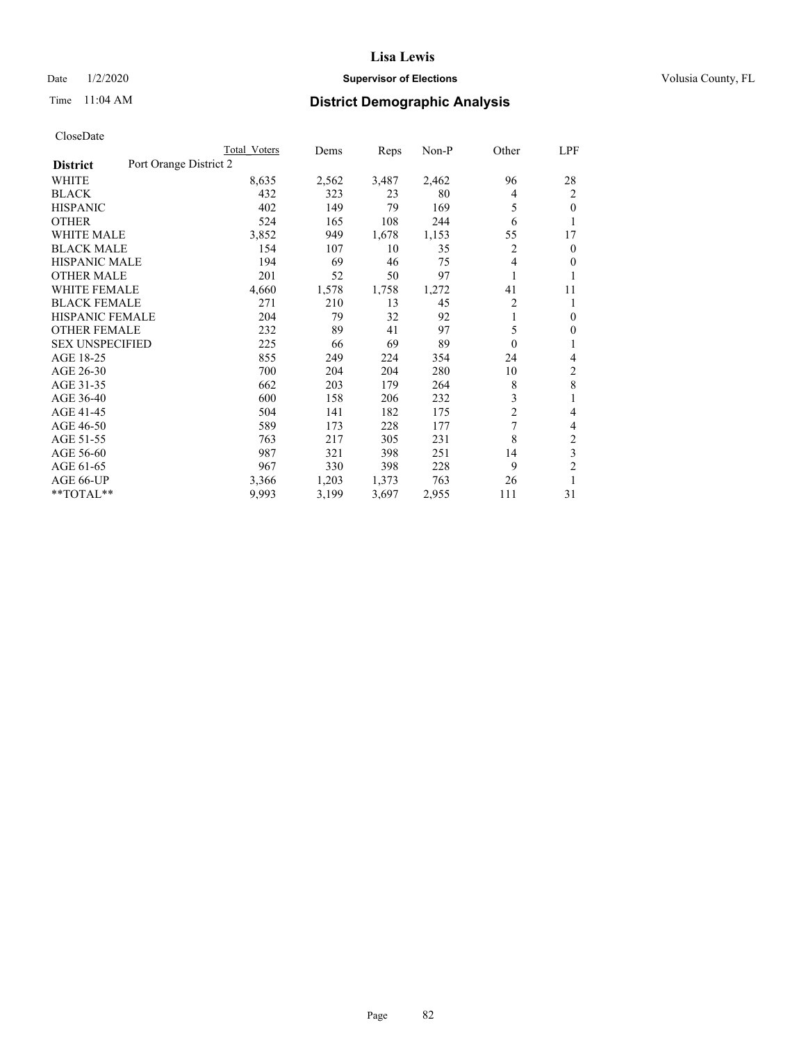CloseDate

| District | Port Orange District 2 | Total Voters | Dems | Reps | Non-P | Other | LPF |
|---|---|---|---|---|---|---|---|
| WHITE | | 8,635 | 2,562 | 3,487 | 2,462 | 96 | 28 |
| BLACK | | 432 | 323 | 23 | 80 | 4 | 2 |
| HISPANIC | | 402 | 149 | 79 | 169 | 5 | 0 |
| OTHER | | 524 | 165 | 108 | 244 | 6 | 1 |
| WHITE MALE | | 3,852 | 949 | 1,678 | 1,153 | 55 | 17 |
| BLACK MALE | | 154 | 107 | 10 | 35 | 2 | 0 |
| HISPANIC MALE | | 194 | 69 | 46 | 75 | 4 | 0 |
| OTHER MALE | | 201 | 52 | 50 | 97 | 1 | 1 |
| WHITE FEMALE | | 4,660 | 1,578 | 1,758 | 1,272 | 41 | 11 |
| BLACK FEMALE | | 271 | 210 | 13 | 45 | 2 | 1 |
| HISPANIC FEMALE | | 204 | 79 | 32 | 92 | 1 | 0 |
| OTHER FEMALE | | 232 | 89 | 41 | 97 | 5 | 0 |
| SEX UNSPECIFIED | | 225 | 66 | 69 | 89 | 0 | 1 |
| AGE 18-25 | | 855 | 249 | 224 | 354 | 24 | 4 |
| AGE 26-30 | | 700 | 204 | 204 | 280 | 10 | 2 |
| AGE 31-35 | | 662 | 203 | 179 | 264 | 8 | 8 |
| AGE 36-40 | | 600 | 158 | 206 | 232 | 3 | 1 |
| AGE 41-45 | | 504 | 141 | 182 | 175 | 2 | 4 |
| AGE 46-50 | | 589 | 173 | 228 | 177 | 7 | 4 |
| AGE 51-55 | | 763 | 217 | 305 | 231 | 8 | 2 |
| AGE 56-60 | | 987 | 321 | 398 | 251 | 14 | 3 |
| AGE 61-65 | | 967 | 330 | 398 | 228 | 9 | 2 |
| AGE 66-UP | | 3,366 | 1,203 | 1,373 | 763 | 26 | 1 |
| **TOTAL** | | 9,993 | 3,199 | 3,697 | 2,955 | 111 | 31 |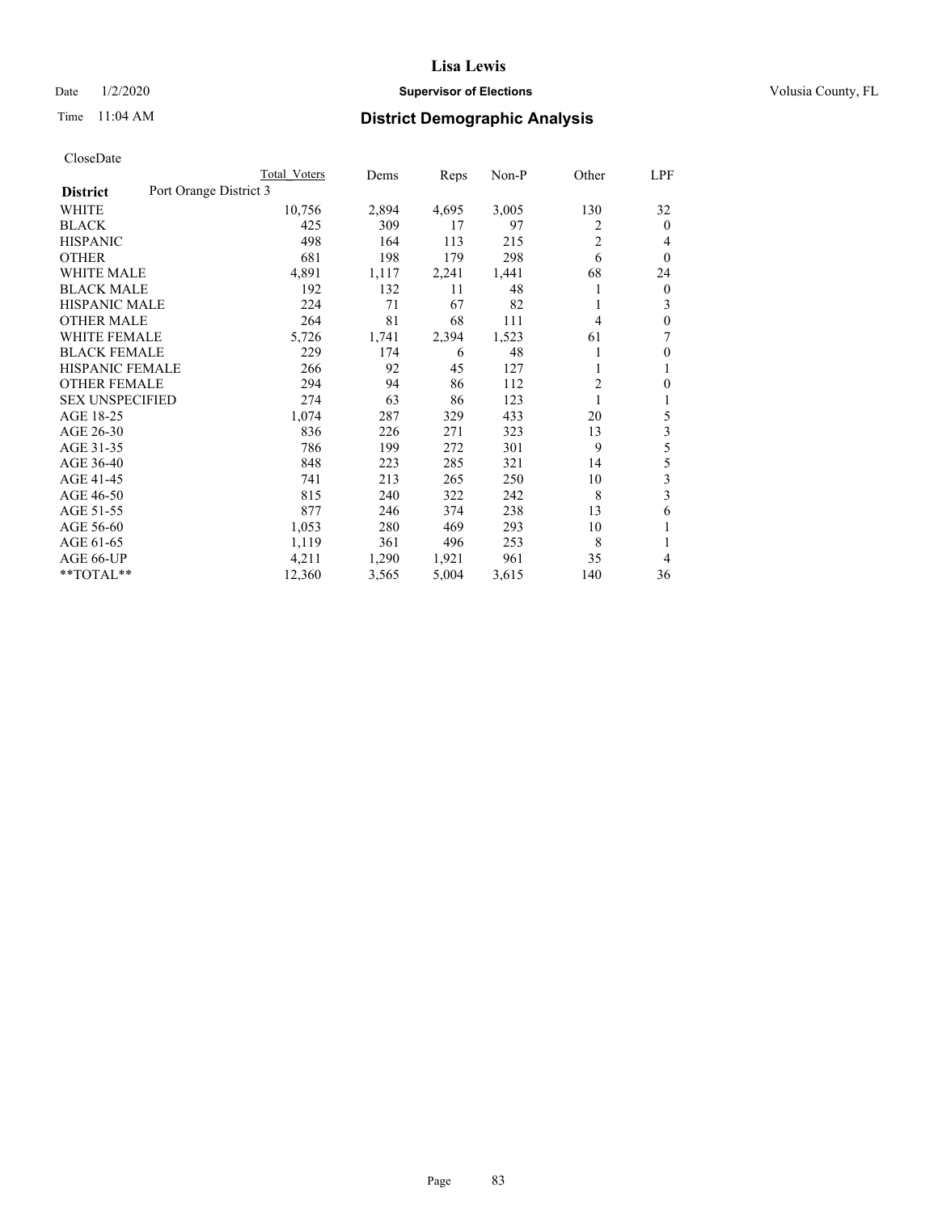# Lisa Lewis

Date 1/2/2020 **Supervisor of Elections** Volusia County, FL

Time 11:04 AM **District Demographic Analysis**

CloseDate

| | Total Voters | Dems | Reps | Non-P | Other | LPF |
|---|---|---|---|---|---|---|
| **District** Port Orange District 3 | | | | | | |
| WHITE | 10,756 | 2,894 | 4,695 | 3,005 | 130 | 32 |
| BLACK | 425 | 309 | 17 | 97 | 2 | 0 |
| HISPANIC | 498 | 164 | 113 | 215 | 2 | 4 |
| OTHER | 681 | 198 | 179 | 298 | 6 | 0 |
| WHITE MALE | 4,891 | 1,117 | 2,241 | 1,441 | 68 | 24 |
| BLACK MALE | 192 | 132 | 11 | 48 | 1 | 0 |
| HISPANIC MALE | 224 | 71 | 67 | 82 | 1 | 3 |
| OTHER MALE | 264 | 81 | 68 | 111 | 4 | 0 |
| WHITE FEMALE | 5,726 | 1,741 | 2,394 | 1,523 | 61 | 7 |
| BLACK FEMALE | 229 | 174 | 6 | 48 | 1 | 0 |
| HISPANIC FEMALE | 266 | 92 | 45 | 127 | 1 | 1 |
| OTHER FEMALE | 294 | 94 | 86 | 112 | 2 | 0 |
| SEX UNSPECIFIED | 274 | 63 | 86 | 123 | 1 | 1 |
| AGE 18-25 | 1,074 | 287 | 329 | 433 | 20 | 5 |
| AGE 26-30 | 836 | 226 | 271 | 323 | 13 | 3 |
| AGE 31-35 | 786 | 199 | 272 | 301 | 9 | 5 |
| AGE 36-40 | 848 | 223 | 285 | 321 | 14 | 5 |
| AGE 41-45 | 741 | 213 | 265 | 250 | 10 | 3 |
| AGE 46-50 | 815 | 240 | 322 | 242 | 8 | 3 |
| AGE 51-55 | 877 | 246 | 374 | 238 | 13 | 6 |
| AGE 56-60 | 1,053 | 280 | 469 | 293 | 10 | 1 |
| AGE 61-65 | 1,119 | 361 | 496 | 253 | 8 | 1 |
| AGE 66-UP | 4,211 | 1,290 | 1,921 | 961 | 35 | 4 |
| **TOTAL** | 12,360 | 3,565 | 5,004 | 3,615 | 140 | 36 |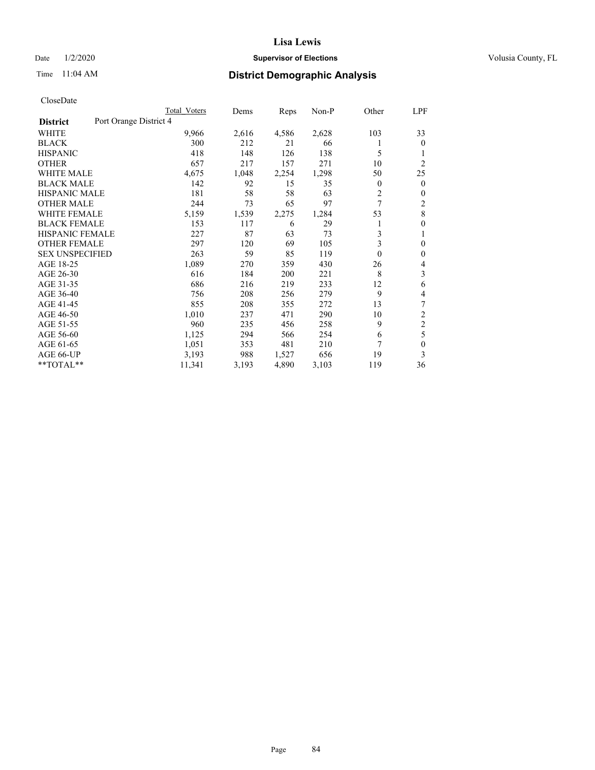# Lisa Lewis

Date 1/2/2020 **Supervisor of Elections** Volusia County, FL

Time 11:04 AM **District Demographic Analysis**

CloseDate

| District | Port Orange District 4 | Total Voters | Dems | Reps | Non-P | Other | LPF |
|---|---|---|---|---|---|---|---|
| WHITE | | 9,966 | 2,616 | 4,586 | 2,628 | 103 | 33 |
| BLACK | | 300 | 212 | 21 | 66 | 1 | 0 |
| HISPANIC | | 418 | 148 | 126 | 138 | 5 | 1 |
| OTHER | | 657 | 217 | 157 | 271 | 10 | 2 |
| WHITE MALE | | 4,675 | 1,048 | 2,254 | 1,298 | 50 | 25 |
| BLACK MALE | | 142 | 92 | 15 | 35 | 0 | 0 |
| HISPANIC MALE | | 181 | 58 | 58 | 63 | 2 | 0 |
| OTHER MALE | | 244 | 73 | 65 | 97 | 7 | 2 |
| WHITE FEMALE | | 5,159 | 1,539 | 2,275 | 1,284 | 53 | 8 |
| BLACK FEMALE | | 153 | 117 | 6 | 29 | 1 | 0 |
| HISPANIC FEMALE | | 227 | 87 | 63 | 73 | 3 | 1 |
| OTHER FEMALE | | 297 | 120 | 69 | 105 | 3 | 0 |
| SEX UNSPECIFIED | | 263 | 59 | 85 | 119 | 0 | 0 |
| AGE 18-25 | | 1,089 | 270 | 359 | 430 | 26 | 4 |
| AGE 26-30 | | 616 | 184 | 200 | 221 | 8 | 3 |
| AGE 31-35 | | 686 | 216 | 219 | 233 | 12 | 6 |
| AGE 36-40 | | 756 | 208 | 256 | 279 | 9 | 4 |
| AGE 41-45 | | 855 | 208 | 355 | 272 | 13 | 7 |
| AGE 46-50 | | 1,010 | 237 | 471 | 290 | 10 | 2 |
| AGE 51-55 | | 960 | 235 | 456 | 258 | 9 | 2 |
| AGE 56-60 | | 1,125 | 294 | 566 | 254 | 6 | 5 |
| AGE 61-65 | | 1,051 | 353 | 481 | 210 | 7 | 0 |
| AGE 66-UP | | 3,193 | 988 | 1,527 | 656 | 19 | 3 |
| **TOTAL** | | 11,341 | 3,193 | 4,890 | 3,103 | 119 | 36 |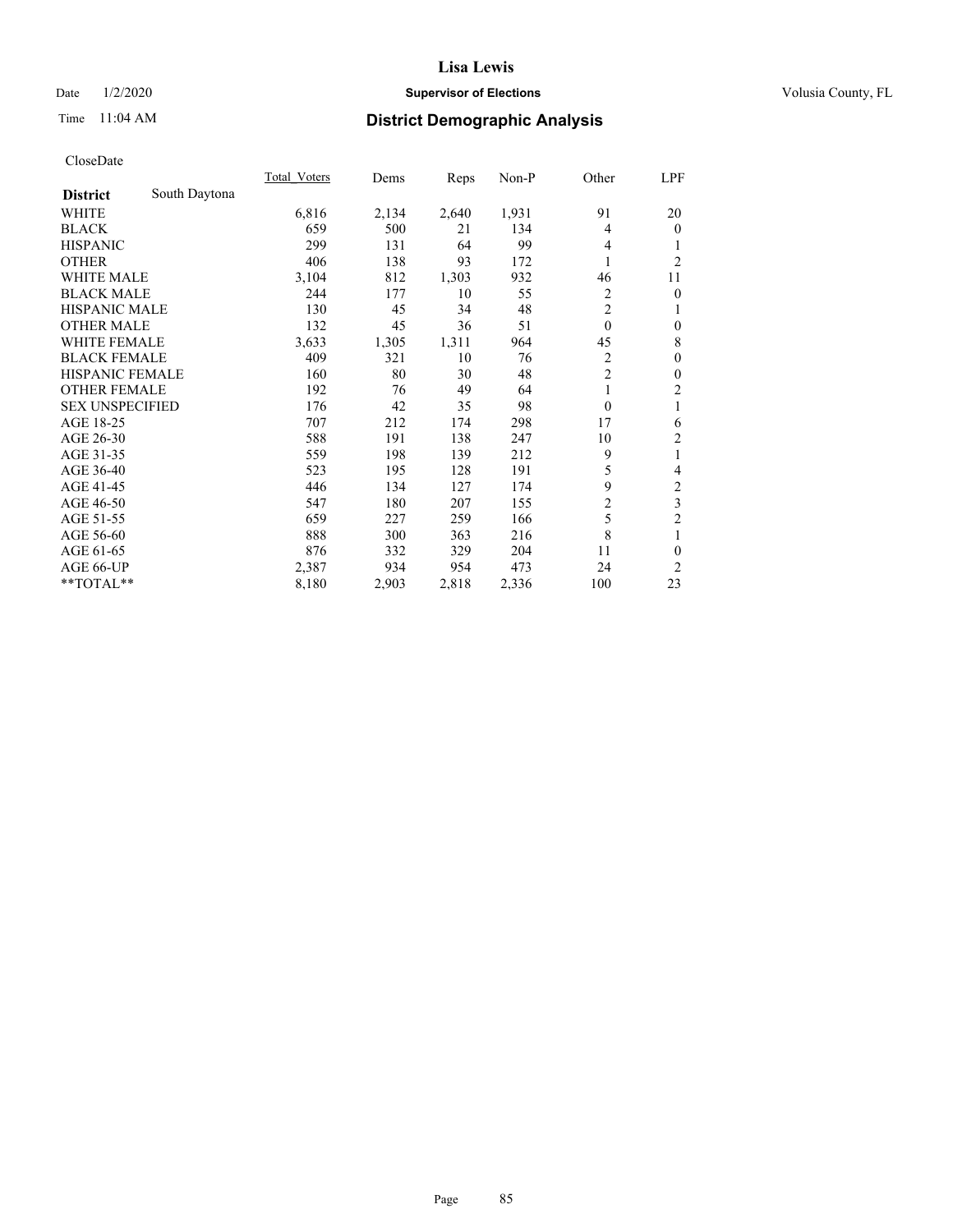# Lisa Lewis

Date 1/2/2020 **Supervisor of Elections** Volusia County, FL

Time 11:04 AM **District Demographic Analysis**

CloseDate

| **District** South Daytona | Total_Voters | Dems | Reps | Non-P | Other | LPF |
|---|---|---|---|---|---|---|
| WHITE | 6,816 | 2,134 | 2,640 | 1,931 | 91 | 20 |
| BLACK | 659 | 500 | 21 | 134 | 4 | 0 |
| HISPANIC | 299 | 131 | 64 | 99 | 4 | 1 |
| OTHER | 406 | 138 | 93 | 172 | 1 | 2 |
| WHITE MALE | 3,104 | 812 | 1,303 | 932 | 46 | 11 |
| BLACK MALE | 244 | 177 | 10 | 55 | 2 | 0 |
| HISPANIC MALE | 130 | 45 | 34 | 48 | 2 | 1 |
| OTHER MALE | 132 | 45 | 36 | 51 | 0 | 0 |
| WHITE FEMALE | 3,633 | 1,305 | 1,311 | 964 | 45 | 8 |
| BLACK FEMALE | 409 | 321 | 10 | 76 | 2 | 0 |
| HISPANIC FEMALE | 160 | 80 | 30 | 48 | 2 | 0 |
| OTHER FEMALE | 192 | 76 | 49 | 64 | 1 | 2 |
| SEX UNSPECIFIED | 176 | 42 | 35 | 98 | 0 | 1 |
| AGE 18-25 | 707 | 212 | 174 | 298 | 17 | 6 |
| AGE 26-30 | 588 | 191 | 138 | 247 | 10 | 2 |
| AGE 31-35 | 559 | 198 | 139 | 212 | 9 | 1 |
| AGE 36-40 | 523 | 195 | 128 | 191 | 5 | 4 |
| AGE 41-45 | 446 | 134 | 127 | 174 | 9 | 2 |
| AGE 46-50 | 547 | 180 | 207 | 155 | 2 | 3 |
| AGE 51-55 | 659 | 227 | 259 | 166 | 5 | 2 |
| AGE 56-60 | 888 | 300 | 363 | 216 | 8 | 1 |
| AGE 61-65 | 876 | 332 | 329 | 204 | 11 | 0 |
| AGE 66-UP | 2,387 | 934 | 954 | 473 | 24 | 2 |
| **TOTAL** | 8,180 | 2,903 | 2,818 | 2,336 | 100 | 23 |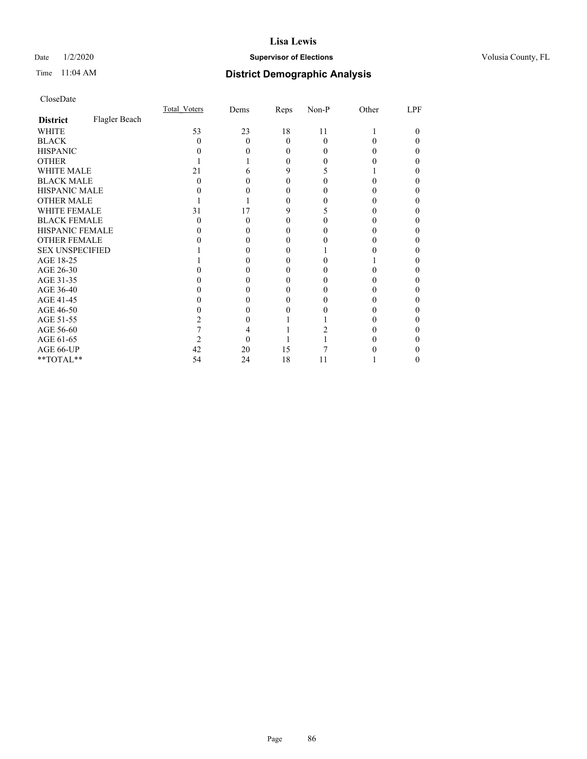**Lisa Lewis**

Date 1/2/2020 **Supervisor of Elections** Volusia County, FL

Time 11:04 AM **District Demographic Analysis**

CloseDate

| | Total_Voters | Dems | Reps | Non-P | Other | LPF |
|---|---|---|---|---|---|---|
| **District** Flagler Beach | | | | | | |
| WHITE | 53 | 23 | 18 | 11 | 1 | 0 |
| BLACK | 0 | 0 | 0 | 0 | 0 | 0 |
| HISPANIC | 0 | 0 | 0 | 0 | 0 | 0 |
| OTHER | 1 | 1 | 0 | 0 | 0 | 0 |
| WHITE MALE | 21 | 6 | 9 | 5 | 1 | 0 |
| BLACK MALE | 0 | 0 | 0 | 0 | 0 | 0 |
| HISPANIC MALE | 0 | 0 | 0 | 0 | 0 | 0 |
| OTHER MALE | 1 | 1 | 0 | 0 | 0 | 0 |
| WHITE FEMALE | 31 | 17 | 9 | 5 | 0 | 0 |
| BLACK FEMALE | 0 | 0 | 0 | 0 | 0 | 0 |
| HISPANIC FEMALE | 0 | 0 | 0 | 0 | 0 | 0 |
| OTHER FEMALE | 0 | 0 | 0 | 0 | 0 | 0 |
| SEX UNSPECIFIED | 1 | 0 | 0 | 1 | 0 | 0 |
| AGE 18-25 | 1 | 0 | 0 | 0 | 1 | 0 |
| AGE 26-30 | 0 | 0 | 0 | 0 | 0 | 0 |
| AGE 31-35 | 0 | 0 | 0 | 0 | 0 | 0 |
| AGE 36-40 | 0 | 0 | 0 | 0 | 0 | 0 |
| AGE 41-45 | 0 | 0 | 0 | 0 | 0 | 0 |
| AGE 46-50 | 0 | 0 | 0 | 0 | 0 | 0 |
| AGE 51-55 | 2 | 0 | 1 | 1 | 0 | 0 |
| AGE 56-60 | 7 | 4 | 1 | 2 | 0 | 0 |
| AGE 61-65 | 2 | 0 | 1 | 1 | 0 | 0 |
| AGE 66-UP | 42 | 20 | 15 | 7 | 0 | 0 |
| **TOTAL** | 54 | 24 | 18 | 11 | 1 | 0 |